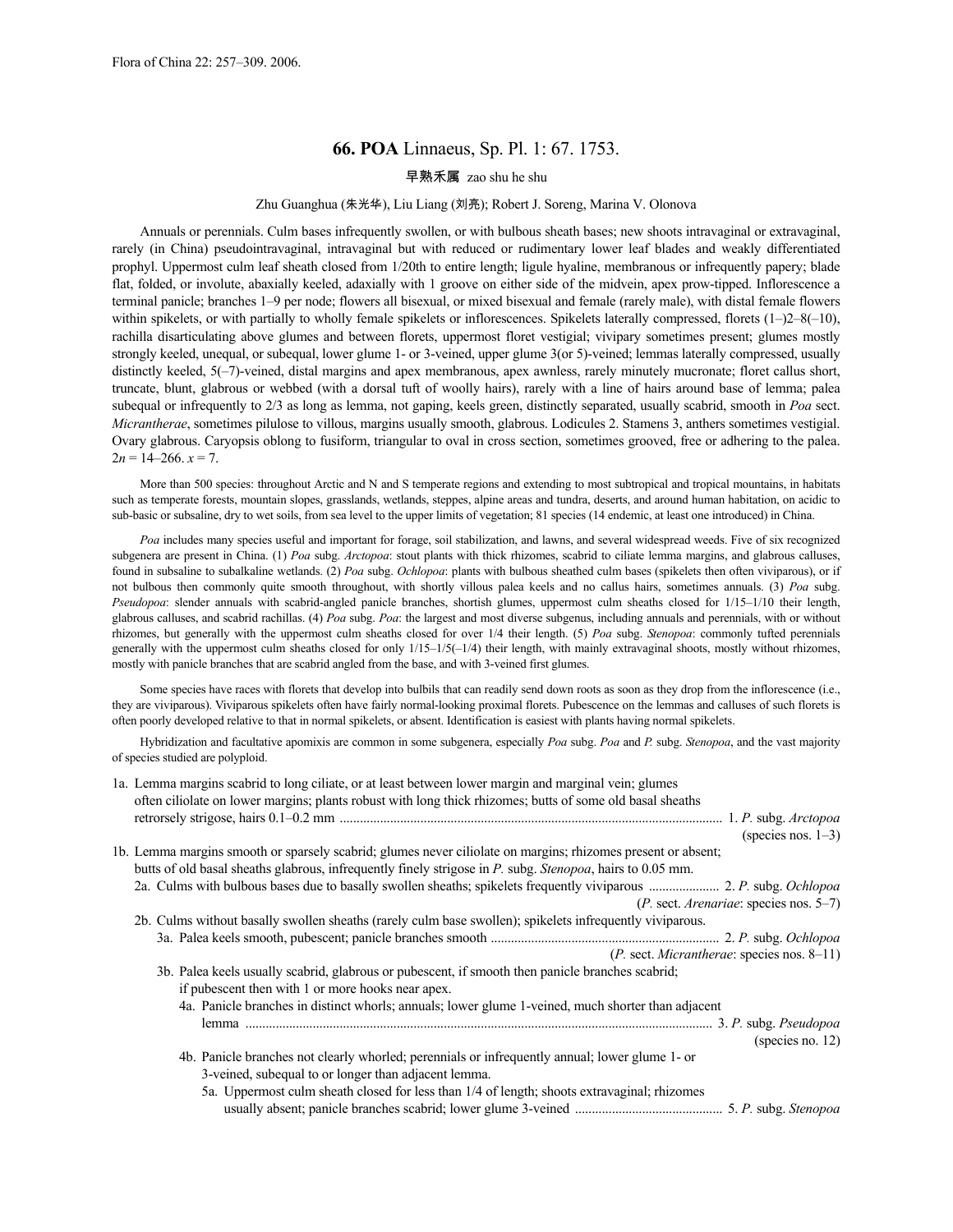# 66. POA Linnaeus, Sp. Pl. 1: 67. 1753.

早熟禾属 zao shu he shu

Zhu Guanghua (朱光华), Liu Liang (刘亮); Robert J. Soreng, Marina V. Olonova

Annuals or perennials. Culm bases infrequently swollen, or with bulbous sheath bases; new shoots intravaginal or extravaginal, rarely (in China) pseudointravaginal, intravaginal but with reduced or rudimentary lower leaf blades and weakly differentiated prophyl. Uppermost culm leaf sheath closed from 1/20th to entire length; ligule hyaline, membranous or infrequently papery; blade flat, folded, or involute, abaxially keeled, adaxially with 1 groove on either side of the midvein, apex prow-tipped. Inflorescence a terminal panicle; branches 1–9 per node; flowers all bisexual, or mixed bisexual and female (rarely male), with distal female flowers within spikelets, or with partially to wholly female spikelets or inflorescences. Spikelets laterally compressed, florets (1–)2–8(–10), rachilla disarticulating above glumes and between florets, uppermost floret vestigial; vivipary sometimes present; glumes mostly strongly keeled, unequal, or subequal, lower glume 1- or 3-veined, upper glume 3(or 5)-veined; lemmas laterally compressed, usually distinctly keeled, 5(–7)-veined, distal margins and apex membranous, apex awnless, rarely minutely mucronate; floret callus short, truncate, blunt, glabrous or webbed (with a dorsal tuft of woolly hairs), rarely with a line of hairs around base of lemma; palea subequal or infrequently to 2/3 as long as lemma, not gaping, keels green, distinctly separated, usually scabrid, smooth in *Poa* sect. *Micrantherae*, sometimes pilulose to villous, margins usually smooth, glabrous. Lodicules 2. Stamens 3, anthers sometimes vestigial. Ovary glabrous. Caryopsis oblong to fusiform, triangular to oval in cross section, sometimes grooved, free or adhering to the palea. $2n$ = 14–266. $x$ = 7.

More than 500 species: throughout Arctic and N and S temperate regions and extending to most subtropical and tropical mountains, in habitats such as temperate forests, mountain slopes, grasslands, wetlands, steppes, alpine areas and tundra, deserts, and around human habitation, on acidic to sub-basic or subsaline, dry to wet soils, from sea level to the upper limits of vegetation; 81 species (14 endemic, at least one introduced) in China.

*Poa* includes many species useful and important for forage, soil stabilization, and lawns, and several widespread weeds. Five of six recognized subgenera are present in China. (1) *Poa* subg. *Arctopoa*: stout plants with thick rhizomes, scabrid to ciliate lemma margins, and glabrous calluses, found in subsaline to subalkaline wetlands. (2) *Poa* subg. *Ochlopoa*: plants with bulbous sheathed culm bases (spikelets then often viviparous), or if not bulbous then commonly quite smooth throughout, with shortly villous palea keels and no callus hairs, sometimes annuals. (3) *Poa* subg. *Pseudopoa*: slender annuals with scabrid-angled panicle branches, shortish glumes, uppermost culm sheaths closed for 1/15–1/10 their length, glabrous calluses, and scabrid rachillas. (4) *Poa* subg. *Poa*: the largest and most diverse subgenus, including annuals and perennials, with or without rhizomes, but generally with the uppermost culm sheaths closed for over 1/4 their length. (5) *Poa* subg. *Stenopoa*: commonly tufted perennials generally with the uppermost culm sheaths closed for only 1/15–1/5(–1/4) their length, with mainly extravaginal shoots, mostly without rhizomes, mostly with panicle branches that are scabrid angled from the base, and with 3-veined first glumes.

Some species have races with florets that develop into bulbils that can readily send down roots as soon as they drop from the inflorescence (i.e., they are viviparous). Viviparous spikelets often have fairly normal-looking proximal florets. Pubescence on the lemmas and calluses of such florets is often poorly developed relative to that in normal spikelets, or absent. Identification is easiest with plants having normal spikelets.

Hybridization and facultative apomixis are common in some subgenera, especially *Poa* subg. *Poa* and *P.* subg. *Stenopoa*, and the vast majority of species studied are polyploid.

1a. Lemma margins scabrid to long ciliate, or at least between lower margin and marginal vein; glumes often ciliolate on lower margins; plants robust with long thick rhizomes; butts of some old basal sheaths retrorsely strigose, hairs 0.1–0.2 mm ..... 1. *P.* subg. *Arctopoa* (species nos. 1–3)

1b. Lemma margins smooth or sparsely scabrid; glumes never ciliolate on margins; rhizomes present or absent; butts of old basal sheaths glabrous, infrequently finely strigose in *P.* subg. *Stenopoa*, hairs to 0.05 mm.

 2a. Culms with bulbous bases due to basally swollen sheaths; spikelets frequently viviparous ..... 2. *P.* subg. *Ochlopoa* (*P.* sect. *Arenariae*: species nos. 5–7)

 2b. Culms without basally swollen sheaths (rarely culm base swollen); spikelets infrequently viviparous.

  3a. Palea keels smooth, pubescent; panicle branches smooth ..... 2. *P.* subg. *Ochlopoa* (*P.* sect. *Micrantherae*: species nos. 8–11)

  3b. Palea keels usually scabrid, glabrous or pubescent, if smooth then panicle branches scabrid; if pubescent then with 1 or more hooks near apex.

   4a. Panicle branches in distinct whorls; annuals; lower glume 1-veined, much shorter than adjacent lemma ..... 3. *P.* subg. *Pseudopoa* (species no. 12)

   4b. Panicle branches not clearly whorled; perennials or infrequently annual; lower glume 1- or 3-veined, subequal to or longer than adjacent lemma.

    5a. Uppermost culm sheath closed for less than 1/4 of length; shoots extravaginal; rhizomes usually absent; panicle branches scabrid; lower glume 3-veined ..... 5. *P.* subg. *Stenopoa*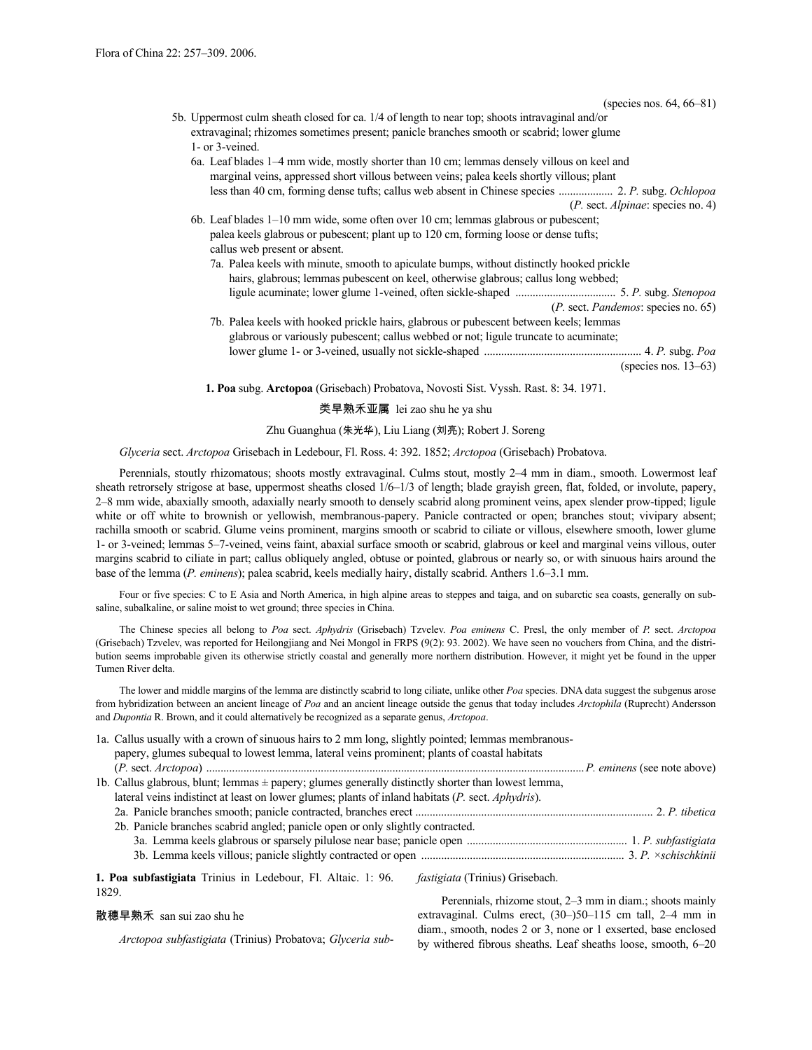(species nos. 64, 66–81)

5b. Uppermost culm sheath closed for ca. 1/4 of length to near top; shoots intravaginal and/or extravaginal; rhizomes sometimes present; panicle branches smooth or scabrid; lower glume 1- or 3-veined.
  6a. Leaf blades 1–4 mm wide, mostly shorter than 10 cm; lemmas densely villous on keel and marginal veins, appressed short villous between veins; palea keels shortly villous; plant less than 40 cm, forming dense tufts; callus web absent in Chinese species ................... 2. *P.* subg. *Ochlopoa* (*P.* sect. *Alpinae*: species no. 4)
  6b. Leaf blades 1–10 mm wide, some often over 10 cm; lemmas glabrous or pubescent; palea keels glabrous or pubescent; plant up to 120 cm, forming loose or dense tufts; callus web present or absent.
    7a. Palea keels with minute, smooth to apiculate bumps, without distinctly hooked prickle hairs, glabrous; lemmas pubescent on keel, otherwise glabrous; callus long webbed; ligule acuminate; lower glume 1-veined, often sickle-shaped .................................. 5. *P.* subg. *Stenopoa* (*P.* sect. *Pandemos*: species no. 65)
    7b. Palea keels with hooked prickle hairs, glabrous or pubescent between keels; lemmas glabrous or variously pubescent; callus webbed or not; ligule truncate to acuminate; lower glume 1- or 3-veined, usually not sickle-shaped ...................................................... 4. *P.* subg. *Poa* (species nos. 13–63)

## 1. Poa subg. Arctopoa (Grisebach) Probatova, Novosti Sist. Vyssh. Rast. 8: 34. 1971.

类早熟禾亚属 lei zao shu he ya shu

Zhu Guanghua (朱光华), Liu Liang (刘亮); Robert J. Soreng

*Glyceria* sect. *Arctopoa* Grisebach in Ledebour, Fl. Ross. 4: 392. 1852; *Arctopoa* (Grisebach) Probatova.

Perennials, stoutly rhizomatous; shoots mostly extravaginal. Culms stout, mostly 2–4 mm in diam., smooth. Lowermost leaf sheath retrorsely strigose at base, uppermost sheaths closed 1/6–1/3 of length; blade grayish green, flat, folded, or involute, papery, 2–8 mm wide, abaxially smooth, adaxially nearly smooth to densely scabrid along prominent veins, apex slender prow-tipped; ligule white or off white to brownish or yellowish, membranous-papery. Panicle contracted or open; branches stout; vivipary absent; rachilla smooth or scabrid. Glume veins prominent, margins smooth or scabrid to ciliate or villous, elsewhere smooth, lower glume 1- or 3-veined; lemmas 5–7-veined, veins faint, abaxial surface smooth or scabrid, glabrous or keel and marginal veins villous, outer margins scabrid to ciliate in part; callus obliquely angled, obtuse or pointed, glabrous or nearly so, or with sinuous hairs around the base of the lemma (*P. eminens*); palea scabrid, keels medially hairy, distally scabrid. Anthers 1.6–3.1 mm.

Four or five species: C to E Asia and North America, in high alpine areas to steppes and taiga, and on subarctic sea coasts, generally on subsaline, subalkaline, or saline moist to wet ground; three species in China.

The Chinese species all belong to *Poa* sect. *Aphydris* (Grisebach) Tzvelev. *Poa eminens* C. Presl, the only member of *P.* sect. *Arctopoa* (Grisebach) Tzvelev, was reported for Heilongjiang and Nei Mongol in FRPS (9(2): 93. 2002). We have seen no vouchers from China, and the distribution seems improbable given its otherwise strictly coastal and generally more northern distribution. However, it might yet be found in the upper Tumen River delta.

The lower and middle margins of the lemma are distinctly scabrid to long ciliate, unlike other *Poa* species. DNA data suggest the subgenus arose from hybridization between an ancient lineage of *Poa* and an ancient lineage outside the genus that today includes *Arctophila* (Ruprecht) Andersson and *Dupontia* R. Brown, and it could alternatively be recognized as a separate genus, *Arctopoa*.

1a. Callus usually with a crown of sinuous hairs to 2 mm long, slightly pointed; lemmas membranous-papery, glumes subequal to lowest lemma, lateral veins prominent; plants of coastal habitats (*P.* sect. *Arctopoa*) .................................................................................................................. *P. eminens* (see note above)
1b. Callus glabrous, blunt; lemmas ± papery; glumes generally distinctly shorter than lowest lemma, lateral veins indistinct at least on lower glumes; plants of inland habitats (*P.* sect. *Aphydris*).
  2a. Panicle branches smooth; panicle contracted, branches erect .................................................................................. 2. *P. tibetica*
  2b. Panicle branches scabrid angled; panicle open or only slightly contracted.
    3a. Lemma keels glabrous or sparsely pilulose near base; panicle open ....................................................... 1. *P. subfastigiata*
    3b. Lemma keels villous; panicle slightly contracted or open ...................................................................... 3. *P. ×schischkinii*

**1. Poa subfastigiata** Trinius in Ledebour, Fl. Altaic. 1: 96. 1829.

散穗早熟禾 san sui zao shu he

*Arctopoa subfastigiata* (Trinius) Probatova; *Glyceria subfastigiata* (Trinius) Grisebach.

Perennials, rhizome stout, 2–3 mm in diam.; shoots mainly extravaginal. Culms erect, (30–)50–115 cm tall, 2–4 mm in diam., smooth, nodes 2 or 3, none or 1 exserted, base enclosed by withered fibrous sheaths. Leaf sheaths loose, smooth, 6–20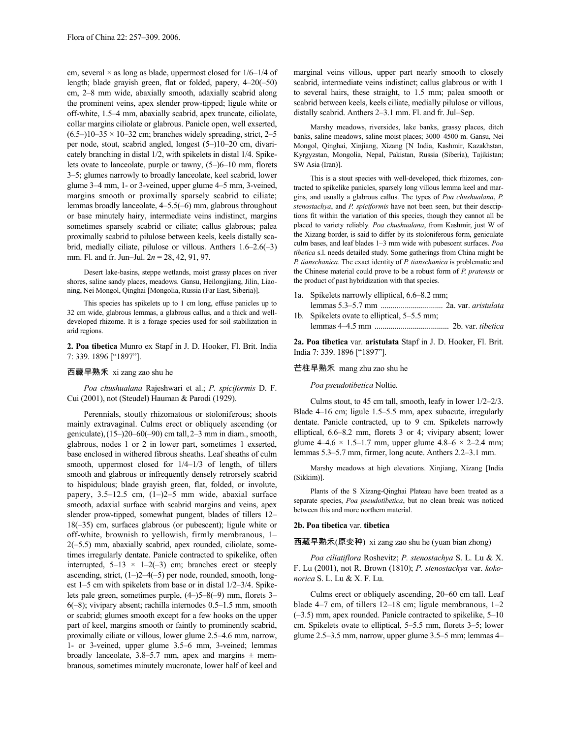cm, several × as long as blade, uppermost closed for 1/6–1/4 of length; blade grayish green, flat or folded, papery, 4–20(–50) cm, 2–8 mm wide, abaxially smooth, adaxially scabrid along the prominent veins, apex slender prow-tipped; ligule white or off-white, 1.5–4 mm, abaxially scabrid, apex truncate, ciliolate, collar margins ciliolate or glabrous. Panicle open, well exserted, (6.5–)10–35 × 10–32 cm; branches widely spreading, strict, 2–5 per node, stout, scabrid angled, longest (5–)10–20 cm, divaricately branching in distal 1/2, with spikelets in distal 1/4. Spikelets ovate to lanceolate, purple or tawny, (5–)6–10 mm, florets 3–5; glumes narrowly to broadly lanceolate, keel scabrid, lower glume 3–4 mm, 1- or 3-veined, upper glume 4–5 mm, 3-veined, margins smooth or proximally sparsely scabrid to ciliate; lemmas broadly lanceolate, 4–5.5(–6) mm, glabrous throughout or base minutely hairy, intermediate veins indistinct, margins sometimes sparsely scabrid or ciliate; callus glabrous; palea proximally scabrid to pilulose between keels, keels distally scabrid, medially ciliate, pilulose or villous. Anthers 1.6–2.6(–3) mm. Fl. and fr. Jun–Jul. $2n$ = 28, 42, 91, 97.

Desert lake-basins, steppe wetlands, moist grassy places on river shores, saline sandy places, meadows. Gansu, Heilongjiang, Jilin, Liaoning, Nei Mongol, Qinghai [Mongolia, Russia (Far East, Siberia)].

This species has spikelets up to 1 cm long, effuse panicles up to 32 cm wide, glabrous lemmas, a glabrous callus, and a thick and well-developed rhizome. It is a forage species used for soil stabilization in arid regions.

**2. Poa tibetica** Munro ex Stapf in J. D. Hooker, Fl. Brit. India 7: 339. 1896 ["1897"].

西藏早熟禾 xi zang zao shu he

*Poa chushualana* Rajeshwari et al.; *P. spiciformis* D. F. Cui (2001), not (Steudel) Hauman & Parodi (1929).

Perennials, stoutly rhizomatous or stoloniferous; shoots mainly extravaginal. Culms erect or obliquely ascending (or geniculate), (15–)20–60(–90) cm tall, 2–3 mm in diam., smooth, glabrous, nodes 1 or 2 in lower part, sometimes 1 exserted, base enclosed in withered fibrous sheaths. Leaf sheaths of culm smooth, uppermost closed for 1/4–1/3 of length, of tillers smooth and glabrous or infrequently densely retrorsely scabrid to hispidulous; blade grayish green, flat, folded, or involute, papery, 3.5–12.5 cm, (1–)2–5 mm wide, abaxial surface smooth, adaxial surface with scabrid margins and veins, apex slender prow-tipped, somewhat pungent, blades of tillers 12–18(–35) cm, surfaces glabrous (or pubescent); ligule white or off-white, brownish to yellowish, firmly membranous, 1–2(–5.5) mm, abaxially scabrid, apex rounded, ciliolate, sometimes irregularly dentate. Panicle contracted to spikelike, often interrupted, 5–13 × 1–2(–3) cm; branches erect or steeply ascending, strict, (1–)2–4(–5) per node, rounded, smooth, longest 1–5 cm with spikelets from base or in distal 1/2–3/4. Spikelets pale green, sometimes purple, (4–)5–8(–9) mm, florets 3–6(–8); vivipary absent; rachilla internodes 0.5–1.5 mm, smooth or scabrid; glumes smooth except for a few hooks on the upper part of keel, margins smooth or faintly to prominently scabrid, proximally ciliate or villous, lower glume 2.5–4.6 mm, narrow, 1- or 3-veined, upper glume 3.5–6 mm, 3-veined; lemmas broadly lanceolate, 3.8–5.7 mm, apex and margins ± membranous, sometimes minutely mucronate, lower half of keel and marginal veins villous, upper part nearly smooth to closely scabrid, intermediate veins indistinct; callus glabrous or with 1 to several hairs, these straight, to 1.5 mm; palea smooth or scabrid between keels, keels ciliate, medially pilulose or villous, distally scabrid. Anthers 2–3.1 mm. Fl. and fr. Jul–Sep.

Marshy meadows, riversides, lake banks, grassy places, ditch banks, saline meadows, saline moist places; 3000–4500 m. Gansu, Nei Mongol, Qinghai, Xinjiang, Xizang [N India, Kashmir, Kazakhstan, Kyrgyzstan, Mongolia, Nepal, Pakistan, Russia (Siberia), Tajikistan; SW Asia (Iran)].

This is a stout species with well-developed, thick rhizomes, contracted to spikelike panicles, sparsely long villous lemma keel and margins, and usually a glabrous callus. The types of *Poa chushualana*, *P. stenostachya*, and *P. spiciformis* have not been seen, but their descriptions fit within the variation of this species, though they cannot all be placed to variety reliably. *Poa chushualana*, from Kashmir, just W of the Xizang border, is said to differ by its stoloniferous form, geniculate culm bases, and leaf blades 1–3 mm wide with pubescent surfaces. *Poa tibetica* s.l. needs detailed study. Some gatherings from China might be *P. tianschanica*. The exact identity of *P. tianschanica* is problematic and the Chinese material could prove to be a robust form of *P. pratensis* or the product of past hybridization with that species.

1a. Spikelets narrowly elliptical, 6.6–8.2 mm; lemmas 5.3–5.7 mm ............................... 2a. var. *aristulata*
1b. Spikelets ovate to elliptical, 5–5.5 mm; lemmas 4–4.5 mm ..................................... 2b. var. *tibetica*

**2a. Poa tibetica** var. **aristulata** Stapf in J. D. Hooker, Fl. Brit. India 7: 339. 1896 ["1897"].

芒柱早熟禾 mang zhu zao shu he

*Poa pseudotibetica* Noltie.

Culms stout, to 45 cm tall, smooth, leafy in lower 1/2–2/3. Blade 4–16 cm; ligule 1.5–5.5 mm, apex subacute, irregularly dentate. Panicle contracted, up to 9 cm. Spikelets narrowly elliptical, 6.6–8.2 mm, florets 3 or 4; vivipary absent; lower glume 4–4.6 × 1.5–1.7 mm, upper glume 4.8–6 × 2–2.4 mm; lemmas 5.3–5.7 mm, firmer, long acute. Anthers 2.2–3.1 mm.

Marshy meadows at high elevations. Xinjiang, Xizang [India (Sikkim)].

Plants of the S Xizang-Qinghai Plateau have been treated as a separate species, *Poa pseudotibetica*, but no clean break was noticed between this and more northern material.

**2b. Poa tibetica** var. **tibetica**

西藏早熟禾(原变种) xi zang zao shu he (yuan bian zhong)

*Poa ciliatiflora* Roshevitz; *P. stenostachya* S. L. Lu & X. F. Lu (2001), not R. Brown (1810); *P. stenostachya* var. *kokonorica* S. L. Lu & X. F. Lu.

Culms erect or obliquely ascending, 20–60 cm tall. Leaf blade 4–7 cm, of tillers 12–18 cm; ligule membranous, 1–2 (–3.5) mm, apex rounded. Panicle contracted to spikelike, 5–10 cm. Spikelets ovate to elliptical, 5–5.5 mm, florets 3–5; lower glume 2.5–3.5 mm, narrow, upper glume 3.5–5 mm; lemmas 4–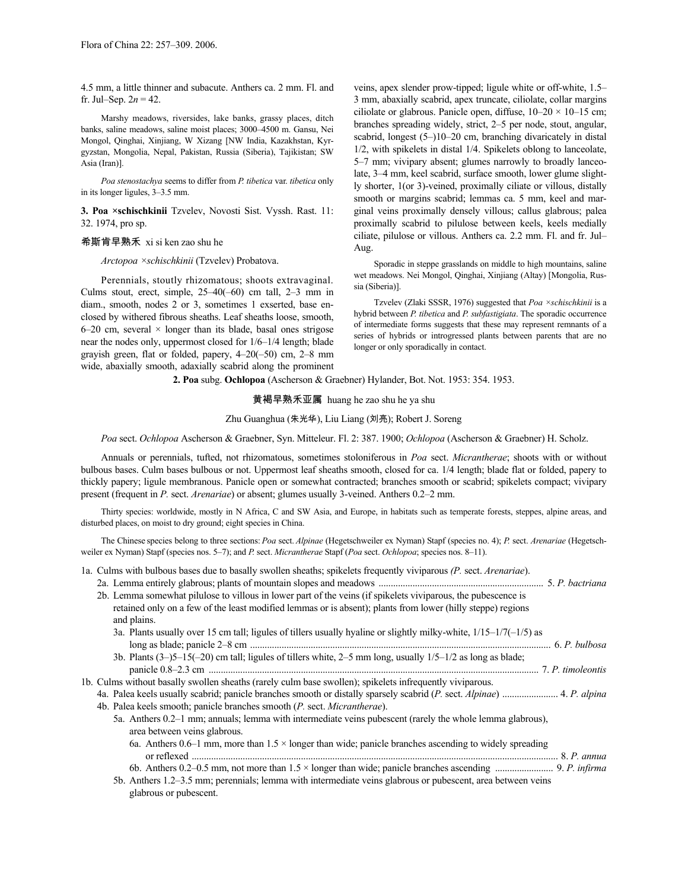4.5 mm, a little thinner and subacute. Anthers ca. 2 mm. Fl. and fr. Jul–Sep. 2*n* = 42.

Marshy meadows, riversides, lake banks, grassy places, ditch banks, saline meadows, saline moist places; 3000–4500 m. Gansu, Nei Mongol, Qinghai, Xinjiang, W Xizang [NW India, Kazakhstan, Kyrgyzstan, Mongolia, Nepal, Pakistan, Russia (Siberia), Tajikistan; SW Asia (Iran)].

*Poa stenostachya* seems to differ from *P. tibetica* var. *tibetica* only in its longer ligules, 3–3.5 mm.

**3. Poa ×schischkinii** Tzvelev, Novosti Sist. Vyssh. Rast. 11: 32. 1974, pro sp.

希斯肯早熟禾 xi si ken zao shu he

*Arctopoa ×schischkinii* (Tzvelev) Probatova.

Perennials, stoutly rhizomatous; shoots extravaginal. Culms stout, erect, simple, 25–40(–60) cm tall, 2–3 mm in diam., smooth, nodes 2 or 3, sometimes 1 exserted, base enclosed by withered fibrous sheaths. Leaf sheaths loose, smooth, 6–20 cm, several × longer than its blade, basal ones strigose near the nodes only, uppermost closed for 1/6–1/4 length; blade grayish green, flat or folded, papery, 4–20(–50) cm, 2–8 mm wide, abaxially smooth, adaxially scabrid along the prominent veins, apex slender prow-tipped; ligule white or off-white, 1.5–3 mm, abaxially scabrid, apex truncate, ciliolate, collar margins ciliolate or glabrous. Panicle open, diffuse, 10–20 × 10–15 cm; branches spreading widely, strict, 2–5 per node, stout, angular, scabrid, longest (5–)10–20 cm, branching divaricately in distal 1/2, with spikelets in distal 1/4. Spikelets oblong to lanceolate, 5–7 mm; vivipary absent; glumes narrowly to broadly lanceolate, 3–4 mm, keel scabrid, surface smooth, lower glume slightly shorter, 1(or 3)-veined, proximally ciliate or villous, distally smooth or margins scabrid; lemmas ca. 5 mm, keel and marginal veins proximally densely villous; callus glabrous; palea proximally scabrid to pilulose between keels, keels medially ciliate, pilulose or villous. Anthers ca. 2.2 mm. Fl. and fr. Jul–Aug.

Sporadic in steppe grasslands on middle to high mountains, saline wet meadows. Nei Mongol, Qinghai, Xinjiang (Altay) [Mongolia, Russia (Siberia)].

Tzvelev (Zlaki SSSR, 1976) suggested that *Poa ×schischkinii* is a hybrid between *P. tibetica* and *P. subfastigiata*. The sporadic occurrence of intermediate forms suggests that these may represent remnants of a series of hybrids or introgressed plants between parents that are no longer or only sporadically in contact.

## 2. Poa subg. Ochlopoa (Ascherson & Graebner) Hylander, Bot. Not. 1953: 354. 1953.

黄褐早熟禾亚属 huang he zao shu he ya shu

Zhu Guanghua (朱光华), Liu Liang (刘亮); Robert J. Soreng

*Poa* sect. *Ochlopoa* Ascherson & Graebner, Syn. Mitteleur. Fl. 2: 387. 1900; *Ochlopoa* (Ascherson & Graebner) H. Scholz.

Annuals or perennials, tufted, not rhizomatous, sometimes stoloniferous in *Poa* sect. *Micrantherae*; shoots with or without bulbous bases. Culm bases bulbous or not. Uppermost leaf sheaths smooth, closed for ca. 1/4 length; blade flat or folded, papery to thickly papery; ligule membranous. Panicle open or somewhat contracted; branches smooth or scabrid; spikelets compact; vivipary present (frequent in *P.* sect. *Arenariae*) or absent; glumes usually 3-veined. Anthers 0.2–2 mm.

Thirty species: worldwide, mostly in N Africa, C and SW Asia, and Europe, in habitats such as temperate forests, steppes, alpine areas, and disturbed places, on moist to dry ground; eight species in China.

The Chinese species belong to three sections: *Poa* sect. *Alpinae* (Hegetschweiler ex Nyman) Stapf (species no. 4); *P.* sect. *Arenariae* (Hegetschweiler ex Nyman) Stapf (species nos. 5–7); and *P.* sect. *Micrantherae* Stapf (*Poa* sect. *Ochlopoa*; species nos. 8–11).

1a. Culms with bulbous bases due to basally swollen sheaths; spikelets frequently viviparous *(P.* sect. *Arenariae*).
- 2a. Lemma entirely glabrous; plants of mountain slopes and meadows .................... 5. *P. bactriana*
- 2b. Lemma somewhat pilulose to villous in lower part of the veins (if spikelets viviparous, the pubescence is retained only on a few of the least modified lemmas or is absent); plants from lower (hilly steppe) regions and plains.
  - 3a. Plants usually over 15 cm tall; ligules of tillers usually hyaline or slightly milky-white, 1/15–1/7(–1/5) as long as blade; panicle 2–8 cm .................... 6. *P. bulbosa*
  - 3b. Plants (3–)5–15(–20) cm tall; ligules of tillers white, 2–5 mm long, usually 1/5–1/2 as long as blade; panicle 0.8–2.3 cm .................... 7. *P. timoleontis*

1b. Culms without basally swollen sheaths (rarely culm base swollen); spikelets infrequently viviparous.
- 4a. Palea keels usually scabrid; panicle branches smooth or distally sparsely scabrid (*P.* sect. *Alpinae*) .................... 4. *P. alpina*
- 4b. Palea keels smooth; panicle branches smooth (*P.* sect. *Micrantherae*).
  - 5a. Anthers 0.2–1 mm; annuals; lemma with intermediate veins pubescent (rarely the whole lemma glabrous), area between veins glabrous.
    - 6a. Anthers 0.6–1 mm, more than 1.5 × longer than wide; panicle branches ascending to widely spreading or reflexed .................... 8. *P. annua*
    - 6b. Anthers 0.2–0.5 mm, not more than 1.5 × longer than wide; panicle branches ascending .................... 9. *P. infirma*
  - 5b. Anthers 1.2–3.5 mm; perennials; lemma with intermediate veins glabrous or pubescent, area between veins glabrous or pubescent.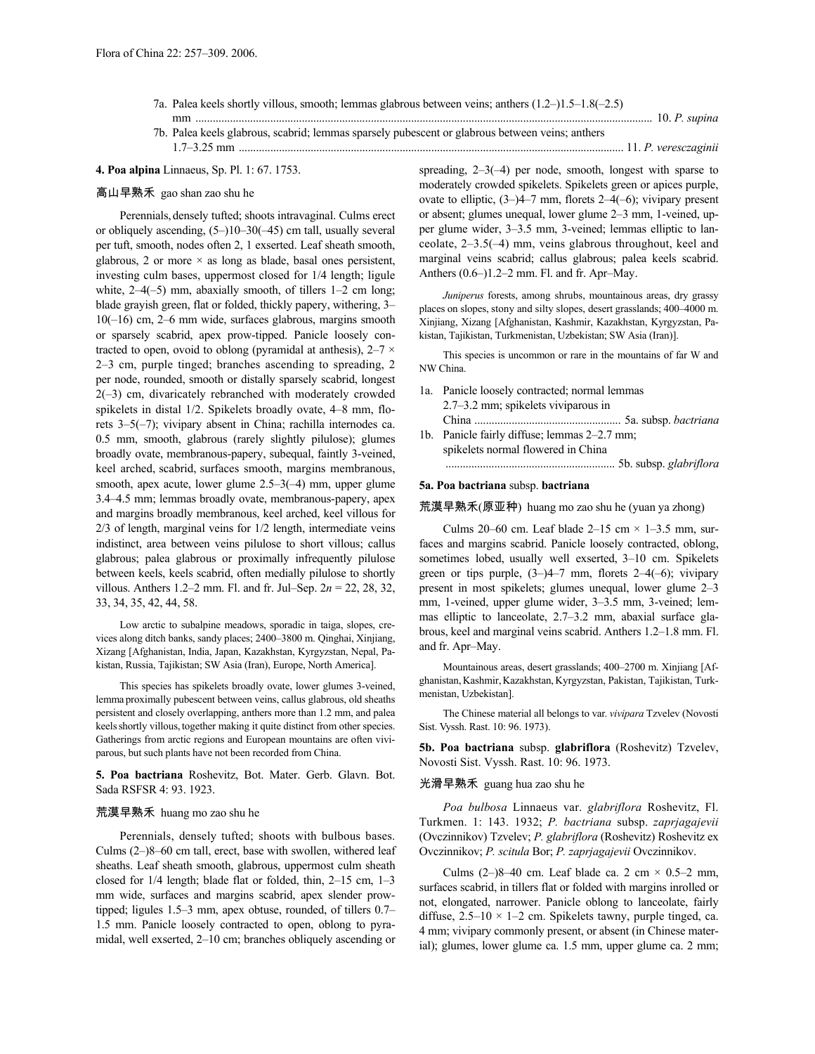7a. Palea keels shortly villous, smooth; lemmas glabrous between veins; anthers (1.2–)1.5–1.8(–2.5) mm ............................................................................................................................................................. 10. *P. supina*
7b. Palea keels glabrous, scabrid; lemmas sparsely pubescent or glabrous between veins; anthers 1.7–3.25 mm .................................................................................................................................... 11. *P. veresczaginii*

**4. Poa alpina** Linnaeus, Sp. Pl. 1: 67. 1753.

高山早熟禾 gao shan zao shu he

Perennials, densely tufted; shoots intravaginal. Culms erect or obliquely ascending, (5–)10–30(–45) cm tall, usually several per tuft, smooth, nodes often 2, 1 exserted. Leaf sheath smooth, glabrous, 2 or more × as long as blade, basal ones persistent, investing culm bases, uppermost closed for 1/4 length; ligule white, 2–4(–5) mm, abaxially smooth, of tillers 1–2 cm long; blade grayish green, flat or folded, thickly papery, withering, 3–10(–16) cm, 2–6 mm wide, surfaces glabrous, margins smooth or sparsely scabrid, apex prow-tipped. Panicle loosely contracted to open, ovoid to oblong (pyramidal at anthesis), 2–7 × 2–3 cm, purple tinged; branches ascending to spreading, 2 per node, rounded, smooth or distally sparsely scabrid, longest 2(–3) cm, divaricately rebranched with moderately crowded spikelets in distal 1/2. Spikelets broadly ovate, 4–8 mm, florets 3–5(–7); vivipary absent in China; rachilla internodes ca. 0.5 mm, smooth, glabrous (rarely slightly pilulose); glumes broadly ovate, membranous-papery, subequal, faintly 3-veined, keel arched, scabrid, surfaces smooth, margins membranous, smooth, apex acute, lower glume 2.5–3(–4) mm, upper glume 3.4–4.5 mm; lemmas broadly ovate, membranous-papery, apex and margins broadly membranous, keel arched, keel villous for 2/3 of length, marginal veins for 1/2 length, intermediate veins indistinct, area between veins pilulose to short villous; callus glabrous; palea glabrous or proximally infrequently pilulose between keels, keels scabrid, often medially pilulose to shortly villous. Anthers 1.2–2 mm. Fl. and fr. Jul–Sep. 2*n* = 22, 28, 32, 33, 34, 35, 42, 44, 58.

Low arctic to subalpine meadows, sporadic in taiga, slopes, crevices along ditch banks, sandy places; 2400–3800 m. Qinghai, Xinjiang, Xizang [Afghanistan, India, Japan, Kazakhstan, Kyrgyzstan, Nepal, Pakistan, Russia, Tajikistan; SW Asia (Iran), Europe, North America].

This species has spikelets broadly ovate, lower glumes 3-veined, lemma proximally pubescent between veins, callus glabrous, old sheaths persistent and closely overlapping, anthers more than 1.2 mm, and palea keels shortly villous, together making it quite distinct from other species. Gatherings from arctic regions and European mountains are often viviparous, but such plants have not been recorded from China.

**5. Poa bactriana** Roshevitz, Bot. Mater. Gerb. Glavn. Bot. Sada RSFSR 4: 93. 1923.

荒漠早熟禾 huang mo zao shu he

Perennials, densely tufted; shoots with bulbous bases. Culms (2–)8–60 cm tall, erect, base with swollen, withered leaf sheaths. Leaf sheath smooth, glabrous, uppermost culm sheath closed for 1/4 length; blade flat or folded, thin, 2–15 cm, 1–3 mm wide, surfaces and margins scabrid, apex slender prow-tipped; ligules 1.5–3 mm, apex obtuse, rounded, of tillers 0.7–1.5 mm. Panicle loosely contracted to open, oblong to pyramidal, well exserted, 2–10 cm; branches obliquely ascending or spreading, 2–3(–4) per node, smooth, longest with sparse to moderately crowded spikelets. Spikelets green or apices purple, ovate to elliptic, (3–)4–7 mm, florets 2–4(–6); vivipary present or absent; glumes unequal, lower glume 2–3 mm, 1-veined, upper glume wider, 3–3.5 mm, 3-veined; lemmas elliptic to lanceolate, 2–3.5(–4) mm, veins glabrous throughout, keel and marginal veins scabrid; callus glabrous; palea keels scabrid. Anthers (0.6–)1.2–2 mm. Fl. and fr. Apr–May.

*Juniperus* forests, among shrubs, mountainous areas, dry grassy places on slopes, stony and silty slopes, desert grasslands; 400–4000 m. Xinjiang, Xizang [Afghanistan, Kashmir, Kazakhstan, Kyrgyzstan, Pakistan, Tajikistan, Turkmenistan, Uzbekistan; SW Asia (Iran)].

This species is uncommon or rare in the mountains of far W and NW China.

1a. Panicle loosely contracted; normal lemmas 2.7–3.2 mm; spikelets viviparous in China .................................................. 5a. subsp. *bactriana*
1b. Panicle fairly diffuse; lemmas 2–2.7 mm; spikelets normal flowered in China .......................................................... 5b. subsp. *glabriflora*

**5a. Poa bactriana** subsp. **bactriana**

荒漠早熟禾(原亚种) huang mo zao shu he (yuan ya zhong)

Culms 20–60 cm. Leaf blade 2–15 cm × 1–3.5 mm, surfaces and margins scabrid. Panicle loosely contracted, oblong, sometimes lobed, usually well exserted, 3–10 cm. Spikelets green or tips purple, (3–)4–7 mm, florets 2–4(–6); vivipary present in most spikelets; glumes unequal, lower glume 2–3 mm, 1-veined, upper glume wider, 3–3.5 mm, 3-veined; lemmas elliptic to lanceolate, 2.7–3.2 mm, abaxial surface glabrous, keel and marginal veins scabrid. Anthers 1.2–1.8 mm. Fl. and fr. Apr–May.

Mountainous areas, desert grasslands; 400–2700 m. Xinjiang [Afghanistan, Kashmir, Kazakhstan, Kyrgyzstan, Pakistan, Tajikistan, Turkmenistan, Uzbekistan].

The Chinese material all belongs to var. *vivipara* Tzvelev (Novosti Sist. Vyssh. Rast. 10: 96. 1973).

**5b. Poa bactriana** subsp. **glabriflora** (Roshevitz) Tzvelev, Novosti Sist. Vyssh. Rast. 10: 96. 1973.

光滑早熟禾 guang hua zao shu he

*Poa bulbosa* Linnaeus var. *glabriflora* Roshevitz, Fl. Turkmen. 1: 143. 1932; *P. bactriana* subsp. *zaprjagajevii* (Ovczinnikov) Tzvelev; *P. glabriflora* (Roshevitz) Roshevitz ex Ovczinnikov; *P. scitula* Bor; *P. zaprjagajevii* Ovczinnikov.

Culms (2–)8–40 cm. Leaf blade ca. 2 cm × 0.5–2 mm, surfaces scabrid, in tillers flat or folded with margins inrolled or not, elongated, narrower. Panicle oblong to lanceolate, fairly diffuse, 2.5–10 × 1–2 cm. Spikelets tawny, purple tinged, ca. 4 mm; vivipary commonly present, or absent (in Chinese material); glumes, lower glume ca. 1.5 mm, upper glume ca. 2 mm;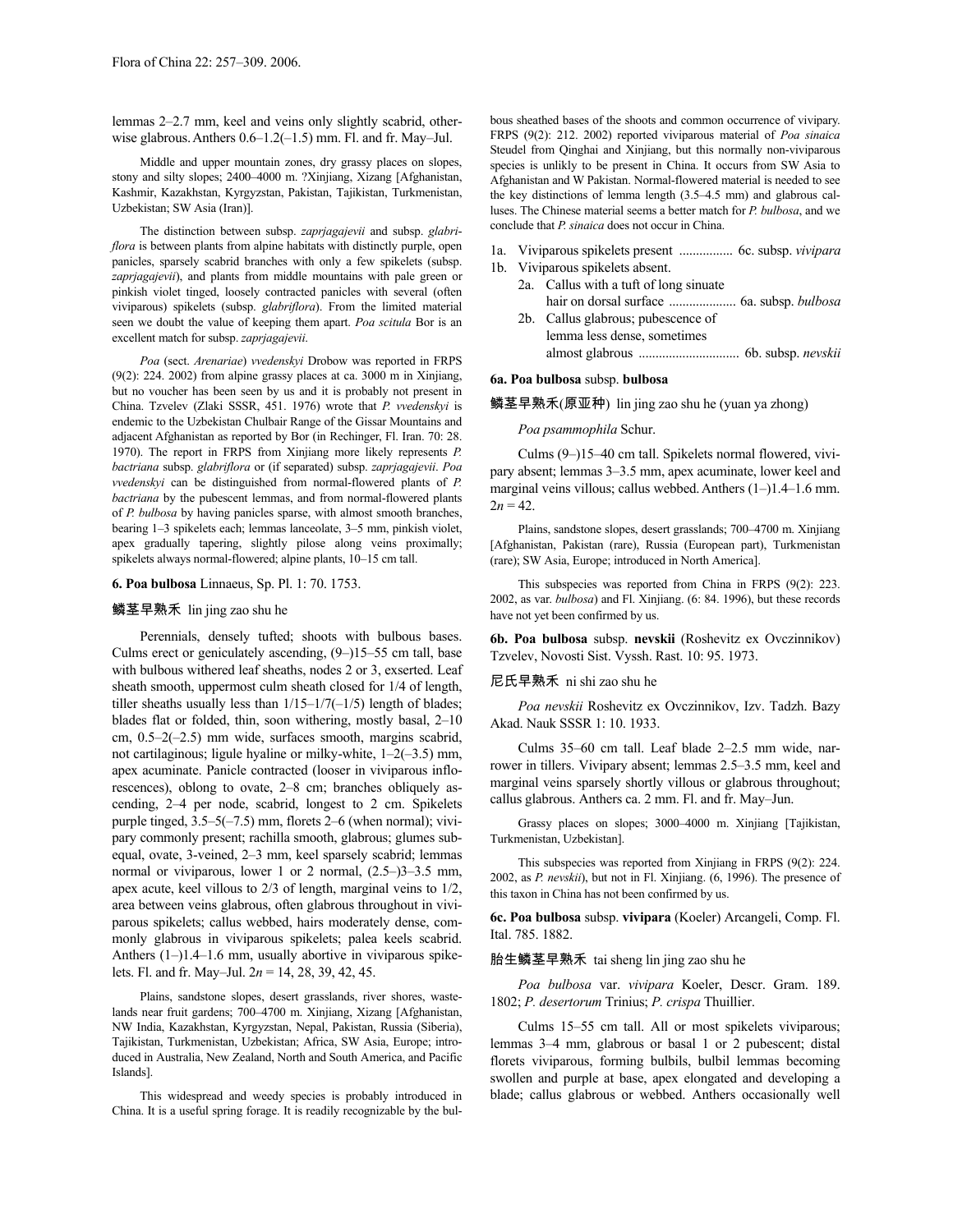lemmas 2–2.7 mm, keel and veins only slightly scabrid, otherwise glabrous. Anthers 0.6–1.2(–1.5) mm. Fl. and fr. May–Jul.

Middle and upper mountain zones, dry grassy places on slopes, stony and silty slopes; 2400–4000 m. ?Xinjiang, Xizang [Afghanistan, Kashmir, Kazakhstan, Kyrgyzstan, Pakistan, Tajikistan, Turkmenistan, Uzbekistan; SW Asia (Iran)].

The distinction between subsp. *zaprjagajevii* and subsp. *glabriflora* is between plants from alpine habitats with distinctly purple, open panicles, sparsely scabrid branches with only a few spikelets (subsp. *zaprjagajevii*), and plants from middle mountains with pale green or pinkish violet tinged, loosely contracted panicles with several (often viviparous) spikelets (subsp. *glabriflora*). From the limited material seen we doubt the value of keeping them apart. *Poa scitula* Bor is an excellent match for subsp. *zaprjagajevii*.

*Poa* (sect. *Arenariae*) *vvedenskyi* Drobow was reported in FRPS (9(2): 224. 2002) from alpine grassy places at ca. 3000 m in Xinjiang, but no voucher has been seen by us and it is probably not present in China. Tzvelev (Zlaki SSSR, 451. 1976) wrote that *P. vvedenskyi* is endemic to the Uzbekistan Chulbair Range of the Gissar Mountains and adjacent Afghanistan as reported by Bor (in Rechinger, Fl. Iran. 70: 28. 1970). The report in FRPS from Xinjiang more likely represents *P. bactriana* subsp. *glabriflora* or (if separated) subsp. *zaprjagajevii*. *Poa vvedenskyi* can be distinguished from normal-flowered plants of *P. bactriana* by the pubescent lemmas, and from normal-flowered plants of *P. bulbosa* by having panicles sparse, with almost smooth branches, bearing 1–3 spikelets each; lemmas lanceolate, 3–5 mm, pinkish violet, apex gradually tapering, slightly pilose along veins proximally; spikelets always normal-flowered; alpine plants, 10–15 cm tall.

### 6. Poa bulbosa Linnaeus, Sp. Pl. 1: 70. 1753.

鳞茎早熟禾 lin jing zao shu he

Perennials, densely tufted; shoots with bulbous bases. Culms erect or geniculately ascending, (9–)15–55 cm tall, base with bulbous withered leaf sheaths, nodes 2 or 3, exserted. Leaf sheath smooth, uppermost culm sheath closed for 1/4 of length, tiller sheaths usually less than 1/15–1/7(–1/5) length of blades; blades flat or folded, thin, soon withering, mostly basal, 2–10 cm, 0.5–2(–2.5) mm wide, surfaces smooth, margins scabrid, not cartilaginous; ligule hyaline or milky-white, 1–2(–3.5) mm, apex acuminate. Panicle contracted (looser in viviparous inflorescences), oblong to ovate, 2–8 cm; branches obliquely ascending, 2–4 per node, scabrid, longest to 2 cm. Spikelets purple tinged, 3.5–5(–7.5) mm, florets 2–6 (when normal); vivipary commonly present; rachilla smooth, glabrous; glumes subequal, ovate, 3-veined, 2–3 mm, keel sparsely scabrid; lemmas normal or viviparous, lower 1 or 2 normal, (2.5–)3–3.5 mm, apex acute, keel villous to 2/3 of length, marginal veins to 1/2, area between veins glabrous, often glabrous throughout in viviparous spikelets; callus webbed, hairs moderately dense, commonly glabrous in viviparous spikelets; palea keels scabrid. Anthers (1–)1.4–1.6 mm, usually abortive in viviparous spikelets. Fl. and fr. May–Jul. $2n$ = 14, 28, 39, 42, 45.

Plains, sandstone slopes, desert grasslands, river shores, wastelands near fruit gardens; 700–4700 m. Xinjiang, Xizang [Afghanistan, NW India, Kazakhstan, Kyrgyzstan, Nepal, Pakistan, Russia (Siberia), Tajikistan, Turkmenistan, Uzbekistan; Africa, SW Asia, Europe; introduced in Australia, New Zealand, North and South America, and Pacific Islands].

This widespread and weedy species is probably introduced in China. It is a useful spring forage. It is readily recognizable by the bulbous sheathed bases of the shoots and common occurrence of vivipary. FRPS (9(2): 212. 2002) reported viviparous material of *Poa sinaica* Steudel from Qinghai and Xinjiang, but this normally non-viviparous species is unlikely to be present in China. It occurs from SW Asia to Afghanistan and W Pakistan. Normal-flowered material is needed to see the key distinctions of lemma length (3.5–4.5 mm) and glabrous calluses. The Chinese material seems a better match for *P. bulbosa*, and we conclude that *P. sinaica* does not occur in China.

1a. Viviparous spikelets present ................ 6c. subsp. *vivipara*
1b. Viviparous spikelets absent.
  2a. Callus with a tuft of long sinuate hair on dorsal surface .................... 6a. subsp. *bulbosa*
  2b. Callus glabrous; pubescence of lemma less dense, sometimes almost glabrous ............................. 6b. subsp. *nevskii*

#### 6a. Poa bulbosa subsp. bulbosa

鳞茎早熟禾(原亚种) lin jing zao shu he (yuan ya zhong)

*Poa psammophila* Schur.

Culms (9–)15–40 cm tall. Spikelets normal flowered, vivipary absent; lemmas 3–3.5 mm, apex acuminate, lower keel and marginal veins villous; callus webbed. Anthers (1–)1.4–1.6 mm. $2n$ = 42.

Plains, sandstone slopes, desert grasslands; 700–4700 m. Xinjiang [Afghanistan, Pakistan (rare), Russia (European part), Turkmenistan (rare); SW Asia, Europe; introduced in North America].

This subspecies was reported from China in FRPS (9(2): 223. 2002, as var. *bulbosa*) and Fl. Xinjiang. (6: 84. 1996), but these records have not yet been confirmed by us.

#### 6b. Poa bulbosa subsp. nevskii (Roshevitz ex Ovczinnikov) Tzvelev, Novosti Sist. Vyssh. Rast. 10: 95. 1973.

尼氏早熟禾 ni shi zao shu he

*Poa nevskii* Roshevitz ex Ovczinnikov, Izv. Tadzh. Bazy Akad. Nauk SSSR 1: 10. 1933.

Culms 35–60 cm tall. Leaf blade 2–2.5 mm wide, narrower in tillers. Vivipary absent; lemmas 2.5–3.5 mm, keel and marginal veins sparsely shortly villous or glabrous throughout; callus glabrous. Anthers ca. 2 mm. Fl. and fr. May–Jun.

Grassy places on slopes; 3000–4000 m. Xinjiang [Tajikistan, Turkmenistan, Uzbekistan].

This subspecies was reported from Xinjiang in FRPS (9(2): 224. 2002, as *P. nevskii*), but not in Fl. Xinjiang. (6, 1996). The presence of this taxon in China has not been confirmed by us.

#### 6c. Poa bulbosa subsp. vivipara (Koeler) Arcangeli, Comp. Fl. Ital. 785. 1882.

胎生鳞茎早熟禾 tai sheng lin jing zao shu he

*Poa bulbosa* var. *vivipara* Koeler, Descr. Gram. 189. 1802; *P. desertorum* Trinius; *P. crispa* Thuillier.

Culms 15–55 cm tall. All or most spikelets viviparous; lemmas 3–4 mm, glabrous or basal 1 or 2 pubescent; distal florets viviparous, forming bulbils, bulbil lemmas becoming swollen and purple at base, apex elongated and developing a blade; callus glabrous or webbed. Anthers occasionally well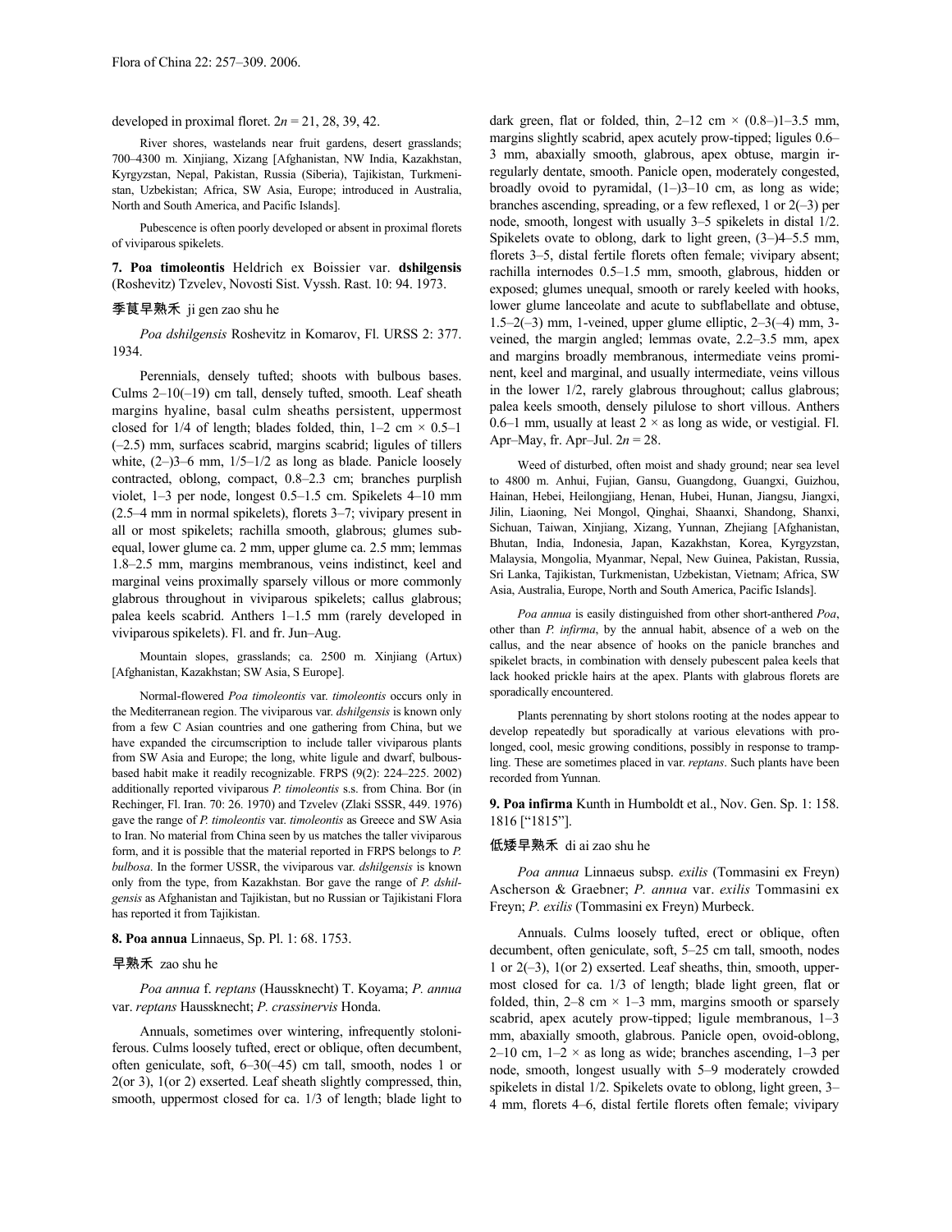developed in proximal floret. $2n$ = 21, 28, 39, 42.

River shores, wastelands near fruit gardens, desert grasslands; 700–4300 m. Xinjiang, Xizang [Afghanistan, NW India, Kazakhstan, Kyrgyzstan, Nepal, Pakistan, Russia (Siberia), Tajikistan, Turkmenistan, Uzbekistan; Africa, SW Asia, Europe; introduced in Australia, North and South America, and Pacific Islands].

Pubescence is often poorly developed or absent in proximal florets of viviparous spikelets.

**7. Poa timoleontis** Heldrich ex Boissier var. **dshilgensis** (Roshevitz) Tzvelev, Novosti Sist. Vyssh. Rast. 10: 94. 1973.

季茛早熟禾 ji gen zao shu he

*Poa dshilgensis* Roshevitz in Komarov, Fl. URSS 2: 377. 1934.

Perennials, densely tufted; shoots with bulbous bases. Culms 2–10(–19) cm tall, densely tufted, smooth. Leaf sheath margins hyaline, basal culm sheaths persistent, uppermost closed for 1/4 of length; blades folded, thin, 1–2 cm × 0.5–1 (–2.5) mm, surfaces scabrid, margins scabrid; ligules of tillers white, (2–)3–6 mm, 1/5–1/2 as long as blade. Panicle loosely contracted, oblong, compact, 0.8–2.3 cm; branches purplish violet, 1–3 per node, longest 0.5–1.5 cm. Spikelets 4–10 mm (2.5–4 mm in normal spikelets), florets 3–7; vivipary present in all or most spikelets; rachilla smooth, glabrous; glumes subequal, lower glume ca. 2 mm, upper glume ca. 2.5 mm; lemmas 1.8–2.5 mm, margins membranous, veins indistinct, keel and marginal veins proximally sparsely villous or more commonly glabrous throughout in viviparous spikelets; callus glabrous; palea keels scabrid. Anthers 1–1.5 mm (rarely developed in viviparous spikelets). Fl. and fr. Jun–Aug.

Mountain slopes, grasslands; ca. 2500 m. Xinjiang (Artux) [Afghanistan, Kazakhstan; SW Asia, S Europe].

Normal-flowered *Poa timoleontis* var. *timoleontis* occurs only in the Mediterranean region. The viviparous var. *dshilgensis* is known only from a few C Asian countries and one gathering from China, but we have expanded the circumscription to include taller viviparous plants from SW Asia and Europe; the long, white ligule and dwarf, bulbous-based habit make it readily recognizable. FRPS (9(2): 224–225. 2002) additionally reported viviparous *P. timoleontis* s.s. from China. Bor (in Rechinger, Fl. Iran. 70: 26. 1970) and Tzvelev (Zlaki SSSR, 449. 1976) gave the range of *P. timoleontis* var. *timoleontis* as Greece and SW Asia to Iran. No material from China seen by us matches the taller viviparous form, and it is possible that the material reported in FRPS belongs to *P. bulbosa*. In the former USSR, the viviparous var. *dshilgensis* is known only from the type, from Kazakhstan. Bor gave the range of *P. dshilgensis* as Afghanistan and Tajikistan, but no Russian or Tajikistani Flora has reported it from Tajikistan.

**8. Poa annua** Linnaeus, Sp. Pl. 1: 68. 1753.

早熟禾 zao shu he

*Poa annua* f. *reptans* (Haussknecht) T. Koyama; *P. annua* var. *reptans* Hausskn echt; *P. crassinervis* Honda.

Annuals, sometimes over wintering, infrequently stoloniferous. Culms loosely tufted, erect or oblique, often decumbent, often geniculate, soft, 6–30(–45) cm tall, smooth, nodes 1 or 2(or 3), 1(or 2) exserted. Leaf sheath slightly compressed, thin, smooth, uppermost closed for ca. 1/3 of length; blade light to dark green, flat or folded, thin, 2–12 cm × (0.8–)1–3.5 mm, margins slightly scabrid, apex acutely prow-tipped; ligules 0.6–3 mm, abaxially smooth, glabrous, apex obtuse, margin irregularly dentate, smooth. Panicle open, moderately congested, broadly ovoid to pyramidal, (1–)3–10 cm, as long as wide; branches ascending, spreading, or a few reflexed, 1 or 2(–3) per node, smooth, longest with usually 3–5 spikelets in distal 1/2. Spikelets ovate to oblong, dark to light green, (3–)4–5.5 mm, florets 3–5, distal fertile florets often female; vivipary absent; rachilla internodes 0.5–1.5 mm, smooth, glabrous, hidden or exposed; glumes unequal, smooth or rarely keeled with hooks, lower glume lanceolate and acute to subflabellate and obtuse, 1.5–2(–3) mm, 1-veined, upper glume elliptic, 2–3(–4) mm, 3-veined, the margin angled; lemmas ovate, 2.2–3.5 mm, apex and margins broadly membranous, intermediate veins prominent, keel and marginal, and usually intermediate, veins villous in the lower 1/2, rarely glabrous throughout; callus glabrous; palea keels smooth, densely pilulose to short villous. Anthers 0.6–1 mm, usually at least 2 × as long as wide, or vestigial. Fl. Apr–May, fr. Apr–Jul. $2n$ = 28.

Weed of disturbed, often moist and shady ground; near sea level to 4800 m. Anhui, Fujian, Gansu, Guangdong, Guangxi, Guizhou, Hainan, Hebei, Heilongjiang, Henan, Hubei, Hunan, Jiangsu, Jiangxi, Jilin, Liaoning, Nei Mongol, Qinghai, Shaanxi, Shandong, Shanxi, Sichuan, Taiwan, Xinjiang, Xizang, Yunnan, Zhejiang [Afghanistan, Bhutan, India, Indonesia, Japan, Kazakhstan, Korea, Kyrgyzstan, Malaysia, Mongolia, Myanmar, Nepal, New Guinea, Pakistan, Russia, Sri Lanka, Tajikistan, Turkmenistan, Uzbekistan, Vietnam; Africa, SW Asia, Australia, Europe, North and South America, Pacific Islands].

*Poa annua* is easily distinguished from other short-anthered *Poa*, other than *P. infirma*, by the annual habit, absence of a web on the callus, and the near absence of hooks on the panicle branches and spikelet bracts, in combination with densely pubescent palea keels that lack hooked prickle hairs at the apex. Plants with glabrous florets are sporadically encountered.

Plants perennating by short stolons rooting at the nodes appear to develop repeatedly but sporadically at various elevations with prolonged, cool, mesic growing conditions, possibly in response to trampling. These are sometimes placed in var. *reptans*. Such plants have been recorded from Yunnan.

**9. Poa infirma** Kunth in Humboldt et al., Nov. Gen. Sp. 1: 158. 1816 ["1815"].

低矮早熟禾 di ai zao shu he

*Poa annua* Linnaeus subsp. *exilis* (Tommasini ex Freyn) Ascherson & Graebner; *P. annua* var. *exilis* Tommasini ex Freyn; *P. exilis* (Tommasini ex Freyn) Murbeck.

Annuals. Culms loosely tufted, erect or oblique, often decumbent, often geniculate, soft, 5–25 cm tall, smooth, nodes 1 or 2(–3), 1(or 2) exserted. Leaf sheaths, thin, smooth, uppermost closed for ca. 1/3 of length; blade light green, flat or folded, thin, 2–8 cm × 1–3 mm, margins smooth or sparsely scabrid, apex acutely prow-tipped; ligule membranous, 1–3 mm, abaxially smooth, glabrous. Panicle open, ovoid-oblong, 2–10 cm, 1–2 × as long as wide; branches ascending, 1–3 per node, smooth, longest usually with 5–9 moderately crowded spikelets in distal 1/2. Spikelets ovate to oblong, light green, 3–4 mm, florets 4–6, distal fertile florets often female; vivipary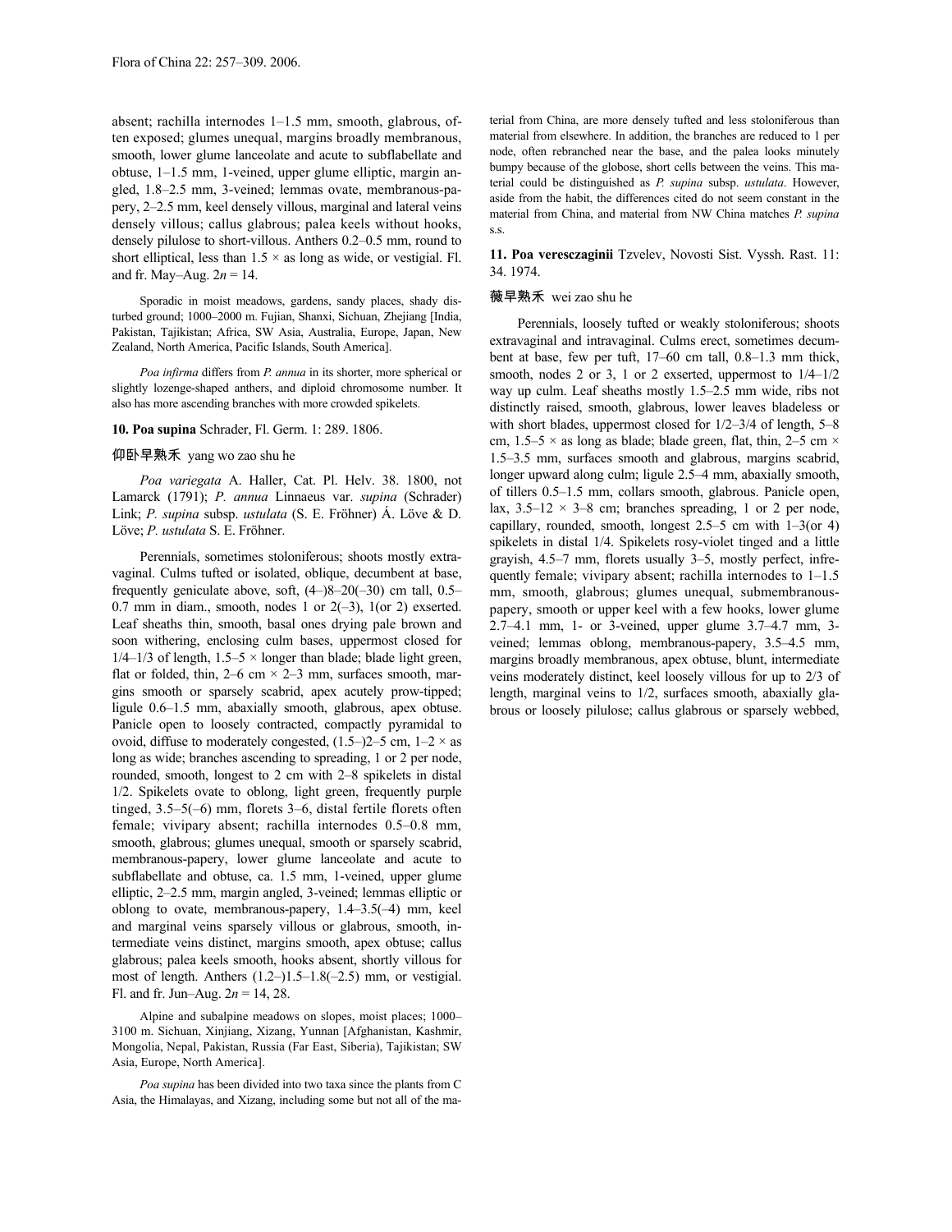absent; rachilla internodes 1–1.5 mm, smooth, glabrous, often exposed; glumes unequal, margins broadly membranous, smooth, lower glume lanceolate and acute to subflabellate and obtuse, 1–1.5 mm, 1-veined, upper glume elliptic, margin angled, 1.8–2.5 mm, 3-veined; lemmas ovate, membranous-papery, 2–2.5 mm, keel densely villous, marginal and lateral veins densely villous; callus glabrous; palea keels without hooks, densely pilulose to short-villous. Anthers 0.2–0.5 mm, round to short elliptical, less than 1.5 × as long as wide, or vestigial. Fl. and fr. May–Aug. 2*n* = 14.

Sporadic in moist meadows, gardens, sandy places, shady disturbed ground; 1000–2000 m. Fujian, Shanxi, Sichuan, Zhejiang [India, Pakistan, Tajikistan; Africa, SW Asia, Australia, Europe, Japan, New Zealand, North America, Pacific Islands, South America].

*Poa infirma* differs from *P. annua* in its shorter, more spherical or slightly lozenge-shaped anthers, and diploid chromosome number. It also has more ascending branches with more crowded spikelets.

**10. Poa supina** Schrader, Fl. Germ. 1: 289. 1806.

仰卧早熟禾 yang wo zao shu he

*Poa variegata* A. Haller, Cat. Pl. Helv. 38. 1800, not Lamarck (1791); *P. annua* Linnaeus var. *supina* (Schrader) Link; *P. supina* subsp. *ustulata* (S. E. Fröhner) Á. Löve & D. Löve; *P. ustulata* S. E. Fröhner.

Perennials, sometimes stoloniferous; shoots mostly extravaginal. Culms tufted or isolated, oblique, decumbent at base, frequently geniculate above, soft, (4–)8–20(–30) cm tall, 0.5–0.7 mm in diam., smooth, nodes 1 or 2(–3), 1(or 2) exserted. Leaf sheaths thin, smooth, basal ones drying pale brown and soon withering, enclosing culm bases, uppermost closed for 1/4–1/3 of length, 1.5–5 × longer than blade; blade light green, flat or folded, thin, 2–6 cm × 2–3 mm, surfaces smooth, margins smooth or sparsely scabrid, apex acutely prow-tipped; ligule 0.6–1.5 mm, abaxially smooth, glabrous, apex obtuse. Panicle open to loosely contracted, compactly pyramidal to ovoid, diffuse to moderately congested, (1.5–)2–5 cm, 1–2 × as long as wide; branches ascending to spreading, 1 or 2 per node, rounded, smooth, longest to 2 cm with 2–8 spikelets in distal 1/2. Spikelets ovate to oblong, light green, frequently purple tinged, 3.5–5(–6) mm, florets 3–6, distal fertile florets often female; vivipary absent; rachilla internodes 0.5–0.8 mm, smooth, glabrous; glumes unequal, smooth or sparsely scabrid, membranous-papery, lower glume lanceolate and acute to subflabellate and obtuse, ca. 1.5 mm, 1-veined, upper glume elliptic, 2–2.5 mm, margin angled, 3-veined; lemmas elliptic or oblong to ovate, membranous-papery, 1.4–3.5(–4) mm, keel and marginal veins sparsely villous or glabrous, smooth, intermediate veins distinct, margins smooth, apex obtuse; callus glabrous; palea keels smooth, hooks absent, shortly villous for most of length. Anthers (1.2–)1.5–1.8(–2.5) mm, or vestigial. Fl. and fr. Jun–Aug. 2*n* = 14, 28.

Alpine and subalpine meadows on slopes, moist places; 1000–3100 m. Sichuan, Xinjiang, Xizang, Yunnan [Afghanistan, Kashmir, Mongolia, Nepal, Pakistan, Russia (Far East, Siberia), Tajikistan; SW Asia, Europe, North America].

*Poa supina* has been divided into two taxa since the plants from C Asia, the Himalayas, and Xizang, including some but not all of the material from China, are more densely tufted and less stoloniferous than material from elsewhere. In addition, the branches are reduced to 1 per node, often rebranched near the base, and the palea looks minutely bumpy because of the globose, short cells between the veins. This material could be distinguished as *P. supina* subsp. *ustulata*. However, aside from the habit, the differences cited do not seem constant in the material from China, and material from NW China matches *P. supina* s.s.

**11. Poa veresczaginii** Tzvelev, Novosti Sist. Vyssh. Rast. 11: 34. 1974.

薇早熟禾 wei zao shu he

Perennials, loosely tufted or weakly stoloniferous; shoots extravaginal and intravaginal. Culms erect, sometimes decumbent at base, few per tuft, 17–60 cm tall, 0.8–1.3 mm thick, smooth, nodes 2 or 3, 1 or 2 exserted, uppermost to 1/4–1/2 way up culm. Leaf sheaths mostly 1.5–2.5 mm wide, ribs not distinctly raised, smooth, glabrous, lower leaves bladeless or with short blades, uppermost closed for 1/2–3/4 of length, 5–8 cm, 1.5–5 × as long as blade; blade green, flat, thin, 2–5 cm × 1.5–3.5 mm, surfaces smooth and glabrous, margins scabrid, longer upward along culm; ligule 2.5–4 mm, abaxially smooth, of tillers 0.5–1.5 mm, collars smooth, glabrous. Panicle open, lax, 3.5–12 × 3–8 cm; branches spreading, 1 or 2 per node, capillary, rounded, smooth, longest 2.5–5 cm with 1–3(or 4) spikelets in distal 1/4. Spikelets rosy-violet tinged and a little grayish, 4.5–7 mm, florets usually 3–5, mostly perfect, infrequently female; vivipary absent; rachilla internodes to 1–1.5 mm, smooth, glabrous; glumes unequal, submembranous-papery, smooth or upper keel with a few hooks, lower glume 2.7–4.1 mm, 1- or 3-veined, upper glume 3.7–4.7 mm, 3-veined; lemmas oblong, membranous-papery, 3.5–4.5 mm, margins broadly membranous, apex obtuse, blunt, intermediate veins moderately distinct, keel loosely villous for up to 2/3 of length, marginal veins to 1/2, surfaces smooth, abaxially glabrous or loosely pilulose; callus glabrous or sparsely webbed,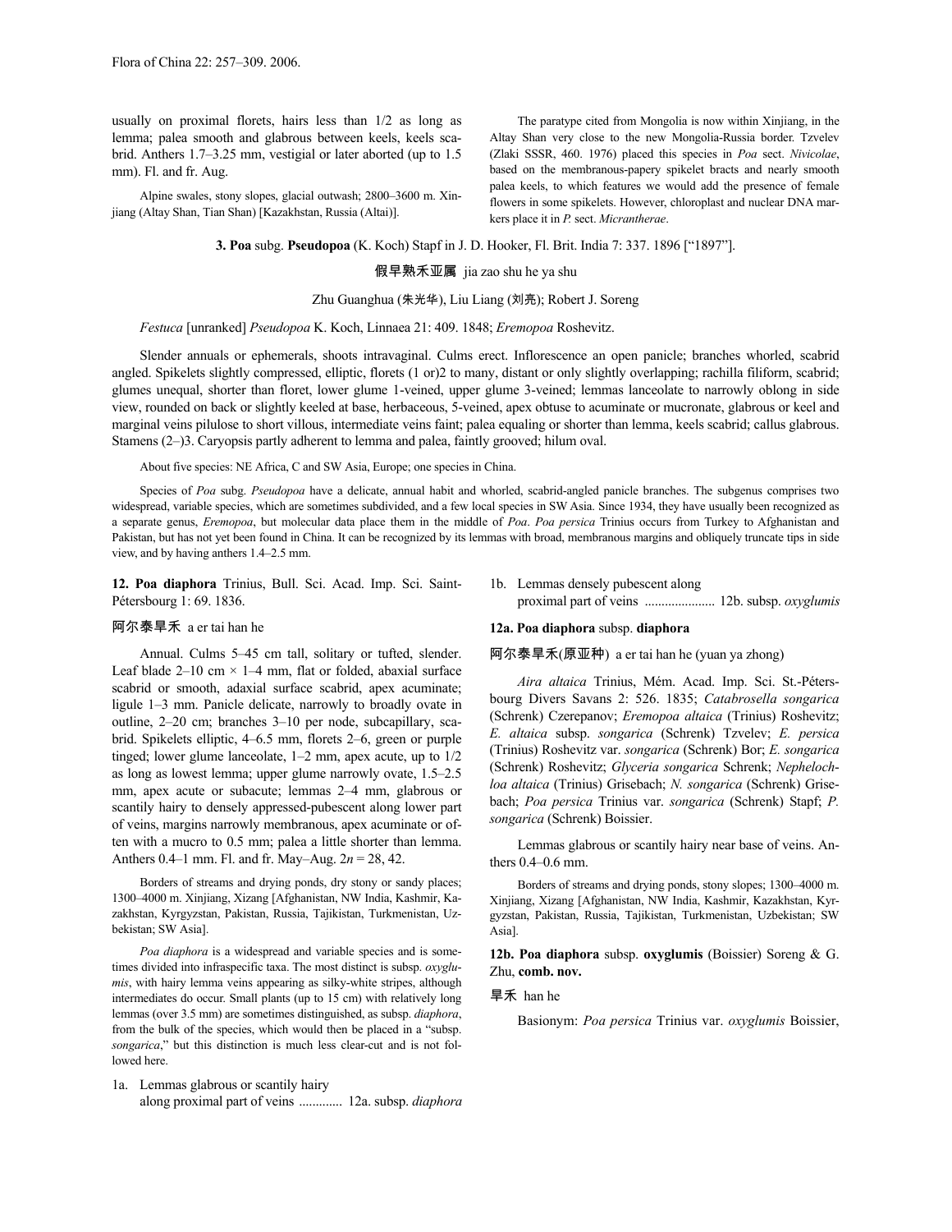usually on proximal florets, hairs less than 1/2 as long as lemma; palea smooth and glabrous between keels, keels scabrid. Anthers 1.7–3.25 mm, vestigial or later aborted (up to 1.5 mm). Fl. and fr. Aug.

Alpine swales, stony slopes, glacial outwash; 2800–3600 m. Xinjiang (Altay Shan, Tian Shan) [Kazakhstan, Russia (Altai)].

The paratype cited from Mongolia is now within Xinjiang, in the Altay Shan very close to the new Mongolia-Russia border. Tzvelev (Zlaki SSSR, 460. 1976) placed this species in *Poa* sect. *Nivicolae*, based on the membranous-papery spikelet bracts and nearly smooth palea keels, to which features we would add the presence of female flowers in some spikelets. However, chloroplast and nuclear DNA markers place it in *P.* sect. *Micrantherae*.

## 3. Poa subg. Pseudopoa (K. Koch) Stapf in J. D. Hooker, Fl. Brit. India 7: 337. 1896 ["1897"].

假早熟禾亚属 jia zao shu he ya shu

Zhu Guanghua (朱光华), Liu Liang (刘亮); Robert J. Soreng

*Festuca* [unranked] *Pseudopoa* K. Koch, Linnaea 21: 409. 1848; *Eremopoa* Roshevitz.

Slender annuals or ephemerals, shoots intravaginal. Culms erect. Inflorescence an open panicle; branches whorled, scabrid angled. Spikelets slightly compressed, elliptic, florets (1 or)2 to many, distant or only slightly overlapping; rachilla filiform, scabrid; glumes unequal, shorter than floret, lower glume 1-veined, upper glume 3-veined; lemmas lanceolate to narrowly oblong in side view, rounded on back or slightly keeled at base, herbaceous, 5-veined, apex obtuse to acuminate or mucronate, glabrous or keel and marginal veins pilulose to short villous, intermediate veins faint; palea equaling or shorter than lemma, keels scabrid; callus glabrous. Stamens (2–)3. Caryopsis partly adherent to lemma and palea, faintly grooved; hilum oval.

About five species: NE Africa, C and SW Asia, Europe; one species in China.

Species of *Poa* subg. *Pseudopoa* have a delicate, annual habit and whorled, scabrid-angled panicle branches. The subgenus comprises two widespread, variable species, which are sometimes subdivided, and a few local species in SW Asia. Since 1934, they have usually been recognized as a separate genus, *Eremopoa*, but molecular data place them in the middle of *Poa*. *Poa persica* Trinius occurs from Turkey to Afghanistan and Pakistan, but has not yet been found in China. It can be recognized by its lemmas with broad, membranous margins and obliquely truncate tips in side view, and by having anthers 1.4–2.5 mm.

**12. Poa diaphora** Trinius, Bull. Sci. Acad. Imp. Sci. Saint-Pétersbourg 1: 69. 1836.

阿尔泰旱禾 a er tai han he

Annual. Culms 5–45 cm tall, solitary or tufted, slender. Leaf blade 2–10 cm × 1–4 mm, flat or folded, abaxial surface scabrid or smooth, adaxial surface scabrid, apex acuminate; ligule 1–3 mm. Panicle delicate, narrowly to broadly ovate in outline, 2–20 cm; branches 3–10 per node, subcapillary, scabrid. Spikelets elliptic, 4–6.5 mm, florets 2–6, green or purple tinged; lower glume lanceolate, 1–2 mm, apex acute, up to 1/2 as long as lowest lemma; upper glume narrowly ovate, 1.5–2.5 mm, apex acute or subacute; lemmas 2–4 mm, glabrous or scantily hairy to densely appressed-pubescent along lower part of veins, margins narrowly membranous, apex acuminate or often with a mucro to 0.5 mm; palea a little shorter than lemma. Anthers 0.4–1 mm. Fl. and fr. May–Aug. $2n = 28, 42$.

Borders of streams and drying ponds, dry stony or sandy places; 1300–4000 m. Xinjiang, Xizang [Afghanistan, NW India, Kashmir, Kazakhstan, Kyrgyzstan, Pakistan, Russia, Tajikistan, Turkmenistan, Uzbekistan; SW Asia].

*Poa diaphora* is a widespread and variable species and is sometimes divided into infraspecific taxa. The most distinct is subsp. *oxyglumis*, with hairy lemma veins appearing as silky-white stripes, although intermediates do occur. Small plants (up to 15 cm) with relatively long lemmas (over 3.5 mm) are sometimes distinguished, as subsp. *diaphora*, from the bulk of the species, which would then be placed in a "subsp. *songarica*," but this distinction is much less clear-cut and is not followed here.

1a. Lemmas glabrous or scantily hairy along proximal part of veins ............. 12a. subsp. *diaphora*

1b. Lemmas densely pubescent along proximal part of veins ..................... 12b. subsp. *oxyglumis*

**12a. Poa diaphora** subsp. **diaphora**

阿尔泰旱禾(原亚种) a er tai han he (yuan ya zhong)

*Aira altaica* Trinius, Mém. Acad. Imp. Sci. St.-Pétersbourg Divers Savans 2: 526. 1835; *Catabrosella songarica* (Schrenk) Czerepanov; *Eremopoa altaica* (Trinius) Roshevitz; *E. altaica* subsp. *songarica* (Schrenk) Tzvelev; *E. persica* (Trinius) Roshevitz var. *songarica* (Schrenk) Bor; *E. songarica* (Schrenk) Roshevitz; *Glyceria songarica* Schrenk; *Nephelochloa altaica* (Trinius) Grisebach; *N. songarica* (Schrenk) Grisebach; *Poa persica* Trinius var. *songarica* (Schrenk) Stapf; *P. songarica* (Schrenk) Boissier.

Lemmas glabrous or scantily hairy near base of veins. Anthers 0.4–0.6 mm.

Borders of streams and drying ponds, stony slopes; 1300–4000 m. Xinjiang, Xizang [Afghanistan, NW India, Kashmir, Kazakhstan, Kyrgyzstan, Pakistan, Russia, Tajikistan, Turkmenistan, Uzbekistan; SW Asia].

**12b. Poa diaphora** subsp. **oxyglumis** (Boissier) Soreng & G. Zhu, **comb. nov.**

旱禾 han he

Basionym: *Poa persica* Trinius var. *oxyglumis* Boissier,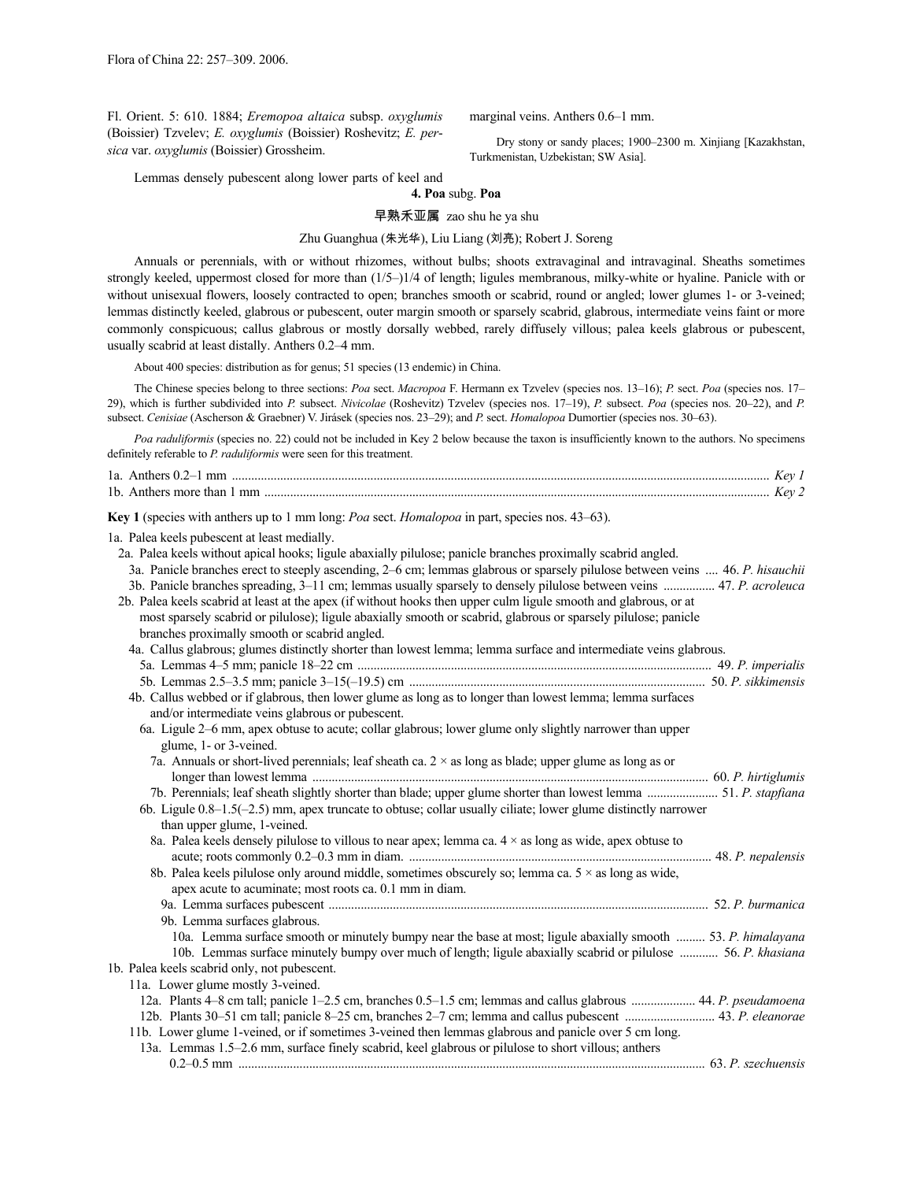Fl. Orient. 5: 610. 1884; *Eremopoa altaica* subsp. *oxyglumis* (Boissier) Tzvelev; *E. oxyglumis* (Boissier) Roshevitz; *E. persica* var. *oxyglumis* (Boissier) Grossheim.

Lemmas densely pubescent along lower parts of keel and marginal veins. Anthers 0.6–1 mm.

Dry stony or sandy places; 1900–2300 m. Xinjiang [Kazakhstan, Turkmenistan, Uzbekistan; SW Asia].

## 4. Poa subg. Poa

早熟禾亚属 zao shu he ya shu

Zhu Guanghua (朱光华), Liu Liang (刘亮); Robert J. Soreng

Annuals or perennials, with or without rhizomes, without bulbs; shoots extravaginal and intravaginal. Sheaths sometimes strongly keeled, uppermost closed for more than (1/5–)1/4 of length; ligules membranous, milky-white or hyaline. Panicle with or without unisexual flowers, loosely contracted to open; branches smooth or scabrid, round or angled; lower glumes 1- or 3-veined; lemmas distinctly keeled, glabrous or pubescent, outer margin smooth or sparsely scabrid, glabrous, intermediate veins faint or more commonly conspicuous; callus glabrous or mostly dorsally webbed, rarely diffusely villous; palea keels glabrous or pubescent, usually scabrid at least distally. Anthers 0.2–4 mm.

About 400 species: distribution as for genus; 51 species (13 endemic) in China.

The Chinese species belong to three sections: *Poa* sect. *Macropoa* F. Hermann ex Tzvelev (species nos. 13–16); *P.* sect. *Poa* (species nos. 17–29), which is further subdivided into *P.* subsect. *Nivicolae* (Roshevitz) Tzvelev (species nos. 17–19), *P.* subsect. *Poa* (species nos. 20–22), and *P.* subsect. *Cenisiae* (Ascherson & Graebner) V. Jirásek (species nos. 23–29); and *P.* sect. *Homalopoa* Dumortier (species nos. 30–63).

*Poa raduliformis* (species no. 22) could not be included in Key 2 below because the taxon is insufficiently known to the authors. No specimens definitely referable to *P. raduliformis* were seen for this treatment.

1a. Anthers 0.2–1 mm .......... *Key 1*
1b. Anthers more than 1 mm .......... *Key 2*

**Key 1** (species with anthers up to 1 mm long: *Poa* sect. *Homalopoa* in part, species nos. 43–63).

1a. Palea keels pubescent at least medially.
  2a. Palea keels without apical hooks; ligule abaxially pilulose; panicle branches proximally scabrid angled.
    3a. Panicle branches erect to steeply ascending, 2–6 cm; lemmas glabrous or sparsely pilulose between veins .... 46. *P. hisauchii*
    3b. Panicle branches spreading, 3–11 cm; lemmas usually sparsely to densely pilulose between veins .......... 47. *P. acroleuca*
  2b. Palea keels scabrid at least at the apex (if without hooks then upper culm ligule smooth and glabrous, or at most sparsely scabrid or pilulose); ligule abaxially smooth or scabrid, glabrous or sparsely pilulose; panicle branches proximally smooth or scabrid angled.
    4a. Callus glabrous; glumes distinctly shorter than lowest lemma; lemma surface and intermediate veins glabrous.
      5a. Lemmas 4–5 mm; panicle 18–22 cm .......... 49. *P. imperialis*
      5b. Lemmas 2.5–3.5 mm; panicle 3–15(–19.5) cm .......... 50. *P. sikkimensis*
    4b. Callus webbed or if glabrous, then lower glume as long as to longer than lowest lemma; lemma surfaces and/or intermediate veins glabrous or pubescent.
      6a. Ligule 2–6 mm, apex obtuse to acute; collar glabrous; lower glume only slightly narrower than upper glume, 1- or 3-veined.
        7a. Annuals or short-lived perennials; leaf sheath ca. 2 × as long as blade; upper glume as long as or longer than lowest lemma .......... 60. *P. hirtiglumis*
        7b. Perennials; leaf sheath slightly shorter than blade; upper glume shorter than lowest lemma .......... 51. *P. stapfiana*
      6b. Ligule 0.8–1.5(–2.5) mm, apex truncate to obtuse; collar usually ciliate; lower glume distinctly narrower than upper glume, 1-veined.
        8a. Palea keels densely pilulose to villous to near apex; lemma ca. 4 × as long as wide, apex obtuse to acute; roots commonly 0.2–0.3 mm in diam. .......... 48. *P. nepalensis*
        8b. Palea keels pilulose only around middle, sometimes obscurely so; lemma ca. 5 × as long as wide, apex acute to acuminate; most roots ca. 0.1 mm in diam.
          9a. Lemma surfaces pubescent .......... 52. *P. burmanica*
          9b. Lemma surfaces glabrous.
            10a. Lemma surface smooth or minutely bumpy near the base at most; ligule abaxially smooth .......... 53. *P. himalayana*
            10b. Lemmas surface minutely bumpy over much of length; ligule abaxially scabrid or pilulose .......... 56. *P. khasiana*
1b. Palea keels scabrid only, not pubescent.
  11a. Lower glume mostly 3-veined.
    12a. Plants 4–8 cm tall; panicle 1–2.5 cm, branches 0.5–1.5 cm; lemmas and callus glabrous .......... 44. *P. pseudamoena*
    12b. Plants 30–51 cm tall; panicle 8–25 cm, branches 2–7 cm; lemma and callus pubescent .......... 43. *P. eleanorae*
  11b. Lower glume 1-veined, or if sometimes 3-veined then lemmas glabrous and panicle over 5 cm long.
    13a. Lemmas 1.5–2.6 mm, surface finely scabrid, keel glabrous or pilulose to short villous; anthers 0.2–0.5 mm .......... 63. *P. szechuensis*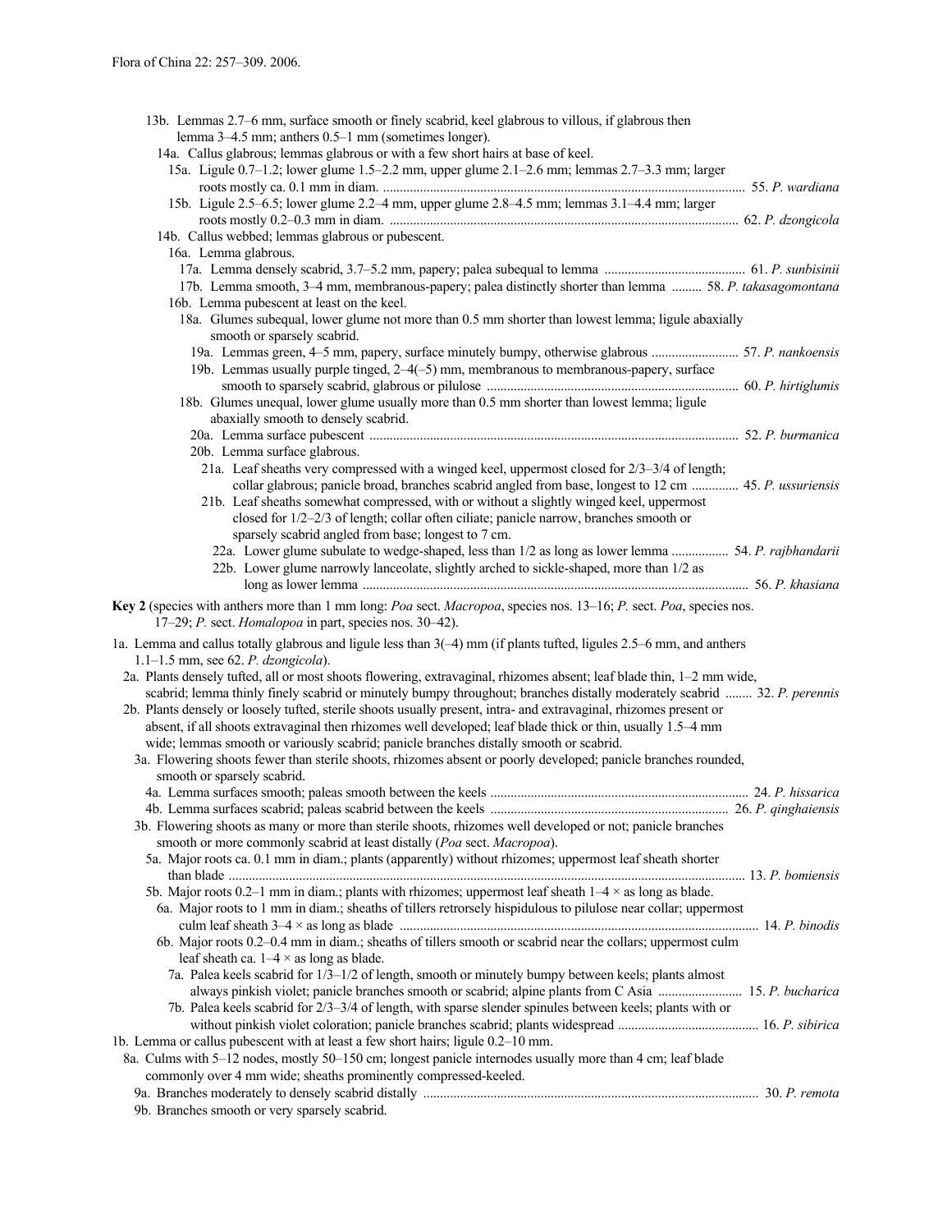13b. Lemmas 2.7–6 mm, surface smooth or finely scabrid, keel glabrous to villous, if glabrous then lemma 3–4.5 mm; anthers 0.5–1 mm (sometimes longer).

14a. Callus glabrous; lemmas glabrous or with a few short hairs at base of keel.

15a. Ligule 0.7–1.2; lower glume 1.5–2.2 mm, upper glume 2.1–2.6 mm; lemmas 2.7–3.3 mm; larger roots mostly ca. 0.1 mm in diam. .......... 55. *P. wardiana*

15b. Ligule 2.5–6.5; lower glume 2.2–4 mm, upper glume 2.8–4.5 mm; lemmas 3.1–4.4 mm; larger roots mostly 0.2–0.3 mm in diam. .......... 62. *P. dzongicola*

14b. Callus webbed; lemmas glabrous or pubescent.

16a. Lemma glabrous.

17a. Lemma densely scabrid, 3.7–5.2 mm, papery; palea subequal to lemma .......... 61. *P. sunbisinii*

17b. Lemma smooth, 3–4 mm, membranous-papery; palea distinctly shorter than lemma .......... 58. *P. takasagomontana*

16b. Lemma pubescent at least on the keel.

18a. Glumes subequal, lower glume not more than 0.5 mm shorter than lowest lemma; ligule abaxially smooth or sparsely scabrid.

19a. Lemmas green, 4–5 mm, papery, surface minutely bumpy, otherwise glabrous .......... 57. *P. nankoensis*

19b. Lemmas usually purple tinged, 2–4(–5) mm, membranous to membranous-papery, surface smooth to sparsely scabrid, glabrous or pilulose .......... 60. *P. hirtiglumis*

18b. Glumes unequal, lower glume usually more than 0.5 mm shorter than lowest lemma; ligule abaxially smooth to densely scabrid.

20a. Lemma surface pubescent .......... 52. *P. burmanica*

20b. Lemma surface glabrous.

21a. Leaf sheaths very compressed with a winged keel, uppermost closed for 2/3–3/4 of length; collar glabrous; panicle broad, branches scabrid angled from base, longest to 12 cm .......... 45. *P. ussuriensis*

21b. Leaf sheaths somewhat compressed, with or without a slightly winged keel, uppermost closed for 1/2–2/3 of length; collar often ciliate; panicle narrow, branches smooth or sparsely scabrid angled from base; longest to 7 cm.

22a. Lower glume subulate to wedge-shaped, less than 1/2 as long as lower lemma .......... 54. *P. rajbhandarii*

22b. Lower glume narrowly lanceolate, slightly arched to sickle-shaped, more than 1/2 as long as lower lemma .......... 56. *P. khasiana*

**Key 2** (species with anthers more than 1 mm long: *Poa* sect. *Macropoa*, species nos. 13–16; *P.* sect. *Poa*, species nos. 17–29; *P.* sect. *Homalopoa* in part, species nos. 30–42).

1a. Lemma and callus totally glabrous and ligule less than 3(–4) mm (if plants tufted, ligules 2.5–6 mm, and anthers 1.1–1.5 mm, see 62. *P. dzongicola*).

2a. Plants densely tufted, all or most shoots flowering, extravaginal, rhizomes absent; leaf blade thin, 1–2 mm wide, scabrid; lemma thinly finely scabrid or minutely bumpy throughout; branches distally moderately scabrid .......... 32. *P. perennis*

2b. Plants densely or loosely tufted, sterile shoots usually present, intra- and extravaginal, rhizomes present or absent, if all shoots extravaginal then rhizomes well developed; leaf blade thick or thin, usually 1.5–4 mm wide; lemmas smooth or variously scabrid; panicle branches distally smooth or scabrid.

3a. Flowering shoots fewer than sterile shoots, rhizomes absent or poorly developed; panicle branches rounded, smooth or sparsely scabrid.

4a. Lemma surfaces smooth; paleas smooth between the keels .......... 24. *P. hissarica*

4b. Lemma surfaces scabrid; paleas scabrid between the keels .......... 26. *P. qinghaiensis*

3b. Flowering shoots as many or more than sterile shoots, rhizomes well developed or not; panicle branches smooth or more commonly scabrid at least distally (*Poa* sect. *Macropoa*).

5a. Major roots ca. 0.1 mm in diam.; plants (apparently) without rhizomes; uppermost leaf sheath shorter than blade .......... 13. *P. bomiensis*

5b. Major roots 0.2–1 mm in diam.; plants with rhizomes; uppermost leaf sheath 1–4 × as long as blade.

6a. Major roots to 1 mm in diam.; sheaths of tillers retrorsely hispidulous to pilulose near collar; uppermost culm leaf sheath 3–4 × as long as blade .......... 14. *P. binodis*

6b. Major roots 0.2–0.4 mm in diam.; sheaths of tillers smooth or scabrid near the collars; uppermost culm leaf sheath ca. 1–4 × as long as blade.

7a. Palea keels scabrid for 1/3–1/2 of length, smooth or minutely bumpy between keels; plants almost always pinkish violet; panicle branches smooth or scabrid; alpine plants from C Asia .......... 15. *P. bucharica*

7b. Palea keels scabrid for 2/3–3/4 of length, with sparse slender spinules between keels; plants with or without pinkish violet coloration; panicle branches scabrid; plants widespread .......... 16. *P. sibirica*

1b. Lemma or callus pubescent with at least a few short hairs; ligule 0.2–10 mm.

8a. Culms with 5–12 nodes, mostly 50–150 cm; longest panicle internodes usually more than 4 cm; leaf blade commonly over 4 mm wide; sheaths prominently compressed-keeled.

9a. Branches moderately to densely scabrid distally .......... 30. *P. remota*

9b. Branches smooth or very sparsely scabrid.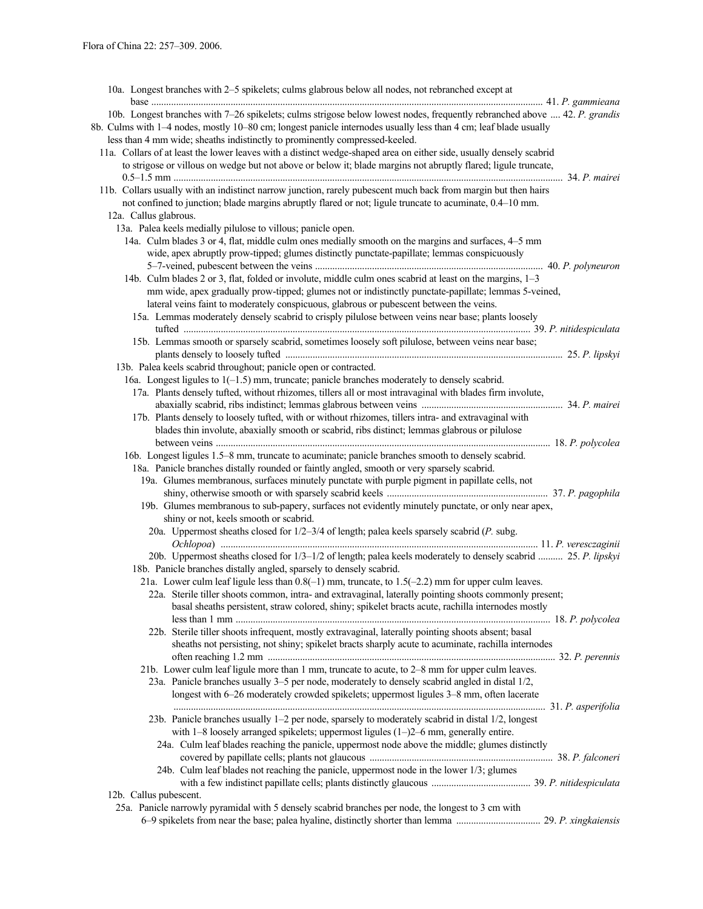10a. Longest branches with 2–5 spikelets; culms glabrous below all nodes, not rebranched except at base ........................................................................................................................................................ 41. *P. gammieana*

10b. Longest branches with 7–26 spikelets; culms strigose below lowest nodes, frequently rebranched above .... 42. *P. grandis*

8b. Culms with 1–4 nodes, mostly 10–80 cm; longest panicle internodes usually less than 4 cm; leaf blade usually less than 4 mm wide; sheaths indistinctly to prominently compressed-keeled.

11a. Collars of at least the lower leaves with a distinct wedge-shaped area on either side, usually densely scabrid to strigose or villous on wedge but not above or below it; blade margins not abruptly flared; ligule truncate, 0.5–1.5 mm ........................................................................................................................................................ 34. *P. mairei*

11b. Collars usually with an indistinct narrow junction, rarely pubescent much back from margin but then hairs not confined to junction; blade margins abruptly flared or not; ligule truncate to acuminate, 0.4–10 mm.

12a. Callus glabrous.

13a. Palea keels medially pilulose to villous; panicle open.

14a. Culm blades 3 or 4, flat, middle culm ones medially smooth on the margins and surfaces, 4–5 mm wide, apex abruptly prow-tipped; glumes distinctly punctate-papillate; lemmas conspicuously 5–7-veined, pubescent between the veins ........................................................................................ 40. *P. polyneuron*

14b. Culm blades 2 or 3, flat, folded or involute, middle culm ones scabrid at least on the margins, 1–3 mm wide, apex gradually prow-tipped; glumes not or indistinctly punctate-papillate; lemmas 5-veined, lateral veins faint to moderately conspicuous, glabrous or pubescent between the veins.

15a. Lemmas moderately densely scabrid to crisply pilulose between veins near base; plants loosely tufted ........................................................................................................................................ 39. *P. nitidespiculata*

15b. Lemmas smooth or sparsely scabrid, sometimes loosely soft pilulose, between veins near base; plants densely to loosely tufted ........................................................................................................ 25. *P. lipskyi*

13b. Palea keels scabrid throughout; panicle open or contracted.

16a. Longest ligules to 1(–1.5) mm, truncate; panicle branches moderately to densely scabrid.

17a. Plants densely tufted, without rhizomes, tillers all or most intravaginal with blades firm involute, abaxially scabrid, ribs indistinct; lemmas glabrous between veins ........................................................ 34. *P. mairei*

17b. Plants densely to loosely tufted, with or without rhizomes, tillers intra- and extravaginal with blades thin involute, abaxially smooth or scabrid, ribs distinct; lemmas glabrous or pilulose between veins ........................................................................................................................................ 18. *P. polycolea*

16b. Longest ligules 1.5–8 mm, truncate to acuminate; panicle branches smooth to densely scabrid.

18a. Panicle branches distally rounded or faintly angled, smooth or very sparsely scabrid.

19a. Glumes membranous, surfaces minutely punctate with purple pigment in papillate cells, not shiny, otherwise smooth or with sparsely scabrid keels ................................................................ 37. *P. pagophila*

19b. Glumes membranous to sub-papery, surfaces not evidently minutely punctate, or only near apex, shiny or not, keels smooth or scabrid.

20a. Uppermost sheaths closed for 1/2–3/4 of length; palea keels sparsely scabrid (*P.* subg. *Ochlopoa*) ........................................................................................................................................ 11. *P. veresczaginii*

20b. Uppermost sheaths closed for 1/3–1/2 of length; palea keels moderately to densely scabrid .......... 25. *P. lipskyi*

18b. Panicle branches distally angled, sparsely to densely scabrid.

21a. Lower culm leaf ligule less than 0.8(–1) mm, truncate, to 1.5(–2.2) mm for upper culm leaves.

22a. Sterile tiller shoots common, intra- and extravaginal, laterally pointing shoots commonly present; basal sheaths persistent, straw colored, shiny; spikelet bracts acute, rachilla internodes mostly less than 1 mm ........................................................................................................................ 18. *P. polycolea*

22b. Sterile tiller shoots infrequent, mostly extravaginal, laterally pointing shoots absent; basal sheaths not persisting, not shiny; spikelet bracts sharply acute to acuminate, rachilla internodes often reaching 1.2 mm ........................................................................................................... 32. *P. perennis*

21b. Lower culm leaf ligule more than 1 mm, truncate to acute, to 2–8 mm for upper culm leaves.

23a. Panicle branches usually 3–5 per node, moderately to densely scabrid angled in distal 1/2, longest with 6–26 moderately crowded spikelets; uppermost ligules 3–8 mm, often lacerate ........................................................................................................................................ 31. *P. asperifolia*

23b. Panicle branches usually 1–2 per node, sparsely to moderately scabrid in distal 1/2, longest with 1–8 loosely arranged spikelets; uppermost ligules (1–)2–6 mm, generally entire.

24a. Culm leaf blades reaching the panicle, uppermost node above the middle; glumes distinctly covered by papillate cells; plants not glaucous ......................................................................... 38. *P. falconeri*

24b. Culm leaf blades not reaching the panicle, uppermost node in the lower 1/3; glumes with a few indistinct papillate cells; plants distinctly glaucous ........................................ 39. *P. nitidespiculata*

12b. Callus pubescent.

25a. Panicle narrowly pyramidal with 5 densely scabrid branches per node, the longest to 3 cm with 6–9 spikelets from near the base; palea hyaline, distinctly shorter than lemma ................................. 29. *P. xingkaiensis*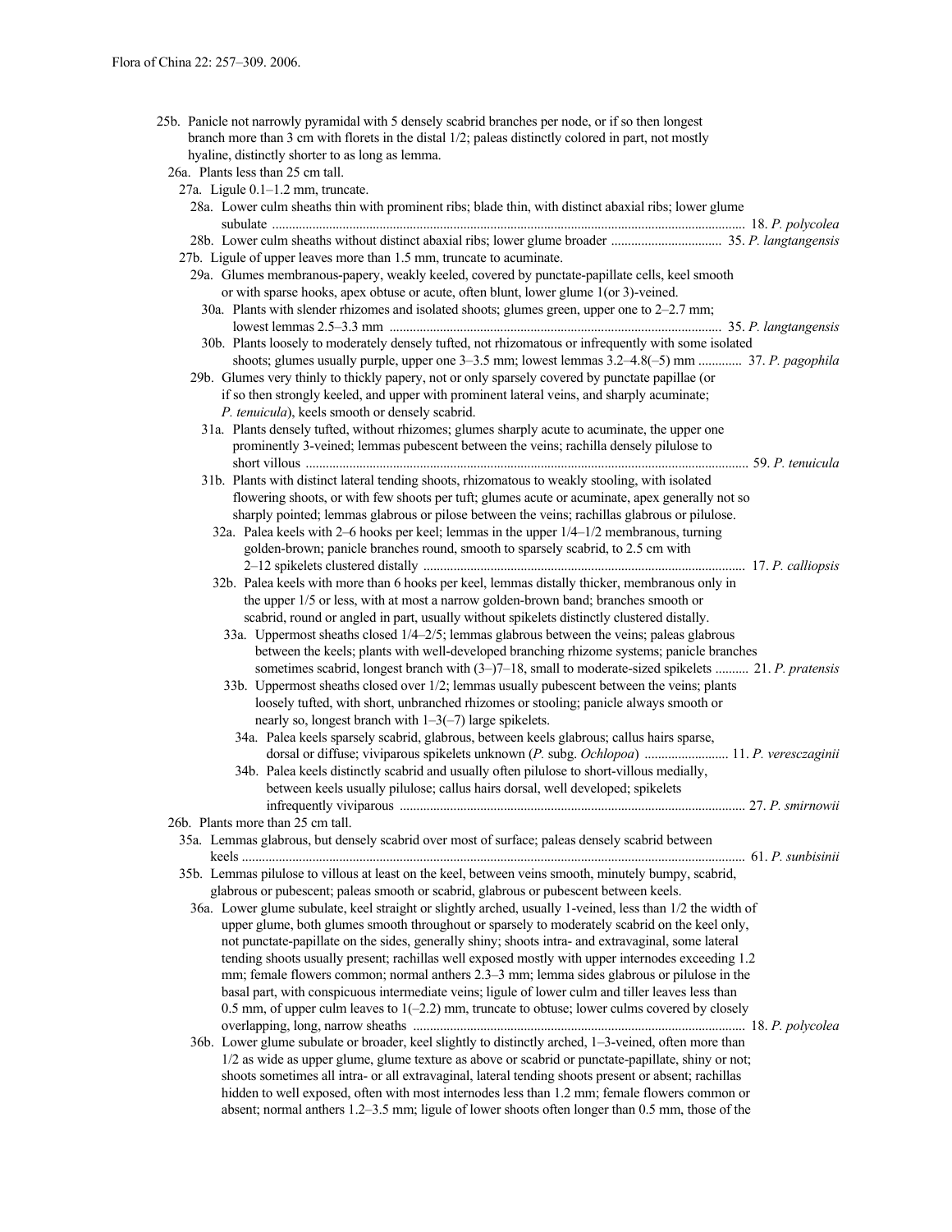25b. Panicle not narrowly pyramidal with 5 densely scabrid branches per node, or if so then longest branch more than 3 cm with florets in the distal 1/2; paleas distinctly colored in part, not mostly hyaline, distinctly shorter to as long as lemma.

26a. Plants less than 25 cm tall.

27a. Ligule 0.1–1.2 mm, truncate.

28a. Lower culm sheaths thin with prominent ribs; blade thin, with distinct abaxial ribs; lower glume subulate ........ 18. *P. polycolea*

28b. Lower culm sheaths without distinct abaxial ribs; lower glume broader ........ 35. *P. langtangensis*

27b. Ligule of upper leaves more than 1.5 mm, truncate to acuminate.

29a. Glumes membranous-papery, weakly keeled, covered by punctate-papillate cells, keel smooth or with sparse hooks, apex obtuse or acute, often blunt, lower glume 1(or 3)-veined.

30a. Plants with slender rhizomes and isolated shoots; glumes green, upper one to 2–2.7 mm; lowest lemmas 2.5–3.3 mm ........ 35. *P. langtangensis*

30b. Plants loosely to moderately densely tufted, not rhizomatous or infrequently with some isolated shoots; glumes usually purple, upper one 3–3.5 mm; lowest lemmas 3.2–4.8(–5) mm ........ 37. *P. pagophila*

29b. Glumes very thinly to thickly papery, not or only sparsely covered by punctate papillae (or if so then strongly keeled, and upper with prominent lateral veins, and sharply acuminate; *P. tenuicula*), keels smooth or densely scabrid.

31a. Plants densely tufted, without rhizomes; glumes sharply acute to acuminate, the upper one prominently 3-veined; lemmas pubescent between the veins; rachilla densely pilulose to short villous ........ 59. *P. tenuicula*

31b. Plants with distinct lateral tending shoots, rhizomatous to weakly stooling, with isolated flowering shoots, or with few shoots per tuft; glumes acute or acuminate, apex generally not so sharply pointed; lemmas glabrous or pilose between the veins; rachillas glabrous or pilulose.

32a. Palea keels with 2–6 hooks per keel; lemmas in the upper 1/4–1/2 membranous, turning golden-brown; panicle branches round, smooth to sparsely scabrid, to 2.5 cm with 2–12 spikelets clustered distally ........ 17. *P. calliopsis*

32b. Palea keels with more than 6 hooks per keel, lemmas distally thicker, membranous only in the upper 1/5 or less, with at most a narrow golden-brown band; branches smooth or scabrid, round or angled in part, usually without spikelets distinctly clustered distally.

33a. Uppermost sheaths closed 1/4–2/5; lemmas glabrous between the veins; paleas glabrous between the keels; plants with well-developed branching rhizome systems; panicle branches sometimes scabrid, longest branch with (3–)7–18, small to moderate-sized spikelets ........ 21. *P. pratensis*

33b. Uppermost sheaths closed over 1/2; lemmas usually pubescent between the veins; plants loosely tufted, with short, unbranched rhizomes or stooling; panicle always smooth or nearly so, longest branch with 1–3(–7) large spikelets.

34a. Palea keels sparsely scabrid, glabrous, between keels glabrous; callus hairs sparse, dorsal or diffuse; viviparous spikelets unknown (*P.* subg. *Ochlopoa*) ........ 11. *P. veresczaginii*

34b. Palea keels distinctly scabrid and usually often pilulose to short-villous medially, between keels usually pilulose; callus hairs dorsal, well developed; spikelets infrequently viviparous ........ 27. *P. smirnowii*

26b. Plants more than 25 cm tall.

35a. Lemmas glabrous, but densely scabrid over most of surface; paleas densely scabrid between keels ........ 61. *P. sunbisinii*

35b. Lemmas pilulose to villous at least on the keel, between veins smooth, minutely bumpy, scabrid, glabrous or pubescent; paleas smooth or scabrid, glabrous or pubescent between keels.

36a. Lower glume subulate, keel straight or slightly arched, usually 1-veined, less than 1/2 the width of upper glume, both glumes smooth throughout or sparsely to moderately scabrid on the keel only, not punctate-papillate on the sides, generally shiny; shoots intra- and extravaginal, some lateral tending shoots usually present; rachillas well exposed mostly with upper internodes exceeding 1.2 mm; female flowers common; normal anthers 2.3–3 mm; lemma sides glabrous or pilulose in the basal part, with conspicuous intermediate veins; ligule of lower culm and tiller leaves less than 0.5 mm, of upper culm leaves to 1(–2.2) mm, truncate to obtuse; lower culms covered by closely overlapping, long, narrow sheaths ........ 18. *P. polycolea*

36b. Lower glume subulate or broader, keel slightly to distinctly arched, 1–3-veined, often more than 1/2 as wide as upper glume, glume texture as above or scabrid or punctate-papillate, shiny or not; shoots sometimes all intra- or all extravaginal, lateral tending shoots present or absent; rachillas hidden to well exposed, often with most internodes less than 1.2 mm; female flowers common or absent; normal anthers 1.2–3.5 mm; ligule of lower shoots often longer than 0.5 mm, those of the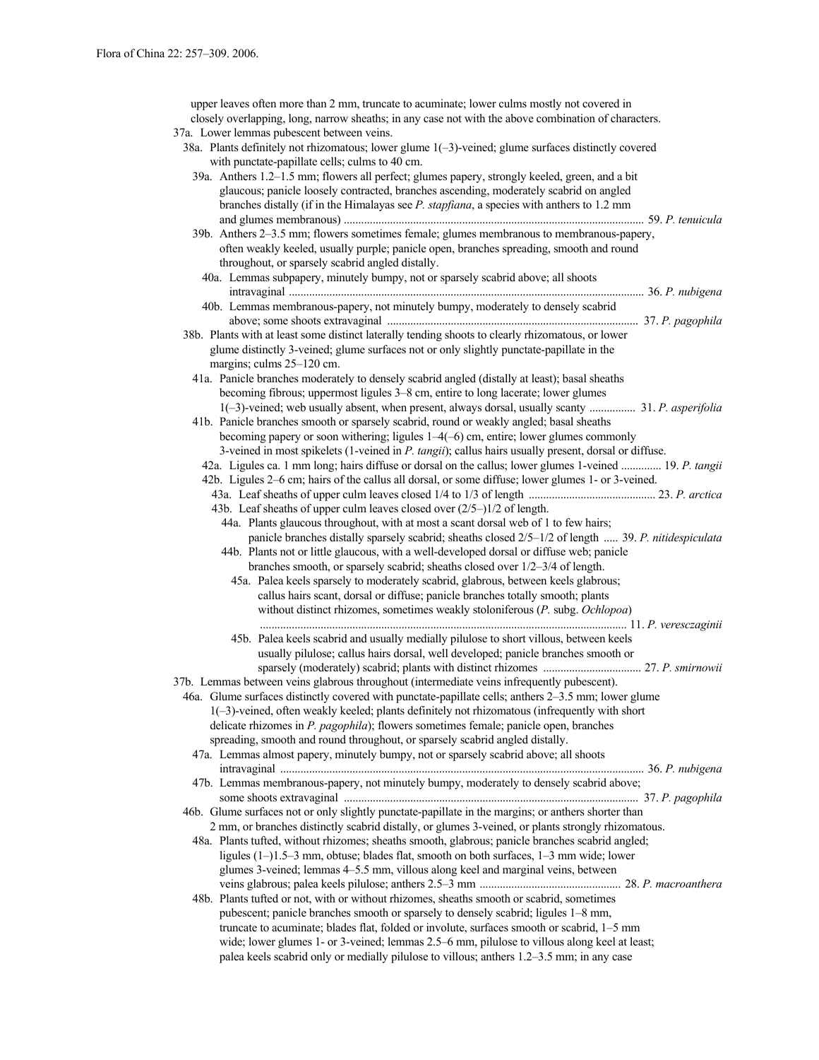upper leaves often more than 2 mm, truncate to acuminate; lower culms mostly not covered in closely overlapping, long, narrow sheaths; in any case not with the above combination of characters.

37a. Lower lemmas pubescent between veins.

38a. Plants definitely not rhizomatous; lower glume 1(–3)-veined; glume surfaces distinctly covered with punctate-papillate cells; culms to 40 cm.

39a. Anthers 1.2–1.5 mm; flowers all perfect; glumes papery, strongly keeled, green, and a bit glaucous; panicle loosely contracted, branches ascending, moderately scabrid on angled branches distally (if in the Himalayas see *P. stapfiana*, a species with anthers to 1.2 mm and glumes membranous) .......... 59. *P. tenuicula*

39b. Anthers 2–3.5 mm; flowers sometimes female; glumes membranous to membranous-papery, often weakly keeled, usually purple; panicle open, branches spreading, smooth and round throughout, or sparsely scabrid angled distally.

40a. Lemmas subpapery, minutely bumpy, not or sparsely scabrid above; all shoots intravaginal .......... 36. *P. nubigena*

40b. Lemmas membranous-papery, not minutely bumpy, moderately to densely scabrid above; some shoots extravaginal .......... 37. *P. pagophila*

38b. Plants with at least some distinct laterally tending shoots to clearly rhizomatous, or lower glume distinctly 3-veined; glume surfaces not or only slightly punctate-papillate in the margins; culms 25–120 cm.

41a. Panicle branches moderately to densely scabrid angled (distally at least); basal sheaths becoming fibrous; uppermost ligules 3–8 cm, entire to long lacerate; lower glumes 1(–3)-veined; web usually absent, when present, always dorsal, usually scanty .......... 31. *P. asperifolia*

41b. Panicle branches smooth or sparsely scabrid, round or weakly angled; basal sheaths becoming papery or soon withering; ligules 1–4(–6) cm, entire; lower glumes commonly 3-veined in most spikelets (1-veined in *P. tangii*); callus hairs usually present, dorsal or diffuse.

42a. Ligules ca. 1 mm long; hairs diffuse or dorsal on the callus; lower glumes 1-veined .......... 19. *P. tangii*

42b. Ligules 2–6 cm; hairs of the callus all dorsal, or some diffuse; lower glumes 1- or 3-veined.

43a. Leaf sheaths of upper culm leaves closed 1/4 to 1/3 of length .......... 23. *P. arctica*

43b. Leaf sheaths of upper culm leaves closed over (2/5–)1/2 of length.

44a. Plants glaucous throughout, with at most a scant dorsal web of 1 to few hairs; panicle branches distally sparsely scabrid; sheaths closed 2/5–1/2 of length .......... 39. *P. nitidespiculata*

44b. Plants not or little glaucous, with a well-developed dorsal or diffuse web; panicle branches smooth, or sparsely scabrid; sheaths closed over 1/2–3/4 of length.

45a. Palea keels sparsely to moderately scabrid, glabrous, between keels glabrous; callus hairs scant, dorsal or diffuse; panicle branches totally smooth; plants without distinct rhizomes, sometimes weakly stoloniferous (*P.* subg. *Ochlopoa*) .......... 11. *P. veresczaginii*

45b. Palea keels scabrid and usually medially pilulose to short villous, between keels usually pilulose; callus hairs dorsal, well developed; panicle branches smooth or sparsely (moderately) scabrid; plants with distinct rhizomes .......... 27. *P. smirnowii*

37b. Lemmas between veins glabrous throughout (intermediate veins infrequently pubescent).

46a. Glume surfaces distinctly covered with punctate-papillate cells; anthers 2–3.5 mm; lower glume 1(–3)-veined, often weakly keeled; plants definitely not rhizomatous (infrequently with short delicate rhizomes in *P. pagophila*); flowers sometimes female; panicle open, branches spreading, smooth and round throughout, or sparsely scabrid angled distally.

47a. Lemmas almost papery, minutely bumpy, not or sparsely scabrid above; all shoots intravaginal .......... 36. *P. nubigena*

47b. Lemmas membranous-papery, not minutely bumpy, moderately to densely scabrid above; some shoots extravaginal .......... 37. *P. pagophila*

46b. Glume surfaces not or only slightly punctate-papillate in the margins; or anthers shorter than 2 mm, or branches distinctly scabrid distally, or glumes 3-veined, or plants strongly rhizomatous.

48a. Plants tufted, without rhizomes; sheaths smooth, glabrous; panicle branches scabrid angled; ligules (1–)1.5–3 mm, obtuse; blades flat, smooth on both surfaces, 1–3 mm wide; lower glumes 3-veined; lemmas 4–5.5 mm, villous along keel and marginal veins, between veins glabrous; palea keels pilulose; anthers 2.5–3 mm .......... 28. *P. macroanthera*

48b. Plants tufted or not, with or without rhizomes, sheaths smooth or scabrid, sometimes pubescent; panicle branches smooth or sparsely to densely scabrid; ligules 1–8 mm, truncate to acuminate; blades flat, folded or involute, surfaces smooth or scabrid, 1–5 mm wide; lower glumes 1- or 3-veined; lemmas 2.5–6 mm, pilulose to villous along keel at least; palea keels scabrid only or medially pilulose to villous; anthers 1.2–3.5 mm; in any case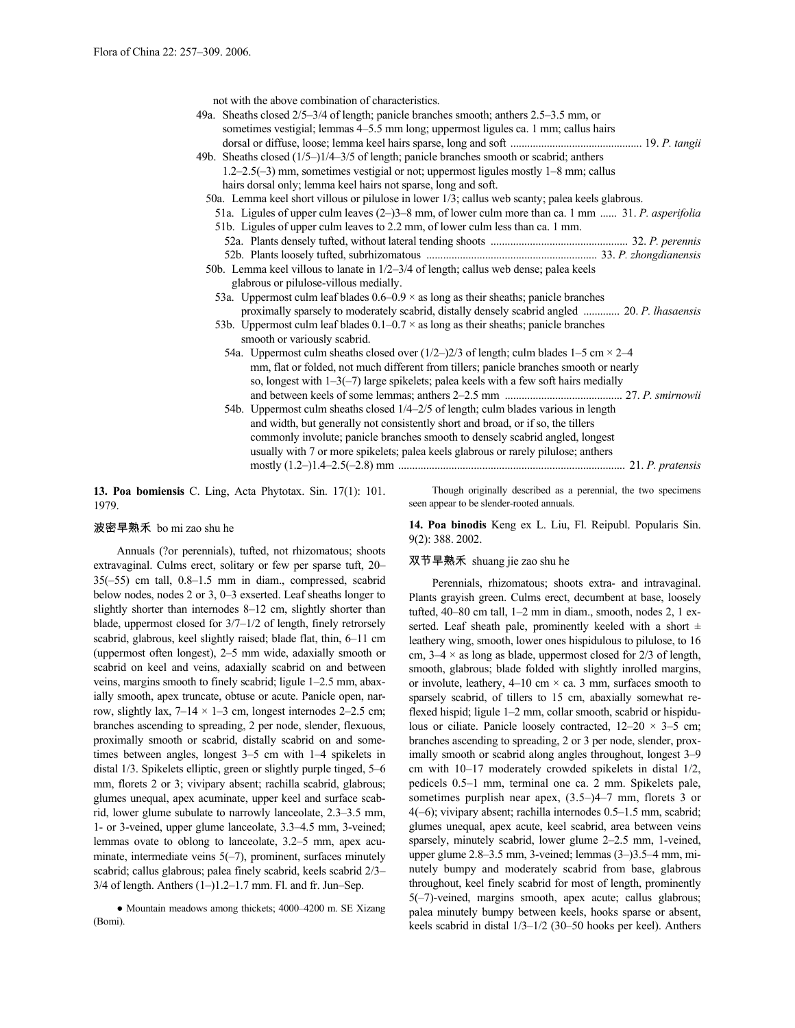not with the above combination of characteristics.

49a. Sheaths closed 2/5–3/4 of length; panicle branches smooth; anthers 2.5–3.5 mm, or sometimes vestigial; lemmas 4–5.5 mm long; uppermost ligules ca. 1 mm; callus hairs dorsal or diffuse, loose; lemma keel hairs sparse, long and soft .............................................. 19. *P. tangii*

49b. Sheaths closed (1/5–)1/4–3/5 of length; panicle branches smooth or scabrid; anthers 1.2–2.5(–3) mm, sometimes vestigial or not; uppermost ligules mostly 1–8 mm; callus hairs dorsal only; lemma keel hairs not sparse, long and soft.

50a. Lemma keel short villous or pilulose in lower 1/3; callus web scanty; palea keels glabrous.

51a. Ligules of upper culm leaves (2–)3–8 mm, of lower culm more than ca. 1 mm ...... 31. *P. asperifolia*

51b. Ligules of upper culm leaves to 2.2 mm, of lower culm less than ca. 1 mm.

52a. Plants densely tufted, without lateral tending shoots ................................................ 32. *P. perennis*

52b. Plants loosely tufted, subrhizomatous ............................................................ 33. *P. zhongdianensis*

50b. Lemma keel villous to lanate in 1/2–3/4 of length; callus web dense; palea keels glabrous or pilulose-villous medially.

53a. Uppermost culm leaf blades 0.6–0.9 × as long as their sheaths; panicle branches proximally sparsely to moderately scabrid, distally densely scabrid angled ............. 20. *P. lhasaensis*

53b. Uppermost culm leaf blades 0.1–0.7 × as long as their sheaths; panicle branches smooth or variously scabrid.

54a. Uppermost culm sheaths closed over (1/2–)2/3 of length; culm blades 1–5 cm × 2–4 mm, flat or folded, not much different from tillers; panicle branches smooth or nearly so, longest with 1–3(–7) large spikelets; palea keels with a few soft hairs medially and between keels of some lemmas; anthers 2–2.5 mm ......................................... 27. *P. smirnowii*

54b. Uppermost culm sheaths closed 1/4–2/5 of length; culm blades various in length and width, but generally not consistently short and broad, or if so, the tillers commonly involute; panicle branches smooth to densely scabrid angled, longest usually with 7 or more spikelets; palea keels glabrous or rarely pilulose; anthers mostly (1.2–)1.4–2.5(–2.8) mm ................................................................................ 21. *P. pratensis*

**13. Poa bomiensis** C. Ling, Acta Phytotax. Sin. 17(1): 101. 1979.

波密早熟禾 bo mi zao shu he

Annuals (?or perennials), tufted, not rhizomatous; shoots extravaginal. Culms erect, solitary or few per sparse tuft, 20–35(–55) cm tall, 0.8–1.5 mm in diam., compressed, scabrid below nodes, nodes 2 or 3, 0–3 exserted. Leaf sheaths longer to slightly shorter than internodes 8–12 cm, slightly shorter than blade, uppermost closed for 3/7–1/2 of length, finely retrorsely scabrid, glabrous, keel slightly raised; blade flat, thin, 6–11 cm (uppermost often longest), 2–5 mm wide, adaxially smooth or scabrid on keel and veins, adaxially scabrid on and between veins, margins smooth to finely scabrid; ligule 1–2.5 mm, abaxially smooth, apex truncate, obtuse or acute. Panicle open, narrow, slightly lax, 7–14 × 1–3 cm, longest internodes 2–2.5 cm; branches ascending to spreading, 2 per node, slender, flexuous, proximally smooth or scabrid, distally scabrid on and sometimes between angles, longest 3–5 cm with 1–4 spikelets in distal 1/3. Spikelets elliptic, green or slightly purple tinged, 5–6 mm, florets 2 or 3; vivipary absent; rachilla scabrid, glabrous; glumes unequal, apex acuminate, upper keel and surface scabrid, lower glume subulate to narrowly lanceolate, 2.3–3.5 mm, 1- or 3-veined, upper glume lanceolate, 3.3–4.5 mm, 3-veined; lemmas ovate to oblong to lanceolate, 3.2–5 mm, apex acuminate, intermediate veins 5(–7), prominent, surfaces minutely scabrid; callus glabrous; palea finely scabrid, keels scabrid 2/3–3/4 of length. Anthers (1–)1.2–1.7 mm. Fl. and fr. Jun–Sep.

● Mountain meadows among thickets; 4000–4200 m. SE Xizang (Bomi).

Though originally described as a perennial, the two specimens seen appear to be slender-rooted annuals.

**14. Poa binodis** Keng ex L. Liu, Fl. Reipubl. Popularis Sin. 9(2): 388. 2002.

双节早熟禾 shuang jie zao shu he

Perennials, rhizomatous; shoots extra- and intravaginal. Plants grayish green. Culms erect, decumbent at base, loosely tufted, 40–80 cm tall, 1–2 mm in diam., smooth, nodes 2, 1 exserted. Leaf sheath pale, prominently keeled with a short ± leathery wing, smooth, lower ones hispidulous to pilulose, to 16 cm, 3–4 × as long as blade, uppermost closed for 2/3 of length, smooth, glabrous; blade folded with slightly inrolled margins, or involute, leathery, 4–10 cm × ca. 3 mm, surfaces smooth to sparsely scabrid, of tillers to 15 cm, abaxially somewhat reflexed hispid; ligule 1–2 mm, collar smooth, scabrid or hispidulous or ciliate. Panicle loosely contracted, 12–20 × 3–5 cm; branches ascending to spreading, 2 or 3 per node, slender, proximally smooth or scabrid along angles throughout, longest 3–9 cm with 10–17 moderately crowded spikelets in distal 1/2, pedicels 0.5–1 mm, terminal one ca. 2 mm. Spikelets pale, sometimes purplish near apex, (3.5–)4–7 mm, florets 3 or 4(–6); vivipary absent; rachilla internodes 0.5–1.5 mm, scabrid; glumes unequal, apex acute, keel scabrid, area between veins sparsely, minutely scabrid, lower glume 2–2.5 mm, 1-veined, upper glume 2.8–3.5 mm, 3-veined; lemmas (3–)3.5–4 mm, minutely bumpy and moderately scabrid from base, glabrous throughout, keel finely scabrid for most of length, prominently 5(–7)-veined, margins smooth, apex acute; callus glabrous; palea minutely bumpy between keels, hooks sparse or absent, keels scabrid in distal 1/3–1/2 (30–50 hooks per keel). Anthers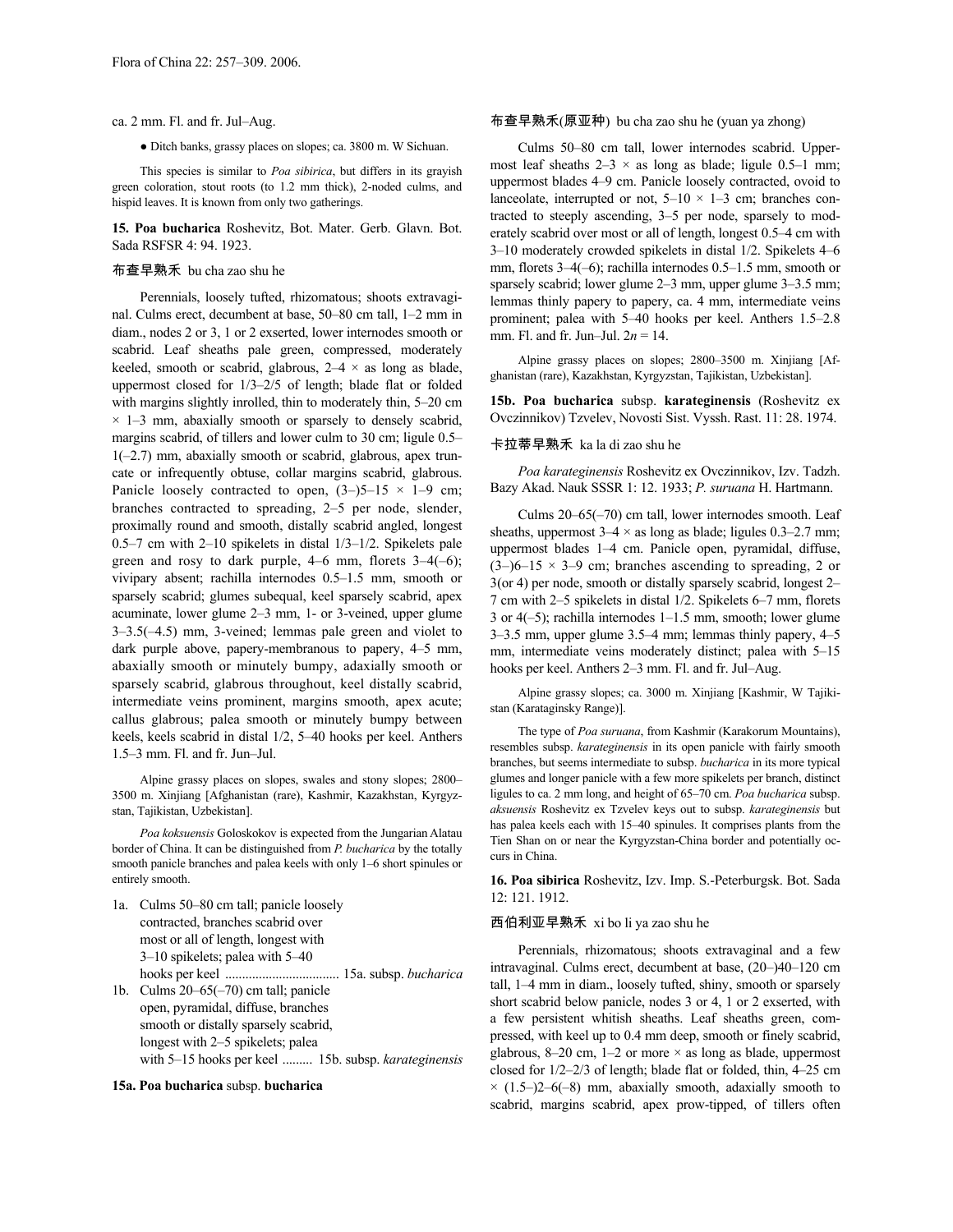ca. 2 mm. Fl. and fr. Jul–Aug.

● Ditch banks, grassy places on slopes; ca. 3800 m. W Sichuan.

This species is similar to *Poa sibirica*, but differs in its grayish green coloration, stout roots (to 1.2 mm thick), 2-noded culms, and hispid leaves. It is known from only two gatherings.

**15. Poa bucharica** Roshevitz, Bot. Mater. Gerb. Glavn. Bot. Sada RSFSR 4: 94. 1923.

布查早熟禾 bu cha zao shu he

Perennials, loosely tufted, rhizomatous; shoots extravaginal. Culms erect, decumbent at base, 50–80 cm tall, 1–2 mm in diam., nodes 2 or 3, 1 or 2 exserted, lower internodes smooth or scabrid. Leaf sheaths pale green, compressed, moderately keeled, smooth or scabrid, glabrous, 2–4 × as long as blade, uppermost closed for 1/3–2/5 of length; blade flat or folded with margins slightly inrolled, thin to moderately thin, 5–20 cm × 1–3 mm, abaxially smooth or sparsely to densely scabrid, margins scabrid, of tillers and lower culm to 30 cm; ligule 0.5–1(–2.7) mm, abaxially smooth or scabrid, glabrous, apex truncate or infrequently obtuse, collar margins scabrid, glabrous. Panicle loosely contracted to open, (3–)5–15 × 1–9 cm; branches contracted to spreading, 2–5 per node, slender, proximally round and smooth, distally scabrid angled, longest 0.5–7 cm with 2–10 spikelets in distal 1/3–1/2. Spikelets pale green and rosy to dark purple, 4–6 mm, florets 3–4(–6); vivipary absent; rachilla internodes 0.5–1.5 mm, smooth or sparsely scabrid; glumes subequal, keel sparsely scabrid, apex acuminate, lower glume 2–3 mm, 1- or 3-veined, upper glume 3–3.5(–4.5) mm, 3-veined; lemmas pale green and violet to dark purple above, papery-membranous to papery, 4–5 mm, abaxially smooth or minutely bumpy, adaxially smooth or sparsely scabrid, glabrous throughout, keel distally scabrid, intermediate veins prominent, margins smooth, apex acute; callus glabrous; palea smooth or minutely bumpy between keels, keels scabrid in distal 1/2, 5–40 hooks per keel. Anthers 1.5–3 mm. Fl. and fr. Jun–Jul.

Alpine grassy places on slopes, swales and stony slopes; 2800–3500 m. Xinjiang [Afghanistan (rare), Kashmir, Kazakhstan, Kyrgyzstan, Tajikistan, Uzbekistan].

*Poa koksuensis* Goloskokov is expected from the Jungarian Alatau border of China. It can be distinguished from *P. bucharica* by the totally smooth panicle branches and palea keels with only 1–6 short spinules or entirely smooth.

1a. Culms 50–80 cm tall; panicle loosely contracted, branches scabrid over most or all of length, longest with 3–10 spikelets; palea with 5–40 hooks per keel .................................. 15a. subsp. *bucharica*
1b. Culms 20–65(–70) cm tall; panicle open, pyramidal, diffuse, branches smooth or distally sparsely scabrid, longest with 2–5 spikelets; palea with 5–15 hooks per keel ......... 15b. subsp. *karateginensis*

**15a. Poa bucharica** subsp. **bucharica**

布查早熟禾(原亚种) bu cha zao shu he (yuan ya zhong)

Culms 50–80 cm tall, lower internodes scabrid. Uppermost leaf sheaths 2–3 × as long as blade; ligule 0.5–1 mm; uppermost blades 4–9 cm. Panicle loosely contracted, ovoid to lanceolate, interrupted or not, 5–10 × 1–3 cm; branches contracted to steeply ascending, 3–5 per node, sparsely to moderately scabrid over most or all of length, longest 0.5–4 cm with 3–10 moderately crowded spikelets in distal 1/2. Spikelets 4–6 mm, florets 3–4(–6); rachilla internodes 0.5–1.5 mm, smooth or sparsely scabrid; lower glume 2–3 mm, upper glume 3–3.5 mm; lemmas thinly papery to papery, ca. 4 mm, intermediate veins prominent; palea with 5–40 hooks per keel. Anthers 1.5–2.8 mm. Fl. and fr. Jun–Jul. $2n = 14$.

Alpine grassy places on slopes; 2800–3500 m. Xinjiang [Afghanistan (rare), Kazakhstan, Kyrgyzstan, Tajikistan, Uzbekistan].

**15b. Poa bucharica** subsp. **karateginensis** (Roshevitz ex Ovczinnikov) Tzvelev, Novosti Sist. Vyssh. Rast. 11: 28. 1974.

卡拉蒂早熟禾 ka la di zao shu he

*Poa karateginensis* Roshevitz ex Ovczinnikov, Izv. Tadzh. Bazy Akad. Nauk SSSR 1: 12. 1933; *P. suruana* H. Hartmann.

Culms 20–65(–70) cm tall, lower internodes smooth. Leaf sheaths, uppermost 3–4 × as long as blade; ligules 0.3–2.7 mm; uppermost blades 1–4 cm. Panicle open, pyramidal, diffuse, (3–)6–15 × 3–9 cm; branches ascending to spreading, 2 or 3(or 4) per node, smooth or distally sparsely scabrid, longest 2–7 cm with 2–5 spikelets in distal 1/2. Spikelets 6–7 mm, florets 3 or 4(–5); rachilla internodes 1–1.5 mm, smooth; lower glume 3–3.5 mm, upper glume 3.5–4 mm; lemmas thinly papery, 4–5 mm, intermediate veins moderately distinct; palea with 5–15 hooks per keel. Anthers 2–3 mm. Fl. and fr. Jul–Aug.

Alpine grassy slopes; ca. 3000 m. Xinjiang [Kashmir, W Tajikistan (Karataginsky Range)].

The type of *Poa suruana*, from Kashmir (Karakorum Mountains), resembles subsp. *karateginensis* in its open panicle with fairly smooth branches, but seems intermediate to subsp. *bucharica* in its more typical glumes and longer panicle with a few more spikelets per branch, distinct ligules to ca. 2 mm long, and height of 65–70 cm. *Poa bucharica* subsp. *aksuensis* Roshevitz ex Tzvelev keys out to subsp. *karateginensis* but has palea keels each with 15–40 spinules. It comprises plants from the Tien Shan on or near the Kyrgyzstan-China border and potentially occurs in China.

**16. Poa sibirica** Roshevitz, Izv. Imp. S.-Peterburgsk. Bot. Sada 12: 121. 1912.

西伯利亚早熟禾 xi bo li ya zao shu he

Perennials, rhizomatous; shoots extravaginal and a few intravaginal. Culms erect, decumbent at base, (20–)40–120 cm tall, 1–4 mm in diam., loosely tufted, shiny, smooth or sparsely short scabrid below panicle, nodes 3 or 4, 1 or 2 exserted, with a few persistent whitish sheaths. Leaf sheaths green, compressed, with keel up to 0.4 mm deep, smooth or finely scabrid, glabrous, 8–20 cm, 1–2 or more × as long as blade, uppermost closed for 1/2–2/3 of length; blade flat or folded, thin, 4–25 cm × (1.5–)2–6(–8) mm, abaxially smooth, adaxially smooth to scabrid, margins scabrid, apex prow-tipped, of tillers often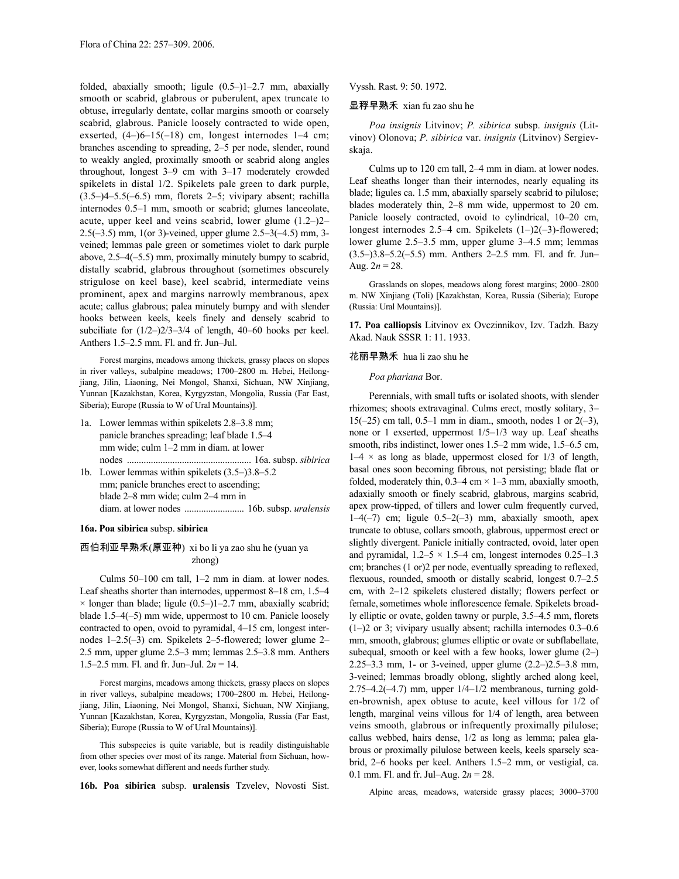folded, abaxially smooth; ligule (0.5–)1–2.7 mm, abaxially smooth or scabrid, glabrous or puberulent, apex truncate to obtuse, irregularly dentate, collar margins smooth or coarsely scabrid, glabrous. Panicle loosely contracted to wide open, exserted, (4–)6–15(–18) cm, longest internodes 1–4 cm; branches ascending to spreading, 2–5 per node, slender, round to weakly angled, proximally smooth or scabrid along angles throughout, longest 3–9 cm with 3–17 moderately crowded spikelets in distal 1/2. Spikelets pale green to dark purple, (3.5–)4–5.5(–6.5) mm, florets 2–5; vivipary absent; rachilla internodes 0.5–1 mm, smooth or scabrid; glumes lanceolate, acute, upper keel and veins scabrid, lower glume (1.2–)2–2.5(–3.5) mm, 1(or 3)-veined, upper glume 2.5–3(–4.5) mm, 3-veined; lemmas pale green or sometimes violet to dark purple above, 2.5–4(–5.5) mm, proximally minutely bumpy to scabrid, distally scabrid, glabrous throughout (sometimes obscurely strigulose on keel base), keel scabrid, intermediate veins prominent, apex and margins narrowly membranous, apex acute; callus glabrous; palea minutely bumpy and with slender hooks between keels, keels finely and densely scabrid to subciliate for (1/2–)2/3–3/4 of length, 40–60 hooks per keel. Anthers 1.5–2.5 mm. Fl. and fr. Jun–Jul.

Forest margins, meadows among thickets, grassy places on slopes in river valleys, subalpine meadows; 1700–2800 m. Hebei, Heilongjiang, Jilin, Liaoning, Nei Mongol, Shanxi, Sichuan, NW Xinjiang, Yunnan [Kazakhstan, Korea, Kyrgyzstan, Mongolia, Russia (Far East, Siberia); Europe (Russia to W of Ural Mountains)].

1a. Lower lemmas within spikelets 2.8–3.8 mm; panicle branches spreading; leaf blade 1.5–4 mm wide; culm 1–2 mm in diam. at lower nodes .................................................... 16a. subsp. *sibirica*
1b. Lower lemmas within spikelets (3.5–)3.8–5.2 mm; panicle branches erect to ascending; blade 2–8 mm wide; culm 2–4 mm in diam. at lower nodes ........................ 16b. subsp. *uralensis*

**16a. Poa sibirica** subsp. **sibirica**

西伯利亚早熟禾(原亚种) xi bo li ya zao shu he (yuan ya zhong)

Culms 50–100 cm tall, 1–2 mm in diam. at lower nodes. Leaf sheaths shorter than internodes, uppermost 8–18 cm, 1.5–4 × longer than blade; ligule (0.5–)1–2.7 mm, abaxially scabrid; blade 1.5–4(–5) mm wide, uppermost to 10 cm. Panicle loosely contracted to open, ovoid to pyramidal, 4–15 cm, longest internodes 1–2.5(–3) cm. Spikelets 2–5-flowered; lower glume 2–2.5 mm, upper glume 2.5–3 mm; lemmas 2.5–3.8 mm. Anthers 1.5–2.5 mm. Fl. and fr. Jun–Jul. 2*n* = 14.

Forest margins, meadows among thickets, grassy places on slopes in river valleys, subalpine meadows; 1700–2800 m. Hebei, Heilongjiang, Jilin, Liaoning, Nei Mongol, Shanxi, Sichuan, NW Xinjiang, Yunnan [Kazakhstan, Korea, Kyrgyzstan, Mongolia, Russia (Far East, Siberia); Europe (Russia to W of Ural Mountains)].

This subspecies is quite variable, but is readily distinguishable from other species over most of its range. Material from Sichuan, however, looks somewhat different and needs further study.

**16b. Poa sibirica** subsp. **uralensis** Tzvelev, Novosti Sist. Vyssh. Rast. 9: 50. 1972.

显稃早熟禾 xian fu zao shu he

*Poa insignis* Litvinov; *P. sibirica* subsp. *insignis* (Litvinov) Olonova; *P. sibirica* var. *insignis* (Litvinov) Sergievskaja.

Culms up to 120 cm tall, 2–4 mm in diam. at lower nodes. Leaf sheaths longer than their internodes, nearly equaling its blade; ligules ca. 1.5 mm, abaxially sparsely scabrid to pilulose; blades moderately thin, 2–8 mm wide, uppermost to 20 cm. Panicle loosely contracted, ovoid to cylindrical, 10–20 cm, longest internodes 2.5–4 cm. Spikelets (1–)2(–3)-flowered; lower glume 2.5–3.5 mm, upper glume 3–4.5 mm; lemmas (3.5–)3.8–5.2(–5.5) mm. Anthers 2–2.5 mm. Fl. and fr. Jun–Aug. 2*n* = 28.

Grasslands on slopes, meadows along forest margins; 2000–2800 m. NW Xinjiang (Toli) [Kazakhstan, Korea, Russia (Siberia); Europe (Russia: Ural Mountains)].

**17. Poa calliopsis** Litvinov ex Ovczinnikov, Izv. Tadzh. Bazy Akad. Nauk SSSR 1: 11. 1933.

花丽早熟禾 hua li zao shu he

*Poa phariana* Bor.

Perennials, with small tufts or isolated shoots, with slender rhizomes; shoots extravaginal. Culms erect, mostly solitary, 3–15(–25) cm tall, 0.5–1 mm in diam., smooth, nodes 1 or 2(–3), none or 1 exserted, uppermost 1/5–1/3 way up. Leaf sheaths smooth, ribs indistinct, lower ones 1.5–2 mm wide, 1.5–6.5 cm, 1–4 × as long as blade, uppermost closed for 1/3 of length, basal ones soon becoming fibrous, not persisting; blade flat or folded, moderately thin, 0.3–4 cm × 1–3 mm, abaxially smooth, adaxially smooth or finely scabrid, glabrous, margins scabrid, apex prow-tipped, of tillers and lower culm frequently curved, 1–4(–7) cm; ligule 0.5–2(–3) mm, abaxially smooth, apex truncate to obtuse, collars smooth, glabrous, uppermost erect or slightly divergent. Panicle initially contracted, ovoid, later open and pyramidal, 1.2–5 × 1.5–4 cm, longest internodes 0.25–1.3 cm; branches (1 or)2 per node, eventually spreading to reflexed, flexuous, rounded, smooth or distally scabrid, longest 0.7–2.5 cm, with 2–12 spikelets clustered distally; flowers perfect or female, sometimes whole inflorescence female. Spikelets broadly elliptic or ovate, golden tawny or purple, 3.5–4.5 mm, florets (1–)2 or 3; vivipary usually absent; rachilla internodes 0.3–0.6 mm, smooth, glabrous; glumes elliptic or ovate or subflabellate, subequal, smooth or keel with a few hooks, lower glume (2–)2.25–3.3 mm, 1- or 3-veined, upper glume (2.2–)2.5–3.8 mm, 3-veined; lemmas broadly oblong, slightly arched along keel, 2.75–4.2(–4.7) mm, upper 1/4–1/2 membranous, turning golden-brownish, apex obtuse to acute, keel villous for 1/2 of length, marginal veins villous for 1/4 of length, area between veins smooth, glabrous or infrequently proximally pilulose; callus webbed, hairs dense, 1/2 as long as lemma; palea glabrous or proximally pilulose between keels, keels sparsely scabrid, 2–6 hooks per keel. Anthers 1.5–2 mm, or vestigial, ca. 0.1 mm. Fl. and fr. Jul–Aug. 2*n* = 28.

Alpine areas, meadows, waterside grassy places; 3000–3700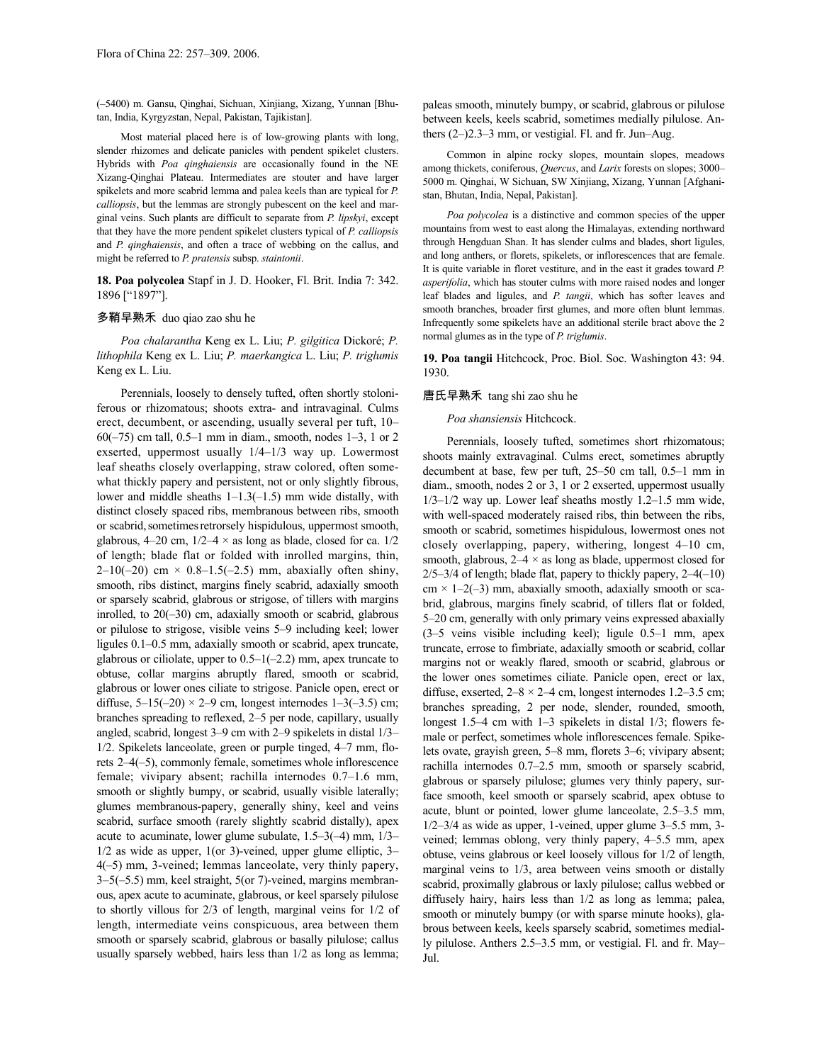(–5400) m. Gansu, Qinghai, Sichuan, Xinjiang, Xizang, Yunnan [Bhutan, India, Kyrgyzstan, Nepal, Pakistan, Tajikistan].

Most material placed here is of low-growing plants with long, slender rhizomes and delicate panicles with pendent spikelet clusters. Hybrids with *Poa qinghaiensis* are occasionally found in the NE Xizang-Qinghai Plateau. Intermediates are stouter and have larger spikelets and more scabrid lemma and palea keels than are typical for *P. calliopsis*, but the lemmas are strongly pubescent on the keel and marginal veins. Such plants are difficult to separate from *P. lipskyi*, except that they have the more pendent spikelet clusters typical of *P. calliopsis* and *P. qinghaiensis*, and often a trace of webbing on the callus, and might be referred to *P. pratensis* subsp. *staintonii*.

**18. Poa polycolea** Stapf in J. D. Hooker, Fl. Brit. India 7: 342. 1896 ["1897"].

多鞘早熟禾 duo qiao zao shu he

*Poa chalarantha* Keng ex L. Liu; *P. gilgitica* Dickoré; *P. lithophila* Keng ex L. Liu; *P. maerkangica* L. Liu; *P. triglumis* Keng ex L. Liu.

Perennials, loosely to densely tufted, often shortly stoloniferous or rhizomatous; shoots extra- and intravaginal. Culms erect, decumbent, or ascending, usually several per tuft, 10–60(–75) cm tall, 0.5–1 mm in diam., smooth, nodes 1–3, 1 or 2 exserted, uppermost usually 1/4–1/3 way up. Lowermost leaf sheaths closely overlapping, straw colored, often somewhat thickly papery and persistent, not or only slightly fibrous, lower and middle sheaths 1–1.3(–1.5) mm wide distally, with distinct closely spaced ribs, membranous between ribs, smooth or scabrid, sometimes retrorsely hispidulous, uppermost smooth, glabrous, 4–20 cm, 1/2–4 × as long as blade, closed for ca. 1/2 of length; blade flat or folded with inrolled margins, thin, 2–10(–20) cm × 0.8–1.5(–2.5) mm, abaxially often shiny, smooth, ribs distinct, margins finely scabrid, adaxially smooth or sparsely scabrid, glabrous or strigose, of tillers with margins inrolled, to 20(–30) cm, adaxially smooth or scabrid, glabrous or pilulose to strigose, visible veins 5–9 including keel; lower ligules 0.1–0.5 mm, adaxially smooth or scabrid, apex truncate, glabrous or ciliolate, upper to 0.5–1(–2.2) mm, apex truncate to obtuse, collar margins abruptly flared, smooth or scabrid, glabrous or lower ones ciliate to strigose. Panicle open, erect or diffuse, 5–15(–20) × 2–9 cm, longest internodes 1–3(–3.5) cm; branches spreading to reflexed, 2–5 per node, capillary, usually angled, scabrid, longest 3–9 cm with 2–9 spikelets in distal 1/3–1/2. Spikelets lanceolate, green or purple tinged, 4–7 mm, florets 2–4(–5), commonly female, sometimes whole inflorescence female; vivipary absent; rachilla internodes 0.7–1.6 mm, smooth or slightly bumpy, or scabrid, usually visible laterally; glumes membranous-papery, generally shiny, keel and veins scabrid, surface smooth (rarely slightly scabrid distally), apex acute to acuminate, lower glume subulate, 1.5–3(–4) mm, 1/3–1/2 as wide as upper, 1(or 3)-veined, upper glume elliptic, 3–4(–5) mm, 3-veined; lemmas lanceolate, very thinly papery, 3–5(–5.5) mm, keel straight, 5(or 7)-veined, margins membranous, apex acute to acuminate, glabrous, or keel sparsely pilulose to shortly villous for 2/3 of length, marginal veins for 1/2 of length, intermediate veins conspicuous, area between them smooth or sparsely scabrid, glabrous or basally pilulose; callus usually sparsely webbed, hairs less than 1/2 as long as lemma; paleas smooth, minutely bumpy, or scabrid, glabrous or pilulose between keels, keels scabrid, sometimes medially pilulose. Anthers (2–)2.3–3 mm, or vestigial. Fl. and fr. Jun–Aug.

Common in alpine rocky slopes, mountain slopes, meadows among thickets, coniferous, *Quercus*, and *Larix* forests on slopes; 3000–5000 m. Qinghai, W Sichuan, SW Xinjiang, Xizang, Yunnan [Afghanistan, Bhutan, India, Nepal, Pakistan].

*Poa polycolea* is a distinctive and common species of the upper mountains from west to east along the Himalayas, extending northward through Hengduan Shan. It has slender culms and blades, short ligules, and long anthers, or florets, spikelets, or inflorescences that are female. It is quite variable in floret vestiture, and in the east it grades toward *P. asperifolia*, which has stouter culms with more raised nodes and longer leaf blades and ligules, and *P. tangii*, which has softer leaves and smooth branches, broader first glumes, and more often blunt lemmas. Infrequently some spikelets have an additional sterile bract above the 2 normal glumes as in the type of *P. triglumis*.

**19. Poa tangii** Hitchcock, Proc. Biol. Soc. Washington 43: 94. 1930.

唐氏早熟禾 tang shi zao shu he

*Poa shansiensis* Hitchcock.

Perennials, loosely tufted, sometimes short rhizomatous; shoots mainly extravaginal. Culms erect, sometimes abruptly decumbent at base, few per tuft, 25–50 cm tall, 0.5–1 mm in diam., smooth, nodes 2 or 3, 1 or 2 exserted, uppermost usually 1/3–1/2 way up. Lower leaf sheaths mostly 1.2–1.5 mm wide, with well-spaced moderately raised ribs, thin between the ribs, smooth or scabrid, sometimes hispidulous, lowermost ones not closely overlapping, papery, withering, longest 4–10 cm, smooth, glabrous, 2–4 × as long as blade, uppermost closed for 2/5–3/4 of length; blade flat, papery to thickly papery, 2–4(–10) cm × 1–2(–3) mm, abaxially smooth, adaxially smooth or scabrid, glabrous, margins finely scabrid, of tillers flat or folded, 5–20 cm, generally with only primary veins expressed abaxially (3–5 veins visible including keel); ligule 0.5–1 mm, apex truncate, errose to fimbriate, adaxially smooth or scabrid, collar margins not or weakly flared, smooth or scabrid, glabrous or the lower ones sometimes ciliate. Panicle open, erect or lax, diffuse, exserted, 2–8 × 2–4 cm, longest internodes 1.2–3.5 cm; branches spreading, 2 per node, slender, rounded, smooth, longest 1.5–4 cm with 1–3 spikelets in distal 1/3; flowers female or perfect, sometimes whole inflorescences female. Spikelets ovate, grayish green, 5–8 mm, florets 3–6; vivipary absent; rachilla internodes 0.7–2.5 mm, smooth or sparsely scabrid, glabrous or sparsely pilulose; glumes very thinly papery, surface smooth, keel smooth or sparsely scabrid, apex obtuse to acute, blunt or pointed, lower glume lanceolate, 2.5–3.5 mm, 1/2–3/4 as wide as upper, 1-veined, upper glume 3–5.5 mm, 3-veined; lemmas oblong, very thinly papery, 4–5.5 mm, apex obtuse, veins glabrous or keel loosely villous for 1/2 of length, marginal veins to 1/3, area between veins smooth or distally scabrid, proximally glabrous or laxly pilulose; callus webbed or diffusely hairy, hairs less than 1/2 as long as lemma; palea, smooth or minutely bumpy (or with sparse minute hooks), glabrous between keels, keels sparsely scabrid, sometimes medially pilulose. Anthers 2.5–3.5 mm, or vestigial. Fl. and fr. May–Jul.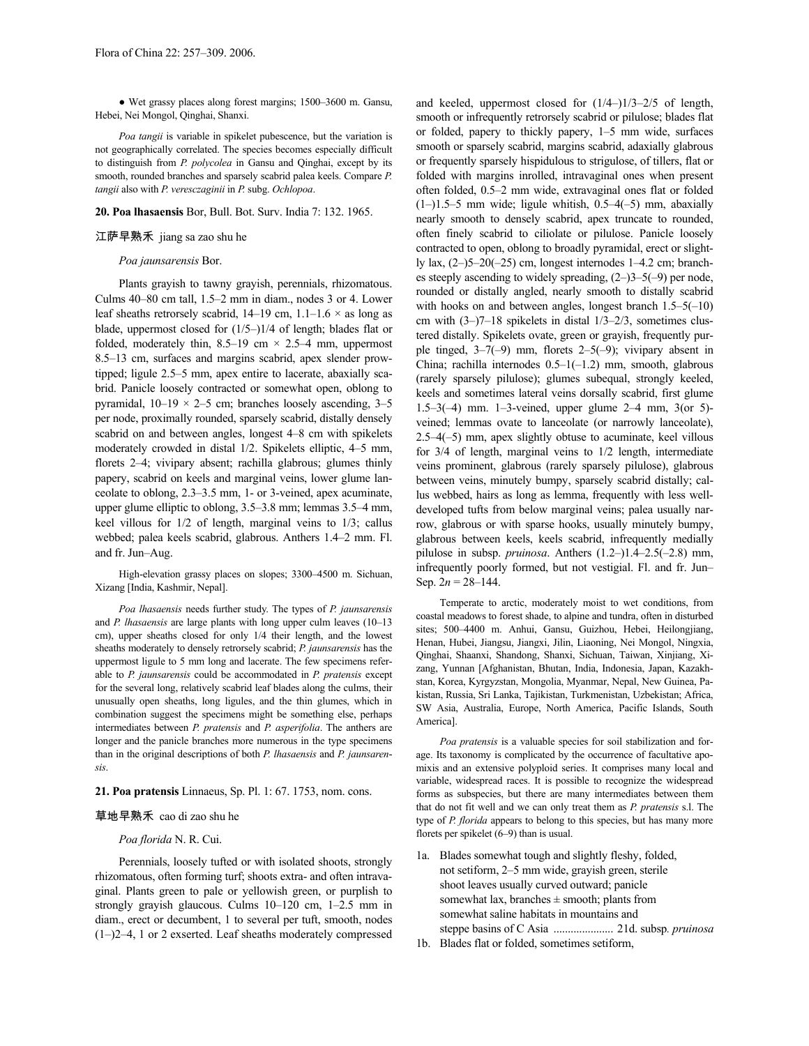● Wet grassy places along forest margins; 1500–3600 m. Gansu, Hebei, Nei Mongol, Qinghai, Shanxi.

*Poa tangii* is variable in spikelet pubescence, but the variation is not geographically correlated. The species becomes especially difficult to distinguish from *P. polycolea* in Gansu and Qinghai, except by its smooth, rounded branches and sparsely scabrid palea keels. Compare *P. tangii* also with *P. veresczaginii* in *P.* subg. *Ochlopoa*.

**20. Poa lhasaensis** Bor, Bull. Bot. Surv. India 7: 132. 1965.

江萨早熟禾 jiang sa zao shu he

*Poa jaunsarensis* Bor.

Plants grayish to tawny grayish, perennials, rhizomatous. Culms 40–80 cm tall, 1.5–2 mm in diam., nodes 3 or 4. Lower leaf sheaths retrorsely scabrid, 14–19 cm, 1.1–1.6 × as long as blade, uppermost closed for (1/5–)1/4 of length; blades flat or folded, moderately thin, 8.5–19 cm × 2.5–4 mm, uppermost 8.5–13 cm, surfaces and margins scabrid, apex slender prow-tipped; ligule 2.5–5 mm, apex entire to lacerate, abaxially scabrid. Panicle loosely contracted or somewhat open, oblong to pyramidal, 10–19 × 2–5 cm; branches loosely ascending, 3–5 per node, proximally rounded, sparsely scabrid, distally densely scabrid on and between angles, longest 4–8 cm with spikelets moderately crowded in distal 1/2. Spikelets elliptic, 4–5 mm, florets 2–4; vivipary absent; rachilla glabrous; glumes thinly papery, scabrid on keels and marginal veins, lower glume lanceolate to oblong, 2.3–3.5 mm, 1- or 3-veined, apex acuminate, upper glume elliptic to oblong, 3.5–3.8 mm; lemmas 3.5–4 mm, keel villous for 1/2 of length, marginal veins to 1/3; callus webbed; palea keels scabrid, glabrous. Anthers 1.4–2 mm. Fl. and fr. Jun–Aug.

High-elevation grassy places on slopes; 3300–4500 m. Sichuan, Xizang [India, Kashmir, Nepal].

*Poa lhasaensis* needs further study. The types of *P. jaunsarensis* and *P. lhasaensis* are large plants with long upper culm leaves (10–13 cm), upper sheaths closed for only 1/4 their length, and the lowest sheaths moderately to densely retrorsely scabrid; *P. jaunsarensis* has the uppermost ligule to 5 mm long and lacerate. The few specimens referable to *P. jaunsarensis* could be accommodated in *P. pratensis* except for the several long, relatively scabrid leaf blades along the culms, their unusually open sheaths, long ligules, and the thin glumes, which in combination suggest the specimens might be something else, perhaps intermediates between *P. pratensis* and *P. asperifolia*. The anthers are longer and the panicle branches more numerous in the type specimens than in the original descriptions of both *P. lhasaensis* and *P. jaunsarensis*.

**21. Poa pratensis** Linnaeus, Sp. Pl. 1: 67. 1753, nom. cons.

草地早熟禾 cao di zao shu he

*Poa florida* N. R. Cui.

Perennials, loosely tufted or with isolated shoots, strongly rhizomatous, often forming turf; shoots extra- and often intravaginal. Plants green to pale or yellowish green, or purplish to strongly grayish glaucous. Culms 10–120 cm, 1–2.5 mm in diam., erect or decumbent, 1 to several per tuft, smooth, nodes (1–)2–4, 1 or 2 exserted. Leaf sheaths moderately compressed and keeled, uppermost closed for (1/4–)1/3–2/5 of length, smooth or infrequently retrorsely scabrid or pilulose; blades flat or folded, papery to thickly papery, 1–5 mm wide, surfaces smooth or sparsely scabrid, margins scabrid, adaxially glabrous or frequently sparsely hispidulous to strigulose, of tillers, flat or folded with margins inrolled, intravaginal ones when present often folded, 0.5–2 mm wide, extravaginal ones flat or folded (1–)1.5–5 mm wide; ligule whitish, 0.5–4(–5) mm, abaxially nearly smooth to densely scabrid, apex truncate to rounded, often finely scabrid to ciliolate or pilulose. Panicle loosely contracted to open, oblong to broadly pyramidal, erect or slightly lax, (2–)5–20(–25) cm, longest internodes 1–4.2 cm; branches steeply ascending to widely spreading, (2–)3–5(–9) per node, rounded or distally angled, nearly smooth to distally scabrid with hooks on and between angles, longest branch 1.5–5(–10) cm with (3–)7–18 spikelets in distal 1/3–2/3, sometimes clustered distally. Spikelets ovate, green or grayish, frequently purple tinged, 3–7(–9) mm, florets 2–5(–9); vivipary absent in China; rachilla internodes 0.5–1(–1.2) mm, smooth, glabrous (rarely sparsely pilulose); glumes subequal, strongly keeled, keels and sometimes lateral veins dorsally scabrid, first glume 1.5–3(–4) mm. 1–3-veined, upper glume 2–4 mm, 3(or 5)-veined; lemmas ovate to lanceolate (or narrowly lanceolate), 2.5–4(–5) mm, apex slightly obtuse to acuminate, keel villous for 3/4 of length, marginal veins to 1/2 length, intermediate veins prominent, glabrous (rarely sparsely pilulose), glabrous between veins, minutely bumpy, sparsely scabrid distally; callus webbed, hairs as long as lemma, frequently with less well-developed tufts from below marginal veins; palea usually narrow, glabrous or with sparse hooks, usually minutely bumpy, glabrous between keels, keels scabrid, infrequently medially pilulose in subsp. *pruinosa*. Anthers (1.2–)1.4–2.5(–2.8) mm, infrequently poorly formed, but not vestigial. Fl. and fr. Jun–Sep. 2*n* = 28–144.

Temperate to arctic, moderately moist to wet conditions, from coastal meadows to forest shade, to alpine and tundra, often in disturbed sites; 500–4400 m. Anhui, Gansu, Guizhou, Hebei, Heilongjiang, Henan, Hubei, Jiangsu, Jiangxi, Jilin, Liaoning, Nei Mongol, Ningxia, Qinghai, Shaanxi, Shandong, Shanxi, Sichuan, Taiwan, Xinjiang, Xizang, Yunnan [Afghanistan, Bhutan, India, Indonesia, Japan, Kazakhstan, Korea, Kyrgyzstan, Mongolia, Myanmar, Nepal, New Guinea, Pakistan, Russia, Sri Lanka, Tajikistan, Turkmenistan, Uzbekistan; Africa, SW Asia, Australia, Europe, North America, Pacific Islands, South America].

*Poa pratensis* is a valuable species for soil stabilization and forage. Its taxonomy is complicated by the occurrence of facultative apomixis and an extensive polyploid series. It comprises many local and variable, widespread races. It is possible to recognize the widespread forms as subspecies, but there are many intermediates between them that do not fit well and we can only treat them as *P. pratensis* s.l. The type of *P. florida* appears to belong to this species, but has many more florets per spikelet (6–9) than is usual.

1a. Blades somewhat tough and slightly fleshy, folded, not setiform, 2–5 mm wide, grayish green, sterile shoot leaves usually curved outward; panicle somewhat lax, branches ± smooth; plants from somewhat saline habitats in mountains and steppe basins of C Asia ..................... 21d. subsp. *pruinosa*
1b. Blades flat or folded, sometimes setiform,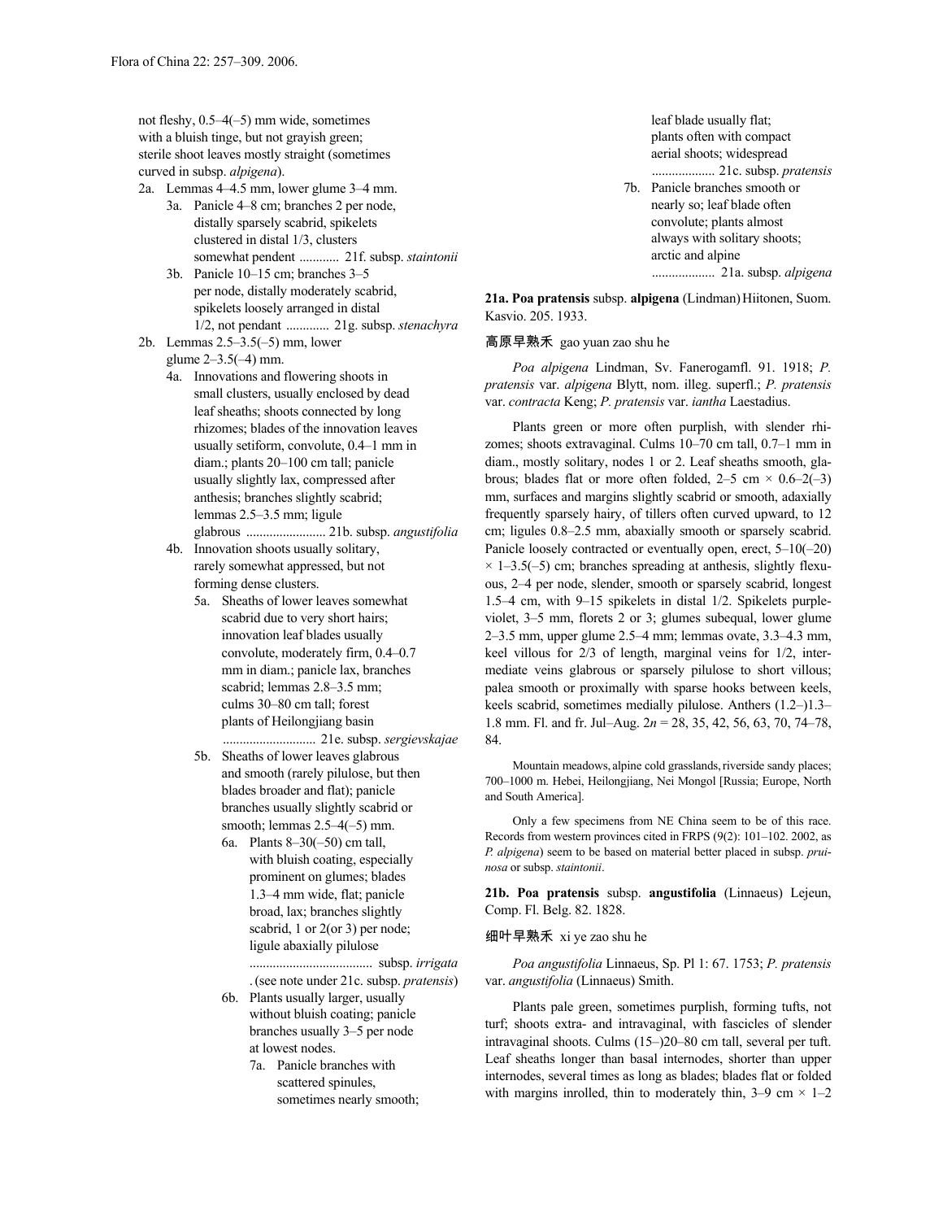not fleshy, 0.5–4(–5) mm wide, sometimes with a bluish tinge, but not grayish green; sterile shoot leaves mostly straight (sometimes curved in subsp. *alpigena*).

- 2a. Lemmas 4–4.5 mm, lower glume 3–4 mm.
  - 3a. Panicle 4–8 cm; branches 2 per node, distally sparsely scabrid, spikelets clustered in distal 1/3, clusters somewhat pendent ............ 21f. subsp. *staintonii*
  - 3b. Panicle 10–15 cm; branches 3–5 per node, distally moderately scabrid, spikelets loosely arranged in distal 1/2, not pendant ............. 21g. subsp. *stenachyra*
- 2b. Lemmas 2.5–3.5(–5) mm, lower glume 2–3.5(–4) mm.
  - 4a. Innovations and flowering shoots in small clusters, usually enclosed by dead leaf sheaths; shoots connected by long rhizomes; blades of the innovation leaves usually setiform, convolute, 0.4–1 mm in diam.; plants 20–100 cm tall; panicle usually slightly lax, compressed after anthesis; branches slightly scabrid; lemmas 2.5–3.5 mm; ligule glabrous ........................ 21b. subsp. *angustifolia*
  - 4b. Innovation shoots usually solitary, rarely somewhat appressed, but not forming dense clusters.
    - 5a. Sheaths of lower leaves somewhat scabrid due to very short hairs; innovation leaf blades usually convolute, moderately firm, 0.4–0.7 mm in diam.; panicle lax, branches scabrid; lemmas 2.8–3.5 mm; culms 30–80 cm tall; forest plants of Heilongjiang basin ........................... 21e. subsp. *sergievskajae*
    - 5b. Sheaths of lower leaves glabrous and smooth (rarely pilulose, but then blades broader and flat); panicle branches usually slightly scabrid or smooth; lemmas 2.5–4(–5) mm.
      - 6a. Plants 8–30(–50) cm tall, with bluish coating, especially prominent on glumes; blades 1.3–4 mm wide, flat; panicle broad, lax; branches slightly scabrid, 1 or 2(or 3) per node; ligule abaxially pilulose ..................................... subsp. *irrigata* . (see note under 21c. subsp. *pratensis*)
      - 6b. Plants usually larger, usually without bluish coating; panicle branches usually 3–5 per node at lowest nodes.
        - 7a. Panicle branches with scattered spinules, sometimes nearly smooth; leaf blade usually flat; plants often with compact aerial shoots; widespread ................... 21c. subsp. *pratensis*
        - 7b. Panicle branches smooth or nearly so; leaf blade often convolute; plants almost always with solitary shoots; arctic and alpine ................... 21a. subsp. *alpigena*

**21a. Poa pratensis** subsp. **alpigena** (Lindman) Hiitonen, Suom. Kasvio. 205. 1933.

高原早熟禾 gao yuan zao shu he

*Poa alpigena* Lindman, Sv. Fanerogamfl. 91. 1918; *P. pratensis* var. *alpigena* Blytt, nom. illeg. superfl.; *P. pratensis* var. *contracta* Keng; *P. pratensis* var. *iantha* Laestadius.

Plants green or more often purplish, with slender rhizomes; shoots extravaginal. Culms 10–70 cm tall, 0.7–1 mm in diam., mostly solitary, nodes 1 or 2. Leaf sheaths smooth, glabrous; blades flat or more often folded, 2–5 cm × 0.6–2(–3) mm, surfaces and margins slightly scabrid or smooth, adaxially frequently sparsely hairy, of tillers often curved upward, to 12 cm; ligules 0.8–2.5 mm, abaxially smooth or sparsely scabrid. Panicle loosely contracted or eventually open, erect, 5–10(–20) × 1–3.5(–5) cm; branches spreading at anthesis, slightly flexuous, 2–4 per node, slender, smooth or sparsely scabrid, longest 1.5–4 cm, with 9–15 spikelets in distal 1/2. Spikelets purple-violet, 3–5 mm, florets 2 or 3; glumes subequal, lower glume 2–3.5 mm, upper glume 2.5–4 mm; lemmas ovate, 3.3–4.3 mm, keel villous for 2/3 of length, marginal veins for 1/2, intermediate veins glabrous or sparsely pilulose to short villous; palea smooth or proximally with sparse hooks between keels, keels scabrid, sometimes medially pilulose. Anthers (1.2–)1.3–1.8 mm. Fl. and fr. Jul–Aug. $2n$ = 28, 35, 42, 56, 63, 70, 74–78, 84.

Mountain meadows, alpine cold grasslands, riverside sandy places; 700–1000 m. Hebei, Heilongjiang, Nei Mongol [Russia; Europe, North and South America].

Only a few specimens from NE China seem to be of this race. Records from western provinces cited in FRPS (9(2): 101–102. 2002, as *P. alpigena*) seem to be based on material better placed in subsp. *pruinosa* or subsp. *staintonii*.

**21b. Poa pratensis** subsp. **angustifolia** (Linnaeus) Lejeun, Comp. Fl. Belg. 82. 1828.

细叶早熟禾 xi ye zao shu he

*Poa angustifolia* Linnaeus, Sp. Pl 1: 67. 1753; *P. pratensis* var. *angustifolia* (Linnaeus) Smith.

Plants pale green, sometimes purplish, forming tufts, not turf; shoots extra- and intravaginal, with fascicles of slender intravaginal shoots. Culms (15–)20–80 cm tall, several per tuft. Leaf sheaths longer than basal internodes, shorter than upper internodes, several times as long as blades; blades flat or folded with margins inrolled, thin to moderately thin, 3–9 cm × 1–2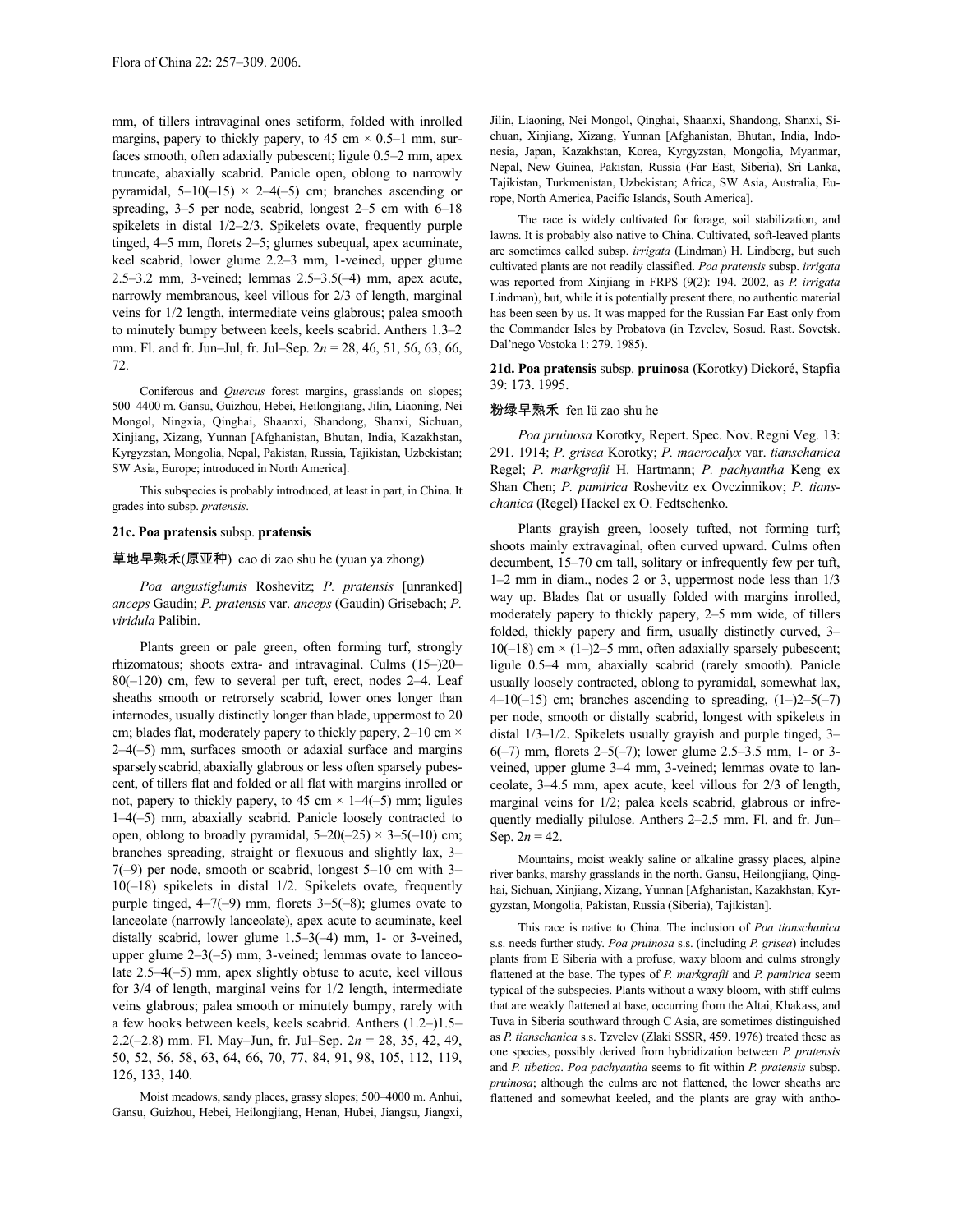mm, of tillers intravaginal ones setiform, folded with inrolled margins, papery to thickly papery, to 45 cm × 0.5–1 mm, surfaces smooth, often adaxially pubescent; ligule 0.5–2 mm, apex truncate, abaxially scabrid. Panicle open, oblong to narrowly pyramidal, 5–10(–15) × 2–4(–5) cm; branches ascending or spreading, 3–5 per node, scabrid, longest 2–5 cm with 6–18 spikelets in distal 1/2–2/3. Spikelets ovate, frequently purple tinged, 4–5 mm, florets 2–5; glumes subequal, apex acuminate, keel scabrid, lower glume 2.2–3 mm, 1-veined, upper glume 2.5–3.2 mm, 3-veined; lemmas 2.5–3.5(–4) mm, apex acute, narrowly membranous, keel villous for 2/3 of length, marginal veins for 1/2 length, intermediate veins glabrous; palea smooth to minutely bumpy between keels, keels scabrid. Anthers 1.3–2 mm. Fl. and fr. Jun–Jul, fr. Jul–Sep. 2*n* = 28, 46, 51, 56, 63, 66, 72.

Coniferous and *Quercus* forest margins, grasslands on slopes; 500–4400 m. Gansu, Guizhou, Hebei, Heilongjiang, Jilin, Liaoning, Nei Mongol, Ningxia, Qinghai, Shaanxi, Shandong, Shanxi, Sichuan, Xinjiang, Xizang, Yunnan [Afghanistan, Bhutan, India, Kazakhstan, Kyrgyzstan, Mongolia, Nepal, Pakistan, Russia, Tajikistan, Uzbekistan; SW Asia, Europe; introduced in North America].

This subspecies is probably introduced, at least in part, in China. It grades into subsp. *pratensis*.

**21c. Poa pratensis** subsp. **pratensis**

草地早熟禾(原亚种) cao di zao shu he (yuan ya zhong)

*Poa angustiglumis* Roshevitz; *P. pratensis* [unranked] *anceps* Gaudin; *P. pratensis* var. *anceps* (Gaudin) Grisebach; *P. viridula* Palibin.

Plants green or pale green, often forming turf, strongly rhizomatous; shoots extra- and intravaginal. Culms (15–)20–80(–120) cm, few to several per tuft, erect, nodes 2–4. Leaf sheaths smooth or retrorsely scabrid, lower ones longer than internodes, usually distinctly longer than blade, uppermost to 20 cm; blades flat, moderately papery to thickly papery, 2–10 cm × 2–4(–5) mm, surfaces smooth or adaxial surface and margins sparsely scabrid, abaxially glabrous or less often sparsely pubescent, of tillers flat and folded or all flat with margins inrolled or not, papery to thickly papery, to 45 cm × 1–4(–5) mm; ligules 1–4(–5) mm, abaxially scabrid. Panicle loosely contracted to open, oblong to broadly pyramidal, 5–20(–25) × 3–5(–10) cm; branches spreading, straight or flexuous and slightly lax, 3–7(–9) per node, smooth or scabrid, longest 5–10 cm with 3–10(–18) spikelets in distal 1/2. Spikelets ovate, frequently purple tinged, 4–7(–9) mm, florets 3–5(–8); glumes ovate to lanceolate (narrowly lanceolate), apex acute to acuminate, keel distally scabrid, lower glume 1.5–3(–4) mm, 1- or 3-veined, upper glume 2–3(–5) mm, 3-veined; lemmas ovate to lanceolate 2.5–4(–5) mm, apex slightly obtuse to acute, keel villous for 3/4 of length, marginal veins for 1/2 length, intermediate veins glabrous; palea smooth or minutely bumpy, rarely with a few hooks between keels, keels scabrid. Anthers (1.2–)1.5–2.2(–2.8) mm. Fl. May–Jun, fr. Jul–Sep. 2*n* = 28, 35, 42, 49, 50, 52, 56, 58, 63, 64, 66, 70, 77, 84, 91, 98, 105, 112, 119, 126, 133, 140.

Moist meadows, sandy places, grassy slopes; 500–4000 m. Anhui, Gansu, Guizhou, Hebei, Heilongjiang, Henan, Hubei, Jiangsu, Jiangxi, Jilin, Liaoning, Nei Mongol, Qinghai, Shaanxi, Shandong, Shanxi, Sichuan, Xinjiang, Xizang, Yunnan [Afghanistan, Bhutan, India, Indonesia, Japan, Kazakhstan, Korea, Kyrgyzstan, Mongolia, Myanmar, Nepal, New Guinea, Pakistan, Russia (Far East, Siberia), Sri Lanka, Tajikistan, Turkmenistan, Uzbekistan; Africa, SW Asia, Australia, Europe, North America, Pacific Islands, South America].

The race is widely cultivated for forage, soil stabilization, and lawns. It is probably also native to China. Cultivated, soft-leaved plants are sometimes called subsp. *irrigata* (Lindman) H. Lindberg, but such cultivated plants are not readily classified. *Poa pratensis* subsp. *irrigata* was reported from Xinjiang in FRPS (9(2): 194. 2002, as *P. irrigata* Lindman), but, while it is potentially present there, no authentic material has been seen by us. It was mapped for the Russian Far East only from the Commander Isles by Probatova (in Tzvelev, Sosud. Rast. Sovetsk. Dal'nego Vostoka 1: 279. 1985).

**21d. Poa pratensis** subsp. **pruinosa** (Korotky) Dickoré, Stapfia 39: 173. 1995.

粉绿早熟禾 fen lü zao shu he

*Poa pruinosa* Korotky, Repert. Spec. Nov. Regni Veg. 13: 291. 1914; *P. grisea* Korotky; *P. macrocalyx* var. *tianschanica* Regel; *P. markgrafii* H. Hartmann; *P. pachyantha* Keng ex Shan Chen; *P. pamirica* Roshevitz ex Ovczinnikov; *P. tianschanica* (Regel) Hackel ex O. Fedtschenko.

Plants grayish green, loosely tufted, not forming turf; shoots mainly extravaginal, often curved upward. Culms often decumbent, 15–70 cm tall, solitary or infrequently few per tuft, 1–2 mm in diam., nodes 2 or 3, uppermost node less than 1/3 way up. Blades flat or usually folded with margins inrolled, moderately papery to thickly papery, 2–5 mm wide, of tillers folded, thickly papery and firm, usually distinctly curved, 3–10(–18) cm × (1–)2–5 mm, often adaxially sparsely pubescent; ligule 0.5–4 mm, abaxially scabrid (rarely smooth). Panicle usually loosely contracted, oblong to pyramidal, somewhat lax, 4–10(–15) cm; branches ascending to spreading, (1–)2–5(–7) per node, smooth or distally scabrid, longest with spikelets in distal 1/3–1/2. Spikelets usually grayish and purple tinged, 3–6(–7) mm, florets 2–5(–7); lower glume 2.5–3.5 mm, 1- or 3-veined, upper glume 3–4 mm, 3-veined; lemmas ovate to lanceolate, 3–4.5 mm, apex acute, keel villous for 2/3 of length, marginal veins for 1/2; palea keels scabrid, glabrous or infrequently medially pilulose. Anthers 2–2.5 mm. Fl. and fr. Jun–Sep. 2*n* = 42.

Mountains, moist weakly saline or alkaline grassy places, alpine river banks, marshy grasslands in the north. Gansu, Heilongjiang, Qinghai, Sichuan, Xinjiang, Xizang, Yunnan [Afghanistan, Kazakhstan, Kyrgyzstan, Mongolia, Pakistan, Russia (Siberia), Tajikistan].

This race is native to China. The inclusion of *Poa tianschanica* s.s. needs further study. *Poa pruinosa* s.s. (including *P. grisea*) includes plants from E Siberia with a profuse, waxy bloom and culms strongly flattened at the base. The types of *P. markgrafii* and *P. pamirica* seem typical of the subspecies. Plants without a waxy bloom, with stiff culms that are weakly flattened at base, occurring from the Altai, Khakass, and Tuva in Siberia southward through C Asia, are sometimes distinguished as *P. tianschanica* s.s. Tzvelev (Zlaki SSSR, 459. 1976) treated these as one species, possibly derived from hybridization between *P. pratensis* and *P. tibetica*. *Poa pachyantha* seems to fit within *P. pratensis* subsp. *pruinosa*; although the culms are not flattened, the lower sheaths are flattened and somewhat keeled, and the plants are gray with antho-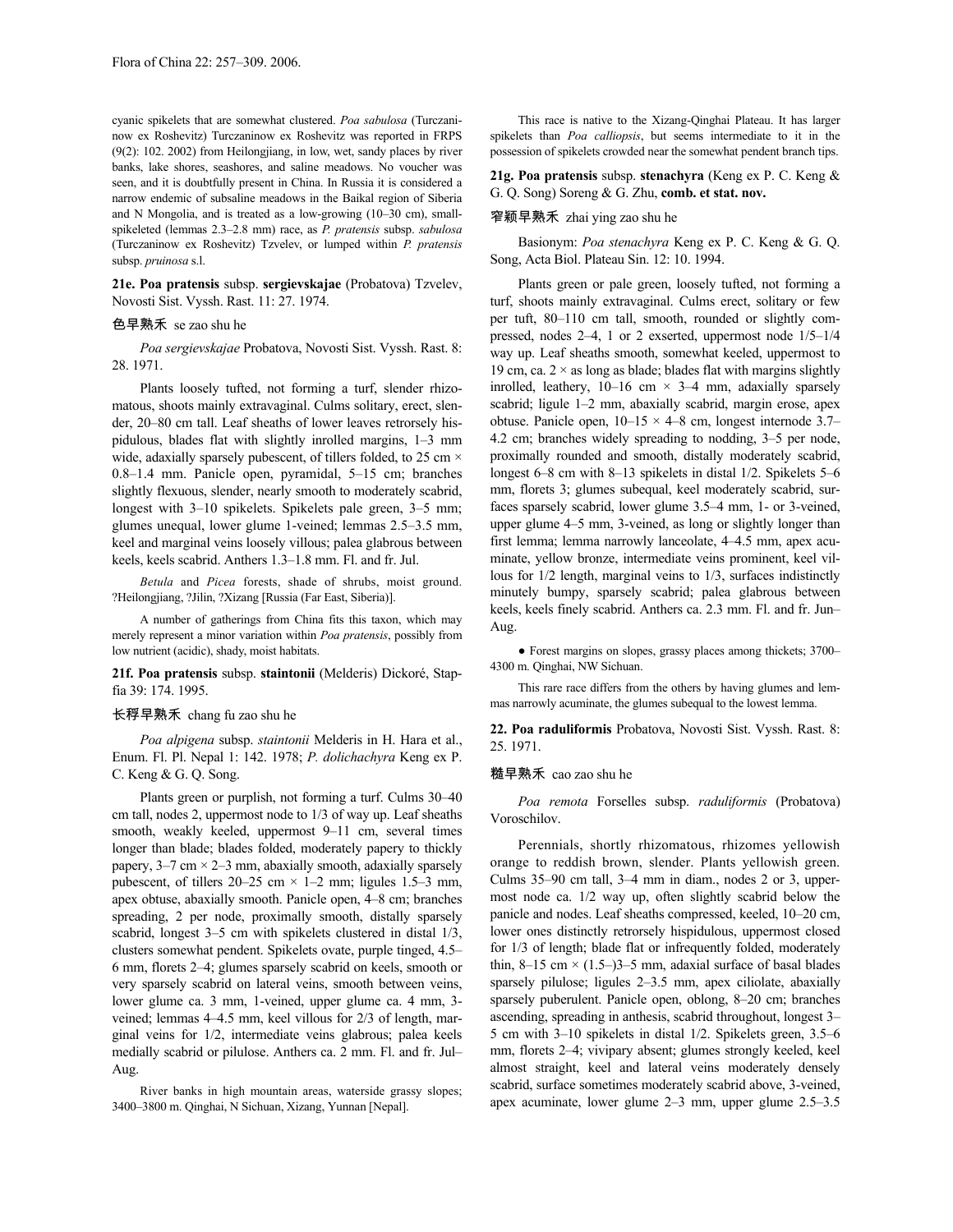cyanic spikelets that are somewhat clustered. *Poa sabulosa* (Turczaninow ex Roshevitz) Turczaninow ex Roshevitz was reported in FRPS (9(2): 102. 2002) from Heilongjiang, in low, wet, sandy places by river banks, lake shores, seashores, and saline meadows. No voucher was seen, and it is doubtfully present in China. In Russia it is considered a narrow endemic of subsaline meadows in the Baikal region of Siberia and N Mongolia, and is treated as a low-growing (10–30 cm), small-spikeleted (lemmas 2.3–2.8 mm) race, as *P. pratensis* subsp. *sabulosa* (Turczaninow ex Roshevitz) Tzvelev, or lumped within *P. pratensis* subsp. *pruinosa* s.l.

**21e. Poa pratensis** subsp. **sergievskajae** (Probatova) Tzvelev, Novosti Sist. Vyssh. Rast. 11: 27. 1974.

色早熟禾 se zao shu he

*Poa sergievskajae* Probatova, Novosti Sist. Vyssh. Rast. 8: 28. 1971.

Plants loosely tufted, not forming a turf, slender rhizomatous, shoots mainly extravaginal. Culms solitary, erect, slender, 20–80 cm tall. Leaf sheaths of lower leaves retrorsely hispidulous, blades flat with slightly inrolled margins, 1–3 mm wide, adaxially sparsely pubescent, of tillers folded, to 25 cm × 0.8–1.4 mm. Panicle open, pyramidal, 5–15 cm; branches slightly flexuous, slender, nearly smooth to moderately scabrid, longest with 3–10 spikelets. Spikelets pale green, 3–5 mm; glumes unequal, lower glume 1-veined; lemmas 2.5–3.5 mm, keel and marginal veins loosely villous; palea glabrous between keels, keels scabrid. Anthers 1.3–1.8 mm. Fl. and fr. Jul.

*Betula* and *Picea* forests, shade of shrubs, moist ground. ?Heilongjiang, ?Jilin, ?Xizang [Russia (Far East, Siberia)].

A number of gatherings from China fits this taxon, which may merely represent a minor variation within *Poa pratensis*, possibly from low nutrient (acidic), shady, moist habitats.

**21f. Poa pratensis** subsp. **staintonii** (Melderis) Dickoré, Stapfia 39: 174. 1995.

长稃早熟禾 chang fu zao shu he

*Poa alpigena* subsp. *staintonii* Melderis in H. Hara et al., Enum. Fl. Pl. Nepal 1: 142. 1978; *P. dolichachyra* Keng ex P. C. Keng & G. Q. Song.

Plants green or purplish, not forming a turf. Culms 30–40 cm tall, nodes 2, uppermost node to 1/3 of way up. Leaf sheaths smooth, weakly keeled, uppermost 9–11 cm, several times longer than blade; blades folded, moderately papery to thickly papery, 3–7 cm × 2–3 mm, abaxially smooth, adaxially sparsely pubescent, of tillers 20–25 cm × 1–2 mm; ligules 1.5–3 mm, apex obtuse, abaxially smooth. Panicle open, 4–8 cm; branches spreading, 2 per node, proximally smooth, distally sparsely scabrid, longest 3–5 cm with spikelets clustered in distal 1/3, clusters somewhat pendent. Spikelets ovate, purple tinged, 4.5–6 mm, florets 2–4; glumes sparsely scabrid on keels, smooth or very sparsely scabrid on lateral veins, smooth between veins, lower glume ca. 3 mm, 1-veined, upper glume ca. 4 mm, 3-veined; lemmas 4–4.5 mm, keel villous for 2/3 of length, marginal veins for 1/2, intermediate veins glabrous; palea keels medially scabrid or pilulose. Anthers ca. 2 mm. Fl. and fr. Jul–Aug.

River banks in high mountain areas, waterside grassy slopes; 3400–3800 m. Qinghai, N Sichuan, Xizang, Yunnan [Nepal].

This race is native to the Xizang-Qinghai Plateau. It has larger spikelets than *Poa calliopsis*, but seems intermediate to it in the possession of spikelets crowded near the somewhat pendent branch tips.

**21g. Poa pratensis** subsp. **stenachyra** (Keng ex P. C. Keng & G. Q. Song) Soreng & G. Zhu, **comb. et stat. nov.**

窄颖早熟禾 zhai ying zao shu he

Basionym: *Poa stenachyra* Keng ex P. C. Keng & G. Q. Song, Acta Biol. Plateau Sin. 12: 10. 1994.

Plants green or pale green, loosely tufted, not forming a turf, shoots mainly extravaginal. Culms erect, solitary or few per tuft, 80–110 cm tall, smooth, rounded or slightly compressed, nodes 2–4, 1 or 2 exserted, uppermost node 1/5–1/4 way up. Leaf sheaths smooth, somewhat keeled, uppermost to 19 cm, ca. 2 × as long as blade; blades flat with margins slightly inrolled, leathery, 10–16 cm × 3–4 mm, adaxially sparsely scabrid; ligule 1–2 mm, abaxially scabrid, margin erose, apex obtuse. Panicle open, 10–15 × 4–8 cm, longest internode 3.7–4.2 cm; branches widely spreading to nodding, 3–5 per node, proximally rounded and smooth, distally moderately scabrid, longest 6–8 cm with 8–13 spikelets in distal 1/2. Spikelets 5–6 mm, florets 3; glumes subequal, keel moderately scabrid, surfaces sparsely scabrid, lower glume 3.5–4 mm, 1- or 3-veined, upper glume 4–5 mm, 3-veined, as long or slightly longer than first lemma; lemma narrowly lanceolate, 4–4.5 mm, apex acuminate, yellow bronze, intermediate veins prominent, keel villous for 1/2 length, marginal veins to 1/3, surfaces indistinctly minutely bumpy, sparsely scabrid; palea glabrous between keels, keels finely scabrid. Anthers ca. 2.3 mm. Fl. and fr. Jun–Aug.

● Forest margins on slopes, grassy places among thickets; 3700–4300 m. Qinghai, NW Sichuan.

This rare race differs from the others by having glumes and lemmas narrowly acuminate, the glumes subequal to the lowest lemma.

**22. Poa raduliformis** Probatova, Novosti Sist. Vyssh. Rast. 8: 25. 1971.

糙早熟禾 cao zao shu he

*Poa remota* Forselles subsp. *raduliformis* (Probatova) Voroschilov.

Perennials, shortly rhizomatous, rhizomes yellowish orange to reddish brown, slender. Plants yellowish green. Culms 35–90 cm tall, 3–4 mm in diam., nodes 2 or 3, uppermost node ca. 1/2 way up, often slightly scabrid below the panicle and nodes. Leaf sheaths compressed, keeled, 10–20 cm, lower ones distinctly retrorsely hispidulous, uppermost closed for 1/3 of length; blade flat or infrequently folded, moderately thin, 8–15 cm × (1.5–)3–5 mm, adaxial surface of basal blades sparsely pilulose; ligules 2–3.5 mm, apex ciliolate, abaxially sparsely puberulent. Panicle open, oblong, 8–20 cm; branches ascending, spreading in anthesis, scabrid throughout, longest 3–5 cm with 3–10 spikelets in distal 1/2. Spikelets green, 3.5–6 mm, florets 2–4; vivipary absent; glumes strongly keeled, keel almost straight, keel and lateral veins moderately densely scabrid, surface sometimes moderately scabrid above, 3-veined, apex acuminate, lower glume 2–3 mm, upper glume 2.5–3.5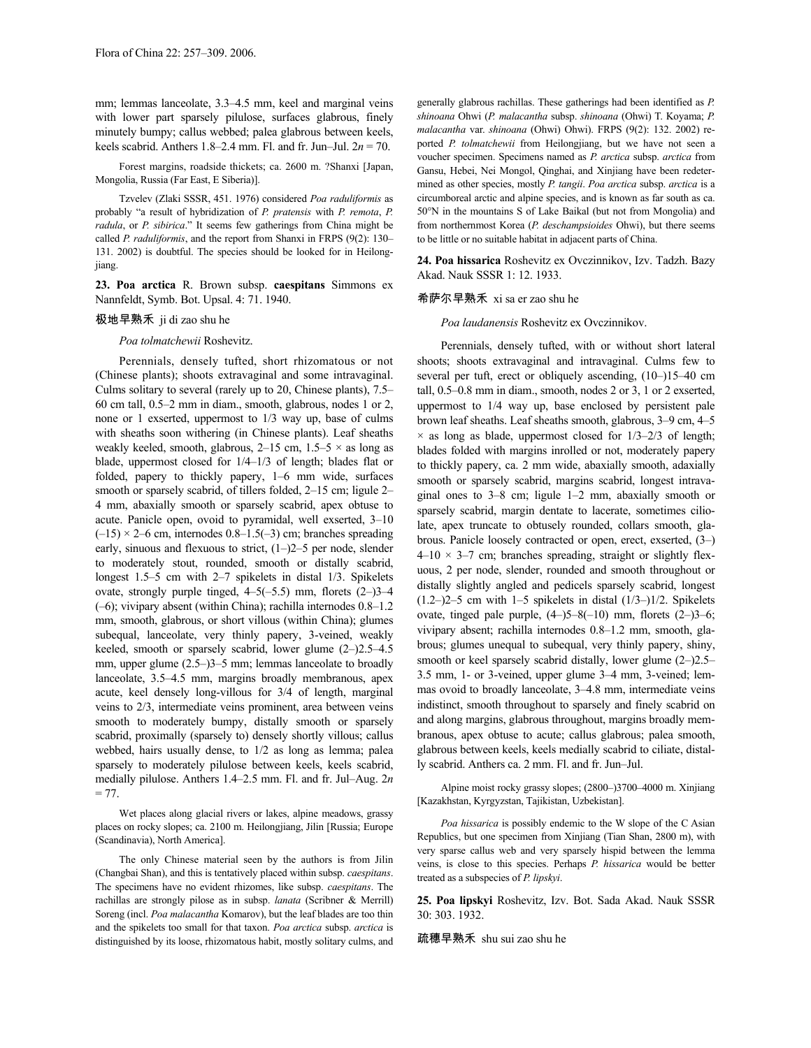mm; lemmas lanceolate, 3.3–4.5 mm, keel and marginal veins with lower part sparsely pilulose, surfaces glabrous, finely minutely bumpy; callus webbed; palea glabrous between keels, keels scabrid. Anthers 1.8–2.4 mm. Fl. and fr. Jun–Jul. 2*n* = 70.

Forest margins, roadside thickets; ca. 2600 m. ?Shanxi [Japan, Mongolia, Russia (Far East, E Siberia)].

Tzvelev (Zlaki SSSR, 451. 1976) considered *Poa raduliformis* as probably "a result of hybridization of *P. pratensis* with *P. remota*, *P. radula*, or *P. sibirica*." It seems few gatherings from China might be called *P. raduliformis*, and the report from Shanxi in FRPS (9(2): 130–131. 2002) is doubtful. The species should be looked for in Heilongjiang.

**23. Poa arctica** R. Brown subsp. **caespitans** Simmons ex Nannfeldt, Symb. Bot. Upsal. 4: 71. 1940.

极地早熟禾 ji di zao shu he

*Poa tolmatchewii* Roshevitz.

Perennials, densely tufted, short rhizomatous or not (Chinese plants); shoots extravaginal and some intravaginal. Culms solitary to several (rarely up to 20, Chinese plants), 7.5–60 cm tall, 0.5–2 mm in diam., smooth, glabrous, nodes 1 or 2, none or 1 exserted, uppermost to 1/3 way up, base of culms with sheaths soon withering (in Chinese plants). Leaf sheaths weakly keeled, smooth, glabrous, 2–15 cm, 1.5–5 × as long as blade, uppermost closed for 1/4–1/3 of length; blades flat or folded, papery to thickly papery, 1–6 mm wide, surfaces smooth or sparsely scabrid, of tillers folded, 2–15 cm; ligule 2–4 mm, abaxially smooth or sparsely scabrid, apex obtuse to acute. Panicle open, ovoid to pyramidal, well exserted, 3–10 (–15) × 2–6 cm, internodes 0.8–1.5(–3) cm; branches spreading early, sinuous and flexuous to strict, (1–)2–5 per node, slender to moderately stout, rounded, smooth or distally scabrid, longest 1.5–5 cm with 2–7 spikelets in distal 1/3. Spikelets ovate, strongly purple tinged, 4–5(–5.5) mm, florets (2–)3–4 (–6); vivipary absent (within China); rachilla internodes 0.8–1.2 mm, smooth, glabrous, or short villous (within China); glumes subequal, lanceolate, very thinly papery, 3-veined, weakly keeled, smooth or sparsely scabrid, lower glume (2–)2.5–4.5 mm, upper glume (2.5–)3–5 mm; lemmas lanceolate to broadly lanceolate, 3.5–4.5 mm, margins broadly membranous, apex acute, keel densely long-villous for 3/4 of length, marginal veins to 2/3, intermediate veins prominent, area between veins smooth to moderately bumpy, distally smooth or sparsely scabrid, proximally (sparsely to) densely shortly villous; callus webbed, hairs usually dense, to 1/2 as long as lemma; palea sparsely to moderately pilulose between keels, keels scabrid, medially pilulose. Anthers 1.4–2.5 mm. Fl. and fr. Jul–Aug. 2*n* = 77.

Wet places along glacial rivers or lakes, alpine meadows, grassy places on rocky slopes; ca. 2100 m. Heilongjiang, Jilin [Russia; Europe (Scandinavia), North America].

The only Chinese material seen by the authors is from Jilin (Changbai Shan), and this is tentatively placed within subsp. *caespitans*. The specimens have no evident rhizomes, like subsp. *caespitans*. The rachillas are strongly pilose as in subsp. *lanata* (Scribner & Merrill) Soreng (incl. *Poa malacantha* Komarov), but the leaf blades are too thin and the spikelets too small for that taxon. *Poa arctica* subsp. *arctica* is distinguished by its loose, rhizomatous habit, mostly solitary culms, and generally glabrous rachillas. These gatherings had been identified as *P. shinoana* Ohwi (*P. malacantha* subsp. *shinoana* (Ohwi) T. Koyama; *P. malacantha* var. *shinoana* (Ohwi) Ohwi). FRPS (9(2): 132. 2002) reported *P. tolmatchewii* from Heilongjiang, but we have not seen a voucher specimen. Specimens named as *P. arctica* subsp. *arctica* from Gansu, Hebei, Nei Mongol, Qinghai, and Xinjiang have been redetermined as other species, mostly *P. tangii*. *Poa arctica* subsp. *arctica* is a circumboreal arctic and alpine species, and is known as far south as ca. 50°N in the mountains S of Lake Baikal (but not from Mongolia) and from northernmost Korea (*P. deschampsioides* Ohwi), but there seems to be little or no suitable habitat in adjacent parts of China.

**24. Poa hissarica** Roshevitz ex Ovczinnikov, Izv. Tadzh. Bazy Akad. Nauk SSSR 1: 12. 1933.

希萨尔早熟禾 xi sa er zao shu he

*Poa laudanensis* Roshevitz ex Ovczinnikov.

Perennials, densely tufted, with or without short lateral shoots; shoots extravaginal and intravaginal. Culms few to several per tuft, erect or obliquely ascending, (10–)15–40 cm tall, 0.5–0.8 mm in diam., smooth, nodes 2 or 3, 1 or 2 exserted, uppermost to 1/4 way up, base enclosed by persistent pale brown leaf sheaths. Leaf sheaths smooth, glabrous, 3–9 cm, 4–5 × as long as blade, uppermost closed for 1/3–2/3 of length; blades folded with margins inrolled or not, moderately papery to thickly papery, ca. 2 mm wide, abaxially smooth, adaxially smooth or sparsely scabrid, margins scabrid, longest intravaginal ones to 3–8 cm; ligule 1–2 mm, abaxially smooth or sparsely scabrid, margin dentate to lacerate, sometimes ciliolate, apex truncate to obtusely rounded, collars smooth, glabrous. Panicle loosely contracted or open, erect, exserted, (3–) 4–10 × 3–7 cm; branches spreading, straight or slightly flexuous, 2 per node, slender, rounded and smooth throughout or distally slightly angled and pedicels sparsely scabrid, longest (1.2–)2–5 cm with 1–5 spikelets in distal (1/3–)1/2. Spikelets ovate, tinged pale purple, (4–)5–8(–10) mm, florets (2–)3–6; vivipary absent; rachilla internodes 0.8–1.2 mm, smooth, glabrous; glumes unequal to subequal, very thinly papery, shiny, smooth or keel sparsely scabrid distally, lower glume (2–)2.5–3.5 mm, 1- or 3-veined, upper glume 3–4 mm, 3-veined; lemmas ovoid to broadly lanceolate, 3–4.8 mm, intermediate veins indistinct, smooth throughout to sparsely and finely scabrid on and along margins, glabrous throughout, margins broadly membranous, apex obtuse to acute; callus glabrous; palea smooth, glabrous between keels, keels medially scabrid to ciliate, distally scabrid. Anthers ca. 2 mm. Fl. and fr. Jun–Jul.

Alpine moist rocky grassy slopes; (2800–)3700–4000 m. Xinjiang [Kazakhstan, Kyrgyzstan, Tajikistan, Uzbekistan].

*Poa hissarica* is possibly endemic to the W slope of the C Asian Republics, but one specimen from Xinjiang (Tian Shan, 2800 m), with very sparse callus web and very sparsely hispid between the lemma veins, is close to this species. Perhaps *P. hissarica* would be better treated as a subspecies of *P. lipskyi*.

**25. Poa lipskyi** Roshevitz, Izv. Bot. Sada Akad. Nauk SSSR 30: 303. 1932.

疏穗早熟禾 shu sui zao shu he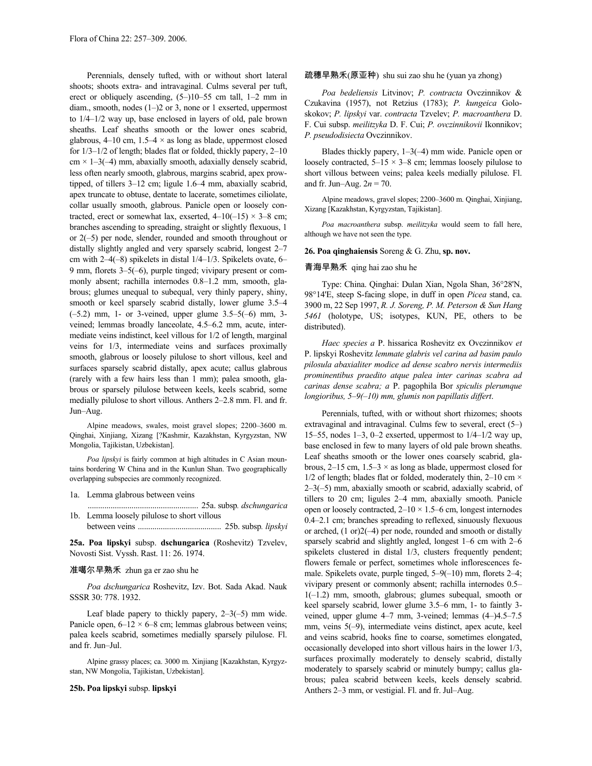Perennials, densely tufted, with or without short lateral shoots; shoots extra- and intravaginal. Culms several per tuft, erect or obliquely ascending, (5–)10–55 cm tall, 1–2 mm in diam., smooth, nodes (1–)2 or 3, none or 1 exserted, uppermost to 1/4–1/2 way up, base enclosed in layers of old, pale brown sheaths. Leaf sheaths smooth or the lower ones scabrid, glabrous, 4–10 cm, 1.5–4 × as long as blade, uppermost closed for 1/3–1/2 of length; blades flat or folded, thickly papery, 2–10 cm × 1–3(–4) mm, abaxially smooth, adaxially densely scabrid, less often nearly smooth, glabrous, margins scabrid, apex prow-tipped, of tillers 3–12 cm; ligule 1.6–4 mm, abaxially scabrid, apex truncate to obtuse, dentate to lacerate, sometimes ciliolate, collar usually smooth, glabrous. Panicle open or loosely contracted, erect or somewhat lax, exserted, 4–10(–15) × 3–8 cm; branches ascending to spreading, straight or slightly flexuous, 1 or 2(–5) per node, slender, rounded and smooth throughout or distally slightly angled and very sparsely scabrid, longest 2–7 cm with 2–4(–8) spikelets in distal 1/4–1/3. Spikelets ovate, 6–9 mm, florets 3–5(–6), purple tinged; vivipary present or commonly absent; rachilla internodes 0.8–1.2 mm, smooth, glabrous; glumes unequal to subequal, very thinly papery, shiny, smooth or keel sparsely scabrid distally, lower glume 3.5–4 (–5.2) mm, 1- or 3-veined, upper glume 3.5–5(–6) mm, 3-veined; lemmas broadly lanceolate, 4.5–6.2 mm, acute, intermediate veins indistinct, keel villous for 1/2 of length, marginal veins for 1/3, intermediate veins and surfaces proximally smooth, glabrous or loosely pilulose to short villous, keel and surfaces sparsely scabrid distally, apex acute; callus glabrous (rarely with a few hairs less than 1 mm); palea smooth, glabrous or sparsely pilulose between keels, keels scabrid, some medially pilulose to short villous. Anthers 2–2.8 mm. Fl. and fr. Jun–Aug.

Alpine meadows, swales, moist gravel slopes; 2200–3600 m. Qinghai, Xinjiang, Xizang [?Kashmir, Kazakhstan, Kyrgyzstan, NW Mongolia, Tajikistan, Uzbekistan].

*Poa lipskyi* is fairly common at high altitudes in C Asian mountains bordering W China and in the Kunlun Shan. Two geographically overlapping subspecies are commonly recognized.

1a. Lemma glabrous between veins ..................................................... 25a. subsp. *dschungarica*
1b. Lemma loosely pilulose to short villous between veins ........................................ 25b. subsp. *lipskyi*

**25a. Poa lipskyi** subsp. **dschungarica** (Roshevitz) Tzvelev, Novosti Sist. Vyssh. Rast. 11: 26. 1974.

准噶尔早熟禾 zhun ga er zao shu he

*Poa dschungarica* Roshevitz, Izv. Bot. Sada Akad. Nauk SSSR 30: 778. 1932.

Leaf blade papery to thickly papery, 2–3(–5) mm wide. Panicle open, 6–12 × 6–8 cm; lemmas glabrous between veins; palea keels scabrid, sometimes medially sparsely pilulose. Fl. and fr. Jun–Jul.

Alpine grassy places; ca. 3000 m. Xinjiang [Kazakhstan, Kyrgyzstan, NW Mongolia, Tajikistan, Uzbekistan].

**25b. Poa lipskyi** subsp. **lipskyi**

疏穗早熟禾(原亚种) shu sui zao shu he (yuan ya zhong)

*Poa bedeliensis* Litvinov; *P. contracta* Ovczinnikov & Czukavina (1957), not Retzius (1783); *P. kungeica* Goloskokov; *P. lipskyi* var. *contracta* Tzvelev; *P. macroanthera* D. F. Cui subsp. *meilitzyka* D. F. Cui; *P. ovczinnikovii* Ikonnikov; *P. pseudodisiecta* Ovczinnikov.

Blades thickly papery, 1–3(–4) mm wide. Panicle open or loosely contracted, 5–15 × 3–8 cm; lemmas loosely pilulose to short villous between veins; palea keels medially pilulose. Fl. and fr. Jun–Aug. 2*n* = 70.

Alpine meadows, gravel slopes; 2200–3600 m. Qinghai, Xinjiang, Xizang [Kazakhstan, Kyrgyzstan, Tajikistan].

*Poa macroanthera* subsp. *meilitzyka* would seem to fall here, although we have not seen the type.

**26. Poa qinghaiensis** Soreng & G. Zhu, **sp. nov.**

青海早熟禾 qing hai zao shu he

Type: China. Qinghai: Dulan Xian, Ngola Shan, 36°28'N, 98°14'E, steep S-facing slope, in duff in open *Picea* stand, ca. 3900 m, 22 Sep 1997, *R. J. Soreng, P. M. Peterson & Sun Hang 5461* (holotype, US; isotypes, KUN, PE, others to be distributed).

*Haec species a* P. hissarica Roshevitz ex Ovczinnikov *et* P. lipskyi Roshevitz *lemmate glabris vel carina ad basim paulo pilosula abaxialiter modice ad dense scabro nervis intermediis prominentibus praedito atque palea inter carinas scabra ad carinas dense scabra; a* P. pagophila Bor *spiculis plerumque longioribus, 5–9(–10) mm, glumis non papillatis differt*.

Perennials, tufted, with or without short rhizomes; shoots extravaginal and intravaginal. Culms few to several, erect (5–) 15–55 cm, nodes 1–3, 0–2 exserted, uppermost to 1/4–1/2 way up, base enclosed in few to many layers of old pale brown sheaths. Leaf sheaths smooth or the lower ones coarsely scabrid, glabrous, 2–15 cm, 1.5–3 × as long as blade, uppermost closed for 1/2 of length; blades flat or folded, moderately thin, 2–10 cm × 2–3(–5) mm, abaxially smooth or scabrid, adaxially scabrid, of tillers to 20 cm; ligules 2–4 mm, abaxially smooth. Panicle open or loosely contracted, 2–10 × 1.5–6 cm, longest internodes 0.4–2.1 cm; branches spreading to reflexed, sinuously flexuous or arched, (1 or)2(–4) per node, rounded and smooth or distally sparsely scabrid and slightly angled, longest 1–6 cm with 2–6 spikelets clustered in distal 1/3, clusters frequently pendent; flowers female or perfect, sometimes whole inflorescences female. Spikelets ovate, purple tinged, 5–9(–10) mm, florets 2–4; vivipary present or commonly absent; rachilla internodes 0.5–1(–1.2) mm, smooth, glabrous; glumes subequal, smooth or keel sparsely scabrid, lower glume 3.5–6 mm, 1- to faintly 3-veined, upper glume 4–7 mm, 3-veined; lemmas (4–)4.5–7.5 mm, veins 5(–9), intermediate veins distinct, apex acute, keel and veins scabrid, hooks fine to coarse, sometimes elongated, occasionally developed into short villous hairs in the lower 1/3, surfaces proximally moderately to densely scabrid, distally moderately to sparsely scabrid or minutely bumpy; callus glabrous; palea scabrid between keels, keels densely scabrid. Anthers 2–3 mm, or vestigial. Fl. and fr. Jul–Aug.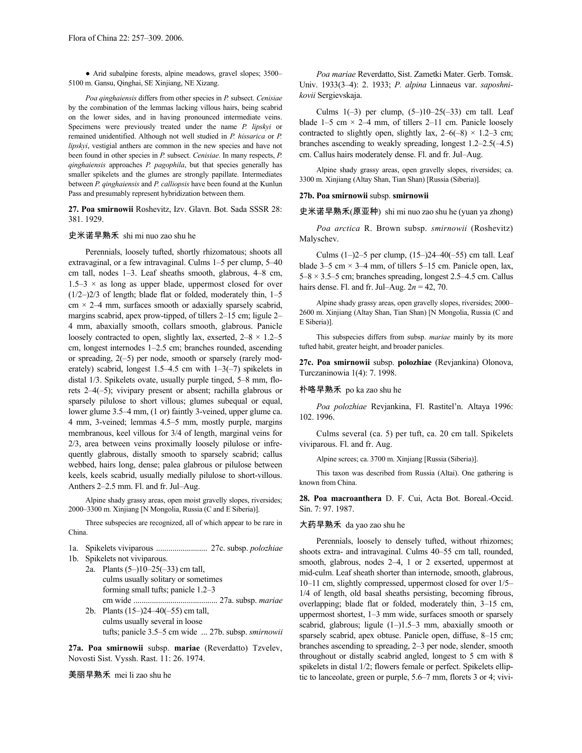● Arid subalpine forests, alpine meadows, gravel slopes; 3500–5100 m. Gansu, Qinghai, SE Xinjiang, NE Xizang.

*Poa qinghaiensis* differs from other species in *P.* subsect. *Cenisiae* by the combination of the lemmas lacking villous hairs, being scabrid on the lower sides, and in having pronounced intermediate veins. Specimens were previously treated under the name *P. lipskyi* or remained unidentified. Although not well studied in *P. hissarica* or *P. lipskyi*, vestigial anthers are common in the new species and have not been found in other species in *P.* subsect. *Cenisiae*. In many respects, *P. qinghaiensis* approaches *P. pagophila*, but that species generally has smaller spikelets and the glumes are strongly papillate. Intermediates between *P. qinghaiensis* and *P. calliopsis* have been found at the Kunlun Pass and presumably represent hybridization between them.

**27. Poa smirnowii** Roshevitz, Izv. Glavn. Bot. Sada SSSR 28: 381. 1929.

史米诺早熟禾 shi mi nuo zao shu he

Perennials, loosely tufted, shortly rhizomatous; shoots all extravaginal, or a few intravaginal. Culms 1–5 per clump, 5–40 cm tall, nodes 1–3. Leaf sheaths smooth, glabrous, 4–8 cm, 1.5–3 × as long as upper blade, uppermost closed for over (1/2–)2/3 of length; blade flat or folded, moderately thin, 1–5 cm × 2–4 mm, surfaces smooth or adaxially sparsely scabrid, margins scabrid, apex prow-tipped, of tillers 2–15 cm; ligule 2–4 mm, abaxially smooth, collars smooth, glabrous. Panicle loosely contracted to open, slightly lax, exserted, 2–8 × 1.2–5 cm, longest internodes 1–2.5 cm; branches rounded, ascending or spreading, 2(–5) per node, smooth or sparsely (rarely moderately) scabrid, longest 1.5–4.5 cm with 1–3(–7) spikelets in distal 1/3. Spikelets ovate, usually purple tinged, 5–8 mm, florets 2–4(–5); vivipary present or absent; rachilla glabrous or sparsely pilulose to short villous; glumes subequal or equal, lower glume 3.5–4 mm, (1 or) faintly 3-veined, upper glume ca. 4 mm, 3-veined; lemmas 4.5–5 mm, mostly purple, margins membranous, keel villous for 3/4 of length, marginal veins for 2/3, area between veins proximally loosely pilulose or infrequently glabrous, distally smooth to sparsely scabrid; callus webbed, hairs long, dense; palea glabrous or pilulose between keels, keels scabrid, usually medially pilulose to short-villous. Anthers 2–2.5 mm. Fl. and fr. Jul–Aug.

Alpine shady grassy areas, open moist gravelly slopes, riversides; 2000–3300 m. Xinjiang [N Mongolia, Russia (C and E Siberia)].

Three subspecies are recognized, all of which appear to be rare in China.

1a. Spikelets viviparous ........................ 27c. subsp. *polozhiae*
1b. Spikelets not viviparous.
  2a. Plants (5–)10–25(–33) cm tall, culms usually solitary or sometimes forming small tufts; panicle 1.2–3 cm wide ........................................ 27a. subsp. *mariae*
  2b. Plants (15–)24–40(–55) cm tall, culms usually several in loose tufts; panicle 3.5–5 cm wide ... 27b. subsp. *smirnowii*

**27a. Poa smirnowii** subsp. **mariae** (Reverdatto) Tzvelev, Novosti Sist. Vyssh. Rast. 11: 26. 1974.

美丽早熟禾 mei li zao shu he

*Poa mariae* Reverdatto, Sist. Zametki Mater. Gerb. Tomsk. Univ. 1933(3–4): 2. 1933; *P. alpina* Linnaeus var. *saposhnikovii* Sergievskaja.

Culms 1(–3) per clump, (5–)10–25(–33) cm tall. Leaf blade 1–5 cm × 2–4 mm, of tillers 2–11 cm. Panicle loosely contracted to slightly open, slightly lax, 2–6(–8) × 1.2–3 cm; branches ascending to weakly spreading, longest 1.2–2.5(–4.5) cm. Callus hairs moderately dense. Fl. and fr. Jul–Aug.

Alpine shady grassy areas, open gravelly slopes, riversides; ca. 3300 m. Xinjiang (Altay Shan, Tian Shan) [Russia (Siberia)].

**27b. Poa smirnowii** subsp. **smirnowii**

史米诺早熟禾(原亚种) shi mi nuo zao shu he (yuan ya zhong)

*Poa arctica* R. Brown subsp. *smirnowii* (Roshevitz) Malyschev.

Culms (1–)2–5 per clump, (15–)24–40(–55) cm tall. Leaf blade 3–5 cm × 3–4 mm, of tillers 5–15 cm. Panicle open, lax, 5–8 × 3.5–5 cm; branches spreading, longest 2.5–4.5 cm. Callus hairs dense. Fl. and fr. Jul–Aug. $2n$ = 42, 70.

Alpine shady grassy areas, open gravelly slopes, riversides; 2000–2600 m. Xinjiang (Altay Shan, Tian Shan) [N Mongolia, Russia (C and E Siberia)].

This subspecies differs from subsp. *mariae* mainly by its more tufted habit, greater height, and broader panicles.

**27c. Poa smirnowii** subsp. **polozhiae** (Revjankina) Olonova, Turczaninowia 1(4): 7. 1998.

朴咯早熟禾 po ka zao shu he

*Poa polozhiae* Revjankina, Fl. Rastitel'n. Altaya 1996: 102. 1996.

Culms several (ca. 5) per tuft, ca. 20 cm tall. Spikelets viviparous. Fl. and fr. Aug.

Alpine screes; ca. 3700 m. Xinjiang [Russia (Siberia)].

This taxon was described from Russia (Altai). One gathering is known from China.

**28. Poa macroanthera** D. F. Cui, Acta Bot. Boreal.-Occid. Sin. 7: 97. 1987.

大药早熟禾 da yao zao shu he

Perennials, loosely to densely tufted, without rhizomes; shoots extra- and intravaginal. Culms 40–55 cm tall, rounded, smooth, glabrous, nodes 2–4, 1 or 2 exserted, uppermost at mid-culm. Leaf sheath shorter than internode, smooth, glabrous, 10–11 cm, slightly compressed, uppermost closed for over 1/5–1/4 of length, old basal sheaths persisting, becoming fibrous, overlapping; blade flat or folded, moderately thin, 3–15 cm, uppermost shortest, 1–3 mm wide, surfaces smooth or sparsely scabrid, glabrous; ligule (1–)1.5–3 mm, abaxially smooth or sparsely scabrid, apex obtuse. Panicle open, diffuse, 8–15 cm; branches ascending to spreading, 2–3 per node, slender, smooth throughout or distally scabrid angled, longest to 5 cm with 8 spikelets in distal 1/2; flowers female or perfect. Spikelets elliptic to lanceolate, green or purple, 5.6–7 mm, florets 3 or 4; vivi-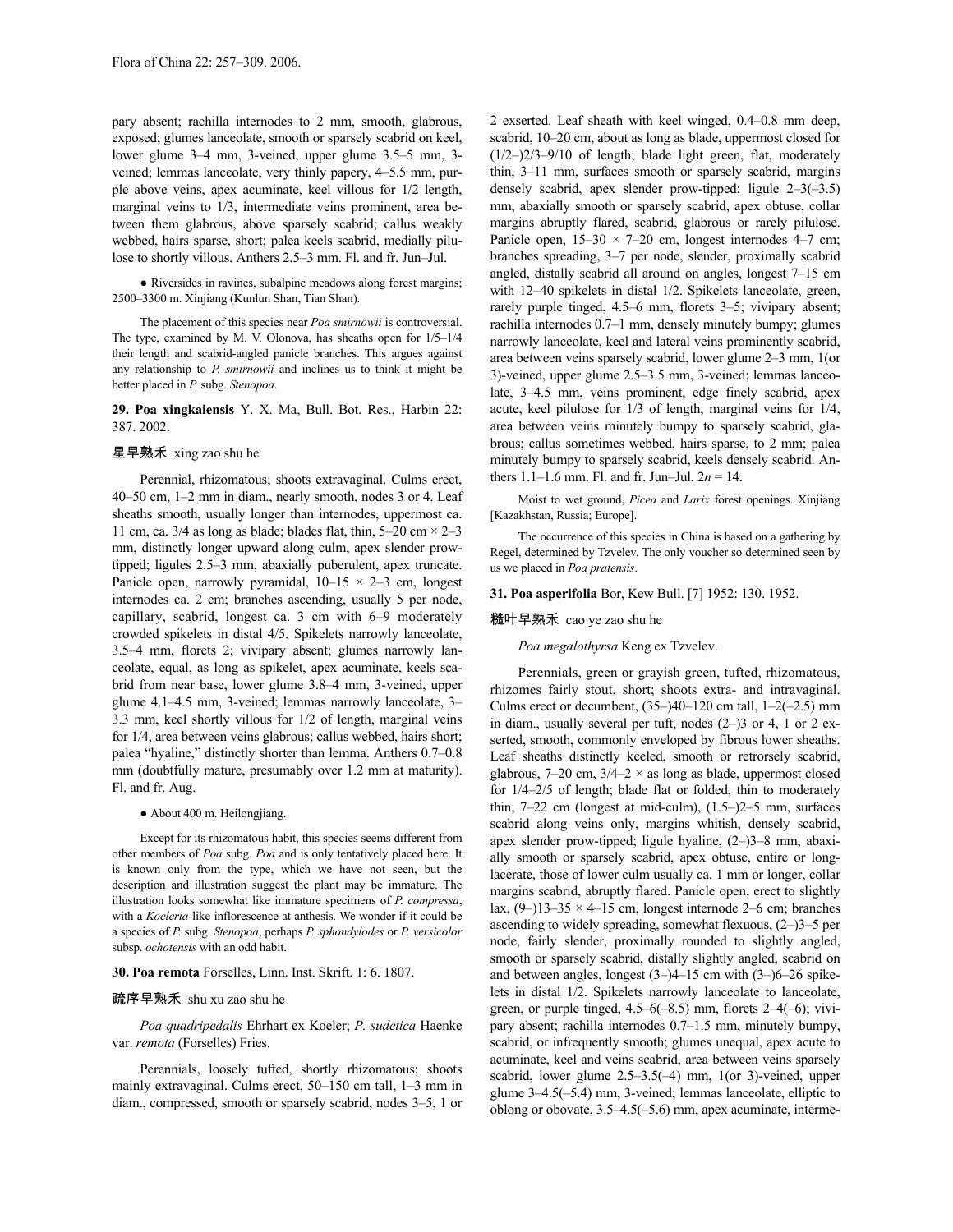pary absent; rachilla internodes to 2 mm, smooth, glabrous, exposed; glumes lanceolate, smooth or sparsely scabrid on keel, lower glume 3–4 mm, 3-veined, upper glume 3.5–5 mm, 3-veined; lemmas lanceolate, very thinly papery, 4–5.5 mm, purple above veins, apex acuminate, keel villous for 1/2 length, marginal veins to 1/3, intermediate veins prominent, area between them glabrous, above sparsely scabrid; callus weakly webbed, hairs sparse, short; palea keels scabrid, medially pilulose to shortly villous. Anthers 2.5–3 mm. Fl. and fr. Jun–Jul.

● Riversides in ravines, subalpine meadows along forest margins; 2500–3300 m. Xinjiang (Kunlun Shan, Tian Shan).

The placement of this species near *Poa smirnowii* is controversial. The type, examined by M. V. Olonova, has sheaths open for 1/5–1/4 their length and scabrid-angled panicle branches. This argues against any relationship to *P. smirnowii* and inclines us to think it might be better placed in *P.* subg. *Stenopoa*.

**29. Poa xingkaiensis** Y. X. Ma, Bull. Bot. Res., Harbin 22: 387. 2002.

星早熟禾 xing zao shu he

Perennial, rhizomatous; shoots extravaginal. Culms erect, 40–50 cm, 1–2 mm in diam., nearly smooth, nodes 3 or 4. Leaf sheaths smooth, usually longer than internodes, uppermost ca. 11 cm, ca. 3/4 as long as blade; blades flat, thin, 5–20 cm × 2–3 mm, distinctly longer upward along culm, apex slender prow-tipped; ligules 2.5–3 mm, abaxially puberulent, apex truncate. Panicle open, narrowly pyramidal, 10–15 × 2–3 cm, longest internodes ca. 2 cm; branches ascending, usually 5 per node, capillary, scabrid, longest ca. 3 cm with 6–9 moderately crowded spikelets in distal 4/5. Spikelets narrowly lanceolate, 3.5–4 mm, florets 2; vivipary absent; glumes narrowly lanceolate, equal, as long as spikelet, apex acuminate, keels scabrid from near base, lower glume 3.8–4 mm, 3-veined, upper glume 4.1–4.5 mm, 3-veined; lemmas narrowly lanceolate, 3–3.3 mm, keel shortly villous for 1/2 of length, marginal veins for 1/4, area between veins glabrous; callus webbed, hairs short; palea "hyaline," distinctly shorter than lemma. Anthers 0.7–0.8 mm (doubtfully mature, presumably over 1.2 mm at maturity). Fl. and fr. Aug.

● About 400 m. Heilongjiang.

Except for its rhizomatous habit, this species seems different from other members of *Poa* subg. *Poa* and is only tentatively placed here. It is known only from the type, which we have not seen, but the description and illustration suggest the plant may be immature. The illustration looks somewhat like immature specimens of *P. compressa*, with a *Koeleria*-like inflorescence at anthesis. We wonder if it could be a species of *P.* subg. *Stenopoa*, perhaps *P. sphondylodes* or *P. versicolor* subsp. *ochotensis* with an odd habit.

**30. Poa remota** Forselles, Linn. Inst. Skrift. 1: 6. 1807.

疏序早熟禾 shu xu zao shu he

*Poa quadripedalis* Ehrhart ex Koeler; *P. sudetica* Haenke var. *remota* (Forselles) Fries.

Perennials, loosely tufted, shortly rhizomatous; shoots mainly extravaginal. Culms erect, 50–150 cm tall, 1–3 mm in diam., compressed, smooth or sparsely scabrid, nodes 3–5, 1 or 2 exserted. Leaf sheath with keel winged, 0.4–0.8 mm deep, scabrid, 10–20 cm, about as long as blade, uppermost closed for (1/2–)2/3–9/10 of length; blade light green, flat, moderately thin, 3–11 mm, surfaces smooth or sparsely scabrid, margins densely scabrid, apex slender prow-tipped; ligule 2–3(–3.5) mm, abaxially smooth or sparsely scabrid, apex obtuse, collar margins abruptly flared, scabrid, glabrous or rarely pilulose. Panicle open, 15–30 × 7–20 cm, longest internodes 4–7 cm; branches spreading, 3–7 per node, slender, proximally scabrid angled, distally scabrid all around on angles, longest 7–15 cm with 12–40 spikelets in distal 1/2. Spikelets lanceolate, green, rarely purple tinged, 4.5–6 mm, florets 3–5; vivipary absent; rachilla internodes 0.7–1 mm, densely minutely bumpy; glumes narrowly lanceolate, keel and lateral veins prominently scabrid, area between veins sparsely scabrid, lower glume 2–3 mm, 1(or 3)-veined, upper glume 2.5–3.5 mm, 3-veined; lemmas lanceolate, 3–4.5 mm, veins prominent, edge finely scabrid, apex acute, keel pilulose for 1/3 of length, marginal veins for 1/4, area between veins minutely bumpy to sparsely scabrid, glabrous; callus sometimes webbed, hairs sparse, to 2 mm; palea minutely bumpy to sparsely scabrid, keels densely scabrid. Anthers 1.1–1.6 mm. Fl. and fr. Jun–Jul. $2n = 14$.

Moist to wet ground, *Picea* and *Larix* forest openings. Xinjiang [Kazakhstan, Russia; Europe].

The occurrence of this species in China is based on a gathering by Regel, determined by Tzvelev. The only voucher so determined seen by us we placed in *Poa pratensis*.

**31. Poa asperifolia** Bor, Kew Bull. [7] 1952: 130. 1952.

糙叶早熟禾 cao ye zao shu he

*Poa megalothyrsa* Keng ex Tzvelev.

Perennials, green or grayish green, tufted, rhizomatous, rhizomes fairly stout, short; shoots extra- and intravaginal. Culms erect or decumbent, (35–)40–120 cm tall, 1–2(–2.5) mm in diam., usually several per tuft, nodes (2–)3 or 4, 1 or 2 exserted, smooth, commonly enveloped by fibrous lower sheaths. Leaf sheaths distinctly keeled, smooth or retrorsely scabrid, glabrous, 7–20 cm, 3/4–2 × as long as blade, uppermost closed for 1/4–2/5 of length; blade flat or folded, thin to moderately thin, 7–22 cm (longest at mid-culm), (1.5–)2–5 mm, surfaces scabrid along veins only, margins whitish, densely scabrid, apex slender prow-tipped; ligule hyaline, (2–)3–8 mm, abaxially smooth or sparsely scabrid, apex obtuse, entire or long-lacerate, those of lower culm usually ca. 1 mm or longer, collar margins scabrid, abruptly flared. Panicle open, erect to slightly lax, (9–)13–35 × 4–15 cm, longest internode 2–6 cm; branches ascending to widely spreading, somewhat flexuous, (2–)3–5 per node, fairly slender, proximally rounded to slightly angled, smooth or sparsely scabrid, distally slightly angled, scabrid on and between angles, longest (3–)4–15 cm with (3–)6–26 spikelets in distal 1/2. Spikelets narrowly lanceolate to lanceolate, green, or purple tinged, 4.5–6(–8.5) mm, florets 2–4(–6); vivipary absent; rachilla internodes 0.7–1.5 mm, minutely bumpy, scabrid, or infrequently smooth; glumes unequal, apex acute to acuminate, keel and veins scabrid, area between veins sparsely scabrid, lower glume 2.5–3.5(–4) mm, 1(or 3)-veined, upper glume 3–4.5(–5.4) mm, 3-veined; lemmas lanceolate, elliptic to oblong or obovate, 3.5–4.5(–5.6) mm, apex acuminate, interme-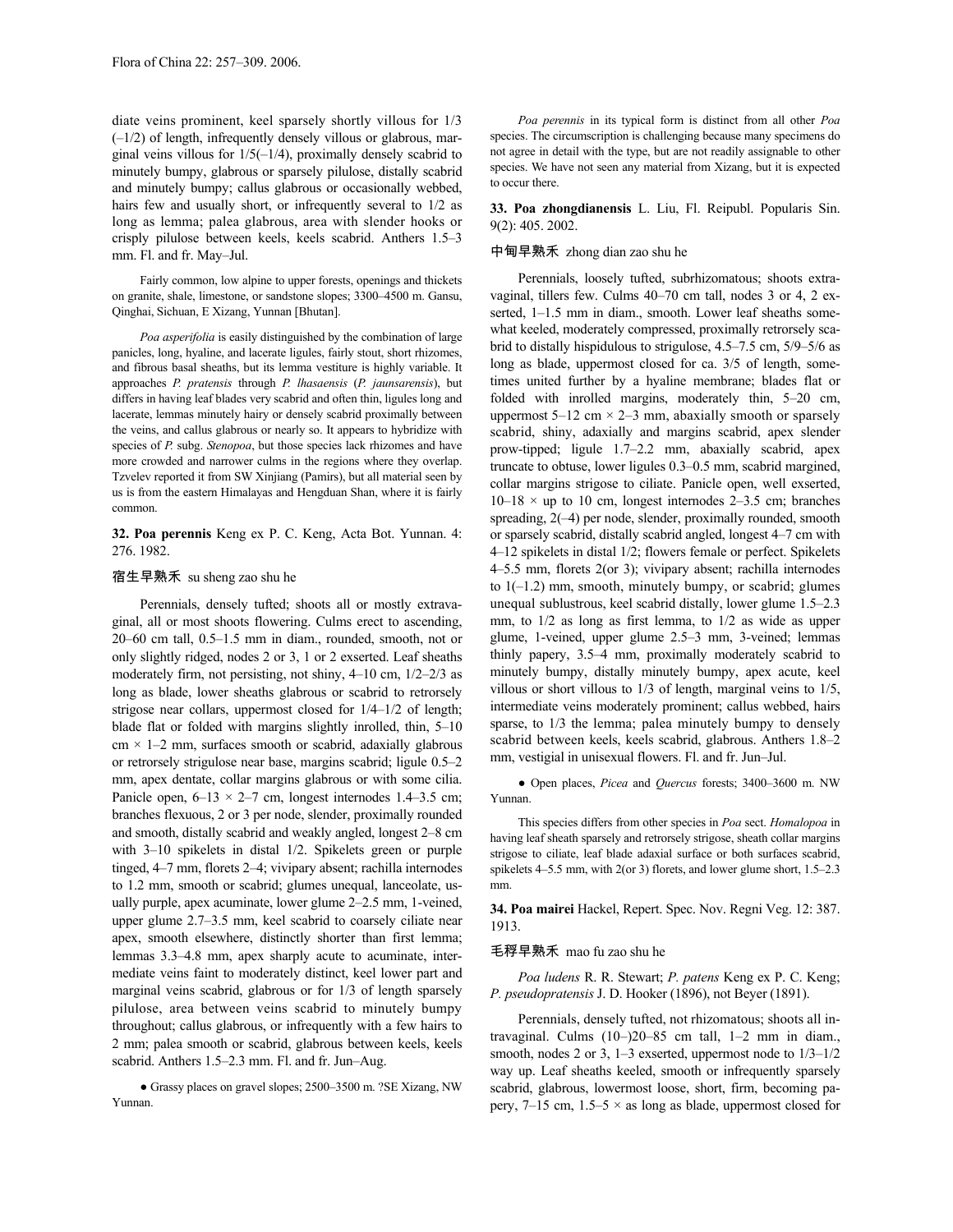diate veins prominent, keel sparsely shortly villous for 1/3 (–1/2) of length, infrequently densely villous or glabrous, marginal veins villous for 1/5(–1/4), proximally densely scabrid to minutely bumpy, glabrous or sparsely pilulose, distally scabrid and minutely bumpy; callus glabrous or occasionally webbed, hairs few and usually short, or infrequently several to 1/2 as long as lemma; palea glabrous, area with slender hooks or crisply pilulose between keels, keels scabrid. Anthers 1.5–3 mm. Fl. and fr. May–Jul.

Fairly common, low alpine to upper forests, openings and thickets on granite, shale, limestone, or sandstone slopes; 3300–4500 m. Gansu, Qinghai, Sichuan, E Xizang, Yunnan [Bhutan].

*Poa asperifolia* is easily distinguished by the combination of large panicles, long, hyaline, and lacerate ligules, fairly stout, short rhizomes, and fibrous basal sheaths, but its lemma vestiture is highly variable. It approaches *P. pratensis* through *P. lhasaensis* (*P. jaunsarensis*), but differs in having leaf blades very scabrid and often thin, ligules long and lacerate, lemmas minutely hairy or densely scabrid proximally between the veins, and callus glabrous or nearly so. It appears to hybridize with species of *P.* subg. *Stenopoa*, but those species lack rhizomes and have more crowded and narrower culms in the regions where they overlap. Tzvelev reported it from SW Xinjiang (Pamirs), but all material seen by us is from the eastern Himalayas and Hengduan Shan, where it is fairly common.

**32. Poa perennis** Keng ex P. C. Keng, Acta Bot. Yunnan. 4: 276. 1982.

宿生早熟禾 su sheng zao shu he

Perennials, densely tufted; shoots all or mostly extravaginal, all or most shoots flowering. Culms erect to ascending, 20–60 cm tall, 0.5–1.5 mm in diam., rounded, smooth, not or only slightly ridged, nodes 2 or 3, 1 or 2 exserted. Leaf sheaths moderately firm, not persisting, not shiny, 4–10 cm, 1/2–2/3 as long as blade, lower sheaths glabrous or scabrid to retrorsely strigose near collars, uppermost closed for 1/4–1/2 of length; blade flat or folded with margins slightly inrolled, thin, 5–10 cm × 1–2 mm, surfaces smooth or scabrid, adaxially glabrous or retrorsely strigulose near base, margins scabrid; ligule 0.5–2 mm, apex dentate, collar margins glabrous or with some cilia. Panicle open, 6–13 × 2–7 cm, longest internodes 1.4–3.5 cm; branches flexuous, 2 or 3 per node, slender, proximally rounded and smooth, distally scabrid and weakly angled, longest 2–8 cm with 3–10 spikelets in distal 1/2. Spikelets green or purple tinged, 4–7 mm, florets 2–4; vivipary absent; rachilla internodes to 1.2 mm, smooth or scabrid; glumes unequal, lanceolate, usually purple, apex acuminate, lower glume 2–2.5 mm, 1-veined, upper glume 2.7–3.5 mm, keel scabrid to coarsely ciliate near apex, smooth elsewhere, distinctly shorter than first lemma; lemmas 3.3–4.8 mm, apex sharply acute to acuminate, intermediate veins faint to moderately distinct, keel lower part and marginal veins scabrid, glabrous or for 1/3 of length sparsely pilulose, area between veins scabrid to minutely bumpy throughout; callus glabrous, or infrequently with a few hairs to 2 mm; palea smooth or scabrid, glabrous between keels, keels scabrid. Anthers 1.5–2.3 mm. Fl. and fr. Jun–Aug.

● Grassy places on gravel slopes; 2500–3500 m. ?SE Xizang, NW Yunnan.

*Poa perennis* in its typical form is distinct from all other *Poa* species. The circumscription is challenging because many specimens do not agree in detail with the type, but are not readily assignable to other species. We have not seen any material from Xizang, but it is expected to occur there.

**33. Poa zhongdianensis** L. Liu, Fl. Reipubl. Popularis Sin. 9(2): 405. 2002.

中甸早熟禾 zhong dian zao shu he

Perennials, loosely tufted, subrhizomatous; shoots extravaginal, tillers few. Culms 40–70 cm tall, nodes 3 or 4, 2 exserted, 1–1.5 mm in diam., smooth. Lower leaf sheaths somewhat keeled, moderately compressed, proximally retrorsely scabrid to distally hispidulous to strigulose, 4.5–7.5 cm, 5/9–5/6 as long as blade, uppermost closed for ca. 3/5 of length, sometimes united further by a hyaline membrane; blades flat or folded with inrolled margins, moderately thin, 5–20 cm, uppermost 5–12 cm × 2–3 mm, abaxially smooth or sparsely scabrid, shiny, adaxially and margins scabrid, apex slender prow-tipped; ligule 1.7–2.2 mm, abaxially scabrid, apex truncate to obtuse, lower ligules 0.3–0.5 mm, scabrid margined, collar margins strigose to ciliate. Panicle open, well exserted, 10–18 × up to 10 cm, longest internodes 2–3.5 cm; branches spreading, 2(–4) per node, slender, proximally rounded, smooth or sparsely scabrid, distally scabrid angled, longest 4–7 cm with 4–12 spikelets in distal 1/2; flowers female or perfect. Spikelets 4–5.5 mm, florets 2(or 3); vivipary absent; rachilla internodes to 1(–1.2) mm, smooth, minutely bumpy, or scabrid; glumes unequal sublustrous, keel scabrid distally, lower glume 1.5–2.3 mm, to 1/2 as long as first lemma, to 1/2 as wide as upper glume, 1-veined, upper glume 2.5–3 mm, 3-veined; lemmas thinly papery, 3.5–4 mm, proximally moderately scabrid to minutely bumpy, distally minutely bumpy, apex acute, keel villous or short villous to 1/3 of length, marginal veins to 1/5, intermediate veins moderately prominent; callus webbed, hairs sparse, to 1/3 the lemma; palea minutely bumpy to densely scabrid between keels, keels scabrid, glabrous. Anthers 1.8–2 mm, vestigial in unisexual flowers. Fl. and fr. Jun–Jul.

● Open places, *Picea* and *Quercus* forests; 3400–3600 m. NW Yunnan.

This species differs from other species in *Poa* sect. *Homalopoa* in having leaf sheath sparsely and retrorsely strigose, sheath collar margins strigose to ciliate, leaf blade adaxial surface or both surfaces scabrid, spikelets 4–5.5 mm, with 2(or 3) florets, and lower glume short, 1.5–2.3 mm.

**34. Poa mairei** Hackel, Repert. Spec. Nov. Regni Veg. 12: 387. 1913.

毛稃早熟禾 mao fu zao shu he

*Poa ludens* R. R. Stewart; *P. patens* Keng ex P. C. Keng; *P. pseudopratensis* J. D. Hooker (1896), not Beyer (1891).

Perennials, densely tufted, not rhizomatous; shoots all intravaginal. Culms (10–)20–85 cm tall, 1–2 mm in diam., smooth, nodes 2 or 3, 1–3 exserted, uppermost node to 1/3–1/2 way up. Leaf sheaths keeled, smooth or infrequently sparsely scabrid, glabrous, lowermost loose, short, firm, becoming papery, 7–15 cm, 1.5–5 × as long as blade, uppermost closed for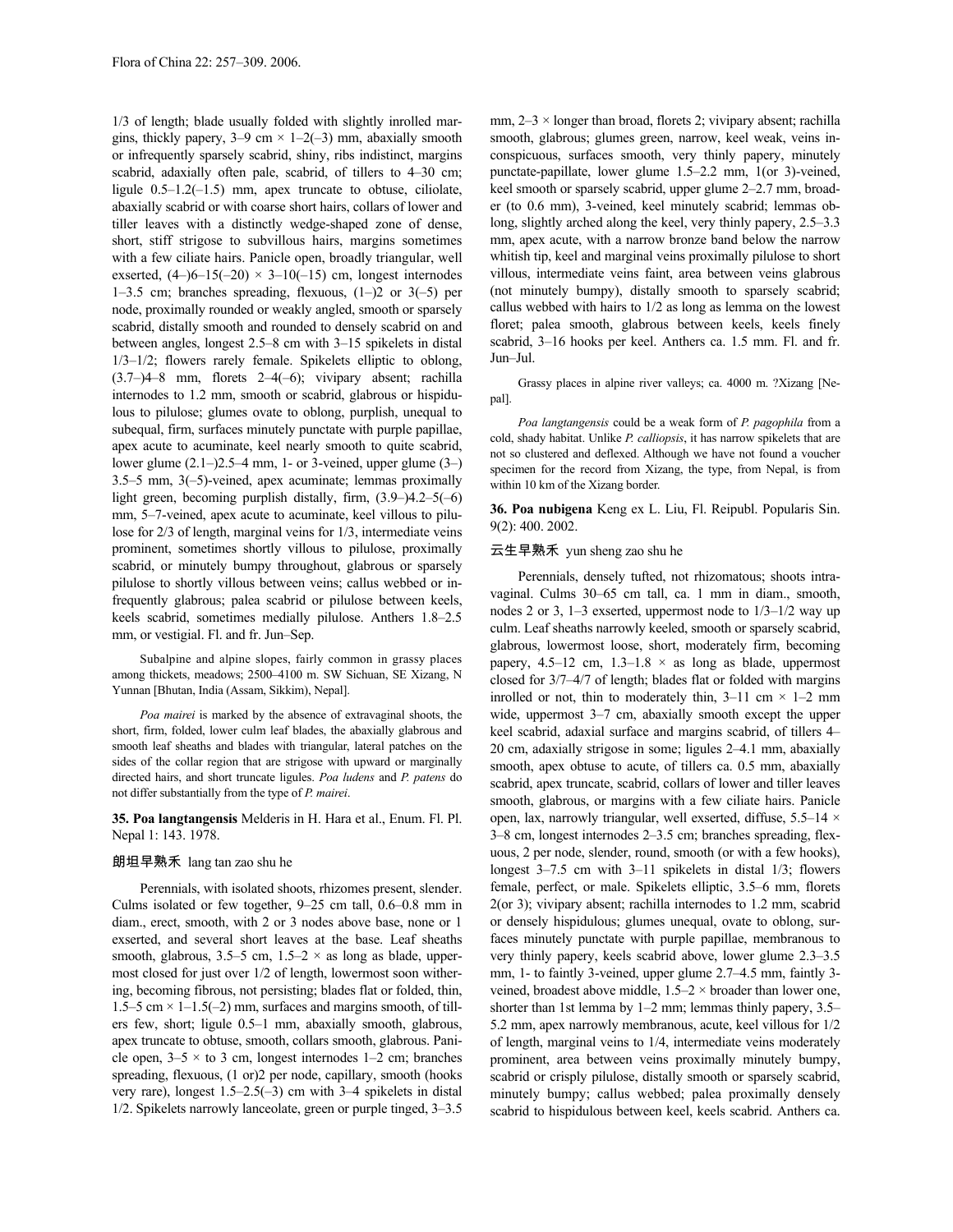1/3 of length; blade usually folded with slightly inrolled margins, thickly papery, 3–9 cm × 1–2(–3) mm, abaxially smooth or infrequently sparsely scabrid, shiny, ribs indistinct, margins scabrid, adaxially often pale, scabrid, of tillers to 4–30 cm; ligule 0.5–1.2(–1.5) mm, apex truncate to obtuse, ciliolate, abaxially scabrid or with coarse short hairs, collars of lower and tiller leaves with a distinctly wedge-shaped zone of dense, short, stiff strigose to subvillous hairs, margins sometimes with a few ciliate hairs. Panicle open, broadly triangular, well exserted, (4–)6–15(–20) × 3–10(–15) cm, longest internodes 1–3.5 cm; branches spreading, flexuous, (1–)2 or 3(–5) per node, proximally rounded or weakly angled, smooth or sparsely scabrid, distally smooth and rounded to densely scabrid on and between angles, longest 2.5–8 cm with 3–15 spikelets in distal 1/3–1/2; flowers rarely female. Spikelets elliptic to oblong, (3.7–)4–8 mm, florets 2–4(–6); vivipary absent; rachilla internodes to 1.2 mm, smooth or scabrid, glabrous or hispidulous to pilulose; glumes ovate to oblong, purplish, unequal to subequal, firm, surfaces minutely punctate with purple papillae, apex acute to acuminate, keel nearly smooth to quite scabrid, lower glume (2.1–)2.5–4 mm, 1- or 3-veined, upper glume (3–)3.5–5 mm, 3(–5)-veined, apex acuminate; lemmas proximally light green, becoming purplish distally, firm, (3.9–)4.2–5(–6) mm, 5–7-veined, apex acute to acuminate, keel villous to pilulose for 2/3 of length, marginal veins for 1/3, intermediate veins prominent, sometimes shortly villous to pilulose, proximally scabrid, or minutely bumpy throughout, glabrous or sparsely pilulose to shortly villous between veins; callus webbed or infrequently glabrous; palea scabrid or pilulose between keels, keels scabrid, sometimes medially pilulose. Anthers 1.8–2.5 mm, or vestigial. Fl. and fr. Jun–Sep.

Subalpine and alpine slopes, fairly common in grassy places among thickets, meadows; 2500–4100 m. SW Sichuan, SE Xizang, N Yunnan [Bhutan, India (Assam, Sikkim), Nepal].

*Poa mairei* is marked by the absence of extravaginal shoots, the short, firm, folded, lower culm leaf blades, the abaxially glabrous and smooth leaf sheaths and blades with triangular, lateral patches on the sides of the collar region that are strigose with upward or marginally directed hairs, and short truncate ligules. *Poa ludens* and *P. patens* do not differ substantially from the type of *P. mairei*.

**35. Poa langtangensis** Melderis in H. Hara et al., Enum. Fl. Pl. Nepal 1: 143. 1978.

朗坦早熟禾 lang tan zao shu he

Perennials, with isolated shoots, rhizomes present, slender. Culms isolated or few together, 9–25 cm tall, 0.6–0.8 mm in diam., erect, smooth, with 2 or 3 nodes above base, none or 1 exserted, and several short leaves at the base. Leaf sheaths smooth, glabrous, 3.5–5 cm, 1.5–2 × as long as blade, uppermost closed for just over 1/2 of length, lowermost soon withering, becoming fibrous, not persisting; blades flat or folded, thin, 1.5–5 cm × 1–1.5(–2) mm, surfaces and margins smooth, of tillers few, short; ligule 0.5–1 mm, abaxially smooth, glabrous, apex truncate to obtuse, smooth, collars smooth, glabrous. Panicle open, 3–5 × to 3 cm, longest internodes 1–2 cm; branches spreading, flexuous, (1 or)2 per node, capillary, smooth (hooks very rare), longest 1.5–2.5(–3) cm with 3–4 spikelets in distal 1/2. Spikelets narrowly lanceolate, green or purple tinged, 3–3.5 mm, 2–3 × longer than broad, florets 2; vivipary absent; rachilla smooth, glabrous; glumes green, narrow, keel weak, veins inconspicuous, surfaces smooth, very thinly papery, minutely punctate-papillate, lower glume 1.5–2.2 mm, 1(or 3)-veined, keel smooth or sparsely scabrid, upper glume 2–2.7 mm, broader (to 0.6 mm), 3-veined, keel minutely scabrid; lemmas oblong, slightly arched along the keel, very thinly papery, 2.5–3.3 mm, apex acute, with a narrow bronze band below the narrow whitish tip, keel and marginal veins proximally pilulose to short villous, intermediate veins faint, area between veins glabrous (not minutely bumpy), distally smooth to sparsely scabrid; callus webbed with hairs to 1/2 as long as lemma on the lowest floret; palea smooth, glabrous between keels, keels finely scabrid, 3–16 hooks per keel. Anthers ca. 1.5 mm. Fl. and fr. Jun–Jul.

Grassy places in alpine river valleys; ca. 4000 m. ?Xizang [Nepal].

*Poa langtangensis* could be a weak form of *P. pagophila* from a cold, shady habitat. Unlike *P. calliopsis*, it has narrow spikelets that are not so clustered and deflexed. Although we have not found a voucher specimen for the record from Xizang, the type, from Nepal, is from within 10 km of the Xizang border.

**36. Poa nubigena** Keng ex L. Liu, Fl. Reipubl. Popularis Sin. 9(2): 400. 2002.

云生早熟禾 yun sheng zao shu he

Perennials, densely tufted, not rhizomatous; shoots intravaginal. Culms 30–65 cm tall, ca. 1 mm in diam., smooth, nodes 2 or 3, 1–3 exserted, uppermost node to 1/3–1/2 way up culm. Leaf sheaths narrowly keeled, smooth or sparsely scabrid, glabrous, lowermost loose, short, moderately firm, becoming papery, 4.5–12 cm, 1.3–1.8 × as long as blade, uppermost closed for 3/7–4/7 of length; blades flat or folded with margins inrolled or not, thin to moderately thin, 3–11 cm × 1–2 mm wide, uppermost 3–7 cm, abaxially smooth except the upper keel scabrid, adaxial surface and margins scabrid, of tillers 4–20 cm, adaxially strigose in some; ligules 2–4.1 mm, abaxially smooth, apex obtuse to acute, of tillers ca. 0.5 mm, abaxially scabrid, apex truncate, scabrid, collars of lower and tiller leaves smooth, glabrous, or margins with a few ciliate hairs. Panicle open, lax, narrowly triangular, well exserted, diffuse, 5.5–14 × 3–8 cm, longest internodes 2–3.5 cm; branches spreading, flexuous, 2 per node, slender, round, smooth (or with a few hooks), longest 3–7.5 cm with 3–11 spikelets in distal 1/3; flowers female, perfect, or male. Spikelets elliptic, 3.5–6 mm, florets 2(or 3); vivipary absent; rachilla internodes to 1.2 mm, scabrid or densely hispidulous; glumes unequal, ovate to oblong, surfaces minutely punctate with purple papillae, membranous to very thinly papery, keels scabrid above, lower glume 2.3–3.5 mm, 1- or faintly 3-veined, upper glume 2.7–4.5 mm, faintly 3-veined, broadest above middle, 1.5–2 × broader than lower one, shorter than 1st lemma by 1–2 mm; lemmas thinly papery, 3.5–5.2 mm, apex narrowly membranous, acute, keel villous for 1/2 of length, marginal veins to 1/4, intermediate veins moderately prominent, area between veins proximally minutely bumpy, scabrid or crisply pilulose, distally smooth or sparsely scabrid, minutely bumpy; callus webbed; palea proximally densely scabrid to hispidulous between keel, keels scabrid. Anthers ca.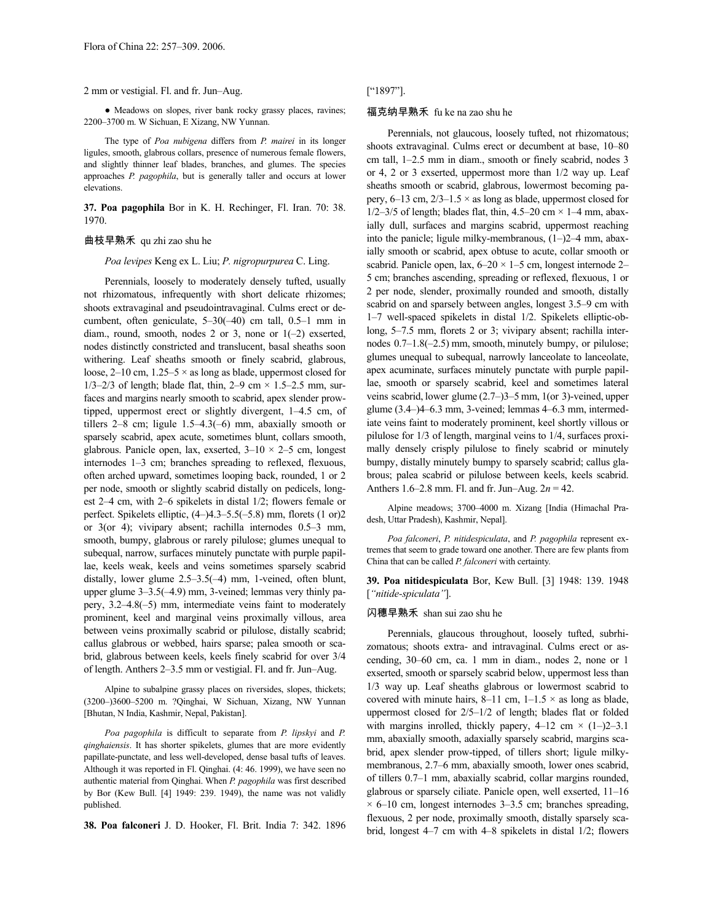2 mm or vestigial. Fl. and fr. Jun–Aug.

● Meadows on slopes, river bank rocky grassy places, ravines; 2200–3700 m. W Sichuan, E Xizang, NW Yunnan.

The type of *Poa nubigena* differs from *P. mairei* in its longer ligules, smooth, glabrous collars, presence of numerous female flowers, and slightly thinner leaf blades, branches, and glumes. The species approaches *P. pagophila*, but is generally taller and occurs at lower elevations.

**37. Poa pagophila** Bor in K. H. Rechinger, Fl. Iran. 70: 38. 1970.

曲枝早熟禾 qu zhi zao shu he

*Poa levipes* Keng ex L. Liu; *P. nigropurpurea* C. Ling.

Perennials, loosely to moderately densely tufted, usually not rhizomatous, infrequently with short delicate rhizomes; shoots extravaginal and pseudointravaginal. Culms erect or decumbent, often geniculate, 5–30(–40) cm tall, 0.5–1 mm in diam., round, smooth, nodes 2 or 3, none or 1(–2) exserted, nodes distinctly constricted and translucent, basal sheaths soon withering. Leaf sheaths smooth or finely scabrid, glabrous, loose, 2–10 cm, 1.25–5 × as long as blade, uppermost closed for 1/3–2/3 of length; blade flat, thin, 2–9 cm × 1.5–2.5 mm, surfaces and margins nearly smooth to scabrid, apex slender prow-tipped, uppermost erect or slightly divergent, 1–4.5 cm, of tillers 2–8 cm; ligule 1.5–4.3(–6) mm, abaxially smooth or sparsely scabrid, apex acute, sometimes blunt, collars smooth, glabrous. Panicle open, lax, exserted, 3–10 × 2–5 cm, longest internodes 1–3 cm; branches spreading to reflexed, flexuous, often arched upward, sometimes looping back, rounded, 1 or 2 per node, smooth or slightly scabrid distally on pedicels, longest 2–4 cm, with 2–6 spikelets in distal 1/2; flowers female or perfect. Spikelets elliptic, (4–)4.3–5.5(–5.8) mm, florets (1 or)2 or 3(or 4); vivipary absent; rachilla internodes 0.5–3 mm, smooth, bumpy, glabrous or rarely pilulose; glumes unequal to subequal, narrow, surfaces minutely punctate with purple papillae, keels weak, keels and veins sometimes sparsely scabrid distally, lower glume 2.5–3.5(–4) mm, 1-veined, often blunt, upper glume 3–3.5(–4.9) mm, 3-veined; lemmas very thinly papery, 3.2–4.8(–5) mm, intermediate veins faint to moderately prominent, keel and marginal veins proximally villous, area between veins proximally scabrid or pilulose, distally scabrid; callus glabrous or webbed, hairs sparse; palea smooth or scabrid, glabrous between keels, keels finely scabrid for over 3/4 of length. Anthers 2–3.5 mm or vestigial. Fl. and fr. Jun–Aug.

Alpine to subalpine grassy places on riversides, slopes, thickets; (3200–)3600–5200 m. ?Qinghai, W Sichuan, Xizang, NW Yunnan [Bhutan, N India, Kashmir, Nepal, Pakistan].

*Poa pagophila* is difficult to separate from *P. lipskyi* and *P. qinghaiensis*. It has shorter spikelets, glumes that are more evidently papillate-punctate, and less well-developed, dense basal tufts of leaves. Although it was reported in Fl. Qinghai. (4: 46. 1999), we have seen no authentic material from Qinghai. When *P. pagophila* was first described by Bor (Kew Bull. [4] 1949: 239. 1949), the name was not validly published.

**38. Poa falconeri** J. D. Hooker, Fl. Brit. India 7: 342. 1896 ["1897"].

福克纳早熟禾 fu ke na zao shu he

Perennials, not glaucous, loosely tufted, not rhizomatous; shoots extravaginal. Culms erect or decumbent at base, 10–80 cm tall, 1–2.5 mm in diam., smooth or finely scabrid, nodes 3 or 4, 2 or 3 exserted, uppermost more than 1/2 way up. Leaf sheaths smooth or scabrid, glabrous, lowermost becoming papery, 6–13 cm, 2/3–1.5 × as long as blade, uppermost closed for 1/2–3/5 of length; blades flat, thin, 4.5–20 cm × 1–4 mm, abaxially dull, surfaces and margins scabrid, uppermost reaching into the panicle; ligule milky-membranous, (1–)2–4 mm, abaxially smooth or scabrid, apex obtuse to acute, collar smooth or scabrid. Panicle open, lax, 6–20 × 1–5 cm, longest internode 2–5 cm; branches ascending, spreading or reflexed, flexuous, 1 or 2 per node, slender, proximally rounded and smooth, distally scabrid on and sparsely between angles, longest 3.5–9 cm with 1–7 well-spaced spikelets in distal 1/2. Spikelets elliptic-oblong, 5–7.5 mm, florets 2 or 3; vivipary absent; rachilla internodes 0.7–1.8(–2.5) mm, smooth, minutely bumpy, or pilulose; glumes unequal to subequal, narrowly lanceolate to lanceolate, apex acuminate, surfaces minutely punctate with purple papillae, smooth or sparsely scabrid, keel and sometimes lateral veins scabrid, lower glume (2.7–)3–5 mm, 1(or 3)-veined, upper glume (3.4–)4–6.3 mm, 3-veined; lemmas 4–6.3 mm, intermediate veins faint to moderately prominent, keel shortly villous or pilulose for 1/3 of length, marginal veins to 1/4, surfaces proximally densely crisply pilulose to finely scabrid or minutely bumpy, distally minutely bumpy to sparsely scabrid; callus glabrous; palea scabrid or pilulose between keels, keels scabrid. Anthers 1.6–2.8 mm. Fl. and fr. Jun–Aug. $2n = 42$.

Alpine meadows; 3700–4000 m. Xizang [India (Himachal Pradesh, Uttar Pradesh), Kashmir, Nepal].

*Poa falconeri*, *P. nitidespiculata*, and *P. pagophila* represent extremes that seem to grade toward one another. There are few plants from China that can be called *P. falconeri* with certainty.

**39. Poa nitidespiculata** Bor, Kew Bull. [3] 1948: 139. 1948 [*"nitide-spiculata"*].

闪穗早熟禾 shan sui zao shu he

Perennials, glaucous throughout, loosely tufted, subrhizomatous; shoots extra- and intravaginal. Culms erect or ascending, 30–60 cm, ca. 1 mm in diam., nodes 2, none or 1 exserted, smooth or sparsely scabrid below, uppermost less than 1/3 way up. Leaf sheaths glabrous or lowermost scabrid to covered with minute hairs, 8–11 cm, 1–1.5 × as long as blade, uppermost closed for 2/5–1/2 of length; blades flat or folded with margins inrolled, thickly papery, 4–12 cm × (1–)2–3.1 mm, abaxially smooth, adaxially sparsely scabrid, margins scabrid, apex slender prow-tipped, of tillers short; ligule milky-membranous, 2.7–6 mm, abaxially smooth, lower ones scabrid, of tillers 0.7–1 mm, abaxially scabrid, collar margins rounded, glabrous or sparsely ciliate. Panicle open, well exserted, 11–16 × 6–10 cm, longest internodes 3–3.5 cm; branches spreading, flexuous, 2 per node, proximally smooth, distally sparsely scabrid, longest 4–7 cm with 4–8 spikelets in distal 1/2; flowers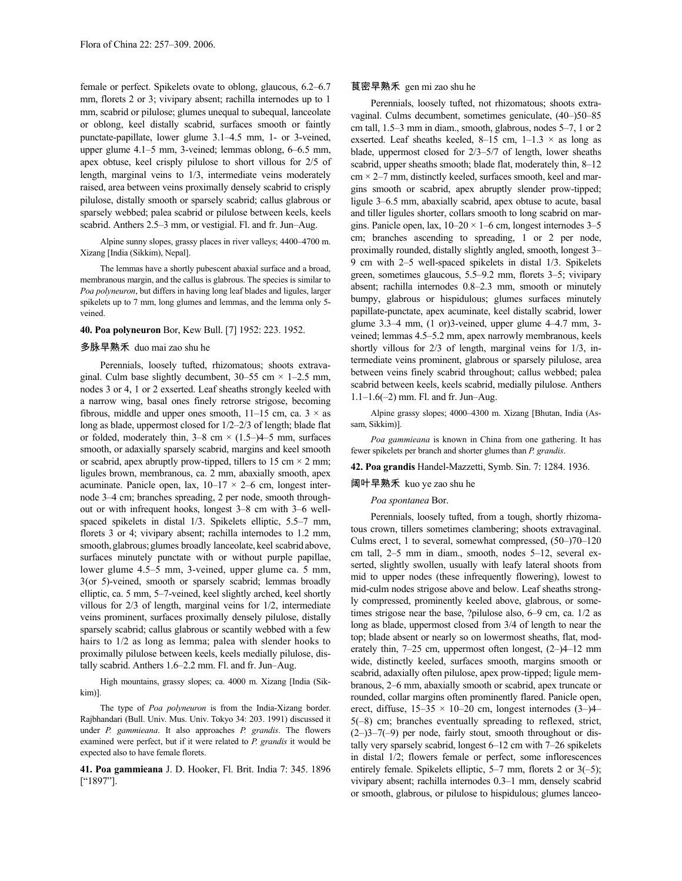female or perfect. Spikelets ovate to oblong, glaucous, 6.2–6.7 mm, florets 2 or 3; vivipary absent; rachilla internodes up to 1 mm, scabrid or pilulose; glumes unequal to subequal, lanceolate or oblong, keel distally scabrid, surfaces smooth or faintly punctate-papillate, lower glume 3.1–4.5 mm, 1- or 3-veined, upper glume 4.1–5 mm, 3-veined; lemmas oblong, 6–6.5 mm, apex obtuse, keel crisply pilulose to short villous for 2/5 of length, marginal veins to 1/3, intermediate veins moderately raised, area between veins proximally densely scabrid to crisply pilulose, distally smooth or sparsely scabrid; callus glabrous or sparsely webbed; palea scabrid or pilulose between keels, keels scabrid. Anthers 2.5–3 mm, or vestigial. Fl. and fr. Jun–Aug.

Alpine sunny slopes, grassy places in river valleys; 4400–4700 m. Xizang [India (Sikkim), Nepal].

The lemmas have a shortly pubescent abaxial surface and a broad, membranous margin, and the callus is glabrous. The species is similar to *Poa polyneuron*, but differs in having long leaf blades and ligules, larger spikelets up to 7 mm, long glumes and lemmas, and the lemma only 5-veined.

**40. Poa polyneuron** Bor, Kew Bull. [7] 1952: 223. 1952.

多脉早熟禾 duo mai zao shu he

Perennials, loosely tufted, rhizomatous; shoots extravaginal. Culm base slightly decumbent, 30–55 cm × 1–2.5 mm, nodes 3 or 4, 1 or 2 exserted. Leaf sheaths strongly keeled with a narrow wing, basal ones finely retrorse strigose, becoming fibrous, middle and upper ones smooth, 11–15 cm, ca. 3 × as long as blade, uppermost closed for 1/2–2/3 of length; blade flat or folded, moderately thin, 3–8 cm × (1.5–)4–5 mm, surfaces smooth, or adaxially sparsely scabrid, margins and keel smooth or scabrid, apex abruptly prow-tipped, tillers to 15 cm × 2 mm; ligules brown, membranous, ca. 2 mm, abaxially smooth, apex acuminate. Panicle open, lax, 10–17 × 2–6 cm, longest internode 3–4 cm; branches spreading, 2 per node, smooth throughout or with infrequent hooks, longest 3–8 cm with 3–6 well-spaced spikelets in distal 1/3. Spikelets elliptic, 5.5–7 mm, florets 3 or 4; vivipary absent; rachilla internodes to 1.2 mm, smooth, glabrous; glumes broadly lanceolate, keel scabrid above, surfaces minutely punctate with or without purple papillae, lower glume 4.5–5 mm, 3-veined, upper glume ca. 5 mm, 3(or 5)-veined, smooth or sparsely scabrid; lemmas broadly elliptic, ca. 5 mm, 5–7-veined, keel slightly arched, keel shortly villous for 2/3 of length, marginal veins for 1/2, intermediate veins prominent, surfaces proximally densely pilulose, distally sparsely scabrid; callus glabrous or scantily webbed with a few hairs to 1/2 as long as lemma; palea with slender hooks to proximally pilulose between keels, keels medially pilulose, distally scabrid. Anthers 1.6–2.2 mm. Fl. and fr. Jun–Aug.

High mountains, grassy slopes; ca. 4000 m. Xizang [India (Sikkim)].

The type of *Poa polyneuron* is from the India-Xizang border. Rajbhandari (Bull. Univ. Mus. Univ. Tokyo 34: 203. 1991) discussed it under *P. gammieana*. It also approaches *P. grandis*. The florets examined were perfect, but if it were related to *P. grandis* it would be expected also to have female florets.

**41. Poa gammieana** J. D. Hooker, Fl. Brit. India 7: 345. 1896 ["1897"].

茛密早熟禾 gen mi zao shu he

Perennials, loosely tufted, not rhizomatous; shoots extravaginal. Culms decumbent, sometimes geniculate, (40–)50–85 cm tall, 1.5–3 mm in diam., smooth, glabrous, nodes 5–7, 1 or 2 exserted. Leaf sheaths keeled, 8–15 cm, 1–1.3 × as long as blade, uppermost closed for 2/3–5/7 of length, lower sheaths scabrid, upper sheaths smooth; blade flat, moderately thin, 8–12 cm × 2–7 mm, distinctly keeled, surfaces smooth, keel and margins smooth or scabrid, apex abruptly slender prow-tipped; ligule 3–6.5 mm, abaxially scabrid, apex obtuse to acute, basal and tiller ligules shorter, collars smooth to long scabrid on margins. Panicle open, lax, 10–20 × 1–6 cm, longest internodes 3–5 cm; branches ascending to spreading, 1 or 2 per node, proximally rounded, distally slightly angled, smooth, longest 3–9 cm with 2–5 well-spaced spikelets in distal 1/3. Spikelets green, sometimes glaucous, 5.5–9.2 mm, florets 3–5; vivipary absent; rachilla internodes 0.8–2.3 mm, smooth or minutely bumpy, glabrous or hispidulous; glumes surfaces minutely papillate-punctate, apex acuminate, keel distally scabrid, lower glume 3.3–4 mm, (1 or)3-veined, upper glume 4–4.7 mm, 3-veined; lemmas 4.5–5.2 mm, apex narrowly membranous, keels shortly villous for 2/3 of length, marginal veins for 1/3, intermediate veins prominent, glabrous or sparsely pilulose, area between veins finely scabrid throughout; callus webbed; palea scabrid between keels, keels scabrid, medially pilulose. Anthers 1.1–1.6(–2) mm. Fl. and fr. Jun–Aug.

Alpine grassy slopes; 4000–4300 m. Xizang [Bhutan, India (Assam, Sikkim)].

*Poa gammieana* is known in China from one gathering. It has fewer spikelets per branch and shorter glumes than *P. grandis*.

**42. Poa grandis** Handel-Mazzetti, Symb. Sin. 7: 1284. 1936.

阔叶早熟禾 kuo ye zao shu he

*Poa spontanea* Bor.

Perennials, loosely tufted, from a tough, shortly rhizomatous crown, tillers sometimes clambering; shoots extravaginal. Culms erect, 1 to several, somewhat compressed, (50–)70–120 cm tall, 2–5 mm in diam., smooth, nodes 5–12, several exserted, slightly swollen, usually with leafy lateral shoots from mid to upper nodes (these infrequently flowering), lowest to mid-culm nodes strigose above and below. Leaf sheaths strongly compressed, prominently keeled above, glabrous, or sometimes strigose near the base, ?pilulose also, 6–9 cm, ca. 1/2 as long as blade, uppermost closed from 3/4 of length to near the top; blade absent or nearly so on lowermost sheaths, flat, moderately thin, 7–25 cm, uppermost often longest, (2–)4–12 mm wide, distinctly keeled, surfaces smooth, margins smooth or scabrid, adaxially often pilulose, apex prow-tipped; ligule membranous, 2–6 mm, abaxially smooth or scabrid, apex truncate or rounded, collar margins often prominently flared. Panicle open, erect, diffuse, 15–35 × 10–20 cm, longest internodes (3–)4–5(–8) cm; branches eventually spreading to reflexed, strict, (2–)3–7(–9) per node, fairly stout, smooth throughout or distally very sparsely scabrid, longest 6–12 cm with 7–26 spikelets in distal 1/2; flowers female or perfect, some inflorescences entirely female. Spikelets elliptic, 5–7 mm, florets 2 or 3(–5); vivipary absent; rachilla internodes 0.3–1 mm, densely scabrid or smooth, glabrous, or pilulose to hispidulous; glumes lanceo-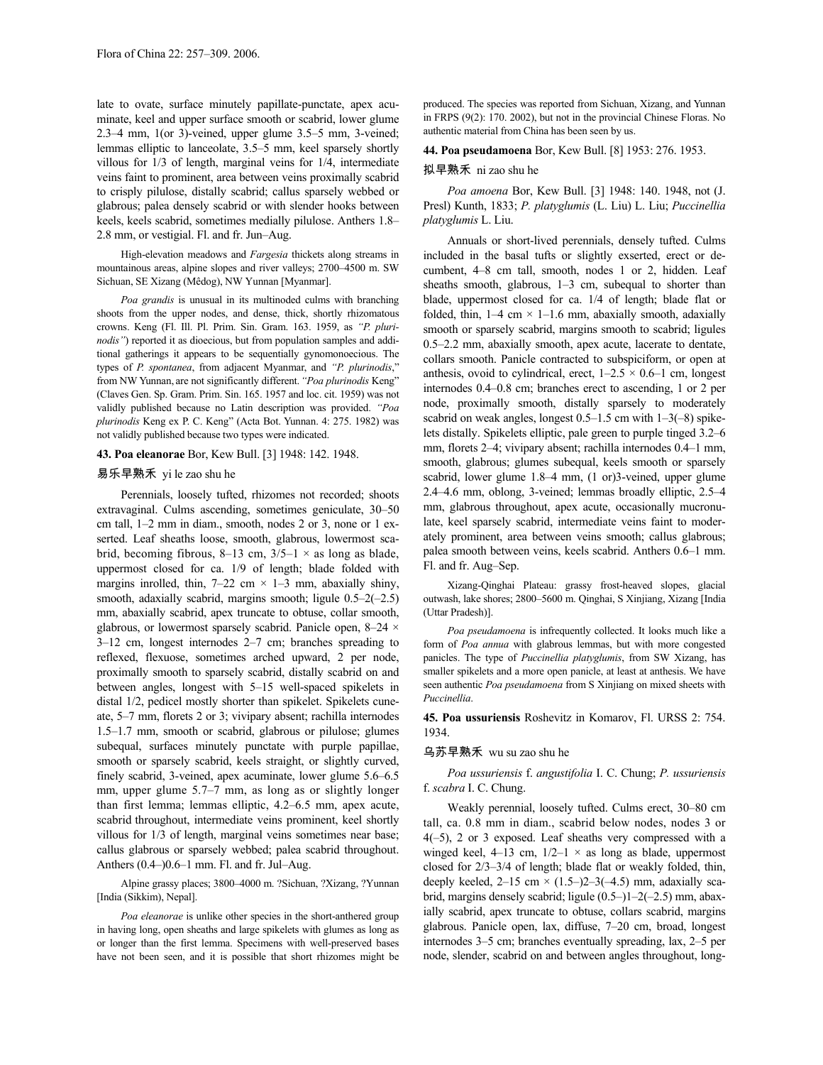late to ovate, surface minutely papillate-punctate, apex acuminate, keel and upper surface smooth or scabrid, lower glume 2.3–4 mm, 1(or 3)-veined, upper glume 3.5–5 mm, 3-veined; lemmas elliptic to lanceolate, 3.5–5 mm, keel sparsely shortly villous for 1/3 of length, marginal veins for 1/4, intermediate veins faint to prominent, area between veins proximally scabrid to crisply pilulose, distally scabrid; callus sparsely webbed or glabrous; palea densely scabrid or with slender hooks between keels, keels scabrid, sometimes medially pilulose. Anthers 1.8–2.8 mm, or vestigial. Fl. and fr. Jun–Aug.

High-elevation meadows and *Fargesia* thickets along streams in mountainous areas, alpine slopes and river valleys; 2700–4500 m. SW Sichuan, SE Xizang (Mêdog), NW Yunnan [Myanmar].

*Poa grandis* is unusual in its multinoded culms with branching shoots from the upper nodes, and dense, thick, shortly rhizomatous crowns. Keng (Fl. Ill. Pl. Prim. Sin. Gram. 163. 1959, as *"P. plurinodis"*) reported it as dioecious, but from population samples and additional gatherings it appears to be sequentially gynomonoecious. The types of *P. spontanea*, from adjacent Myanmar, and *"P. plurinodis*," from NW Yunnan, are not significantly different. *"Poa plurinodis* Keng" (Claves Gen. Sp. Gram. Prim. Sin. 165. 1957 and loc. cit. 1959) was not validly published because no Latin description was provided. *"Poa plurinodis* Keng ex P. C. Keng" (Acta Bot. Yunnan. 4: 275. 1982) was not validly published because two types were indicated.

**43. Poa eleanorae** Bor, Kew Bull. [3] 1948: 142. 1948.

易乐早熟禾 yi le zao shu he

Perennials, loosely tufted, rhizomes not recorded; shoots extravaginal. Culms ascending, sometimes geniculate, 30–50 cm tall, 1–2 mm in diam., smooth, nodes 2 or 3, none or 1 exserted. Leaf sheaths loose, smooth, glabrous, lowermost scabrid, becoming fibrous, 8–13 cm, 3/5–1 × as long as blade, uppermost closed for ca. 1/9 of length; blade folded with margins inrolled, thin, 7–22 cm × 1–3 mm, abaxially shiny, smooth, adaxially scabrid, margins smooth; ligule 0.5–2(–2.5) mm, abaxially scabrid, apex truncate to obtuse, collar smooth, glabrous, or lowermost sparsely scabrid. Panicle open, 8–24 × 3–12 cm, longest internodes 2–7 cm; branches spreading to reflexed, flexuose, sometimes arched upward, 2 per node, proximally smooth to sparsely scabrid, distally scabrid on and between angles, longest with 5–15 well-spaced spikelets in distal 1/2, pedicel mostly shorter than spikelet. Spikelets cuneate, 5–7 mm, florets 2 or 3; vivipary absent; rachilla internodes 1.5–1.7 mm, smooth or scabrid, glabrous or pilulose; glumes subequal, surfaces minutely punctate with purple papillae, smooth or sparsely scabrid, keels straight, or slightly curved, finely scabrid, 3-veined, apex acuminate, lower glume 5.6–6.5 mm, upper glume 5.7–7 mm, as long as or slightly longer than first lemma; lemmas elliptic, 4.2–6.5 mm, apex acute, scabrid throughout, intermediate veins prominent, keel shortly villous for 1/3 of length, marginal veins sometimes near base; callus glabrous or sparsely webbed; palea scabrid throughout. Anthers (0.4–)0.6–1 mm. Fl. and fr. Jul–Aug.

Alpine grassy places; 3800–4000 m. ?Sichuan, ?Xizang, ?Yunnan [India (Sikkim), Nepal].

*Poa eleanorae* is unlike other species in the short-anthered group in having long, open sheaths and large spikelets with glumes as long as or longer than the first lemma. Specimens with well-preserved bases have not been seen, and it is possible that short rhizomes might be produced. The species was reported from Sichuan, Xizang, and Yunnan in FRPS (9(2): 170. 2002), but not in the provincial Chinese Floras. No authentic material from China has been seen by us.

**44. Poa pseudamoena** Bor, Kew Bull. [8] 1953: 276. 1953.

拟早熟禾 ni zao shu he

*Poa amoena* Bor, Kew Bull. [3] 1948: 140. 1948, not (J. Presl) Kunth, 1833; *P. platyglumis* (L. Liu) L. Liu; *Puccinellia platyglumis* L. Liu.

Annuals or short-lived perennials, densely tufted. Culms included in the basal tufts or slightly exserted, erect or decumbent, 4–8 cm tall, smooth, nodes 1 or 2, hidden. Leaf sheaths smooth, glabrous, 1–3 cm, subequal to shorter than blade, uppermost closed for ca. 1/4 of length; blade flat or folded, thin, 1–4 cm × 1–1.6 mm, abaxially smooth, adaxially smooth or sparsely scabrid, margins smooth to scabrid; ligules 0.5–2.2 mm, abaxially smooth, apex acute, lacerate to dentate, collars smooth. Panicle contracted to subspiciform, or open at anthesis, ovoid to cylindrical, erect, 1–2.5 × 0.6–1 cm, longest internodes 0.4–0.8 cm; branches erect to ascending, 1 or 2 per node, proximally smooth, distally sparsely to moderately scabrid on weak angles, longest 0.5–1.5 cm with 1–3(–8) spikelets distally. Spikelets elliptic, pale green to purple tinged 3.2–6 mm, florets 2–4; vivipary absent; rachilla internodes 0.4–1 mm, smooth, glabrous; glumes subequal, keels smooth or sparsely scabrid, lower glume 1.8–4 mm, (1 or)3-veined, upper glume 2.4–4.6 mm, oblong, 3-veined; lemmas broadly elliptic, 2.5–4 mm, glabrous throughout, apex acute, occasionally mucronulate, keel sparsely scabrid, intermediate veins faint to moderately prominent, area between veins smooth; callus glabrous; palea smooth between veins, keels scabrid. Anthers 0.6–1 mm. Fl. and fr. Aug–Sep.

Xizang-Qinghai Plateau: grassy frost-heaved slopes, glacial outwash, lake shores; 2800–5600 m. Qinghai, S Xinjiang, Xizang [India (Uttar Pradesh)].

*Poa pseudamoena* is infrequently collected. It looks much like a form of *Poa annua* with glabrous lemmas, but with more congested panicles. The type of *Puccinellia platyglumis*, from SW Xizang, has smaller spikelets and a more open panicle, at least at anthesis. We have seen authentic *Poa pseudamoena* from S Xinjiang on mixed sheets with *Puccinellia*.

**45. Poa ussuriensis** Roshevitz in Komarov, Fl. URSS 2: 754. 1934.

乌苏早熟禾 wu su zao shu he

*Poa ussuriensis* f. *angustifolia* I. C. Chung; *P. ussuriensis* f. *scabra* I. C. Chung.

Weakly perennial, loosely tufted. Culms erect, 30–80 cm tall, ca. 0.8 mm in diam., scabrid below nodes, nodes 3 or 4(–5), 2 or 3 exposed. Leaf sheaths very compressed with a winged keel, 4–13 cm, 1/2–1 × as long as blade, uppermost closed for 2/3–3/4 of length; blade flat or weakly folded, thin, deeply keeled, 2–15 cm × (1.5–)2–3(–4.5) mm, adaxially scabrid, margins densely scabrid; ligule (0.5–)1–2(–2.5) mm, abaxially scabrid, apex truncate to obtuse, collars scabrid, margins glabrous. Panicle open, lax, diffuse, 7–20 cm, broad, longest internodes 3–5 cm; branches eventually spreading, lax, 2–5 per node, slender, scabrid on and between angles throughout, long-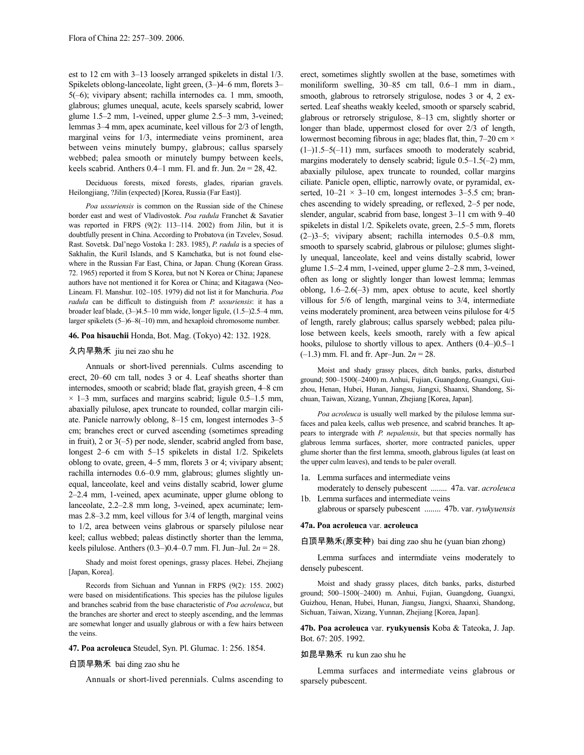est to 12 cm with 3–13 loosely arranged spikelets in distal 1/3. Spikelets oblong-lanceolate, light green, (3–)4–6 mm, florets 3–5(–6); vivipary absent; rachilla internodes ca. 1 mm, smooth, glabrous; glumes unequal, acute, keels sparsely scabrid, lower glume 1.5–2 mm, 1-veined, upper glume 2.5–3 mm, 3-veined; lemmas 3–4 mm, apex acuminate, keel villous for 2/3 of length, marginal veins for 1/3, intermediate veins prominent, area between veins minutely bumpy, glabrous; callus sparsely webbed; palea smooth or minutely bumpy between keels, keels scabrid. Anthers 0.4–1 mm. Fl. and fr. Jun. 2*n* = 28, 42.

Deciduous forests, mixed forests, glades, riparian gravels. Heilongjiang, ?Jilin (expected) [Korea, Russia (Far East)].

*Poa ussuriensis* is common on the Russian side of the Chinese border east and west of Vladivostok. *Poa radula* Franchet & Savatier was reported in FRPS (9(2): 113–114. 2002) from Jilin, but it is doubtfully present in China. According to Probatova (in Tzvelev, Sosud. Rast. Sovetsk. Dal'nego Vostoka 1: 283. 1985), *P. radula* is a species of Sakhalin, the Kuril Islands, and S Kamchatka, but is not found elsewhere in the Russian Far East, China, or Japan. Chung (Korean Grass. 72. 1965) reported it from S Korea, but not N Korea or China; Japanese authors have not mentioned it for Korea or China; and Kitagawa (Neo-Lineam. Fl. Manshur. 102–105. 1979) did not list it for Manchuria. *Poa radula* can be difficult to distinguish from *P. ussuriensis*: it has a broader leaf blade, (3–)4.5–10 mm wide, longer ligule, (1.5–)2.5–4 mm, larger spikelets (5–)6–8(–10) mm, and hexaploid chromosome number.

**46. Poa hisauchii** Honda, Bot. Mag. (Tokyo) 42: 132. 1928.

久内早熟禾 jiu nei zao shu he

Annuals or short-lived perennials. Culms ascending to erect, 20–60 cm tall, nodes 3 or 4. Leaf sheaths shorter than internodes, smooth or scabrid; blade flat, grayish green, 4–8 cm × 1–3 mm, surfaces and margins scabrid; ligule 0.5–1.5 mm, abaxially pilulose, apex truncate to rounded, collar margin ciliate. Panicle narrowly oblong, 8–15 cm, longest internodes 3–5 cm; branches erect or curved ascending (sometimes spreading in fruit), 2 or 3(–5) per node, slender, scabrid angled from base, longest 2–6 cm with 5–15 spikelets in distal 1/2. Spikelets oblong to ovate, green, 4–5 mm, florets 3 or 4; vivipary absent; rachilla internodes 0.6–0.9 mm, glabrous; glumes slightly unequal, lanceolate, keel and veins distally scabrid, lower glume 2–2.4 mm, 1-veined, apex acuminate, upper glume oblong to lanceolate, 2.2–2.8 mm long, 3-veined, apex acuminate; lemmas 2.8–3.2 mm, keel villous for 3/4 of length, marginal veins to 1/2, area between veins glabrous or sparsely pilulose near keel; callus webbed; paleas distinctly shorter than the lemma, keels pilulose. Anthers (0.3–)0.4–0.7 mm. Fl. Jun–Jul. 2*n* = 28.

Shady and moist forest openings, grassy places. Hebei, Zhejiang [Japan, Korea].

Records from Sichuan and Yunnan in FRPS (9(2): 155. 2002) were based on misidentifications. This species has the pilulose ligules and branches scabrid from the base characteristic of *Poa acroleuca*, but the branches are shorter and erect to steeply ascending, and the lemmas are somewhat longer and usually glabrous or with a few hairs between the veins.

**47. Poa acroleuca** Steudel, Syn. Pl. Glumac. 1: 256. 1854.

白顶早熟禾 bai ding zao shu he

Annuals or short-lived perennials. Culms ascending to erect, sometimes slightly swollen at the base, sometimes with moniliform swelling, 30–85 cm tall, 0.6–1 mm in diam., smooth, glabrous to retrorsely strigulose, nodes 3 or 4, 2 exserted. Leaf sheaths weakly keeled, smooth or sparsely scabrid, glabrous or retrorsely strigulose, 8–13 cm, slightly shorter or longer than blade, uppermost closed for over 2/3 of length, lowermost becoming fibrous in age; blades flat, thin, 7–20 cm × (1–)1.5–5(–11) mm, surfaces smooth to moderately scabrid, margins moderately to densely scabrid; ligule 0.5–1.5(–2) mm, abaxially pilulose, apex truncate to rounded, collar margins ciliate. Panicle open, elliptic, narrowly ovate, or pyramidal, exserted, 10–21 × 3–10 cm, longest internodes 3–5.5 cm; branches ascending to widely spreading, or reflexed, 2–5 per node, slender, angular, scabrid from base, longest 3–11 cm with 9–40 spikelets in distal 1/2. Spikelets ovate, green, 2.5–5 mm, florets (2–)3–5; vivipary absent; rachilla internodes 0.5–0.8 mm, smooth to sparsely scabrid, glabrous or pilulose; glumes slightly unequal, lanceolate, keel and veins distally scabrid, lower glume 1.5–2.4 mm, 1-veined, upper glume 2–2.8 mm, 3-veined, often as long or slightly longer than lowest lemma; lemmas oblong, 1.6–2.6(–3) mm, apex obtuse to acute, keel shortly villous for 5/6 of length, marginal veins to 3/4, intermediate veins moderately prominent, area between veins pilulose for 4/5 of length, rarely glabrous; callus sparsely webbed; palea pilulose between keels, keels smooth, rarely with a few apical hooks, pilulose to shortly villous to apex. Anthers (0.4–)0.5–1 (–1.3) mm. Fl. and fr. Apr–Jun. 2*n* = 28.

Moist and shady grassy places, ditch banks, parks, disturbed ground; 500–1500(–2400) m. Anhui, Fujian, Guangdong, Guangxi, Guizhou, Henan, Hubei, Hunan, Jiangsu, Jiangxi, Shaanxi, Shandong, Sichuan, Taiwan, Xizang, Yunnan, Zhejiang [Korea, Japan].

*Poa acroleuca* is usually well marked by the pilulose lemma surfaces and palea keels, callus web presence, and scabrid branches. It appears to intergrade with *P. nepalensis*, but that species normally has glabrous lemma surfaces, shorter, more contracted panicles, upper glume shorter than the first lemma, smooth, glabrous ligules (at least on the upper culm leaves), and tends to be paler overall.

1a. Lemma surfaces and intermediate veins moderately to densely pubescent ........ 47a. var. *acroleuca*
1b. Lemma surfaces and intermediate veins glabrous or sparsely pubescent ........ 47b. var. *ryukyuensis*

**47a. Poa acroleuca** var. **acroleuca**

白顶早熟禾(原变种) bai ding zao shu he (yuan bian zhong)

Lemma surfaces and intermdiate veins moderately to densely pubescent.

Moist and shady grassy places, ditch banks, parks, disturbed ground; 500–1500(–2400) m. Anhui, Fujian, Guangdong, Guangxi, Guizhou, Henan, Hubei, Hunan, Jiangsu, Jiangxi, Shaanxi, Shandong, Sichuan, Taiwan, Xizang, Yunnan, Zhejiang [Korea, Japan].

**47b. Poa acroleuca** var. **ryukyuensis** Koba & Tateoka, J. Jap. Bot. 67: 205. 1992.

如昆早熟禾 ru kun zao shu he

Lemma surfaces and intermediate veins glabrous or sparsely pubescent.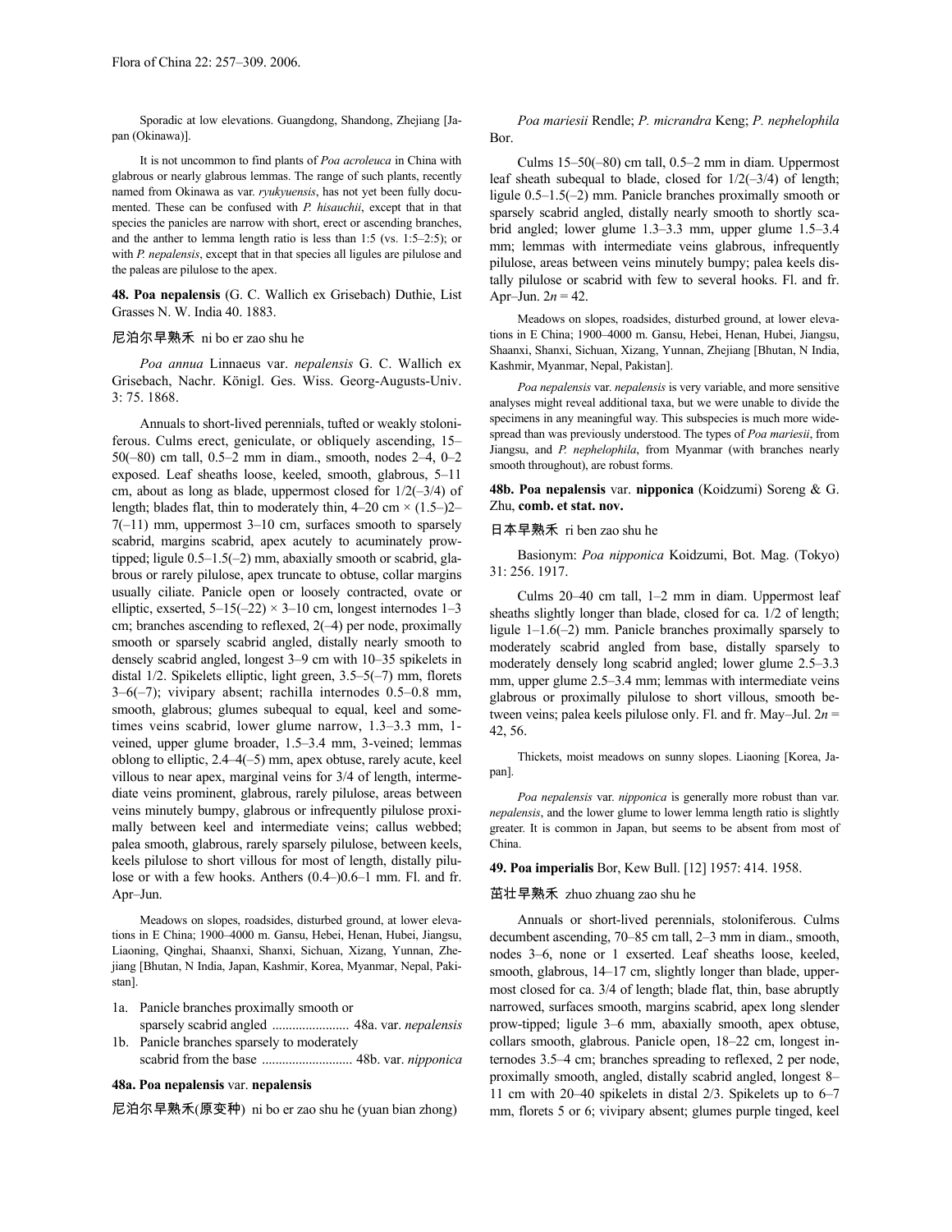Sporadic at low elevations. Guangdong, Shandong, Zhejiang [Japan (Okinawa)].

It is not uncommon to find plants of *Poa acroleuca* in China with glabrous or nearly glabrous lemmas. The range of such plants, recently named from Okinawa as var. *ryukyuensis*, has not yet been fully documented. These can be confused with *P. hisauchii*, except that in that species the panicles are narrow with short, erect or ascending branches, and the anther to lemma length ratio is less than 1:5 (vs. 1:5–2:5); or with *P. nepalensis*, except that in that species all ligules are pilulose and the paleas are pilulose to the apex.

**48. Poa nepalensis** (G. C. Wallich ex Grisebach) Duthie, List Grasses N. W. India 40. 1883.

尼泊尔早熟禾 ni bo er zao shu he

*Poa annua* Linnaeus var. *nepalensis* G. C. Wallich ex Grisebach, Nachr. Königl. Ges. Wiss. Georg-Augusts-Univ. 3: 75. 1868.

Annuals to short-lived perennials, tufted or weakly stoloniferous. Culms erect, geniculate, or obliquely ascending, 15–50(–80) cm tall, 0.5–2 mm in diam., smooth, nodes 2–4, 0–2 exposed. Leaf sheaths loose, keeled, smooth, glabrous, 5–11 cm, about as long as blade, uppermost closed for 1/2(–3/4) of length; blades flat, thin to moderately thin, 4–20 cm × (1.5–)2–7(–11) mm, uppermost 3–10 cm, surfaces smooth to sparsely scabrid, margins scabrid, apex acutely to acuminately prow-tipped; ligule 0.5–1.5(–2) mm, abaxially smooth or scabrid, glabrous or rarely pilulose, apex truncate to obtuse, collar margins usually ciliate. Panicle open or loosely contracted, ovate or elliptic, exserted, 5–15(–22) × 3–10 cm, longest internodes 1–3 cm; branches ascending to reflexed, 2(–4) per node, proximally smooth or sparsely scabrid angled, distally nearly smooth to densely scabrid angled, longest 3–9 cm with 10–35 spikelets in distal 1/2. Spikelets elliptic, light green, 3.5–5(–7) mm, florets 3–6(–7); vivipary absent; rachilla internodes 0.5–0.8 mm, smooth, glabrous; glumes subequal to equal, keel and sometimes veins scabrid, lower glume narrow, 1.3–3.3 mm, 1-veined, upper glume broader, 1.5–3.4 mm, 3-veined; lemmas oblong to elliptic, 2.4–4(–5) mm, apex obtuse, rarely acute, keel villous to near apex, marginal veins for 3/4 of length, intermediate veins prominent, glabrous, rarely pilulose, areas between veins minutely bumpy, glabrous or infrequently pilulose proximally between keel and intermediate veins; callus webbed; palea smooth, glabrous, rarely sparsely pilulose, between keels, keels pilulose to short villous for most of length, distally pilulose or with a few hooks. Anthers (0.4–)0.6–1 mm. Fl. and fr. Apr–Jun.

Meadows on slopes, roadsides, disturbed ground, at lower elevations in E China; 1900–4000 m. Gansu, Hebei, Henan, Hubei, Jiangsu, Liaoning, Qinghai, Shaanxi, Shanxi, Sichuan, Xizang, Yunnan, Zhejiang [Bhutan, N India, Japan, Kashmir, Korea, Myanmar, Nepal, Pakistan].

1a. Panicle branches proximally smooth or sparsely scabrid angled ....................... 48a. var. *nepalensis*
1b. Panicle branches sparsely to moderately scabrid from the base ........................... 48b. var. *nipponica*

**48a. Poa nepalensis** var. **nepalensis**

尼泊尔早熟禾(原变种) ni bo er zao shu he (yuan bian zhong)

*Poa mariesii* Rendle; *P. micrandra* Keng; *P. nephelophila* Bor.

Culms 15–50(–80) cm tall, 0.5–2 mm in diam. Uppermost leaf sheath subequal to blade, closed for 1/2(–3/4) of length; ligule 0.5–1.5(–2) mm. Panicle branches proximally smooth or sparsely scabrid angled, distally nearly smooth to shortly scabrid angled; lower glume 1.3–3.3 mm, upper glume 1.5–3.4 mm; lemmas with intermediate veins glabrous, infrequently pilulose, areas between veins minutely bumpy; palea keels distally pilulose or scabrid with few to several hooks. Fl. and fr. Apr–Jun. $2n = 42$.

Meadows on slopes, roadsides, disturbed ground, at lower elevations in E China; 1900–4000 m. Gansu, Hebei, Henan, Hubei, Jiangsu, Shaanxi, Shanxi, Sichuan, Xizang, Yunnan, Zhejiang [Bhutan, N India, Kashmir, Myanmar, Nepal, Pakistan].

*Poa nepalensis* var. *nepalensis* is very variable, and more sensitive analyses might reveal additional taxa, but we were unable to divide the specimens in any meaningful way. This subspecies is much more widespread than was previously understood. The types of *Poa mariesii*, from Jiangsu, and *P. nephelophila*, from Myanmar (with branches nearly smooth throughout), are robust forms.

**48b. Poa nepalensis** var. **nipponica** (Koidzumi) Soreng & G. Zhu, **comb. et stat. nov.**

日本早熟禾 ri ben zao shu he

Basionym: *Poa nipponica* Koidzumi, Bot. Mag. (Tokyo) 31: 256. 1917.

Culms 20–40 cm tall, 1–2 mm in diam. Uppermost leaf sheaths slightly longer than blade, closed for ca. 1/2 of length; ligule 1–1.6(–2) mm. Panicle branches proximally sparsely to moderately scabrid angled from base, distally sparsely to moderately densely long scabrid angled; lower glume 2.5–3.3 mm, upper glume 2.5–3.4 mm; lemmas with intermediate veins glabrous or proximally pilulose to short villous, smooth between veins; palea keels pilulose only. Fl. and fr. May–Jul. $2n = 42, 56$.

Thickets, moist meadows on sunny slopes. Liaoning [Korea, Japan].

*Poa nepalensis* var. *nipponica* is generally more robust than var. *nepalensis*, and the lower glume to lower lemma length ratio is slightly greater. It is common in Japan, but seems to be absent from most of China.

**49. Poa imperialis** Bor, Kew Bull. [12] 1957: 414. 1958.

茁壮早熟禾 zhuo zhuang zao shu he

Annuals or short-lived perennials, stoloniferous. Culms decumbent ascending, 70–85 cm tall, 2–3 mm in diam., smooth, nodes 3–6, none or 1 exserted. Leaf sheaths loose, keeled, smooth, glabrous, 14–17 cm, slightly longer than blade, uppermost closed for ca. 3/4 of length; blade flat, thin, base abruptly narrowed, surfaces smooth, margins scabrid, apex long slender prow-tipped; ligule 3–6 mm, abaxially smooth, apex obtuse, collars smooth, glabrous. Panicle open, 18–22 cm, longest internodes 3.5–4 cm; branches spreading to reflexed, 2 per node, proximally smooth, angled, distally scabrid angled, longest 8–11 cm with 20–40 spikelets in distal 2/3. Spikelets up to 6–7 mm, florets 5 or 6; vivipary absent; glumes purple tinged, keel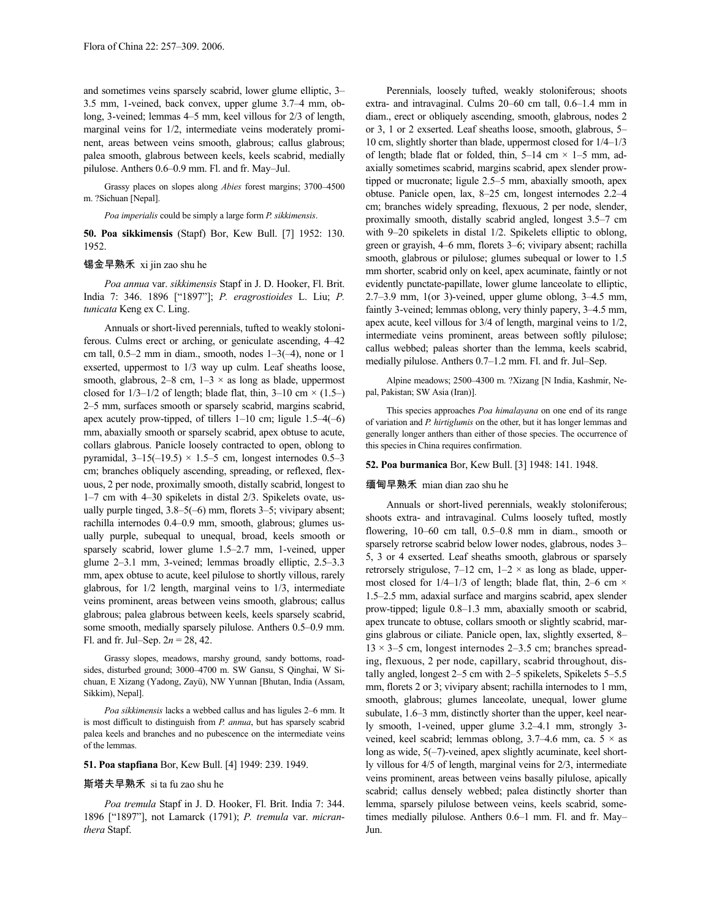and sometimes veins sparsely scabrid, lower glume elliptic, 3–3.5 mm, 1-veined, back convex, upper glume 3.7–4 mm, oblong, 3-veined; lemmas 4–5 mm, keel villous for 2/3 of length, marginal veins for 1/2, intermediate veins moderately prominent, areas between veins smooth, glabrous; callus glabrous; palea smooth, glabrous between keels, keels scabrid, medially pilulose. Anthers 0.6–0.9 mm. Fl. and fr. May–Jul.

Grassy places on slopes along *Abies* forest margins; 3700–4500 m. ?Sichuan [Nepal].

*Poa imperialis* could be simply a large form *P. sikkimensis*.

**50. Poa sikkimensis** (Stapf) Bor, Kew Bull. [7] 1952: 130. 1952.

锡金早熟禾 xi jin zao shu he

*Poa annua* var. *sikkimensis* Stapf in J. D. Hooker, Fl. Brit. India 7: 346. 1896 ["1897"]; *P. eragrostioides* L. Liu; *P. tunicata* Keng ex C. Ling.

Annuals or short-lived perennials, tufted to weakly stoloniferous. Culms erect or arching, or geniculate ascending, 4–42 cm tall, 0.5–2 mm in diam., smooth, nodes 1–3(–4), none or 1 exserted, uppermost to 1/3 way up culm. Leaf sheaths loose, smooth, glabrous, 2–8 cm, 1–3 × as long as blade, uppermost closed for 1/3–1/2 of length; blade flat, thin, 3–10 cm × (1.5–) 2–5 mm, surfaces smooth or sparsely scabrid, margins scabrid, apex acutely prow-tipped, of tillers 1–10 cm; ligule 1.5–4(–6) mm, abaxially smooth or sparsely scabrid, apex obtuse to acute, collars glabrous. Panicle loosely contracted to open, oblong to pyramidal, 3–15(–19.5) × 1.5–5 cm, longest internodes 0.5–3 cm; branches obliquely ascending, spreading, or reflexed, flexuous, 2 per node, proximally smooth, distally scabrid, longest to 1–7 cm with 4–30 spikelets in distal 2/3. Spikelets ovate, usually purple tinged, 3.8–5(–6) mm, florets 3–5; vivipary absent; rachilla internodes 0.4–0.9 mm, smooth, glabrous; glumes usually purple, subequal to unequal, broad, keels smooth or sparsely scabrid, lower glume 1.5–2.7 mm, 1-veined, upper glume 2–3.1 mm, 3-veined; lemmas broadly elliptic, 2.5–3.3 mm, apex obtuse to acute, keel pilulose to shortly villous, rarely glabrous, for 1/2 length, marginal veins to 1/3, intermediate veins prominent, areas between veins smooth, glabrous; callus glabrous; palea glabrous between keels, keels sparsely scabrid, some smooth, medially sparsely pilulose. Anthers 0.5–0.9 mm. Fl. and fr. Jul–Sep. 2*n* = 28, 42.

Grassy slopes, meadows, marshy ground, sandy bottoms, roadsides, disturbed ground; 3000–4700 m. SW Gansu, S Qinghai, W Sichuan, E Xizang (Yadong, Zayü), NW Yunnan [Bhutan, India (Assam, Sikkim), Nepal].

*Poa sikkimensis* lacks a webbed callus and has ligules 2–6 mm. It is most difficult to distinguish from *P. annua*, but has sparsely scabrid palea keels and branches and no pubescence on the intermediate veins of the lemmas.

**51. Poa stapfiana** Bor, Kew Bull. [4] 1949: 239. 1949.

斯塔夫早熟禾 si ta fu zao shu he

*Poa tremula* Stapf in J. D. Hooker, Fl. Brit. India 7: 344. 1896 ["1897"], not Lamarck (1791); *P. tremula* var. *micranthera* Stapf.

Perennials, loosely tufted, weakly stoloniferous; shoots extra- and intravaginal. Culms 20–60 cm tall, 0.6–1.4 mm in diam., erect or obliquely ascending, smooth, glabrous, nodes 2 or 3, 1 or 2 exserted. Leaf sheaths loose, smooth, glabrous, 5–10 cm, slightly shorter than blade, uppermost closed for 1/4–1/3 of length; blade flat or folded, thin, 5–14 cm × 1–5 mm, adaxially sometimes scabrid, margins scabrid, apex slender prow-tipped or mucronate; ligule 2.5–5 mm, abaxially smooth, apex obtuse. Panicle open, lax, 8–25 cm, longest internodes 2.2–4 cm; branches widely spreading, flexuous, 2 per node, slender, proximally smooth, distally scabrid angled, longest 3.5–7 cm with 9–20 spikelets in distal 1/2. Spikelets elliptic to oblong, green or grayish, 4–6 mm, florets 3–6; vivipary absent; rachilla smooth, glabrous or pilulose; glumes subequal or lower to 1.5 mm shorter, scabrid only on keel, apex acuminate, faintly or not evidently punctate-papillate, lower glume lanceolate to elliptic, 2.7–3.9 mm, 1(or 3)-veined, upper glume oblong, 3.4–4.5 mm, faintly 3-veined; lemmas oblong, very thinly papery, 3–4.5 mm, apex acute, keel villous for 3/4 of length, marginal veins to 1/2, intermediate veins prominent, areas between softly pilulose; callus webbed; paleas shorter than the lemma, keels scabrid, medially pilulose. Anthers 0.7–1.2 mm. Fl. and fr. Jul–Sep.

Alpine meadows; 2500–4300 m. ?Xizang [N India, Kashmir, Nepal, Pakistan; SW Asia (Iran)].

This species approaches *Poa himalayana* on one end of its range of variation and *P. hirtiglumis* on the other, but it has longer lemmas and generally longer anthers than either of those species. The occurrence of this species in China requires confirmation.

**52. Poa burmanica** Bor, Kew Bull. [3] 1948: 141. 1948.

缅甸早熟禾 mian dian zao shu he

Annuals or short-lived perennials, weakly stoloniferous; shoots extra- and intravaginal. Culms loosely tufted, mostly flowering, 10–60 cm tall, 0.5–0.8 mm in diam., smooth or sparsely retrorse scabrid below lower nodes, glabrous, nodes 3–5, 3 or 4 exserted. Leaf sheaths smooth, glabrous or sparsely retrorsely strigulose, 7–12 cm, 1–2 × as long as blade, uppermost closed for 1/4–1/3 of length; blade flat, thin, 2–6 cm × 1.5–2.5 mm, adaxial surface and margins scabrid, apex slender prow-tipped; ligule 0.8–1.3 mm, abaxially smooth or scabrid, apex truncate to obtuse, collars smooth or slightly scabrid, margins glabrous or ciliate. Panicle open, lax, slightly exserted, 8–13 × 3–5 cm, longest internodes 2–3.5 cm; branches spreading, flexuous, 2 per node, capillary, scabrid throughout, distally angled, longest 2–5 cm with 2–5 spikelets, Spikelets 5–5.5 mm, florets 2 or 3; vivipary absent; rachilla internodes to 1 mm, smooth, glabrous; glumes lanceolate, unequal, lower glume subulate, 1.6–3 mm, distinctly shorter than the upper, keel nearly smooth, 1-veined, upper glume 3.2–4.1 mm, strongly 3-veined, keel scabrid; lemmas oblong, 3.7–4.6 mm, ca. 5 × as long as wide, 5(–7)-veined, apex slightly acuminate, keel shortly villous for 4/5 of length, marginal veins for 2/3, intermediate veins prominent, areas between veins basally pilulose, apically scabrid; callus densely webbed; palea distinctly shorter than lemma, sparsely pilulose between veins, keels scabrid, sometimes medially pilulose. Anthers 0.6–1 mm. Fl. and fr. May–Jun.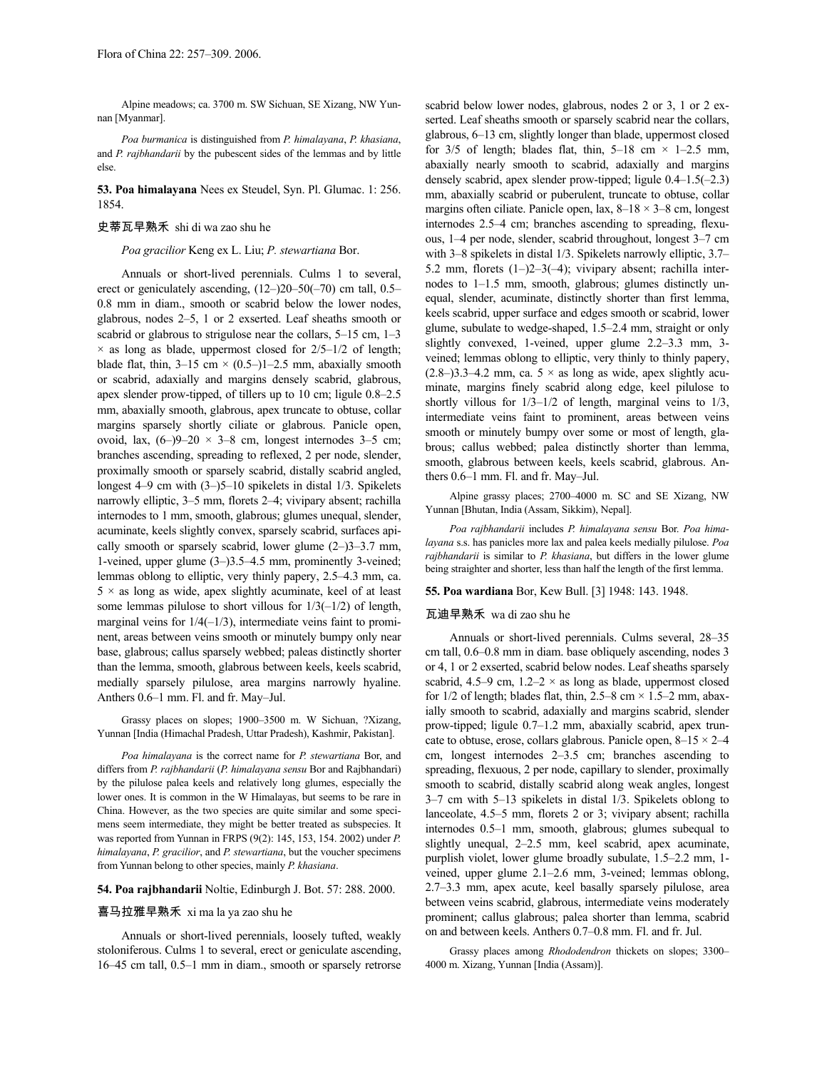Alpine meadows; ca. 3700 m. SW Sichuan, SE Xizang, NW Yunnan [Myanmar].

*Poa burmanica* is distinguished from *P. himalayana*, *P. khasiana*, and *P. rajbhandarii* by the pubescent sides of the lemmas and by little else.

**53. Poa himalayana** Nees ex Steudel, Syn. Pl. Glumac. 1: 256. 1854.

史蒂瓦早熟禾 shi di wa zao shu he

*Poa gracilior* Keng ex L. Liu; *P. stewartiana* Bor.

Annuals or short-lived perennials. Culms 1 to several, erect or geniculately ascending, (12–)20–50(–70) cm tall, 0.5–0.8 mm in diam., smooth or scabrid below the lower nodes, glabrous, nodes 2–5, 1 or 2 exserted. Leaf sheaths smooth or scabrid or glabrous to strigulose near the collars, 5–15 cm, 1–3 × as long as blade, uppermost closed for 2/5–1/2 of length; blade flat, thin, 3–15 cm × (0.5–)1–2.5 mm, abaxially smooth or scabrid, adaxially and margins densely scabrid, glabrous, apex slender prow-tipped, of tillers up to 10 cm; ligule 0.8–2.5 mm, abaxially smooth, glabrous, apex truncate to obtuse, collar margins sparsely shortly ciliate or glabrous. Panicle open, ovoid, lax, (6–)9–20 × 3–8 cm, longest internodes 3–5 cm; branches ascending, spreading to reflexed, 2 per node, slender, proximally smooth or sparsely scabrid, distally scabrid angled, longest 4–9 cm with (3–)5–10 spikelets in distal 1/3. Spikelets narrowly elliptic, 3–5 mm, florets 2–4; vivipary absent; rachilla internodes to 1 mm, smooth, glabrous; glumes unequal, slender, acuminate, keels slightly convex, sparsely scabrid, surfaces apically smooth or sparsely scabrid, lower glume (2–)3–3.7 mm, 1-veined, upper glume (3–)3.5–4.5 mm, prominently 3-veined; lemmas oblong to elliptic, very thinly papery, 2.5–4.3 mm, ca. 5 × as long as wide, apex slightly acuminate, keel of at least some lemmas pilulose to short villous for 1/3(–1/2) of length, marginal veins for 1/4(–1/3), intermediate veins faint to prominent, areas between veins smooth or minutely bumpy only near base, glabrous; callus sparsely webbed; paleas distinctly shorter than the lemma, smooth, glabrous between keels, keels scabrid, medially sparsely pilulose, area margins narrowly hyaline. Anthers 0.6–1 mm. Fl. and fr. May–Jul.

Grassy places on slopes; 1900–3500 m. W Sichuan, ?Xizang, Yunnan [India (Himachal Pradesh, Uttar Pradesh), Kashmir, Pakistan].

*Poa himalayana* is the correct name for *P. stewartiana* Bor, and differs from *P. rajbhandarii* (*P. himalayana sensu* Bor and Rajbhandari) by the pilulose palea keels and relatively long glumes, especially the lower ones. It is common in the W Himalayas, but seems to be rare in China. However, as the two species are quite similar and some specimens seem intermediate, they might be better treated as subspecies. It was reported from Yunnan in FRPS (9(2): 145, 153, 154. 2002) under *P. himalayana*, *P. gracilior*, and *P. stewartiana*, but the voucher specimens from Yunnan belong to other species, mainly *P. khasiana*.

**54. Poa rajbhandarii** Noltie, Edinburgh J. Bot. 57: 288. 2000.

喜马拉雅早熟禾 xi ma la ya zao shu he

Annuals or short-lived perennials, loosely tufted, weakly stoloniferous. Culms 1 to several, erect or geniculate ascending, 16–45 cm tall, 0.5–1 mm in diam., smooth or sparsely retrorse scabrid below lower nodes, glabrous, nodes 2 or 3, 1 or 2 exserted. Leaf sheaths smooth or sparsely scabrid near the collars, glabrous, 6–13 cm, slightly longer than blade, uppermost closed for 3/5 of length; blades flat, thin, 5–18 cm × 1–2.5 mm, abaxially nearly smooth to scabrid, adaxially and margins densely scabrid, apex slender prow-tipped; ligule 0.4–1.5(–2.3) mm, abaxially scabrid or puberulent, truncate to obtuse, collar margins often ciliate. Panicle open, lax, 8–18 × 3–8 cm, longest internodes 2.5–4 cm; branches ascending to spreading, flexuous, 1–4 per node, slender, scabrid throughout, longest 3–7 cm with 3–8 spikelets in distal 1/3. Spikelets narrowly elliptic, 3.7–5.2 mm, florets (1–)2–3(–4); vivipary absent; rachilla internodes to 1–1.5 mm, smooth, glabrous; glumes distinctly unequal, slender, acuminate, distinctly shorter than first lemma, keels scabrid, upper surface and edges smooth or scabrid, lower glume, subulate to wedge-shaped, 1.5–2.4 mm, straight or only slightly convexed, 1-veined, upper glume 2.2–3.3 mm, 3-veined; lemmas oblong to elliptic, very thinly to thinly papery, (2.8–)3.3–4.2 mm, ca. 5 × as long as wide, apex slightly acuminate, margins finely scabrid along edge, keel pilulose to shortly villous for 1/3–1/2 of length, marginal veins to 1/3, intermediate veins faint to prominent, areas between veins smooth or minutely bumpy over some or most of length, glabrous; callus webbed; palea distinctly shorter than lemma, smooth, glabrous between keels, keels scabrid, glabrous. Anthers 0.6–1 mm. Fl. and fr. May–Jul.

Alpine grassy places; 2700–4000 m. SC and SE Xizang, NW Yunnan [Bhutan, India (Assam, Sikkim), Nepal].

*Poa rajbhandarii* includes *P. himalayana sensu* Bor. *Poa himalayana* s.s. has panicles more lax and palea keels medially pilulose. *Poa rajbhandarii* is similar to *P. khasiana*, but differs in the lower glume being straighter and shorter, less than half the length of the first lemma.

**55. Poa wardiana** Bor, Kew Bull. [3] 1948: 143. 1948.

瓦迪早熟禾 wa di zao shu he

Annuals or short-lived perennials. Culms several, 28–35 cm tall, 0.6–0.8 mm in diam. base obliquely ascending, nodes 3 or 4, 1 or 2 exserted, scabrid below nodes. Leaf sheaths sparsely scabrid, 4.5–9 cm, 1.2–2 × as long as blade, uppermost closed for 1/2 of length; blades flat, thin, 2.5–8 cm × 1.5–2 mm, abaxially smooth to scabrid, adaxially and margins scabrid, slender prow-tipped; ligule 0.7–1.2 mm, abaxially scabrid, apex truncate to obtuse, erose, collars glabrous. Panicle open, 8–15 × 2–4 cm, longest internodes 2–3.5 cm; branches ascending to spreading, flexuous, 2 per node, capillary to slender, proximally smooth to scabrid, distally scabrid along weak angles, longest 3–7 cm with 5–13 spikelets in distal 1/3. Spikelets oblong to lanceolate, 4.5–5 mm, florets 2 or 3; vivipary absent; rachilla internodes 0.5–1 mm, smooth, glabrous; glumes subequal to slightly unequal, 2–2.5 mm, keel scabrid, apex acuminate, purplish violet, lower glume broadly subulate, 1.5–2.2 mm, 1-veined, upper glume 2.1–2.6 mm, 3-veined; lemmas oblong, 2.7–3.3 mm, apex acute, keel basally sparsely pilulose, area between veins scabrid, glabrous, intermediate veins moderately prominent; callus glabrous; palea shorter than lemma, scabrid on and between keels. Anthers 0.7–0.8 mm. Fl. and fr. Jul.

Grassy places among *Rhododendron* thickets on slopes; 3300–4000 m. Xizang, Yunnan [India (Assam)].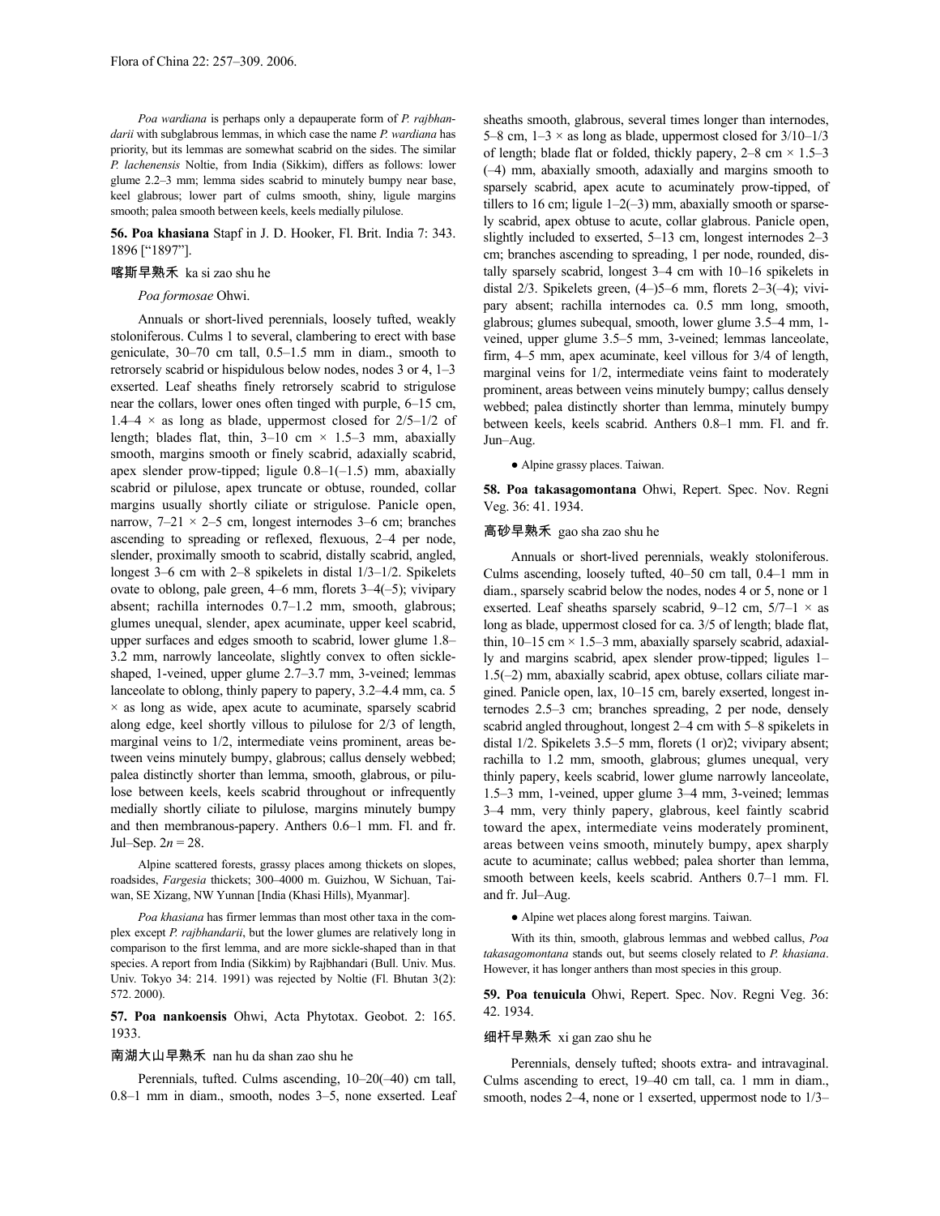*Poa wardiana* is perhaps only a depauperate form of *P. rajbhandarii* with subglabrous lemmas, in which case the name *P. wardiana* has priority, but its lemmas are somewhat scabrid on the sides. The similar *P. lachenensis* Noltie, from India (Sikkim), differs as follows: lower glume 2.2–3 mm; lemma sides scabrid to minutely bumpy near base, keel glabrous; lower part of culms smooth, shiny, ligule margins smooth; palea smooth between keels, keels medially pilulose.

**56. Poa khasiana** Stapf in J. D. Hooker, Fl. Brit. India 7: 343. 1896 ["1897"].

喀斯早熟禾 ka si zao shu he

*Poa formosae* Ohwi.

Annuals or short-lived perennials, loosely tufted, weakly stoloniferous. Culms 1 to several, clambering to erect with base geniculate, 30–70 cm tall, 0.5–1.5 mm in diam., smooth to retrorsely scabrid or hispidulous below nodes, nodes 3 or 4, 1–3 exserted. Leaf sheaths finely retrorsely scabrid to strigulose near the collars, lower ones often tinged with purple, 6–15 cm, 1.4–4 × as long as blade, uppermost closed for 2/5–1/2 of length; blades flat, thin, 3–10 cm × 1.5–3 mm, abaxially smooth, margins smooth or finely scabrid, adaxially scabrid, apex slender prow-tipped; ligule 0.8–1(–1.5) mm, abaxially scabrid or pilulose, apex truncate or obtuse, rounded, collar margins usually shortly ciliate or strigulose. Panicle open, narrow, 7–21 × 2–5 cm, longest internodes 3–6 cm; branches ascending to spreading or reflexed, flexuous, 2–4 per node, slender, proximally smooth to scabrid, distally scabrid, angled, longest 3–6 cm with 2–8 spikelets in distal 1/3–1/2. Spikelets ovate to oblong, pale green, 4–6 mm, florets 3–4(–5); vivipary absent; rachilla internodes 0.7–1.2 mm, smooth, glabrous; glumes unequal, slender, apex acuminate, upper keel scabrid, upper surfaces and edges smooth to scabrid, lower glume 1.8–3.2 mm, narrowly lanceolate, slightly convex to often sickle-shaped, 1-veined, upper glume 2.7–3.7 mm, 3-veined; lemmas lanceolate to oblong, thinly papery to papery, 3.2–4.4 mm, ca. 5 × as long as wide, apex acute to acuminate, sparsely scabrid along edge, keel shortly villous to pilulose for 2/3 of length, marginal veins to 1/2, intermediate veins prominent, areas between veins minutely bumpy, glabrous; callus densely webbed; palea distinctly shorter than lemma, smooth, glabrous, or pilulose between keels, keels scabrid throughout or infrequently medially shortly ciliate to pilulose, margins minutely bumpy and then membranous-papery. Anthers 0.6–1 mm. Fl. and fr. Jul–Sep. $2n = 28$.

Alpine scattered forests, grassy places among thickets on slopes, roadsides, *Fargesia* thickets; 300–4000 m. Guizhou, W Sichuan, Taiwan, SE Xizang, NW Yunnan [India (Khasi Hills), Myanmar].

*Poa khasiana* has firmer lemmas than most other taxa in the complex except *P. rajbhandarii*, but the lower glumes are relatively long in comparison to the first lemma, and are more sickle-shaped than in that species. A report from India (Sikkim) by Rajbhandari (Bull. Univ. Mus. Univ. Tokyo 34: 214. 1991) was rejected by Noltie (Fl. Bhutan 3(2): 572. 2000).

**57. Poa nankoensis** Ohwi, Acta Phytotax. Geobot. 2: 165. 1933.

南湖大山早熟禾 nan hu da shan zao shu he

Perennials, tufted. Culms ascending, 10–20(–40) cm tall, 0.8–1 mm in diam., smooth, nodes 3–5, none exserted. Leaf sheaths smooth, glabrous, several times longer than internodes, 5–8 cm, 1–3 × as long as blade, uppermost closed for 3/10–1/3 of length; blade flat or folded, thickly papery, 2–8 cm × 1.5–3 (–4) mm, abaxially smooth, adaxially and margins smooth to sparsely scabrid, apex acute to acuminately prow-tipped, of tillers to 16 cm; ligule 1–2(–3) mm, abaxially smooth or sparsely scabrid, apex obtuse to acute, collar glabrous. Panicle open, slightly included to exserted, 5–13 cm, longest internodes 2–3 cm; branches ascending to spreading, 1 per node, rounded, distally sparsely scabrid, longest 3–4 cm with 10–16 spikelets in distal 2/3. Spikelets green, (4–)5–6 mm, florets 2–3(–4); vivipary absent; rachilla internodes ca. 0.5 mm long, smooth, glabrous; glumes subequal, smooth, lower glume 3.5–4 mm, 1-veined, upper glume 3.5–5 mm, 3-veined; lemmas lanceolate, firm, 4–5 mm, apex acuminate, keel villous for 3/4 of length, marginal veins for 1/2, intermediate veins faint to moderately prominent, areas between veins minutely bumpy; callus densely webbed; palea distinctly shorter than lemma, minutely bumpy between keels, keels scabrid. Anthers 0.8–1 mm. Fl. and fr. Jun–Aug.

● Alpine grassy places. Taiwan.

**58. Poa takasagomontana** Ohwi, Repert. Spec. Nov. Regni Veg. 36: 41. 1934.

高砂早熟禾 gao sha zao shu he

Annuals or short-lived perennials, weakly stoloniferous. Culms ascending, loosely tufted, 40–50 cm tall, 0.4–1 mm in diam., sparsely scabrid below the nodes, nodes 4 or 5, none or 1 exserted. Leaf sheaths sparsely scabrid, 9–12 cm, 5/7–1 × as long as blade, uppermost closed for ca. 3/5 of length; blade flat, thin, 10–15 cm × 1.5–3 mm, abaxially sparsely scabrid, adaxially and margins scabrid, apex slender prow-tipped; ligules 1–1.5(–2) mm, abaxially scabrid, apex obtuse, collars ciliate margined. Panicle open, lax, 10–15 cm, barely exserted, longest internodes 2.5–3 cm; branches spreading, 2 per node, densely scabrid angled throughout, longest 2–4 cm with 5–8 spikelets in distal 1/2. Spikelets 3.5–5 mm, florets (1 or)2; vivipary absent; rachilla to 1.2 mm, smooth, glabrous; glumes unequal, very thinly papery, keels scabrid, lower glume narrowly lanceolate, 1.5–3 mm, 1-veined, upper glume 3–4 mm, 3-veined; lemmas 3–4 mm, very thinly papery, glabrous, keel faintly scabrid toward the apex, intermediate veins moderately prominent, areas between veins smooth, minutely bumpy, apex sharply acute to acuminate; callus webbed; palea shorter than lemma, smooth between keels, keels scabrid. Anthers 0.7–1 mm. Fl. and fr. Jul–Aug.

● Alpine wet places along forest margins. Taiwan.

With its thin, smooth, glabrous lemmas and webbed callus, *Poa takasagomontana* stands out, but seems closely related to *P. khasiana*. However, it has longer anthers than most species in this group.

**59. Poa tenuicula** Ohwi, Repert. Spec. Nov. Regni Veg. 36: 42. 1934.

细杆早熟禾 xi gan zao shu he

Perennials, densely tufted; shoots extra- and intravaginal. Culms ascending to erect, 19–40 cm tall, ca. 1 mm in diam., smooth, nodes 2–4, none or 1 exserted, uppermost node to 1/3–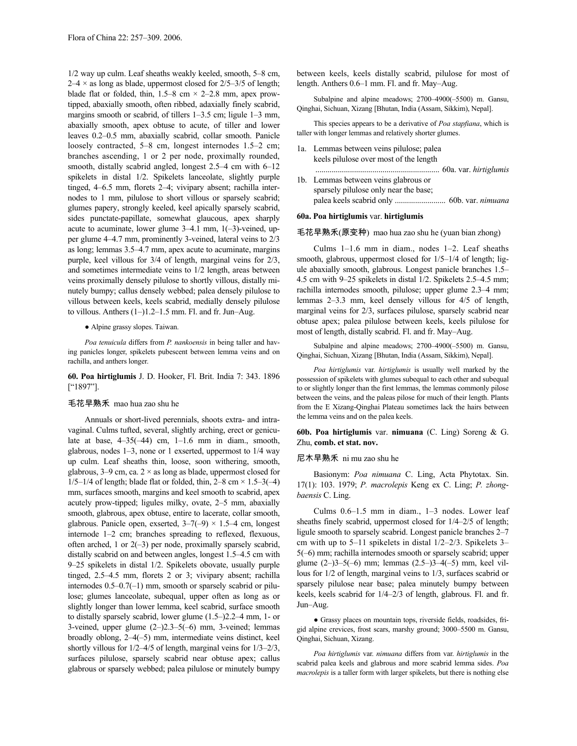1/2 way up culm. Leaf sheaths weakly keeled, smooth, 5–8 cm, 2–4 × as long as blade, uppermost closed for 2/5–3/5 of length; blade flat or folded, thin, 1.5–8 cm × 2–2.8 mm, apex prow-tipped, abaxially smooth, often ribbed, adaxially finely scabrid, margins smooth or scabrid, of tillers 1–3.5 cm; ligule 1–3 mm, abaxially smooth, apex obtuse to acute, of tiller and lower leaves 0.2–0.5 mm, abaxially scabrid, collar smooth. Panicle loosely contracted, 5–8 cm, longest internodes 1.5–2 cm; branches ascending, 1 or 2 per node, proximally rounded, smooth, distally scabrid angled, longest 2.5–4 cm with 6–12 spikelets in distal 1/2. Spikelets lanceolate, slightly purple tinged, 4–6.5 mm, florets 2–4; vivipary absent; rachilla internodes to 1 mm, pilulose to short villous or sparsely scabrid; glumes papery, strongly keeled, keel apically sparsely scabrid, sides punctate-papillate, somewhat glaucous, apex sharply acute to acuminate, lower glume 3–4.1 mm, 1(–3)-veined, upper glume 4–4.7 mm, prominently 3-veined, lateral veins to 2/3 as long; lemmas 3.5–4.7 mm, apex acute to acuminate, margins purple, keel villous for 3/4 of length, marginal veins for 2/3, and sometimes intermediate veins to 1/2 length, areas between veins proximally densely pilulose to shortly villous, distally minutely bumpy; callus densely webbed; palea densely pilulose to villous between keels, keels scabrid, medially densely pilulose to villous. Anthers (1–)1.2–1.5 mm. Fl. and fr. Jun–Aug.

● Alpine grassy slopes. Taiwan.

*Poa tenuicula* differs from *P. nankoensis* in being taller and having panicles longer, spikelets pubescent between lemma veins and on rachilla, and anthers longer.

**60. Poa hirtiglumis** J. D. Hooker, Fl. Brit. India 7: 343. 1896 ["1897"].

毛花早熟禾 mao hua zao shu he

Annuals or short-lived perennials, shoots extra- and intravaginal. Culms tufted, several, slightly arching, erect or geniculate at base, 4–35(–44) cm, 1–1.6 mm in diam., smooth, glabrous, nodes 1–3, none or 1 exserted, uppermost to 1/4 way up culm. Leaf sheaths thin, loose, soon withering, smooth, glabrous, 3–9 cm, ca. 2 × as long as blade, uppermost closed for 1/5–1/4 of length; blade flat or folded, thin, 2–8 cm × 1.5–3(–4) mm, surfaces smooth, margins and keel smooth to scabrid, apex acutely prow-tipped; ligules milky, ovate, 2–5 mm, abaxially smooth, glabrous, apex obtuse, entire to lacerate, collar smooth, glabrous. Panicle open, exserted, 3–7(–9) × 1.5–4 cm, longest internode 1–2 cm; branches spreading to reflexed, flexuous, often arched, 1 or 2(–3) per node, proximally sparsely scabrid, distally scabrid on and between angles, longest 1.5–4.5 cm with 9–25 spikelets in distal 1/2. Spikelets obovate, usually purple tinged, 2.5–4.5 mm, florets 2 or 3; vivipary absent; rachilla internodes 0.5–0.7(–1) mm, smooth or sparsely scabrid or pilulose; glumes lanceolate, subequal, upper often as long as or slightly longer than lower lemma, keel scabrid, surface smooth to distally sparsely scabrid, lower glume (1.5–)2.2–4 mm, 1- or 3-veined, upper glume (2–)2.3–5(–6) mm, 3-veined; lemmas broadly oblong, 2–4(–5) mm, intermediate veins distinct, keel shortly villous for 1/2–4/5 of length, marginal veins for 1/3–2/3, surfaces pilulose, sparsely scabrid near obtuse apex; callus glabrous or sparsely webbed; palea pilulose or minutely bumpy between keels, keels distally scabrid, pilulose for most of length. Anthers 0.6–1 mm. Fl. and fr. May–Aug.

Subalpine and alpine meadows; 2700–4900(–5500) m. Gansu, Qinghai, Sichuan, Xizang [Bhutan, India (Assam, Sikkim), Nepal].

This species appears to be a derivative of *Poa stapfiana*, which is taller with longer lemmas and relatively shorter glumes.

1a. Lemmas between veins pilulose; palea keels pilulose over most of the length ............ 60a. var. *hirtiglumis*
1b. Lemmas between veins glabrous or sparsely pilulose only near the base; palea keels scabrid only ............ 60b. var. *nimuana*

**60a. Poa hirtiglumis** var. **hirtiglumis**

毛花早熟禾(原变种) mao hua zao shu he (yuan bian zhong)

Culms 1–1.6 mm in diam., nodes 1–2. Leaf sheaths smooth, glabrous, uppermost closed for 1/5–1/4 of length; ligule abaxially smooth, glabrous. Longest panicle branches 1.5–4.5 cm with 9–25 spikelets in distal 1/2. Spikelets 2.5–4.5 mm; rachilla internodes smooth, pilulose; upper glume 2.3–4 mm; lemmas 2–3.3 mm, keel densely villous for 4/5 of length, marginal veins for 2/3, surfaces pilulose, sparsely scabrid near obtuse apex; palea pilulose between keels, keels pilulose for most of length, distally scabrid. Fl. and fr. May–Aug.

Subalpine and alpine meadows; 2700–4900(–5500) m. Gansu, Qinghai, Sichuan, Xizang [Bhutan, India (Assam, Sikkim), Nepal].

*Poa hirtiglumis* var. *hirtiglumis* is usually well marked by the possession of spikelets with glumes subequal to each other and subequal to or slightly longer than the first lemmas, the lemmas commonly pilose between the veins, and the paleas pilose for much of their length. Plants from the E Xizang-Qinghai Plateau sometimes lack the hairs between the lemma veins and on the palea keels.

**60b. Poa hirtiglumis** var. **nimuana** (C. Ling) Soreng & G. Zhu, **comb. et stat. nov.**

尼木早熟禾 ni mu zao shu he

Basionym: *Poa nimuana* C. Ling, Acta Phytotax. Sin. 17(1): 103. 1979; *P. macrolepis* Keng ex C. Ling; *P. zhongbaensis* C. Ling.

Culms 0.6–1.5 mm in diam., 1–3 nodes. Lower leaf sheaths finely scabrid, uppermost closed for 1/4–2/5 of length; ligule smooth to sparsely scabrid. Longest panicle branches 2–7 cm with up to 5–11 spikelets in distal 1/2–2/3. Spikelets 3–5(–6) mm; rachilla internodes smooth or sparsely scabrid; upper glume (2–)3–5(–6) mm; lemmas (2.5–)3–4(–5) mm, keel villous for 1/2 of length, marginal veins to 1/3, surfaces scabrid or sparsely pilulose near base; palea minutely bumpy between keels, keels scabrid for 1/4–2/3 of length, glabrous. Fl. and fr. Jun–Aug.

● Grassy places on mountain tops, riverside fields, roadsides, frigid alpine crevices, frost scars, marshy ground; 3000–5500 m. Gansu, Qinghai, Sichuan, Xizang.

*Poa hirtiglumis* var. *nimuana* differs from var. *hirtiglumis* in the scabrid palea keels and glabrous and more scabrid lemma sides. *Poa macrolepis* is a taller form with larger spikelets, but there is nothing else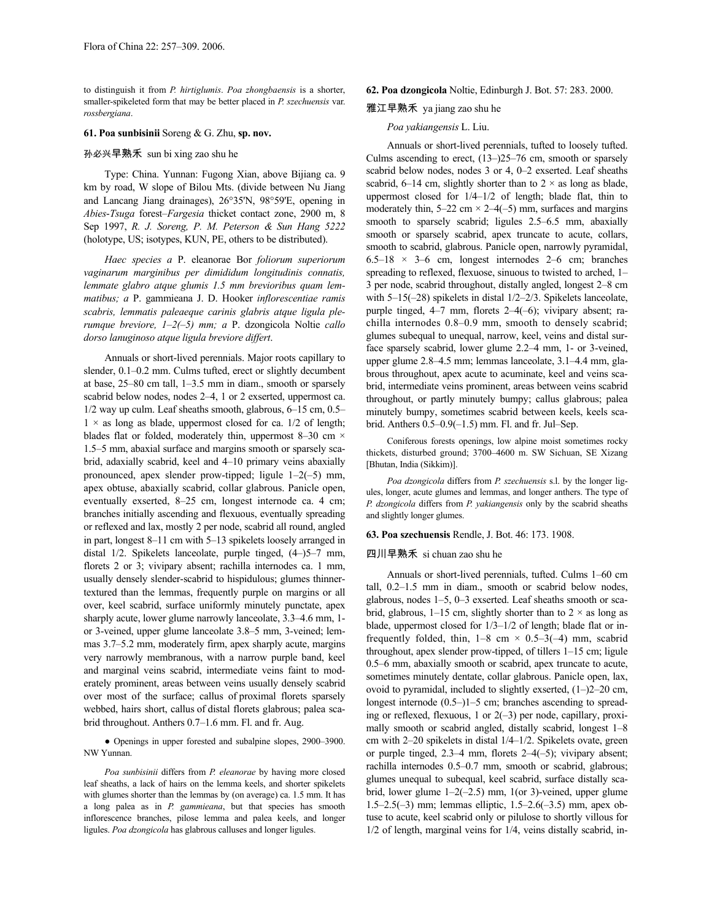to distinguish it from *P. hirtiglumis*. *Poa zhongbaensis* is a shorter, smaller-spikeleted form that may be better placed in *P. szechuensis* var. *rossbergiana*.

**61. Poa sunbisinii** Soreng & G. Zhu, **sp. nov.**

孙必兴早熟禾 sun bi xing zao shu he

Type: China. Yunnan: Fugong Xian, above Bijiang ca. 9 km by road, W slope of Bilou Mts. (divide between Nu Jiang and Lancang Jiang drainages), 26°35'N, 98°59'E, opening in *Abies*-*Tsuga* forest–*Fargesia* thicket contact zone, 2900 m, 8 Sep 1997, *R. J. Soreng, P. M. Peterson & Sun Hang 5222* (holotype, US; isotypes, KUN, PE, others to be distributed).

*Haec species a* P. eleanorae Bor *foliorum superiorum vaginarum marginibus per dimididum longitudinis connatis, lemmate glabro atque glumis 1.5 mm brevioribus quam lemmatibus; a* P. gammieana J. D. Hooker *inflorescentiae ramis scabris, lemmatis paleaeque carinis glabris atque ligula plerumque breviore, 1–2(–5) mm; a* P. dzongicola Noltie *callo dorso lanuginoso atque ligula breviore differt*.

Annuals or short-lived perennials. Major roots capillary to slender, 0.1–0.2 mm. Culms tufted, erect or slightly decumbent at base, 25–80 cm tall, 1–3.5 mm in diam., smooth or sparsely scabrid below nodes, nodes 2–4, 1 or 2 exserted, uppermost ca. 1/2 way up culm. Leaf sheaths smooth, glabrous, 6–15 cm, 0.5–1 × as long as blade, uppermost closed for ca. 1/2 of length; blades flat or folded, moderately thin, uppermost 8–30 cm × 1.5–5 mm, abaxial surface and margins smooth or sparsely scabrid, adaxially scabrid, keel and 4–10 primary veins abaxially pronounced, apex slender prow-tipped; ligule 1–2(–5) mm, apex obtuse, abaxially scabrid, collar glabrous. Panicle open, eventually exserted, 8–25 cm, longest internode ca. 4 cm; branches initially ascending and flexuous, eventually spreading or reflexed and lax, mostly 2 per node, scabrid all round, angled in part, longest 8–11 cm with 5–13 spikelets loosely arranged in distal 1/2. Spikelets lanceolate, purple tinged, (4–)5–7 mm, florets 2 or 3; vivipary absent; rachilla internodes ca. 1 mm, usually densely slender-scabrid to hispidulous; glumes thinner-textured than the lemmas, frequently purple on margins or all over, keel scabrid, surface uniformly minutely punctate, apex sharply acute, lower glume narrowly lanceolate, 3.3–4.6 mm, 1- or 3-veined, upper glume lanceolate 3.8–5 mm, 3-veined; lemmas 3.7–5.2 mm, moderately firm, apex sharply acute, margins very narrowly membranous, with a narrow purple band, keel and marginal veins scabrid, intermediate veins faint to moderately prominent, areas between veins usually densely scabrid over most of the surface; callus of proximal florets sparsely webbed, hairs short, callus of distal florets glabrous; palea scabrid throughout. Anthers 0.7–1.6 mm. Fl. and fr. Aug.

● Openings in upper forested and subalpine slopes, 2900–3900. NW Yunnan.

*Poa sunbisinii* differs from *P. eleanorae* by having more closed leaf sheaths, a lack of hairs on the lemma keels, and shorter spikelets with glumes shorter than the lemmas by (on average) ca. 1.5 mm. It has a long palea as in *P. gammieana*, but that species has smooth inflorescence branches, pilose lemma and palea keels, and longer ligules. *Poa dzongicola* has glabrous calluses and longer ligules.

**62. Poa dzongicola** Noltie, Edinburgh J. Bot. 57: 283. 2000.

雅江早熟禾 ya jiang zao shu he

*Poa yakiangensis* L. Liu.

Annuals or short-lived perennials, tufted to loosely tufted. Culms ascending to erect, (13–)25–76 cm, smooth or sparsely scabrid below nodes, nodes 3 or 4, 0–2 exserted. Leaf sheaths scabrid, 6–14 cm, slightly shorter than to 2 × as long as blade, uppermost closed for 1/4–1/2 of length; blade flat, thin to moderately thin, 5–22 cm × 2–4(–5) mm, surfaces and margins smooth to sparsely scabrid; ligules 2.5–6.5 mm, abaxially smooth or sparsely scabrid, apex truncate to acute, collars, smooth to scabrid, glabrous. Panicle open, narrowly pyramidal, 6.5–18 × 3–6 cm, longest internodes 2–6 cm; branches spreading to reflexed, flexuose, sinuous to twisted to arched, 1–3 per node, scabrid throughout, distally angled, longest 2–8 cm with 5–15(–28) spikelets in distal 1/2–2/3. Spikelets lanceolate, purple tinged, 4–7 mm, florets 2–4(–6); vivipary absent; rachilla internodes 0.8–0.9 mm, smooth to densely scabrid; glumes subequal to unequal, narrow, keel, veins and distal surface sparsely scabrid, lower glume 2.2–4 mm, 1- or 3-veined, upper glume 2.8–4.5 mm; lemmas lanceolate, 3.1–4.4 mm, glabrous throughout, apex acute to acuminate, keel and veins scabrid, intermediate veins prominent, areas between veins scabrid throughout, or partly minutely bumpy; callus glabrous; palea minutely bumpy, sometimes scabrid between keels, keels scabrid. Anthers 0.5–0.9(–1.5) mm. Fl. and fr. Jul–Sep.

Coniferous forests openings, low alpine moist sometimes rocky thickets, disturbed ground; 3700–4600 m. SW Sichuan, SE Xizang [Bhutan, India (Sikkim)].

*Poa dzongicola* differs from *P. szechuensis* s.l. by the longer ligules, longer, acute glumes and lemmas, and longer anthers. The type of *P. dzongicola* differs from *P. yakiangensis* only by the scabrid sheaths and slightly longer glumes.

**63. Poa szechuensis** Rendle, J. Bot. 46: 173. 1908.

四川早熟禾 si chuan zao shu he

Annuals or short-lived perennials, tufted. Culms 1–60 cm tall, 0.2–1.5 mm in diam., smooth or scabrid below nodes, glabrous, nodes 1–5, 0–3 exserted. Leaf sheaths smooth or scabrid, glabrous, 1–15 cm, slightly shorter than to 2 × as long as blade, uppermost closed for 1/3–1/2 of length; blade flat or infrequently folded, thin, 1–8 cm × 0.5–3(–4) mm, scabrid throughout, apex slender prow-tipped, of tillers 1–15 cm; ligule 0.5–6 mm, abaxially smooth or scabrid, apex truncate to acute, sometimes minutely dentate, collar glabrous. Panicle open, lax, ovoid to pyramidal, included to slightly exserted, (1–)2–20 cm, longest internode (0.5–)1–5 cm; branches ascending to spreading or reflexed, flexuous, 1 or 2(–3) per node, capillary, proximally smooth or scabrid angled, distally scabrid, longest 1–8 cm with 2–20 spikelets in distal 1/4–1/2. Spikelets ovate, green or purple tinged, 2.3–4 mm, florets 2–4(–5); vivipary absent; rachilla internodes 0.5–0.7 mm, smooth or scabrid, glabrous; glumes unequal to subequal, keel scabrid, surface distally scabrid, lower glume 1–2(–2.5) mm, 1(or 3)-veined, upper glume 1.5–2.5(–3) mm; lemmas elliptic, 1.5–2.6(–3.5) mm, apex obtuse to acute, keel scabrid only or pilulose to shortly villous for 1/2 of length, marginal veins for 1/4, veins distally scabrid, in-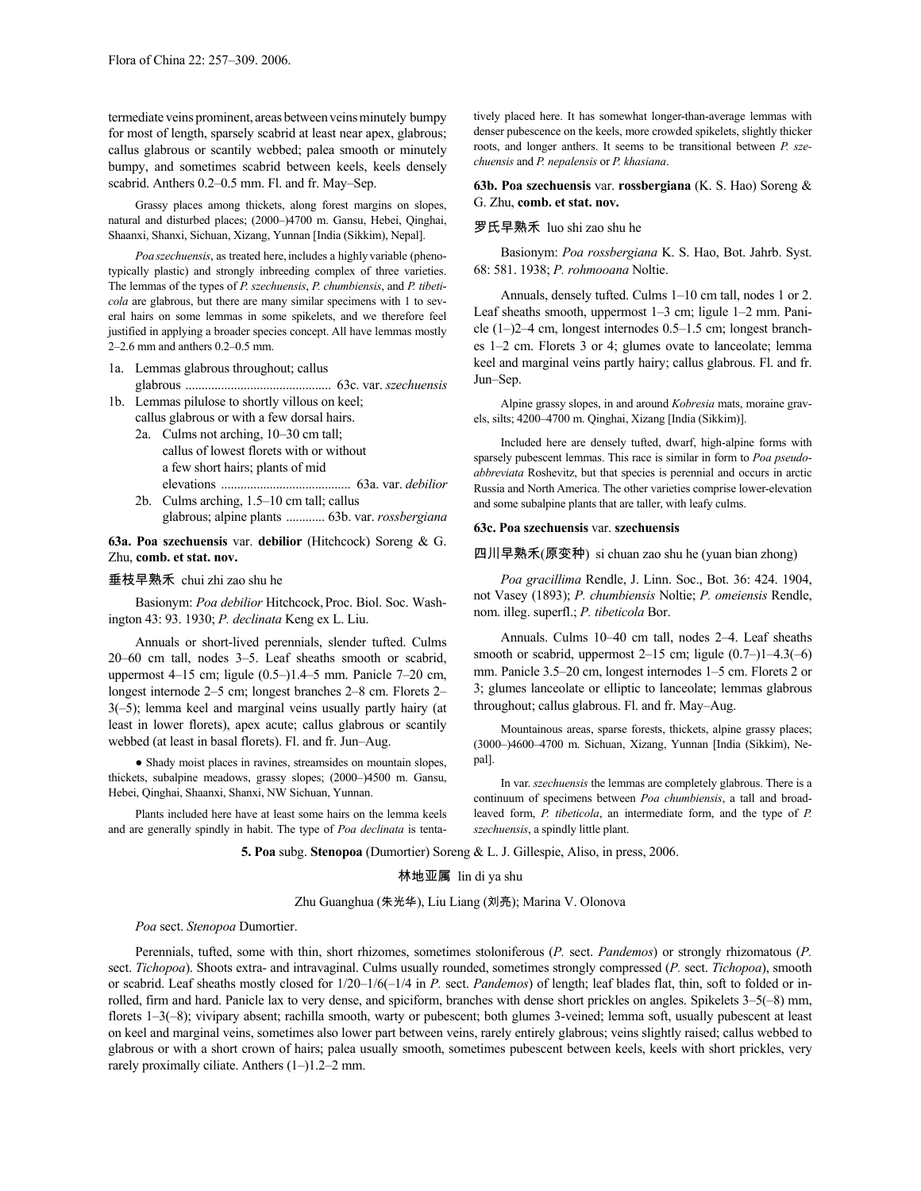termediate veins prominent, areas between veins minutely bumpy for most of length, sparsely scabrid at least near apex, glabrous; callus glabrous or scantily webbed; palea smooth or minutely bumpy, and sometimes scabrid between keels, keels densely scabrid. Anthers 0.2–0.5 mm. Fl. and fr. May–Sep.

Grassy places among thickets, along forest margins on slopes, natural and disturbed places; (2000–)4700 m. Gansu, Hebei, Qinghai, Shaanxi, Shanxi, Sichuan, Xizang, Yunnan [India (Sikkim), Nepal].

*Poa szechuensis*, as treated here, includes a highly variable (phenotypically plastic) and strongly inbreeding complex of three varieties. The lemmas of the types of *P. szechuensis*, *P. chumbiensis*, and *P. tibeticola* are glabrous, but there are many similar specimens with 1 to several hairs on some lemmas in some spikelets, and we therefore feel justified in applying a broader species concept. All have lemmas mostly 2–2.6 mm and anthers 0.2–0.5 mm.

1a. Lemmas glabrous throughout; callus glabrous ............................................ 63c. var. *szechuensis*
1b. Lemmas pilulose to shortly villous on keel; callus glabrous or with a few dorsal hairs.
  2a. Culms not arching, 10–30 cm tall; callus of lowest florets with or without a few short hairs; plants of mid elevations ........................................ 63a. var. *debilior*
  2b. Culms arching, 1.5–10 cm tall; callus glabrous; alpine plants ............ 63b. var. *rossbergiana*

**63a. Poa szechuensis** var. **debilior** (Hitchcock) Soreng & G. Zhu, **comb. et stat. nov.**

垂枝早熟禾 chui zhi zao shu he

Basionym: *Poa debilior* Hitchcock, Proc. Biol. Soc. Washington 43: 93. 1930; *P. declinata* Keng ex L. Liu.

Annuals or short-lived perennials, slender tufted. Culms 20–60 cm tall, nodes 3–5. Leaf sheaths smooth or scabrid, uppermost 4–15 cm; ligule (0.5–)1.4–5 mm. Panicle 7–20 cm, longest internode 2–5 cm; longest branches 2–8 cm. Florets 2–3(–5); lemma keel and marginal veins usually partly hairy (at least in lower florets), apex acute; callus glabrous or scantily webbed (at least in basal florets). Fl. and fr. Jun–Aug.

● Shady moist places in ravines, streamsides on mountain slopes, thickets, subalpine meadows, grassy slopes; (2000–)4500 m. Gansu, Hebei, Qinghai, Shaanxi, Shanxi, NW Sichuan, Yunnan.

Plants included here have at least some hairs on the lemma keels and are generally spindly in habit. The type of *Poa declinata* is tentatively placed here. It has somewhat longer-than-average lemmas with denser pubescence on the keels, more crowded spikelets, slightly thicker roots, and longer anthers. It seems to be transitional between *P. szechuensis* and *P. nepalensis* or *P. khasiana*.

**63b. Poa szechuensis** var. **rossbergiana** (K. S. Hao) Soreng & G. Zhu, **comb. et stat. nov.**

罗氏早熟禾 luo shi zao shu he

Basionym: *Poa rossbergiana* K. S. Hao, Bot. Jahrb. Syst. 68: 581. 1938; *P. rohmooana* Noltie.

Annuals, densely tufted. Culms 1–10 cm tall, nodes 1 or 2. Leaf sheaths smooth, uppermost 1–3 cm; ligule 1–2 mm. Panicle (1–)2–4 cm, longest internodes 0.5–1.5 cm; longest branches 1–2 cm. Florets 3 or 4; glumes ovate to lanceolate; lemma keel and marginal veins partly hairy; callus glabrous. Fl. and fr. Jun–Sep.

Alpine grassy slopes, in and around *Kobresia* mats, moraine gravels, silts; 4200–4700 m. Qinghai, Xizang [India (Sikkim)].

Included here are densely tufted, dwarf, high-alpine forms with sparsely pubescent lemmas. This race is similar in form to *Poa pseudoabbreviata* Roshevitz, but that species is perennial and occurs in arctic Russia and North America. The other varieties comprise lower-elevation and some subalpine plants that are taller, with leafy culms.

**63c. Poa szechuensis** var. **szechuensis**

四川早熟禾(原变种) si chuan zao shu he (yuan bian zhong)

*Poa gracillima* Rendle, J. Linn. Soc., Bot. 36: 424. 1904, not Vasey (1893); *P. chumbiensis* Noltie; *P. omeiensis* Rendle, nom. illeg. superfl.; *P. tibeticola* Bor.

Annuals. Culms 10–40 cm tall, nodes 2–4. Leaf sheaths smooth or scabrid, uppermost 2–15 cm; ligule (0.7–)1–4.3(–6) mm. Panicle 3.5–20 cm, longest internodes 1–5 cm. Florets 2 or 3; glumes lanceolate or elliptic to lanceolate; lemmas glabrous throughout; callus glabrous. Fl. and fr. May–Aug.

Mountainous areas, sparse forests, thickets, alpine grassy places; (3000–)4600–4700 m. Sichuan, Xizang, Yunnan [India (Sikkim), Nepal].

In var. *szechuensis* the lemmas are completely glabrous. There is a continuum of specimens between *Poa chumbiensis*, a tall and broad-leaved form, *P. tibeticola*, an intermediate form, and the type of *P. szechuensis*, a spindly little plant.

**5. Poa** subg. **Stenopoa** (Dumortier) Soreng & L. J. Gillespie, Aliso, in press, 2006.

林地亚属 lin di ya shu

Zhu Guanghua (朱光华), Liu Liang (刘亮); Marina V. Olonova

*Poa* sect. *Stenopoa* Dumortier.

Perennials, tufted, some with thin, short rhizomes, sometimes stoloniferous (*P.* sect. *Pandemos*) or strongly rhizomatous (*P.* sect. *Tichopoa*). Shoots extra- and intravaginal. Culms usually rounded, sometimes strongly compressed (*P.* sect. *Tichopoa*), smooth or scabrid. Leaf sheaths mostly closed for 1/20–1/6(–1/4 in *P.* sect. *Pandemos*) of length; leaf blades flat, thin, soft to folded or inrolled, firm and hard. Panicle lax to very dense, and spiciform, branches with dense short prickles on angles. Spikelets 3–5(–8) mm, florets 1–3(–8); vivipary absent; rachilla smooth, warty or pubescent; both glumes 3-veined; lemma soft, usually pubescent at least on keel and marginal veins, sometimes also lower part between veins, rarely entirely glabrous; veins slightly raised; callus webbed to glabrous or with a short crown of hairs; palea usually smooth, sometimes pubescent between keels, keels with short prickles, very rarely proximally ciliate. Anthers (1–)1.2–2 mm.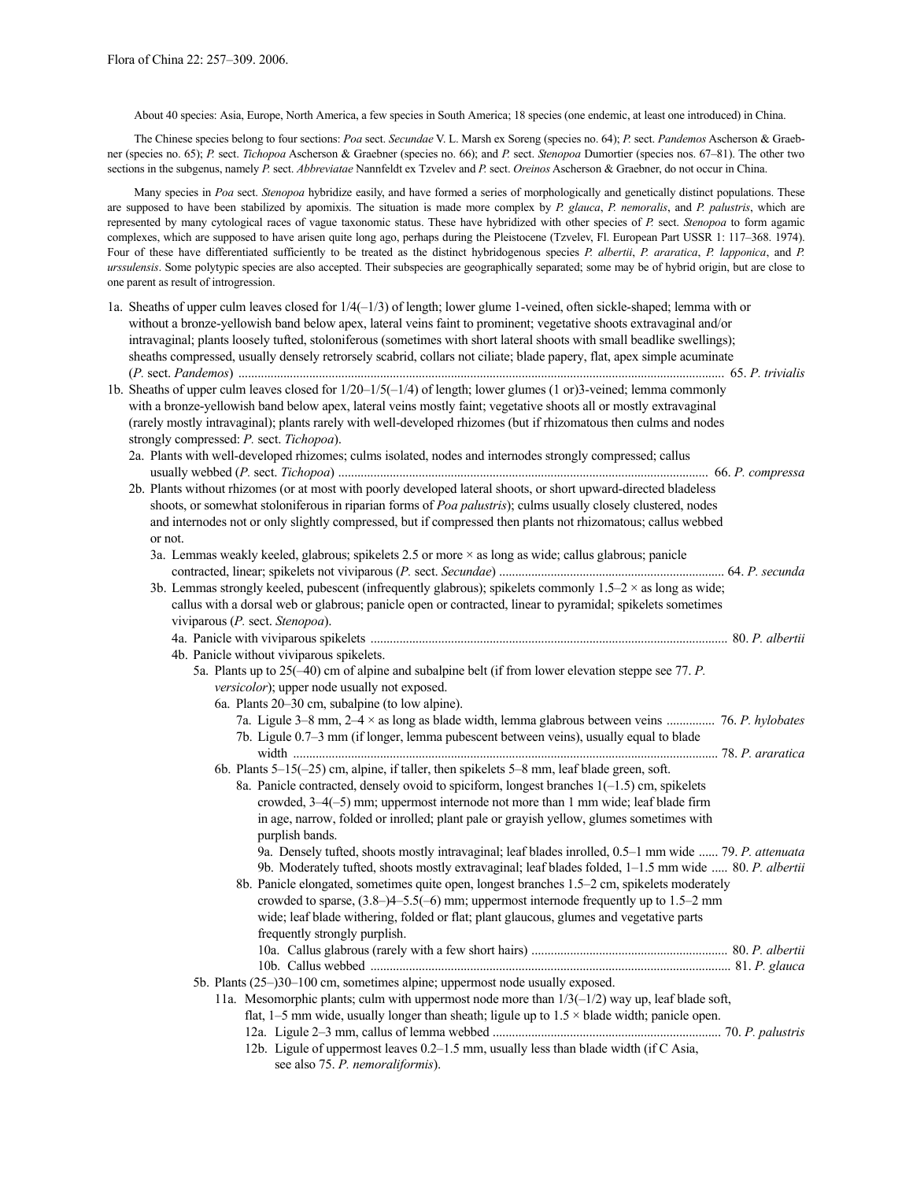About 40 species: Asia, Europe, North America, a few species in South America; 18 species (one endemic, at least one introduced) in China.

The Chinese species belong to four sections: *Poa* sect. *Secundae* V. L. Marsh ex Soreng (species no. 64); *P.* sect. *Pandemos* Ascherson & Graebner (species no. 65); *P.* sect. *Tichopoa* Ascherson & Graebner (species no. 66); and *P.* sect. *Stenopoa* Dumortier (species nos. 67–81). The other two sections in the subgenus, namely *P.* sect. *Abbreviatae* Nannfeldt ex Tzvelev and *P.* sect. *Oreinos* Ascherson & Graebner, do not occur in China.

Many species in *Poa* sect. *Stenopoa* hybridize easily, and have formed a series of morphologically and genetically distinct populations. These are supposed to have been stabilized by apomixis. The situation is made more complex by *P. glauca*, *P. nemoralis*, and *P. palustris*, which are represented by many cytological races of vague taxonomic status. These have hybridized with other species of *P.* sect. *Stenopoa* to form agamic complexes, which are supposed to have arisen quite long ago, perhaps during the Pleistocene (Tzvelev, Fl. European Part USSR 1: 117–368. 1974). Four of these have differentiated sufficiently to be treated as the distinct hybridogenous species *P. albertii*, *P. araratica*, *P. lapponica*, and *P. urssulensis*. Some polytypic species are also accepted. Their subspecies are geographically separated; some may be of hybrid origin, but are close to one parent as result of introgression.

1a. Sheaths of upper culm leaves closed for 1/4(–1/3) of length; lower glume 1-veined, often sickle-shaped; lemma with or without a bronze-yellowish band below apex, lateral veins faint to prominent; vegetative shoots extravaginal and/or intravaginal; plants loosely tufted, stoloniferous (sometimes with short lateral shoots with small beadlike swellings); sheaths compressed, usually densely retrorsely scabrid, collars not ciliate; blade papery, flat, apex simple acuminate (*P.* sect. *Pandemos*) .................... 65. *P. trivialis*

1b. Sheaths of upper culm leaves closed for 1/20–1/5(–1/4) of length; lower glumes (1 or)3-veined; lemma commonly with a bronze-yellowish band below apex, lateral veins mostly faint; vegetative shoots all or mostly extravaginal (rarely mostly intravaginal); plants rarely with well-developed rhizomes (but if rhizomatous then culms and nodes strongly compressed: *P.* sect. *Tichopoa*).

 2a. Plants with well-developed rhizomes; culms isolated, nodes and internodes strongly compressed; callus usually webbed (*P.* sect. *Tichopoa*) .................... 66. *P. compressa*

 2b. Plants without rhizomes (or at most with poorly developed lateral shoots, or short upward-directed bladeless shoots, or somewhat stoloniferous in riparian forms of *Poa palustris*); culms usually closely clustered, nodes and internodes not or only slightly compressed, but if compressed then plants not rhizomatous; callus webbed or not.

  3a. Lemmas weakly keeled, glabrous; spikelets 2.5 or more × as long as wide; callus glabrous; panicle contracted, linear; spikelets not viviparous (*P.* sect. *Secundae*) .................... 64. *P. secunda*

  3b. Lemmas strongly keeled, pubescent (infrequently glabrous); spikelets commonly 1.5–2 × as long as wide; callus with a dorsal web or glabrous; panicle open or contracted, linear to pyramidal; spikelets sometimes viviparous (*P.* sect. *Stenopoa*).

   4a. Panicle with viviparous spikelets .................... 80. *P. albertii*

   4b. Panicle without viviparous spikelets.

    5a. Plants up to 25(–40) cm of alpine and subalpine belt (if from lower elevation steppe see 77. *P. versicolor*); upper node usually not exposed.

     6a. Plants 20–30 cm, subalpine (to low alpine).

      7a. Ligule 3–8 mm, 2–4 × as long as blade width, lemma glabrous between veins .................... 76. *P. hylobates*

      7b. Ligule 0.7–3 mm (if longer, lemma pubescent between veins), usually equal to blade width .................... 78. *P. araratica*

     6b. Plants 5–15(–25) cm, alpine, if taller, then spikelets 5–8 mm, leaf blade green, soft.

      8a. Panicle contracted, densely ovoid to spiciform, longest branches 1(–1.5) cm, spikelets crowded, 3–4(–5) mm; uppermost internode not more than 1 mm wide; leaf blade firm in age, narrow, folded or inrolled; plant pale or grayish yellow, glumes sometimes with purplish bands.

       9a. Densely tufted, shoots mostly intravaginal; leaf blades inrolled, 0.5–1 mm wide .................... 79. *P. attenuata*

       9b. Moderately tufted, shoots mostly extravaginal; leaf blades folded, 1–1.5 mm wide .................... 80. *P. albertii*

      8b. Panicle elongated, sometimes quite open, longest branches 1.5–2 cm, spikelets moderately crowded to sparse, (3.8–)4–5.5(–6) mm; uppermost internode frequently up to 1.5–2 mm wide; leaf blade withering, folded or flat; plant glaucous, glumes and vegetative parts frequently strongly purplish.

       10a. Callus glabrous (rarely with a few short hairs) .................... 80. *P. albertii*

       10b. Callus webbed .................... 81. *P. glauca*

    5b. Plants (25–)30–100 cm, sometimes alpine; uppermost node usually exposed.

     11a. Mesomorphic plants; culm with uppermost node more than 1/3(–1/2) way up, leaf blade soft, flat, 1–5 mm wide, usually longer than sheath; ligule up to 1.5 × blade width; panicle open.

      12a. Ligule 2–3 mm, callus of lemma webbed .................... 70. *P. palustris*

      12b. Ligule of uppermost leaves 0.2–1.5 mm, usually less than blade width (if C Asia, see also 75. *P. nemoraliformis*).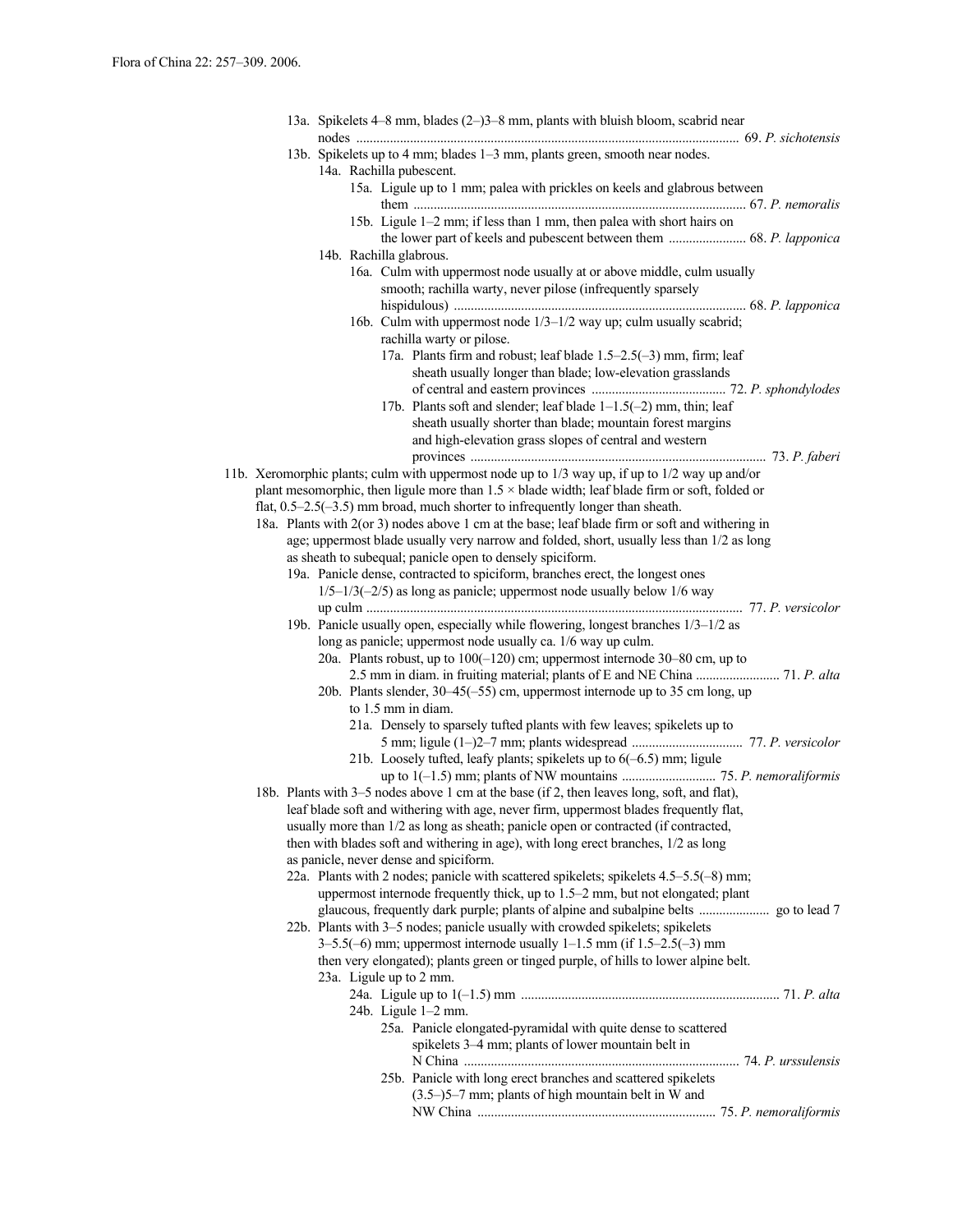13a. Spikelets 4–8 mm, blades (2–)3–8 mm, plants with bluish bloom, scabrid near nodes ............................................................................................................ 69. *P. sichotensis*

13b. Spikelets up to 4 mm; blades 1–3 mm, plants green, smooth near nodes.

14a. Rachilla pubescent.

15a. Ligule up to 1 mm; palea with prickles on keels and glabrous between them .................................................................................................. 67. *P. nemoralis*

15b. Ligule 1–2 mm; if less than 1 mm, then palea with short hairs on the lower part of keels and pubescent between them ....................... 68. *P. lapponica*

14b. Rachilla glabrous.

16a. Culm with uppermost node usually at or above middle, culm usually smooth; rachilla warty, never pilose (infrequently sparsely hispidulous) ...................................................................................... 68. *P. lapponica*

16b. Culm with uppermost node 1/3–1/2 way up; culm usually scabrid; rachilla warty or pilose.

17a. Plants firm and robust; leaf blade 1.5–2.5(–3) mm, firm; leaf sheath usually longer than blade; low-elevation grasslands of central and eastern provinces ....................................... 72. *P. sphondylodes*

17b. Plants soft and slender; leaf blade 1–1.5(–2) mm, thin; leaf sheath usually shorter than blade; mountain forest margins and high-elevation grass slopes of central and western provinces ....................................................................................... 73. *P. faberi*

11b. Xeromorphic plants; culm with uppermost node up to 1/3 way up, if up to 1/2 way up and/or plant mesomorphic, then ligule more than 1.5 × blade width; leaf blade firm or soft, folded or flat, 0.5–2.5(–3.5) mm broad, much shorter to infrequently longer than sheath.

18a. Plants with 2(or 3) nodes above 1 cm at the base; leaf blade firm or soft and withering in age; uppermost blade usually very narrow and folded, short, usually less than 1/2 as long as sheath to subequal; panicle open to densely spiciform.

19a. Panicle dense, contracted to spiciform, branches erect, the longest ones 1/5–1/3(–2/5) as long as panicle; uppermost node usually below 1/6 way up culm ............................................................................................................... 77. *P. versicolor*

19b. Panicle usually open, especially while flowering, longest branches 1/3–1/2 as long as panicle; uppermost node usually ca. 1/6 way up culm.

20a. Plants robust, up to 100(–120) cm; uppermost internode 30–80 cm, up to 2.5 mm in diam. in fruiting material; plants of E and NE China ......................... 71. *P. alta*

20b. Plants slender, 30–45(–55) cm, uppermost internode up to 35 cm long, up to 1.5 mm in diam.

21a. Densely to sparsely tufted plants with few leaves; spikelets up to 5 mm; ligule (1–)2–7 mm; plants widespread ................................. 77. *P. versicolor*

21b. Loosely tufted, leafy plants; spikelets up to 6(–6.5) mm; ligule up to 1(–1.5) mm; plants of NW mountains ............................ 75. *P. nemoraliformis*

18b. Plants with 3–5 nodes above 1 cm at the base (if 2, then leaves long, soft, and flat), leaf blade soft and withering with age, never firm, uppermost blades frequently flat, usually more than 1/2 as long as sheath; panicle open or contracted (if contracted, then with blades soft and withering in age), with long erect branches, 1/2 as long as panicle, never dense and spiciform.

22a. Plants with 2 nodes; panicle with scattered spikelets; spikelets 4.5–5.5(–8) mm; uppermost internode frequently thick, up to 1.5–2 mm, but not elongated; plant glaucous, frequently dark purple; plants of alpine and subalpine belts ..................... go to lead 7

22b. Plants with 3–5 nodes; panicle usually with crowded spikelets; spikelets 3–5.5(–6) mm; uppermost internode usually 1–1.5 mm (if 1.5–2.5(–3) mm then very elongated); plants green or tinged purple, of hills to lower alpine belt.

23a. Ligule up to 2 mm.

24a. Ligule up to 1(–1.5) mm ............................................................................ 71. *P. alta*

24b. Ligule 1–2 mm.

25a. Panicle elongated-pyramidal with quite dense to scattered spikelets 3–4 mm; plants of lower mountain belt in N China ................................................................................. 74. *P. urssulensis*

25b. Panicle with long erect branches and scattered spikelets (3.5–)5–7 mm; plants of high mountain belt in W and NW China ...................................................................... 75. *P. nemoraliformis*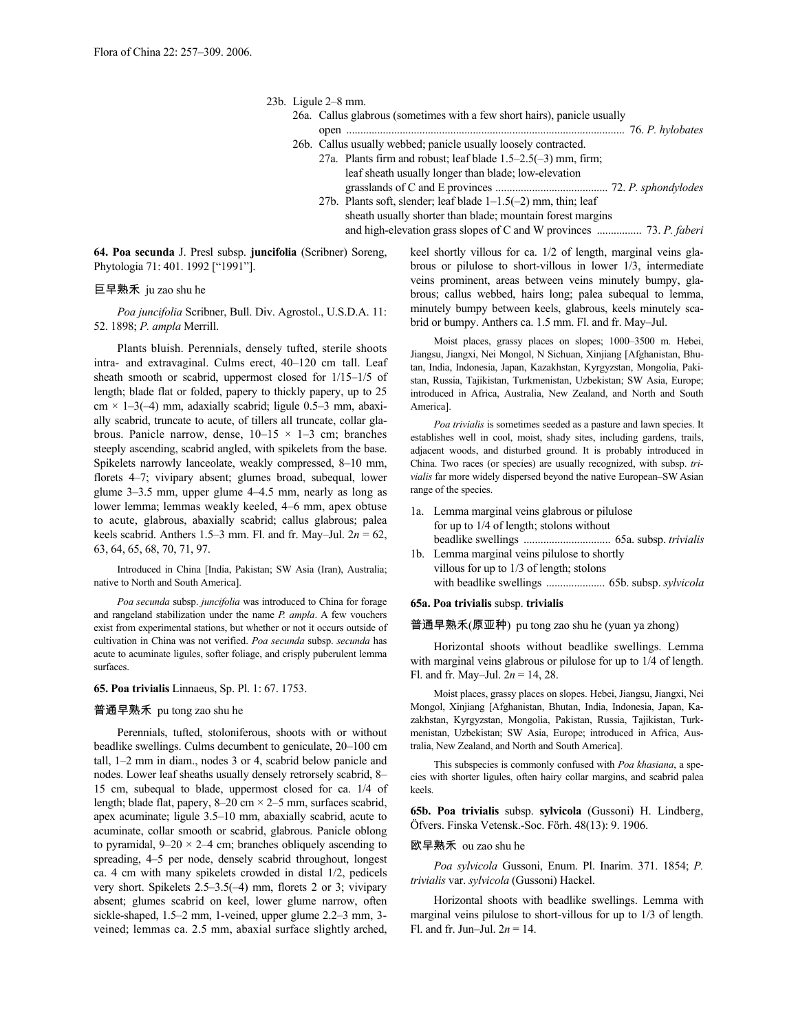23b. Ligule 2–8 mm.

26a. Callus glabrous (sometimes with a few short hairs), panicle usually open .......... 76. *P. hylobates*

26b. Callus usually webbed; panicle usually loosely contracted.

27a. Plants firm and robust; leaf blade 1.5–2.5(–3) mm, firm; leaf sheath usually longer than blade; low-elevation grasslands of C and E provinces .......... 72. *P. sphondylodes*

27b. Plants soft, slender; leaf blade 1–1.5(–2) mm, thin; leaf sheath usually shorter than blade; mountain forest margins and high-elevation grass slopes of C and W provinces .......... 73. *P. faberi*

**64. Poa secunda** J. Presl subsp. **juncifolia** (Scribner) Soreng, Phytologia 71: 401. 1992 [“1991”].

巨早熟禾 ju zao shu he

*Poa juncifolia* Scribner, Bull. Div. Agrostol., U.S.D.A. 11: 52. 1898; *P. ampla* Merrill.

Plants bluish. Perennials, densely tufted, sterile shoots intra- and extravaginal. Culms erect, 40–120 cm tall. Leaf sheath smooth or scabrid, uppermost closed for 1/15–1/5 of length; blade flat or folded, papery to thickly papery, up to 25 cm × 1–3(–4) mm, adaxially scabrid; ligule 0.5–3 mm, abaxially scabrid, truncate to acute, of tillers all truncate, collar glabrous. Panicle narrow, dense, 10–15 × 1–3 cm; branches steeply ascending, scabrid angled, with spikelets from the base. Spikelets narrowly lanceolate, weakly compressed, 8–10 mm, florets 4–7; vivipary absent; glumes broad, subequal, lower glume 3–3.5 mm, upper glume 4–4.5 mm, nearly as long as lower lemma; lemmas weakly keeled, 4–6 mm, apex obtuse to acute, glabrous, abaxially scabrid; callus glabrous; palea keels scabrid. Anthers 1.5–3 mm. Fl. and fr. May–Jul. $2n$ = 62, 63, 64, 65, 68, 70, 71, 97.

Introduced in China [India, Pakistan; SW Asia (Iran), Australia; native to North and South America].

*Poa secunda* subsp. *juncifolia* was introduced to China for forage and rangeland stabilization under the name *P. ampla*. A few vouchers exist from experimental stations, but whether or not it occurs outside of cultivation in China was not verified. *Poa secunda* subsp. *secunda* has acute to acuminate ligules, softer foliage, and crisply puberulent lemma surfaces.

**65. Poa trivialis** Linnaeus, Sp. Pl. 1: 67. 1753.

普通早熟禾 pu tong zao shu he

Perennials, tufted, stoloniferous, shoots with or without beadlike swellings. Culms decumbent to geniculate, 20–100 cm tall, 1–2 mm in diam., nodes 3 or 4, scabrid below panicle and nodes. Lower leaf sheaths usually densely retrorsely scabrid, 8–15 cm, subequal to blade, uppermost closed for ca. 1/4 of length; blade flat, papery, 8–20 cm × 2–5 mm, surfaces scabrid, apex acuminate; ligule 3.5–10 mm, abaxially scabrid, acute to acuminate, collar smooth or scabrid, glabrous. Panicle oblong to pyramidal, 9–20 × 2–4 cm; branches obliquely ascending to spreading, 4–5 per node, densely scabrid throughout, longest ca. 4 cm with many spikelets crowded in distal 1/2, pedicels very short. Spikelets 2.5–3.5(–4) mm, florets 2 or 3; vivipary absent; glumes scabrid on keel, lower glume narrow, often sickle-shaped, 1.5–2 mm, 1-veined, upper glume 2.2–3 mm, 3-veined; lemmas ca. 2.5 mm, abaxial surface slightly arched, keel shortly villous for ca. 1/2 of length, marginal veins glabrous or pilulose to short-villous in lower 1/3, intermediate veins prominent, areas between veins minutely bumpy, glabrous; callus webbed, hairs long; palea subequal to lemma, minutely bumpy between keels, glabrous, keels minutely scabrid or bumpy. Anthers ca. 1.5 mm. Fl. and fr. May–Jul.

Moist places, grassy places on slopes; 1000–3500 m. Hebei, Jiangsu, Jiangxi, Nei Mongol, N Sichuan, Xinjiang [Afghanistan, Bhutan, India, Indonesia, Japan, Kazakhstan, Kyrgyzstan, Mongolia, Pakistan, Russia, Tajikistan, Turkmenistan, Uzbekistan; SW Asia, Europe; introduced in Africa, Australia, New Zealand, and North and South America].

*Poa trivialis* is sometimes seeded as a pasture and lawn species. It establishes well in cool, moist, shady sites, including gardens, trails, adjacent woods, and disturbed ground. It is probably introduced in China. Two races (or species) are usually recognized, with subsp. *trivialis* far more widely dispersed beyond the native European–SW Asian range of the species.

1a. Lemma marginal veins glabrous or pilulose for up to 1/4 of length; stolons without beadlike swellings .......... 65a. subsp. *trivialis*

1b. Lemma marginal veins pilulose to shortly villous for up to 1/3 of length; stolons with beadlike swellings .......... 65b. subsp. *sylvicola*

**65a. Poa trivialis** subsp. **trivialis**

普通早熟禾(原亚种) pu tong zao shu he (yuan ya zhong)

Horizontal shoots without beadlike swellings. Lemma with marginal veins glabrous or pilulose for up to 1/4 of length. Fl. and fr. May–Jul. $2n$ = 14, 28.

Moist places, grassy places on slopes. Hebei, Jiangsu, Jiangxi, Nei Mongol, Xinjiang [Afghanistan, Bhutan, India, Indonesia, Japan, Kazakhstan, Kyrgyzstan, Mongolia, Pakistan, Russia, Tajikistan, Turkmenistan, Uzbekistan; SW Asia, Europe; introduced in Africa, Australia, New Zealand, and North and South America].

This subspecies is commonly confused with *Poa khasiana*, a species with shorter ligules, often hairy collar margins, and scabrid palea keels.

**65b. Poa trivialis** subsp. **sylvicola** (Gussoni) H. Lindberg, Öfvers. Finska Vetensk.-Soc. Förh. 48(13): 9. 1906.

欧早熟禾 ou zao shu he

*Poa sylvicola* Gussoni, Enum. Pl. Inarim. 371. 1854; *P. trivialis* var. *sylvicola* (Gussoni) Hackel.

Horizontal shoots with beadlike swellings. Lemma with marginal veins pilulose to short-villous for up to 1/3 of length. Fl. and fr. Jun–Jul. $2n$ = 14.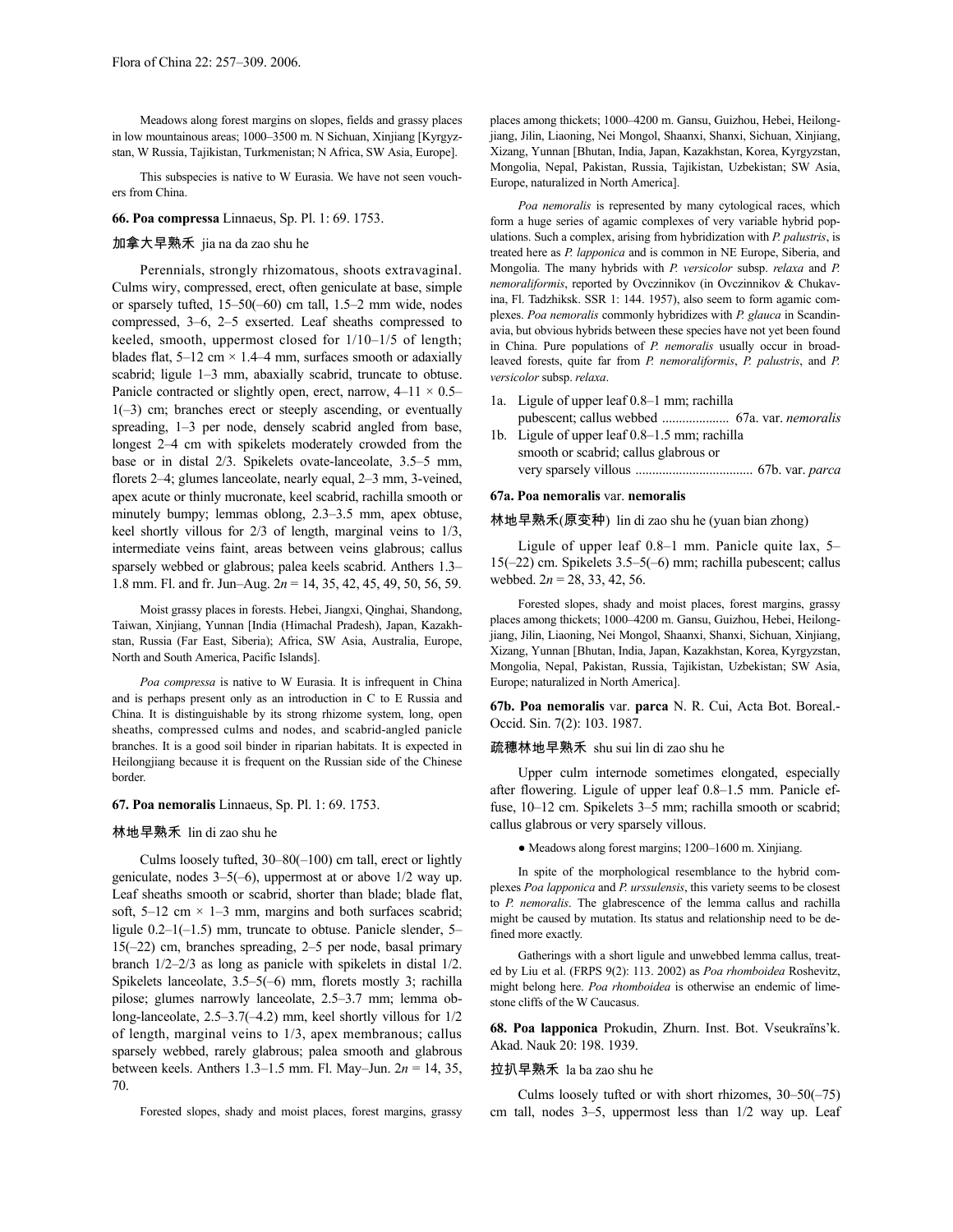Meadows along forest margins on slopes, fields and grassy places in low mountainous areas; 1000–3500 m. N Sichuan, Xinjiang [Kyrgyzstan, W Russia, Tajikistan, Turkmenistan; N Africa, SW Asia, Europe].

This subspecies is native to W Eurasia. We have not seen vouchers from China.

**66. Poa compressa** Linnaeus, Sp. Pl. 1: 69. 1753.

加拿大早熟禾 jia na da zao shu he

Perennials, strongly rhizomatous, shoots extravaginal. Culms wiry, compressed, erect, often geniculate at base, simple or sparsely tufted, 15–50(–60) cm tall, 1.5–2 mm wide, nodes compressed, 3–6, 2–5 exserted. Leaf sheaths compressed to keeled, smooth, uppermost closed for 1/10–1/5 of length; blades flat, 5–12 cm × 1.4–4 mm, surfaces smooth or adaxially scabrid; ligule 1–3 mm, abaxially scabrid, truncate to obtuse. Panicle contracted or slightly open, erect, narrow, 4–11 × 0.5–1(–3) cm; branches erect or steeply ascending, or eventually spreading, 1–3 per node, densely scabrid angled from base, longest 2–4 cm with spikelets moderately crowded from the base or in distal 2/3. Spikelets ovate-lanceolate, 3.5–5 mm, florets 2–4; glumes lanceolate, nearly equal, 2–3 mm, 3-veined, apex acute or thinly mucronate, keel scabrid, rachilla smooth or minutely bumpy; lemmas oblong, 2.3–3.5 mm, apex obtuse, keel shortly villous for 2/3 of length, marginal veins to 1/3, intermediate veins faint, areas between veins glabrous; callus sparsely webbed or glabrous; palea keels scabrid. Anthers 1.3–1.8 mm. Fl. and fr. Jun–Aug. $2n$ = 14, 35, 42, 45, 49, 50, 56, 59.

Moist grassy places in forests. Hebei, Jiangxi, Qinghai, Shandong, Taiwan, Xinjiang, Yunnan [India (Himachal Pradesh), Japan, Kazakhstan, Russia (Far East, Siberia); Africa, SW Asia, Australia, Europe, North and South America, Pacific Islands].

*Poa compressa* is native to W Eurasia. It is infrequent in China and is perhaps present only as an introduction in C to E Russia and China. It is distinguishable by its strong rhizome system, long, open sheaths, compressed culms and nodes, and scabrid-angled panicle branches. It is a good soil binder in riparian habitats. It is expected in Heilongjiang because it is frequent on the Russian side of the Chinese border.

**67. Poa nemoralis** Linnaeus, Sp. Pl. 1: 69. 1753.

林地早熟禾 lin di zao shu he

Culms loosely tufted, 30–80(–100) cm tall, erect or lightly geniculate, nodes 3–5(–6), uppermost at or above 1/2 way up. Leaf sheaths smooth or scabrid, shorter than blade; blade flat, soft, 5–12 cm × 1–3 mm, margins and both surfaces scabrid; ligule 0.2–1(–1.5) mm, truncate to obtuse. Panicle slender, 5–15(–22) cm, branches spreading, 2–5 per node, basal primary branch 1/2–2/3 as long as panicle with spikelets in distal 1/2. Spikelets lanceolate, 3.5–5(–6) mm, florets mostly 3; rachilla pilose; glumes narrowly lanceolate, 2.5–3.7 mm; lemma oblong-lanceolate, 2.5–3.7(–4.2) mm, keel shortly villous for 1/2 of length, marginal veins to 1/3, apex membranous; callus sparsely webbed, rarely glabrous; palea smooth and glabrous between keels. Anthers 1.3–1.5 mm. Fl. May–Jun. $2n$ = 14, 35, 70.

Forested slopes, shady and moist places, forest margins, grassy places among thickets; 1000–4200 m. Gansu, Guizhou, Hebei, Heilongjiang, Jilin, Liaoning, Nei Mongol, Shaanxi, Shanxi, Sichuan, Xinjiang, Xizang, Yunnan [Bhutan, India, Japan, Kazakhstan, Korea, Kyrgyzstan, Mongolia, Nepal, Pakistan, Russia, Tajikistan, Uzbekistan; SW Asia, Europe, naturalized in North America].

*Poa nemoralis* is represented by many cytological races, which form a huge series of agamic complexes of very variable hybrid populations. Such a complex, arising from hybridization with *P. palustris*, is treated here as *P. lapponica* and is common in NE Europe, Siberia, and Mongolia. The many hybrids with *P. versicolor* subsp. *relaxa* and *P. nemoraliformis*, reported by Ovczinnikov (in Ovczinnikov & Chukavina, Fl. Tadzhiksk. SSR 1: 144. 1957), also seem to form agamic complexes. *Poa nemoralis* commonly hybridizes with *P. glauca* in Scandinavia, but obvious hybrids between these species have not yet been found in China. Pure populations of *P. nemoralis* usually occur in broad-leaved forests, quite far from *P. nemoraliformis*, *P. palustris*, and *P. versicolor* subsp. *relaxa*.

1a. Ligule of upper leaf 0.8–1 mm; rachilla pubescent; callus webbed .................... 67a. var. *nemoralis*
1b. Ligule of upper leaf 0.8–1.5 mm; rachilla smooth or scabrid; callus glabrous or very sparsely villous .................................. 67b. var. *parca*

**67a. Poa nemoralis** var. **nemoralis**

林地早熟禾(原变种) lin di zao shu he (yuan bian zhong)

Ligule of upper leaf 0.8–1 mm. Panicle quite lax, 5–15(–22) cm. Spikelets 3.5–5(–6) mm; rachilla pubescent; callus webbed. $2n$ = 28, 33, 42, 56.

Forested slopes, shady and moist places, forest margins, grassy places among thickets; 1000–4200 m. Gansu, Guizhou, Hebei, Heilongjiang, Jilin, Liaoning, Nei Mongol, Shaanxi, Shanxi, Sichuan, Xinjiang, Xizang, Yunnan [Bhutan, India, Japan, Kazakhstan, Korea, Kyrgyzstan, Mongolia, Nepal, Pakistan, Russia, Tajikistan, Uzbekistan; SW Asia, Europe; naturalized in North America].

**67b. Poa nemoralis** var. **parca** N. R. Cui, Acta Bot. Boreal.-Occid. Sin. 7(2): 103. 1987.

疏穗林地早熟禾 shu sui lin di zao shu he

Upper culm internode sometimes elongated, especially after flowering. Ligule of upper leaf 0.8–1.5 mm. Panicle effuse, 10–12 cm. Spikelets 3–5 mm; rachilla smooth or scabrid; callus glabrous or very sparsely villous.

● Meadows along forest margins; 1200–1600 m. Xinjiang.

In spite of the morphological resemblance to the hybrid complexes *Poa lapponica* and *P. urssulensis*, this variety seems to be closest to *P. nemoralis*. The glabrescence of the lemma callus and rachilla might be caused by mutation. Its status and relationship need to be defined more exactly.

Gatherings with a short ligule and unwebbed lemma callus, treated by Liu et al. (FRPS 9(2): 113. 2002) as *Poa rhomboidea* Roshevitz, might belong here. *Poa rhomboidea* is otherwise an endemic of limestone cliffs of the W Caucasus.

**68. Poa lapponica** Prokudin, Zhurn. Inst. Bot. Vseukraïns'k. Akad. Nauk 20: 198. 1939.

拉扒早熟禾 la ba zao shu he

Culms loosely tufted or with short rhizomes, 30–50(–75) cm tall, nodes 3–5, uppermost less than 1/2 way up. Leaf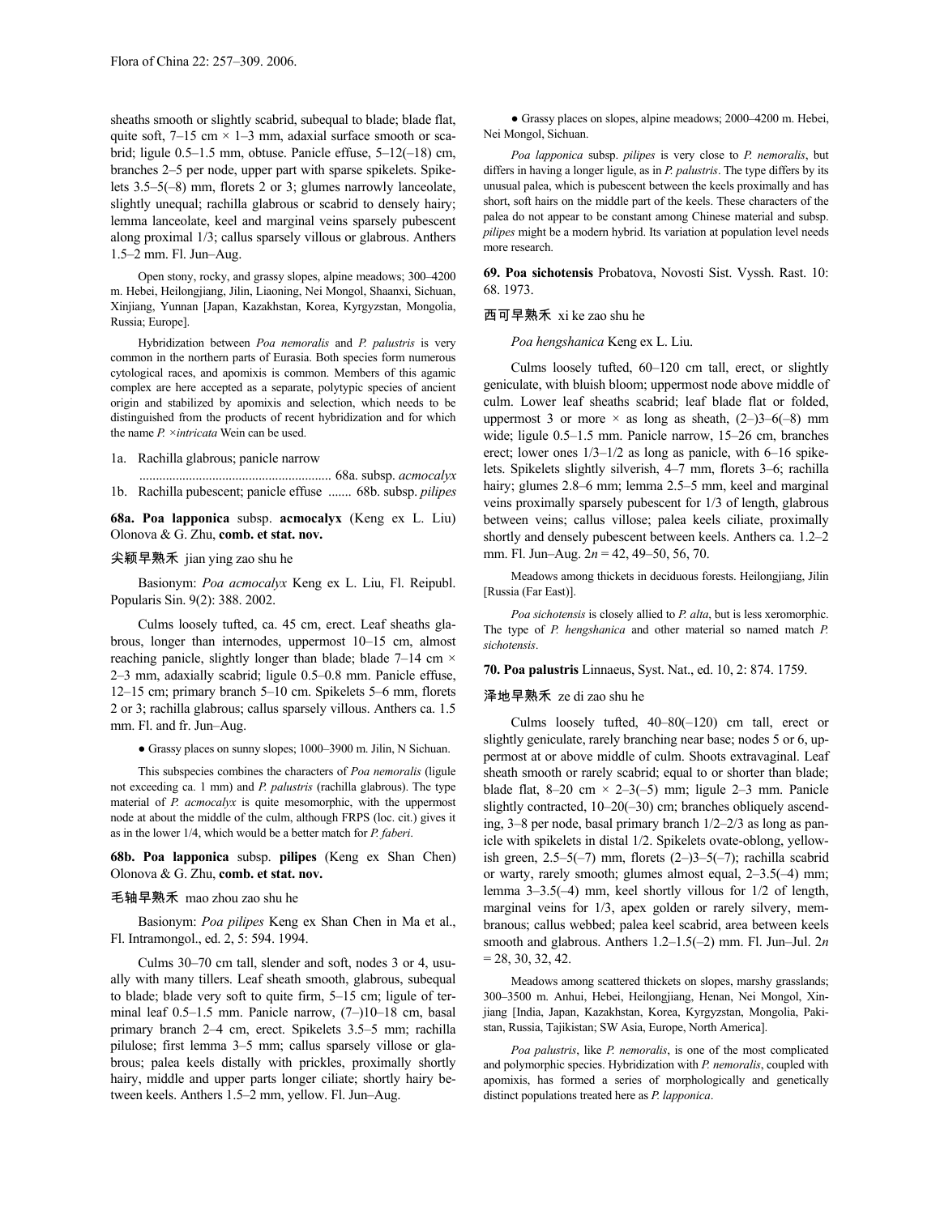sheaths smooth or slightly scabrid, subequal to blade; blade flat, quite soft, 7–15 cm × 1–3 mm, adaxial surface smooth or scabrid; ligule 0.5–1.5 mm, obtuse. Panicle effuse, 5–12(–18) cm, branches 2–5 per node, upper part with sparse spikelets. Spikelets 3.5–5(–8) mm, florets 2 or 3; glumes narrowly lanceolate, slightly unequal; rachilla glabrous or scabrid to densely hairy; lemma lanceolate, keel and marginal veins sparsely pubescent along proximal 1/3; callus sparsely villous or glabrous. Anthers 1.5–2 mm. Fl. Jun–Aug.

Open stony, rocky, and grassy slopes, alpine meadows; 300–4200 m. Hebei, Heilongjiang, Jilin, Liaoning, Nei Mongol, Shaanxi, Sichuan, Xinjiang, Yunnan [Japan, Kazakhstan, Korea, Kyrgyzstan, Mongolia, Russia; Europe].

Hybridization between *Poa nemoralis* and *P. palustris* is very common in the northern parts of Eurasia. Both species form numerous cytological races, and apomixis is common. Members of this agamic complex are here accepted as a separate, polytypic species of ancient origin and stabilized by apomixis and selection, which needs to be distinguished from the products of recent hybridization and for which the name *P.* ×*intricata* Wein can be used.

1a. Rachilla glabrous; panicle narrow .......................................................... 68a. subsp. *acmocalyx*
1b. Rachilla pubescent; panicle effuse ....... 68b. subsp. *pilipes*

**68a. Poa lapponica** subsp. **acmocalyx** (Keng ex L. Liu) Olonova & G. Zhu, **comb. et stat. nov.**

尖颖早熟禾 jian ying zao shu he

Basionym: *Poa acmocalyx* Keng ex L. Liu, Fl. Reipubl. Popularis Sin. 9(2): 388. 2002.

Culms loosely tufted, ca. 45 cm, erect. Leaf sheaths glabrous, longer than internodes, uppermost 10–15 cm, almost reaching panicle, slightly longer than blade; blade 7–14 cm × 2–3 mm, adaxially scabrid; ligule 0.5–0.8 mm. Panicle effuse, 12–15 cm; primary branch 5–10 cm. Spikelets 5–6 mm, florets 2 or 3; rachilla glabrous; callus sparsely villous. Anthers ca. 1.5 mm. Fl. and fr. Jun–Aug.

● Grassy places on sunny slopes; 1000–3900 m. Jilin, N Sichuan.

This subspecies combines the characters of *Poa nemoralis* (ligule not exceeding ca. 1 mm) and *P. palustris* (rachilla glabrous). The type material of *P. acmocalyx* is quite mesomorphic, with the uppermost node at about the middle of the culm, although FRPS (loc. cit.) gives it as in the lower 1/4, which would be a better match for *P. faberi*.

**68b. Poa lapponica** subsp. **pilipes** (Keng ex Shan Chen) Olonova & G. Zhu, **comb. et stat. nov.**

毛轴早熟禾 mao zhou zao shu he

Basionym: *Poa pilipes* Keng ex Shan Chen in Ma et al., Fl. Intramongol., ed. 2, 5: 594. 1994.

Culms 30–70 cm tall, slender and soft, nodes 3 or 4, usually with many tillers. Leaf sheath smooth, glabrous, subequal to blade; blade very soft to quite firm, 5–15 cm; ligule of terminal leaf 0.5–1.5 mm. Panicle narrow, (7–)10–18 cm, basal primary branch 2–4 cm, erect. Spikelets 3.5–5 mm; rachilla pilulose; first lemma 3–5 mm; callus sparsely villose or glabrous; palea keels distally with prickles, proximally shortly hairy, middle and upper parts longer ciliate; shortly hairy between keels. Anthers 1.5–2 mm, yellow. Fl. Jun–Aug.

● Grassy places on slopes, alpine meadows; 2000–4200 m. Hebei, Nei Mongol, Sichuan.

*Poa lapponica* subsp. *pilipes* is very close to *P. nemoralis*, but differs in having a longer ligule, as in *P. palustris*. The type differs by its unusual palea, which is pubescent between the keels proximally and has short, soft hairs on the middle part of the keels. These characters of the palea do not appear to be constant among Chinese material and subsp. *pilipes* might be a modern hybrid. Its variation at population level needs more research.

**69. Poa sichotensis** Probatova, Novosti Sist. Vyssh. Rast. 10: 68. 1973.

西可早熟禾 xi ke zao shu he

*Poa hengshanica* Keng ex L. Liu.

Culms loosely tufted, 60–120 cm tall, erect, or slightly geniculate, with bluish bloom; uppermost node above middle of culm. Lower leaf sheaths scabrid; leaf blade flat or folded, uppermost 3 or more × as long as sheath, (2–)3–6(–8) mm wide; ligule 0.5–1.5 mm. Panicle narrow, 15–26 cm, branches erect; lower ones 1/3–1/2 as long as panicle, with 6–16 spikelets. Spikelets slightly silverish, 4–7 mm, florets 3–6; rachilla hairy; glumes 2.8–6 mm; lemma 2.5–5 mm, keel and marginal veins proximally sparsely pubescent for 1/3 of length, glabrous between veins; callus villose; palea keels ciliate, proximally shortly and densely pubescent between keels. Anthers ca. 1.2–2 mm. Fl. Jun–Aug. $2n$ = 42, 49–50, 56, 70.

Meadows among thickets in deciduous forests. Heilongjiang, Jilin [Russia (Far East)].

*Poa sichotensis* is closely allied to *P. alta*, but is less xeromorphic. The type of *P. hengshanica* and other material so named match *P. sichotensis*.

**70. Poa palustris** Linnaeus, Syst. Nat., ed. 10, 2: 874. 1759.

泽地早熟禾 ze di zao shu he

Culms loosely tufted, 40–80(–120) cm tall, erect or slightly geniculate, rarely branching near base; nodes 5 or 6, uppermost at or above middle of culm. Shoots extravaginal. Leaf sheath smooth or rarely scabrid; equal to or shorter than blade; blade flat, 8–20 cm × 2–3(–5) mm; ligule 2–3 mm. Panicle slightly contracted, 10–20(–30) cm; branches obliquely ascending, 3–8 per node, basal primary branch 1/2–2/3 as long as panicle with spikelets in distal 1/2. Spikelets ovate-oblong, yellowish green, 2.5–5(–7) mm, florets (2–)3–5(–7); rachilla scabrid or warty, rarely smooth; glumes almost equal, 2–3.5(–4) mm; lemma 3–3.5(–4) mm, keel shortly villous for 1/2 of length, marginal veins for 1/3, apex golden or rarely silvery, membranous; callus webbed; palea keel scabrid, area between keels smooth and glabrous. Anthers 1.2–1.5(–2) mm. Fl. Jun–Jul. $2n$ = 28, 30, 32, 42.

Meadows among scattered thickets on slopes, marshy grasslands; 300–3500 m. Anhui, Hebei, Heilongjiang, Henan, Nei Mongol, Xinjiang [India, Japan, Kazakhstan, Korea, Kyrgyzstan, Mongolia, Pakistan, Russia, Tajikistan; SW Asia, Europe, North America].

*Poa palustris*, like *P. nemoralis*, is one of the most complicated and polymorphic species. Hybridization with *P. nemoralis*, coupled with apomixis, has formed a series of morphologically and genetically distinct populations treated here as *P. lapponica*.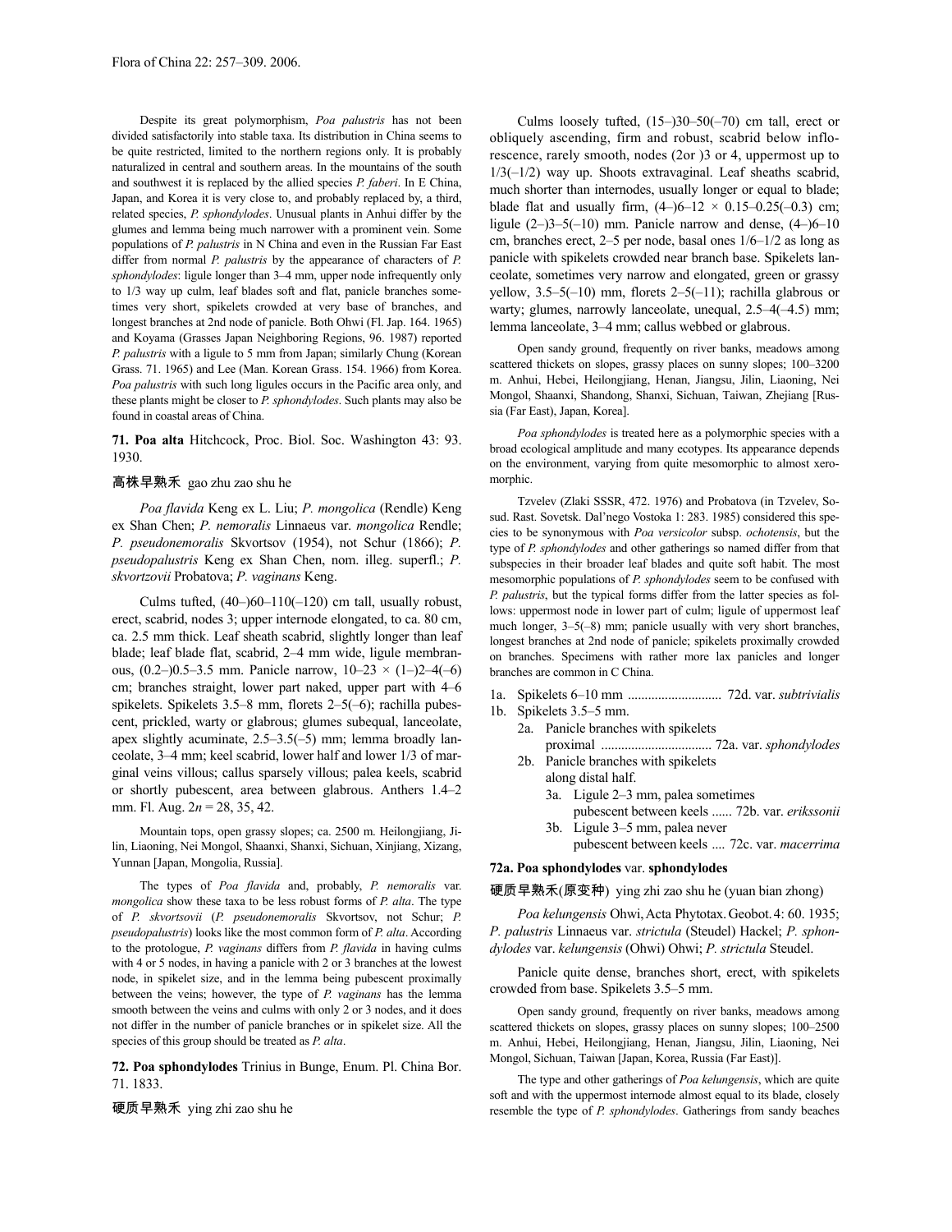Despite its great polymorphism, *Poa palustris* has not been divided satisfactorily into stable taxa. Its distribution in China seems to be quite restricted, limited to the northern regions only. It is probably naturalized in central and southern areas. In the mountains of the south and southwest it is replaced by the allied species *P. faberi*. In E China, Japan, and Korea it is very close to, and probably replaced by, a third, related species, *P. sphondylodes*. Unusual plants in Anhui differ by the glumes and lemma being much narrower with a prominent vein. Some populations of *P. palustris* in N China and even in the Russian Far East differ from normal *P. palustris* by the appearance of characters of *P. sphondylodes*: ligule longer than 3–4 mm, upper node infrequently only to 1/3 way up culm, leaf blades soft and flat, panicle branches sometimes very short, spikelets crowded at very base of branches, and longest branches at 2nd node of panicle. Both Ohwi (Fl. Jap. 164. 1965) and Koyama (Grasses Japan Neighboring Regions, 96. 1987) reported *P. palustris* with a ligule to 5 mm from Japan; similarly Chung (Korean Grass. 71. 1965) and Lee (Man. Korean Grass. 154. 1966) from Korea. *Poa palustris* with such long ligules occurs in the Pacific area only, and these plants might be closer to *P. sphondylodes*. Such plants may also be found in coastal areas of China.

**71. Poa alta** Hitchcock, Proc. Biol. Soc. Washington 43: 93. 1930.

高株早熟禾 gao zhu zao shu he

*Poa flavida* Keng ex L. Liu; *P. mongolica* (Rendle) Keng ex Shan Chen; *P. nemoralis* Linnaeus var. *mongolica* Rendle; *P. pseudonemoralis* Skvortsov (1954), not Schur (1866); *P. pseudopalustris* Keng ex Shan Chen, nom. illeg. superfl.; *P. skvortzovii* Probatova; *P. vaginans* Keng.

Culms tufted, (40–)60–110(–120) cm tall, usually robust, erect, scabrid, nodes 3; upper internode elongated, to ca. 80 cm, ca. 2.5 mm thick. Leaf sheath scabrid, slightly longer than leaf blade; leaf blade flat, scabrid, 2–4 mm wide, ligule membranous, (0.2–)0.5–3.5 mm. Panicle narrow, 10–23 × (1–)2–4(–6) cm; branches straight, lower part naked, upper part with 4–6 spikelets. Spikelets 3.5–8 mm, florets 2–5(–6); rachilla pubescent, prickled, warty or glabrous; glumes subequal, lanceolate, apex slightly acuminate, 2.5–3.5(–5) mm; lemma broadly lanceolate, 3–4 mm; keel scabrid, lower half and lower 1/3 of marginal veins villous; callus sparsely villous; palea keels, scabrid or shortly pubescent, area between glabrous. Anthers 1.4–2 mm. Fl. Aug. $2n$ = 28, 35, 42.

Mountain tops, open grassy slopes; ca. 2500 m. Heilongjiang, Jilin, Liaoning, Nei Mongol, Shaanxi, Shanxi, Sichuan, Xinjiang, Xizang, Yunnan [Japan, Mongolia, Russia].

The types of *Poa flavida* and, probably, *P. nemoralis* var. *mongolica* show these taxa to be less robust forms of *P. alta*. The type of *P. skvortsovii* (*P. pseudonemoralis* Skvortsov, not Schur; *P. pseudopalustris*) looks like the most common form of *P. alta*. According to the protologue, *P. vaginans* differs from *P. flavida* in having culms with 4 or 5 nodes, in having a panicle with 2 or 3 branches at the lowest node, in spikelet size, and in the lemma being pubescent proximally between the veins; however, the type of *P. vaginans* has the lemma smooth between the veins and culms with only 2 or 3 nodes, and it does not differ in the number of panicle branches or in spikelet size. All the species of this group should be treated as *P. alta*.

**72. Poa sphondylodes** Trinius in Bunge, Enum. Pl. China Bor. 71. 1833.

硬质早熟禾 ying zhi zao shu he

Culms loosely tufted, (15–)30–50(–70) cm tall, erect or obliquely ascending, firm and robust, scabrid below inflorescence, rarely smooth, nodes (2or )3 or 4, uppermost up to 1/3(–1/2) way up. Shoots extravaginal. Leaf sheaths scabrid, much shorter than internodes, usually longer or equal to blade; blade flat and usually firm, (4–)6–12 × 0.15–0.25(–0.3) cm; ligule (2–)3–5(–10) mm. Panicle narrow and dense, (4–)6–10 cm, branches erect, 2–5 per node, basal ones 1/6–1/2 as long as panicle with spikelets crowded near branch base. Spikelets lanceolate, sometimes very narrow and elongated, green or grassy yellow, 3.5–5(–10) mm, florets 2–5(–11); rachilla glabrous or warty; glumes, narrowly lanceolate, unequal, 2.5–4(–4.5) mm; lemma lanceolate, 3–4 mm; callus webbed or glabrous.

Open sandy ground, frequently on river banks, meadows among scattered thickets on slopes, grassy places on sunny slopes; 100–3200 m. Anhui, Hebei, Heilongjiang, Henan, Jiangsu, Jilin, Liaoning, Nei Mongol, Shaanxi, Shandong, Shanxi, Sichuan, Taiwan, Zhejiang [Russia (Far East), Japan, Korea].

*Poa sphondylodes* is treated here as a polymorphic species with a broad ecological amplitude and many ecotypes. Its appearance depends on the environment, varying from quite mesomorphic to almost xeromorphic.

Tzvelev (Zlaki SSSR, 472. 1976) and Probatova (in Tzvelev, Sosud. Rast. Sovetsk. Dal'nego Vostoka 1: 283. 1985) considered this species to be synonymous with *Poa versicolor* subsp. *ochotensis*, but the type of *P. sphondylodes* and other gatherings so named differ from that subspecies in their broader leaf blades and quite soft habit. The most mesomorphic populations of *P. sphondylodes* seem to be confused with *P. palustris*, but the typical forms differ from the latter species as follows: uppermost node in lower part of culm; ligule of uppermost leaf much longer, 3–5(–8) mm; panicle usually with very short branches, longest branches at 2nd node of panicle; spikelets proximally crowded on branches. Specimens with rather more lax panicles and longer branches are common in C China.

- 1a. Spikelets 6–10 mm ............................ 72d. var. *subtrivialis*
- 1b. Spikelets 3.5–5 mm.
  - 2a. Panicle branches with spikelets proximal ................................. 72a. var. *sphondylodes*
  - 2b. Panicle branches with spikelets along distal half.
    - 3a. Ligule 2–3 mm, palea sometimes pubescent between keels ...... 72b. var. *erikssonii*
    - 3b. Ligule 3–5 mm, palea never pubescent between keels .... 72c. var. *macerrima*

**72a. Poa sphondylodes** var. **sphondylodes**

硬质早熟禾(原变种) ying zhi zao shu he (yuan bian zhong)

*Poa kelungensis* Ohwi, Acta Phytotax. Geobot. 4: 60. 1935; *P. palustris* Linnaeus var. *strictula* (Steudel) Hackel; *P. sphondylodes* var. *kelungensis* (Ohwi) Ohwi; *P. strictula* Steudel.

Panicle quite dense, branches short, erect, with spikelets crowded from base. Spikelets 3.5–5 mm.

Open sandy ground, frequently on river banks, meadows among scattered thickets on slopes, grassy places on sunny slopes; 100–2500 m. Anhui, Hebei, Heilongjiang, Henan, Jiangsu, Jilin, Liaoning, Nei Mongol, Sichuan, Taiwan [Japan, Korea, Russia (Far East)].

The type and other gatherings of *Poa kelungensis*, which are quite soft and with the uppermost internode almost equal to its blade, closely resemble the type of *P. sphondylodes*. Gatherings from sandy beaches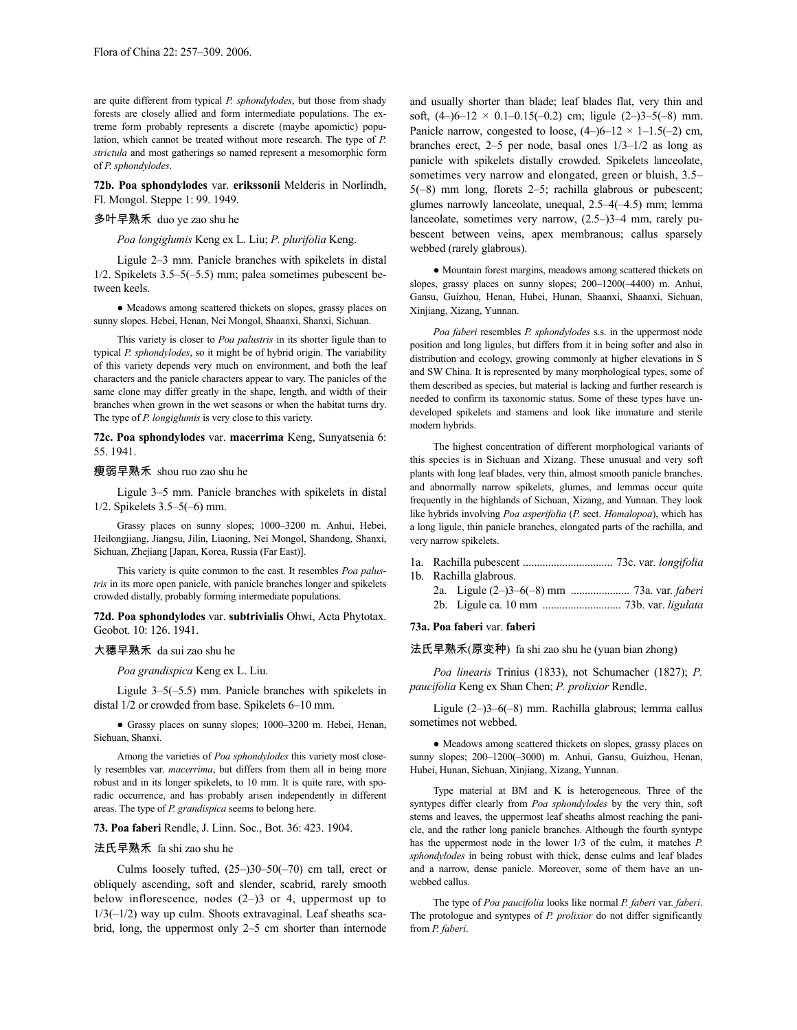are quite different from typical *P. sphondylodes*, but those from shady forests are closely allied and form intermediate populations. The extreme form probably represents a discrete (maybe apomictic) population, which cannot be treated without more research. The type of *P. strictula* and most gatherings so named represent a mesomorphic form of *P. sphondylodes*.

**72b. Poa sphondylodes** var. **erikssonii** Melderis in Norlindh, Fl. Mongol. Steppe 1: 99. 1949.

多叶早熟禾 duo ye zao shu he

*Poa longiglumis* Keng ex L. Liu; *P. plurifolia* Keng.

Ligule 2–3 mm. Panicle branches with spikelets in distal 1/2. Spikelets 3.5–5(–5.5) mm; palea sometimes pubescent between keels.

● Meadows among scattered thickets on slopes, grassy places on sunny slopes. Hebei, Henan, Nei Mongol, Shaanxi, Shanxi, Sichuan.

This variety is closer to *Poa palustris* in its shorter ligule than to typical *P. sphondylodes*, so it might be of hybrid origin. The variability of this variety depends very much on environment, and both the leaf characters and the panicle characters appear to vary. The panicles of the same clone may differ greatly in the shape, length, and width of their branches when grown in the wet seasons or when the habitat turns dry. The type of *P. longiglumis* is very close to this variety.

**72c. Poa sphondylodes** var. **macerrima** Keng, Sunyatsenia 6: 55. 1941.

瘦弱早熟禾 shou ruo zao shu he

Ligule 3–5 mm. Panicle branches with spikelets in distal 1/2. Spikelets 3.5–5(–6) mm.

Grassy places on sunny slopes; 1000–3200 m. Anhui, Hebei, Heilongjiang, Jiangsu, Jilin, Liaoning, Nei Mongol, Shandong, Shanxi, Sichuan, Zhejiang [Japan, Korea, Russia (Far East)].

This variety is quite common to the east. It resembles *Poa palustris* in its more open panicle, with panicle branches longer and spikelets crowded distally, probably forming intermediate populations.

**72d. Poa sphondylodes** var. **subtrivialis** Ohwi, Acta Phytotax. Geobot. 10: 126. 1941.

大穗早熟禾 da sui zao shu he

*Poa grandispica* Keng ex L. Liu.

Ligule 3–5(–5.5) mm. Panicle branches with spikelets in distal 1/2 or crowded from base. Spikelets 6–10 mm.

● Grassy places on sunny slopes; 1000–3200 m. Hebei, Henan, Sichuan, Shanxi.

Among the varieties of *Poa sphondylodes* this variety most closely resembles var. *macerrima*, but differs from them all in being more robust and in its longer spikelets, to 10 mm. It is quite rare, with sporadic occurrence, and has probably arisen independently in different areas. The type of *P. grandispica* seems to belong here.

**73. Poa faberi** Rendle, J. Linn. Soc., Bot. 36: 423. 1904.

法氏早熟禾 fa shi zao shu he

Culms loosely tufted, (25–)30–50(–70) cm tall, erect or obliquely ascending, soft and slender, scabrid, rarely smooth below inflorescence, nodes (2–)3 or 4, uppermost up to 1/3(–1/2) way up culm. Shoots extravaginal. Leaf sheaths scabrid, long, the uppermost only 2–5 cm shorter than internode and usually shorter than blade; leaf blades flat, very thin and soft, (4–)6–12 × 0.1–0.15(–0.2) cm; ligule (2–)3–5(–8) mm. Panicle narrow, congested to loose, (4–)6–12 × 1–1.5(–2) cm, branches erect, 2–5 per node, basal ones 1/3–1/2 as long as panicle with spikelets distally crowded. Spikelets lanceolate, sometimes very narrow and elongated, green or bluish, 3.5–5(–8) mm long, florets 2–5; rachilla glabrous or pubescent; glumes narrowly lanceolate, unequal, 2.5–4(–4.5) mm; lemma lanceolate, sometimes very narrow, (2.5–)3–4 mm, rarely pubescent between veins, apex membranous; callus sparsely webbed (rarely glabrous).

● Mountain forest margins, meadows among scattered thickets on slopes, grassy places on sunny slopes; 200–1200(–4400) m. Anhui, Gansu, Guizhou, Henan, Hubei, Hunan, Shaanxi, Shaanxi, Sichuan, Xinjiang, Xizang, Yunnan.

*Poa faberi* resembles *P. sphondylodes* s.s. in the uppermost node position and long ligules, but differs from it in being softer and also in distribution and ecology, growing commonly at higher elevations in S and SW China. It is represented by many morphological types, some of them described as species, but material is lacking and further research is needed to confirm its taxonomic status. Some of these types have undeveloped spikelets and stamens and look like immature and sterile modern hybrids.

The highest concentration of different morphological variants of this species is in Sichuan and Xizang. These unusual and very soft plants with long leaf blades, very thin, almost smooth panicle branches, and abnormally narrow spikelets, glumes, and lemmas occur quite frequently in the highlands of Sichuan, Xizang, and Yunnan. They look like hybrids involving *Poa asperifolia* (*P.* sect. *Homalopoa*), which has a long ligule, thin panicle branches, elongated parts of the rachilla, and very narrow spikelets.

1a. Rachilla pubescent ................................ 73c. var. *longifolia*
1b. Rachilla glabrous.
  2a. Ligule (2–)3–6(–8) mm ..................... 73a. var. *faberi*
  2b. Ligule ca. 10 mm ........................... 73b. var. *ligulata*

**73a. Poa faberi** var. **faberi**

法氏早熟禾(原变种) fa shi zao shu he (yuan bian zhong)

*Poa linearis* Trinius (1833), not Schumacher (1827); *P. paucifolia* Keng ex Shan Chen; *P. prolixior* Rendle.

Ligule (2–)3–6(–8) mm. Rachilla glabrous; lemma callus sometimes not webbed.

● Meadows among scattered thickets on slopes, grassy places on sunny slopes; 200–1200(–3000) m. Anhui, Gansu, Guizhou, Henan, Hubei, Hunan, Sichuan, Xinjiang, Xizang, Yunnan.

Type material at BM and K is heterogeneous. Three of the syntypes differ clearly from *Poa sphondylodes* by the very thin, soft stems and leaves, the uppermost leaf sheaths almost reaching the panicle, and the rather long panicle branches. Although the fourth syntype has the uppermost node in the lower 1/3 of the culm, it matches *P. sphondylodes* in being robust with thick, dense culms and leaf blades and a narrow, dense panicle. Moreover, some of them have an unwebbed callus.

The type of *Poa paucifolia* looks like normal *P. faberi* var. *faberi*. The protologue and syntypes of *P. prolixior* do not differ significantly from *P. faberi*.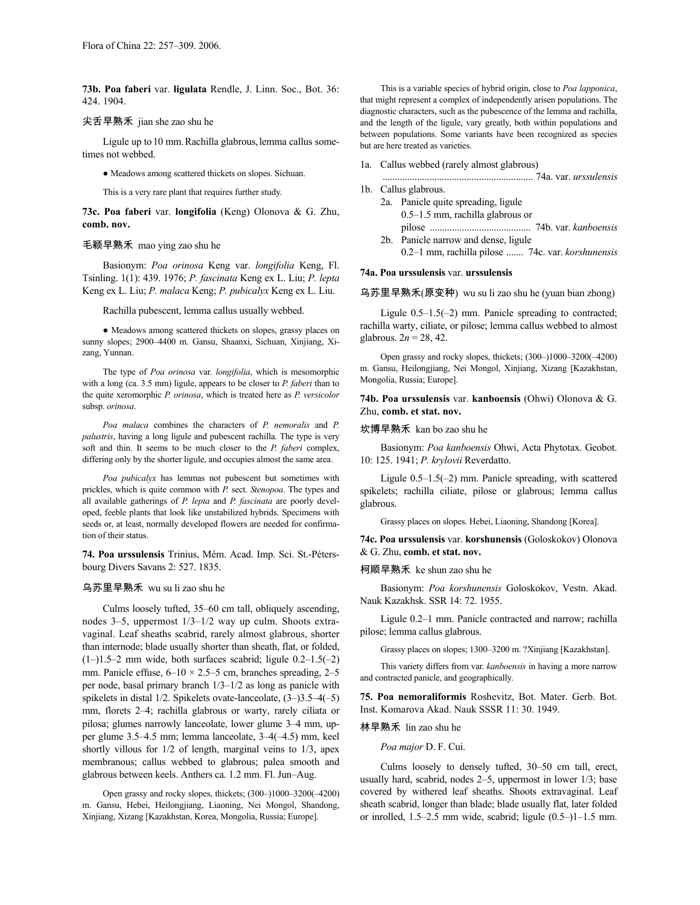**73b. Poa faberi** var. **ligulata** Rendle, J. Linn. Soc., Bot. 36: 424. 1904.

尖舌早熟禾 jian she zao shu he

Ligule up to 10 mm. Rachilla glabrous, lemma callus sometimes not webbed.

● Meadows among scattered thickets on slopes. Sichuan.

This is a very rare plant that requires further study.

**73c. Poa faberi** var. **longifolia** (Keng) Olonova & G. Zhu, **comb. nov.**

毛颖早熟禾 mao ying zao shu he

Basionym: *Poa orinosa* Keng var. *longifolia* Keng, Fl. Tsinling. 1(1): 439. 1976; *P. fascinata* Keng ex L. Liu; *P. lepta* Keng ex L. Liu; *P. malaca* Keng; *P. pubicalyx* Keng ex L. Liu.

Rachilla pubescent, lemma callus usually webbed.

● Meadows among scattered thickets on slopes, grassy places on sunny slopes; 2900–4400 m. Gansu, Shaanxi, Sichuan, Xinjiang, Xizang, Yunnan.

The type of *Poa orinosa* var. *longifolia*, which is mesomorphic with a long (ca. 3.5 mm) ligule, appears to be closer to *P. faberi* than to the quite xeromorphic *P. orinosa*, which is treated here as *P. versicolor* subsp. *orinosa*.

*Poa malaca* combines the characters of *P. nemoralis* and *P. palustris*, having a long ligule and pubescent rachilla. The type is very soft and thin. It seems to be much closer to the *P. faberi* complex, differing only by the shorter ligule, and occupies almost the same area.

*Poa pubicalyx* has lemmas not pubescent but sometimes with prickles, which is quite common with *P.* sect. *Stenopoa*. The types and all available gatherings of *P. lepta* and *P. fascinata* are poorly developed, feeble plants that look like unstabilized hybrids. Specimens with seeds or, at least, normally developed flowers are needed for confirmation of their status.

**74. Poa urssulensis** Trinius, Mém. Acad. Imp. Sci. St.-Pétersbourg Divers Savans 2: 527. 1835.

乌苏里早熟禾 wu su li zao shu he

Culms loosely tufted, 35–60 cm tall, obliquely ascending, nodes 3–5, uppermost 1/3–1/2 way up culm. Shoots extravaginal. Leaf sheaths scabrid, rarely almost glabrous, shorter than internode; blade usually shorter than sheath, flat, or folded, (1–)1.5–2 mm wide, both surfaces scabrid; ligule 0.2–1.5(–2) mm. Panicle effuse, 6–10 × 2.5–5 cm, branches spreading, 2–5 per node, basal primary branch 1/3–1/2 as long as panicle with spikelets in distal 1/2. Spikelets ovate-lanceolate, (3–)3.5–4(–5) mm, florets 2–4; rachilla glabrous or warty, rarely ciliata or pilosa; glumes narrowly lanceolate, lower glume 3–4 mm, upper glume 3.5–4.5 mm; lemma lanceolate, 3–4(–4.5) mm, keel shortly villous for 1/2 of length, marginal veins to 1/3, apex membranous; callus webbed to glabrous; palea smooth and glabrous between keels. Anthers ca. 1.2 mm. Fl. Jun–Aug.

Open grassy and rocky slopes, thickets; (300–)1000–3200(–4200) m. Gansu, Hebei, Heilongjiang, Liaoning, Nei Mongol, Shandong, Xinjiang, Xizang [Kazakhstan, Korea, Mongolia, Russia; Europe].

This is a variable species of hybrid origin, close to *Poa lapponica*, that might represent a complex of independently arisen populations. The diagnostic characters, such as the pubescence of the lemma and rachilla, and the length of the ligule, vary greatly, both within populations and between populations. Some variants have been recognized as species but are here treated as varieties.

1a. Callus webbed (rarely almost glabrous) ............................................................ 74a. var. *urssulensis*
1b. Callus glabrous.
  2a. Panicle quite spreading, ligule 0.5–1.5 mm, rachilla glabrous or pilose ......................................... 74b. var. *kanboensis*
  2b. Panicle narrow and dense, ligule 0.2–1 mm, rachilla pilose ....... 74c. var. *korshunensis*

**74a. Poa urssulensis** var. **urssulensis**

乌苏里早熟禾(原变种) wu su li zao shu he (yuan bian zhong)

Ligule 0.5–1.5(–2) mm. Panicle spreading to contracted; rachilla warty, ciliate, or pilose; lemma callus webbed to almost glabrous. $2n = 28, 42$.

Open grassy and rocky slopes, thickets; (300–)1000–3200(–4200) m. Gansu, Heilongjiang, Nei Mongol, Xinjiang, Xizang [Kazakhstan, Mongolia, Russia; Europe].

**74b. Poa urssulensis** var. **kanboensis** (Ohwi) Olonova & G. Zhu, **comb. et stat. nov.**

坎博早熟禾 kan bo zao shu he

Basionym: *Poa kanboensis* Ohwi, Acta Phytotax. Geobot. 10: 125. 1941; *P. krylovii* Reverdatto.

Ligule 0.5–1.5(–2) mm. Panicle spreading, with scattered spikelets; rachilla ciliate, pilose or glabrous; lemma callus glabrous.

Grassy places on slopes. Hebei, Liaoning, Shandong [Korea].

**74c. Poa urssulensis** var. **korshunensis** (Goloskokov) Olonova & G. Zhu, **comb. et stat. nov.**

柯顺早熟禾 ke shun zao shu he

Basionym: *Poa korshunensis* Goloskokov, Vestn. Akad. Nauk Kazakhsk. SSR 14: 72. 1955.

Ligule 0.2–1 mm. Panicle contracted and narrow; rachilla pilose; lemma callus glabrous.

Grassy places on slopes; 1300–3200 m. ?Xinjiang [Kazakhstan].

This variety differs from var. *kanboensis* in having a more narrow and contracted panicle, and geographically.

**75. Poa nemoraliformis** Roshevitz, Bot. Mater. Gerb. Bot. Inst. Komarova Akad. Nauk SSSR 11: 30. 1949.

林早熟禾 lin zao shu he

*Poa major* D. F. Cui.

Culms loosely to densely tufted, 30–50 cm tall, erect, usually hard, scabrid, nodes 2–5, uppermost in lower 1/3; base covered by withered leaf sheaths. Shoots extravaginal. Leaf sheath scabrid, longer than blade; blade usually flat, later folded or inrolled, 1.5–2.5 mm wide, scabrid; ligule (0.5–)1–1.5 mm.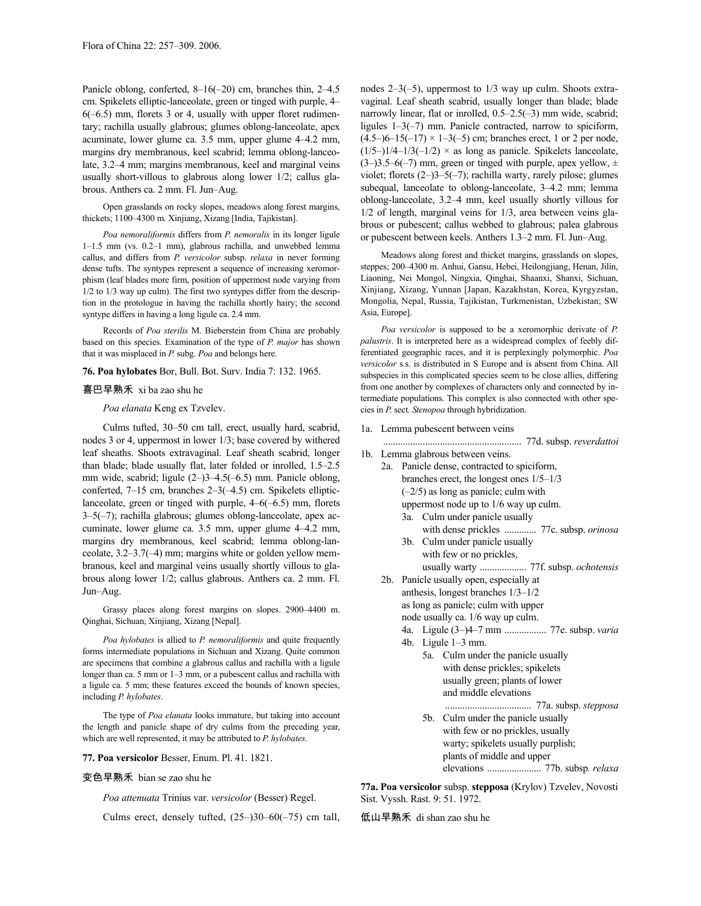Panicle oblong, conferted, 8–16(–20) cm, branches thin, 2–4.5 cm. Spikelets elliptic-lanceolate, green or tinged with purple, 4–6(–6.5) mm, florets 3 or 4, usually with upper floret rudimentary; rachilla usually glabrous; glumes oblong-lanceolate, apex acuminate, lower glume ca. 3.5 mm, upper glume 4–4.2 mm, margins dry membranous, keel scabrid; lemma oblong-lanceolate, 3.2–4 mm; margins membranous, keel and marginal veins usually short-villous to glabrous along lower 1/2; callus glabrous. Anthers ca. 2 mm. Fl. Jun–Aug.

Open grasslands on rocky slopes, meadows along forest margins, thickets; 1100–4300 m. Xinjiang, Xizang [India, Tajikistan].

*Poa nemoraliformis* differs from *P. nemoralis* in its longer ligule 1–1.5 mm (vs. 0.2–1 mm), glabrous rachilla, and unwebbed lemma callus, and differs from *P. versicolor* subsp. *relaxa* in never forming dense tufts. The syntypes represent a sequence of increasing xeromorphism (leaf blades more firm, position of uppermost node varying from 1/2 to 1/3 way up culm). The first two syntypes differ from the description in the protologue in having the rachilla shortly hairy; the second syntype differs in having a long ligule ca. 2.4 mm.

Records of *Poa sterilis* M. Bieberstein from China are probably based on this species. Examination of the type of *P. major* has shown that it was misplaced in *P.* subg. *Poa* and belongs here.

**76. Poa hylobates** Bor, Bull. Bot. Surv. India 7: 132. 1965.

喜巴早熟禾 xi ba zao shu he

*Poa elanata* Keng ex Tzvelev.

Culms tufted, 30–50 cm tall, erect, usually hard, scabrid, nodes 3 or 4, uppermost in lower 1/3; base covered by withered leaf sheaths. Shoots extravaginal. Leaf sheath scabrid, longer than blade; blade usually flat, later folded or inrolled, 1.5–2.5 mm wide, scabrid; ligule (2–)3–4.5(–6.5) mm. Panicle oblong, conferted, 7–15 cm, branches 2–3(–4.5) cm. Spikelets elliptic-lanceolate, green or tinged with purple, 4–6(–6.5) mm, florets 3–5(–7); rachilla glabrous; glumes oblong-lanceolate, apex acuminate, lower glume ca. 3.5 mm, upper glume 4–4.2 mm, margins dry membranous, keel scabrid; lemma oblong-lanceolate, 3.2–3.7(–4) mm; margins white or golden yellow membranous, keel and marginal veins usually shortly villous to glabrous along lower 1/2; callus glabrous. Anthers ca. 2 mm. Fl. Jun–Aug.

Grassy places along forest margins on slopes. 2900–4400 m. Qinghai, Sichuan, Xinjiang, Xizang [Nepal].

*Poa hylobates* is allied to *P. nemoraliformis* and quite frequently forms intermediate populations in Sichuan and Xizang. Quite common are specimens that combine a glabrous callus and rachilla with a ligule longer than ca. 5 mm or 1–3 mm, or a pubescent callus and rachilla with a ligule ca. 5 mm; these features exceed the bounds of known species, including *P. hylobates*.

The type of *Poa elanata* looks immature, but taking into account the length and panicle shape of dry culms from the preceding year, which are well represented, it may be attributed to *P. hylobates*.

**77. Poa versicolor** Besser, Enum. Pl. 41. 1821.

变色早熟禾 bian se zao shu he

*Poa attenuata* Trinius var. *versicolor* (Besser) Regel.

Culms erect, densely tufted, (25–)30–60(–75) cm tall, nodes 2–3(–5), uppermost to 1/3 way up culm. Shoots extravaginal. Leaf sheath scabrid, usually longer than blade; blade narrowly linear, flat or inrolled, 0.5–2.5(–3) mm wide, scabrid; ligules 1–3(–7) mm. Panicle contracted, narrow to spiciform, (4.5–)6–15(–17) × 1–3(–5) cm; branches erect, 1 or 2 per node, (1/5–)1/4–1/3(–1/2) × as long as panicle. Spikelets lanceolate, (3–)3.5–6(–7) mm, green or tinged with purple, apex yellow, ± violet; florets (2–)3–5(–7); rachilla warty, rarely pilose; glumes subequal, lanceolate to oblong-lanceolate, 3–4.2 mm; lemma oblong-lanceolate, 3.2–4 mm, keel usually shortly villous for 1/2 of length, marginal veins for 1/3, area between veins glabrous or pubescent; callus webbed to glabrous; palea glabrous or pubescent between keels. Anthers 1.3–2 mm. Fl. Jun–Aug.

Meadows along forest and thicket margins, grasslands on slopes, steppes; 200–4300 m. Anhui, Gansu, Hebei, Heilongjiang, Henan, Jilin, Liaoning, Nei Mongol, Ningxia, Qinghai, Shaanxi, Shanxi, Sichuan, Xinjiang, Xizang, Yunnan [Japan, Kazakhstan, Korea, Kyrgyzstan, Mongolia, Nepal, Russia, Tajikistan, Turkmenistan, Uzbekistan; SW Asia, Europe].

*Poa versicolor* is supposed to be a xeromorphic derivate of *P. palustris*. It is interpreted here as a widespread complex of feebly differentiated geographic races, and it is perplexingly polymorphic. *Poa versicolor* s.s. is distributed in S Europe and is absent from China. All subspecies in this complicated species seem to be close allies, differing from one another by complexes of characters only and connected by intermediate populations. This complex is also connected with other species in *P.* sect. *Stenopoa* through hybridization.

1a. Lemma pubescent between veins ........................................................ 77d. subsp. *reverdattoi*
1b. Lemma glabrous between veins.
  2a. Panicle dense, contracted to spiciform, branches erect, the longest ones 1/5–1/3 (–2/5) as long as panicle; culm with uppermost node up to 1/6 way up culm.
    3a. Culm under panicle usually with dense prickles ............. 77c. subsp. *orinosa*
    3b. Culm under panicle usually with few or no prickles, usually warty ................... 77f. subsp. *ochotensis*
  2b. Panicle usually open, especially at anthesis, longest branches 1/3–1/2 as long as panicle; culm with upper node usually ca. 1/6 way up culm.
    4a. Ligule (3–)4–7 mm ................. 77e. subsp. *varia*
    4b. Ligule 1–3 mm.
      5a. Culm under the panicle usually with dense prickles; spikelets usually green; plants of lower and middle elevations ................................... 77a. subsp. *stepposa*
      5b. Culm under the panicle usually with few or no prickles, usually warty; spikelets usually purplish; plants of middle and upper elevations ...................... 77b. subsp*.* *relaxa*

**77a. Poa versicolor** subsp. **stepposa** (Krylov) Tzvelev, Novosti Sist. Vyssh. Rast. 9: 51. 1972.

低山早熟禾 di shan zao shu he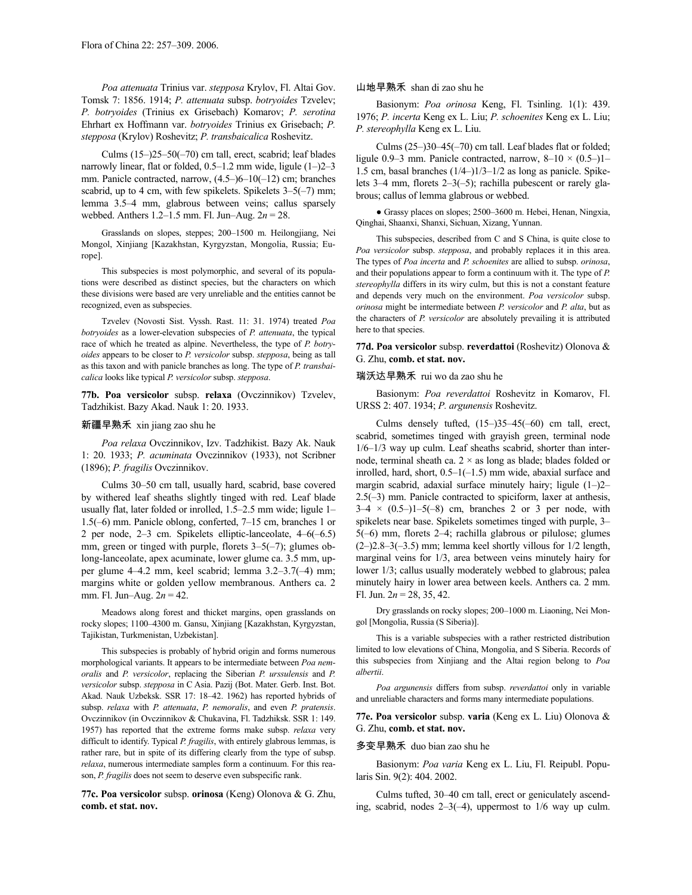*Poa attenuata* Trinius var. *stepposa* Krylov, Fl. Altai Gov. Tomsk 7: 1856. 1914; *P. attenuata* subsp. *botryoides* Tzvelev; *P. botryoides* (Trinius ex Grisebach) Komarov; *P. serotina* Ehrhart ex Hoffmann var. *botryoides* Trinius ex Grisebach; *P. stepposa* (Krylov) Roshevitz; *P. transbaicalica* Roshevitz.

Culms (15–)25–50(–70) cm tall, erect, scabrid; leaf blades narrowly linear, flat or folded, 0.5–1.2 mm wide, ligule (1–)2–3 mm. Panicle contracted, narrow, (4.5–)6–10(–12) cm; branches scabrid, up to 4 cm, with few spikelets. Spikelets 3–5(–7) mm; lemma 3.5–4 mm, glabrous between veins; callus sparsely webbed. Anthers 1.2–1.5 mm. Fl. Jun–Aug. 2*n* = 28.

Grasslands on slopes, steppes; 200–1500 m. Heilongjiang, Nei Mongol, Xinjiang [Kazakhstan, Kyrgyzstan, Mongolia, Russia; Europe].

This subspecies is most polymorphic, and several of its populations were described as distinct species, but the characters on which these divisions were based are very unreliable and the entities cannot be recognized, even as subspecies.

Tzvelev (Novosti Sist. Vyssh. Rast. 11: 31. 1974) treated *Poa botryoides* as a lower-elevation subspecies of *P. attenuata*, the typical race of which he treated as alpine. Nevertheless, the type of *P. botryoides* appears to be closer to *P. versicolor* subsp. *stepposa*, being as tall as this taxon and with panicle branches as long. The type of *P. transbaicalica* looks like typical *P. versicolor* subsp. *stepposa*.

**77b. Poa versicolor** subsp. **relaxa** (Ovczinnikov) Tzvelev, Tadzhikist. Bazy Akad. Nauk 1: 20. 1933.

新疆早熟禾 xin jiang zao shu he

*Poa relaxa* Ovczinnikov, Izv. Tadzhikist. Bazy Ak. Nauk 1: 20. 1933; *P. acuminata* Ovczinnikov (1933), not Scribner (1896); *P. fragilis* Ovczinnikov.

Culms 30–50 cm tall, usually hard, scabrid, base covered by withered leaf sheaths slightly tinged with red. Leaf blade usually flat, later folded or inrolled, 1.5–2.5 mm wide; ligule 1–1.5(–6) mm. Panicle oblong, conferted, 7–15 cm, branches 1 or 2 per node, 2–3 cm. Spikelets elliptic-lanceolate, 4–6(–6.5) mm, green or tinged with purple, florets 3–5(–7); glumes oblong-lanceolate, apex acuminate, lower glume ca. 3.5 mm, upper glume 4–4.2 mm, keel scabrid; lemma 3.2–3.7(–4) mm; margins white or golden yellow membranous. Anthers ca. 2 mm. Fl. Jun–Aug. 2*n* = 42.

Meadows along forest and thicket margins, open grasslands on rocky slopes; 1100–4300 m. Gansu, Xinjiang [Kazakhstan, Kyrgyzstan, Tajikistan, Turkmenistan, Uzbekistan].

This subspecies is probably of hybrid origin and forms numerous morphological variants. It appears to be intermediate between *Poa nemoralis* and *P. versicolor*, replacing the Siberian *P. urssulensis* and *P. versicolor* subsp. *stepposa* in C Asia. Pazij (Bot. Mater. Gerb. Inst. Bot. Akad. Nauk Uzbeksk. SSR 17: 18–42. 1962) has reported hybrids of subsp. *relaxa* with *P. attenuata*, *P. nemoralis*, and even *P. pratensis*. Ovczinnikov (in Ovczinnikov & Chukavina, Fl. Tadzhiksk. SSR 1: 149. 1957) has reported that the extreme forms make subsp. *relaxa* very difficult to identify. Typical *P. fragilis*, with entirely glabrous lemmas, is rather rare, but in spite of its differing clearly from the type of subsp. *relaxa*, numerous intermediate samples form a continuum. For this reason, *P. fragilis* does not seem to deserve even subspecific rank.

**77c. Poa versicolor** subsp. **orinosa** (Keng) Olonova & G. Zhu, **comb. et stat. nov.**

山地早熟禾 shan di zao shu he

Basionym: *Poa orinosa* Keng, Fl. Tsinling. 1(1): 439. 1976; *P. incerta* Keng ex L. Liu; *P. schoenites* Keng ex L. Liu; *P. stereophylla* Keng ex L. Liu.

Culms (25–)30–45(–70) cm tall. Leaf blades flat or folded; ligule 0.9–3 mm. Panicle contracted, narrow, 8–10 × (0.5–)1–1.5 cm, basal branches (1/4–)1/3–1/2 as long as panicle. Spikelets 3–4 mm, florets 2–3(–5); rachilla pubescent or rarely glabrous; callus of lemma glabrous or webbed.

● Grassy places on slopes; 2500–3600 m. Hebei, Henan, Ningxia, Qinghai, Shaanxi, Shanxi, Sichuan, Xizang, Yunnan.

This subspecies, described from C and S China, is quite close to *Poa versicolor* subsp. *stepposa*, and probably replaces it in this area. The types of *Poa incerta* and *P. schoenites* are allied to subsp. *orinosa*, and their populations appear to form a continuum with it. The type of *P. stereophylla* differs in its wiry culm, but this is not a constant feature and depends very much on the environment. *Poa versicolor* subsp. *orinosa* might be intermediate between *P. versicolor* and *P. alta*, but as the characters of *P. versicolor* are absolutely prevailing it is attributed here to that species.

**77d. Poa versicolor** subsp. **reverdattoi** (Roshevitz) Olonova & G. Zhu, **comb. et stat. nov.**

瑞沃达早熟禾 rui wo da zao shu he

Basionym: *Poa reverdattoi* Roshevitz in Komarov, Fl. URSS 2: 407. 1934; *P. argunensis* Roshevitz.

Culms densely tufted, (15–)35–45(–60) cm tall, erect, scabrid, sometimes tinged with grayish green, terminal node 1/6–1/3 way up culm. Leaf sheaths scabrid, shorter than internode, terminal sheath ca. 2 × as long as blade; blades folded or inrolled, hard, short, 0.5–1(–1.5) mm wide, abaxial surface and margin scabrid, adaxial surface minutely hairy; ligule (1–)2–2.5(–3) mm. Panicle contracted to spiciform, laxer at anthesis, 3–4 × (0.5–)1–5(–8) cm, branches 2 or 3 per node, with spikelets near base. Spikelets sometimes tinged with purple, 3–5(–6) mm, florets 2–4; rachilla glabrous or pilulose; glumes (2–)2.8–3(–3.5) mm; lemma keel shortly villous for 1/2 length, marginal veins for 1/3, area between veins minutely hairy for lower 1/3; callus usually moderately webbed to glabrous; palea minutely hairy in lower area between keels. Anthers ca. 2 mm. Fl. Jun. 2*n* = 28, 35, 42.

Dry grasslands on rocky slopes; 200–1000 m. Liaoning, Nei Mongol [Mongolia, Russia (S Siberia)].

This is a variable subspecies with a rather restricted distribution limited to low elevations of China, Mongolia, and S Siberia. Records of this subspecies from Xinjiang and the Altai region belong to *Poa albertii*.

*Poa argunensis* differs from subsp. *reverdattoi* only in variable and unreliable characters and forms many intermediate populations.

**77e. Poa versicolor** subsp. **varia** (Keng ex L. Liu) Olonova & G. Zhu, **comb. et stat. nov.**

多变早熟禾 duo bian zao shu he

Basionym: *Poa varia* Keng ex L. Liu, Fl. Reipubl. Popularis Sin. 9(2): 404. 2002.

Culms tufted, 30–40 cm tall, erect or geniculately ascending, scabrid, nodes 2–3(–4), uppermost to 1/6 way up culm.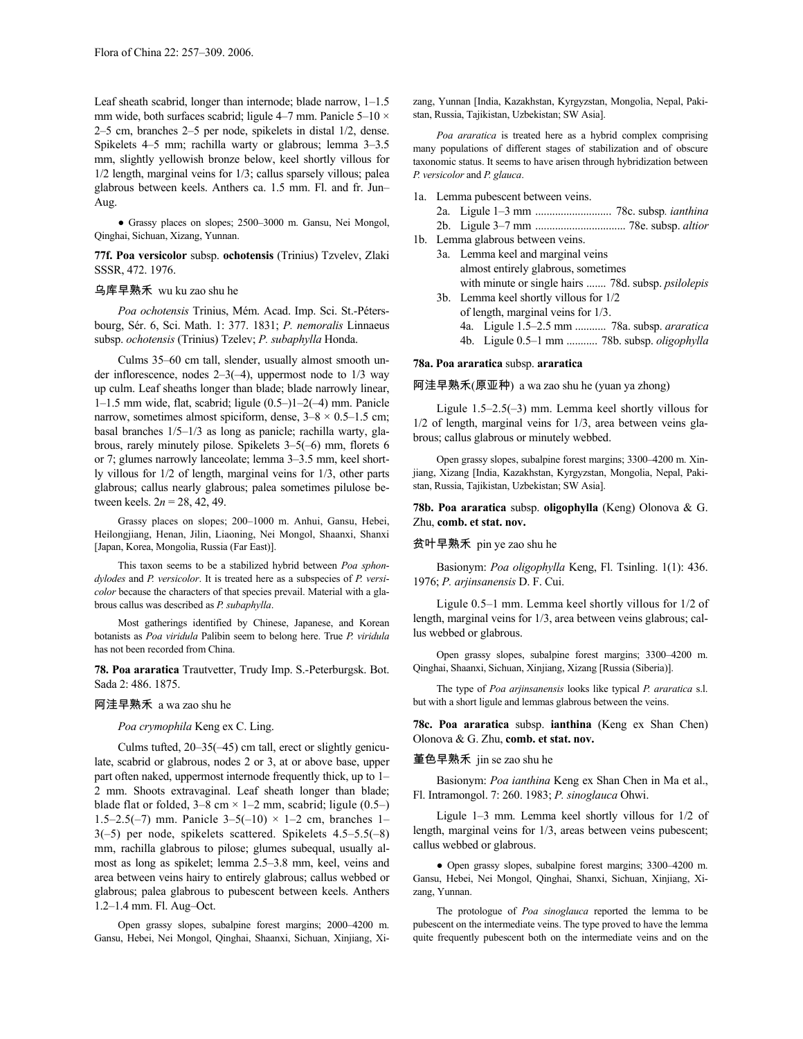Leaf sheath scabrid, longer than internode; blade narrow, 1–1.5 mm wide, both surfaces scabrid; ligule 4–7 mm. Panicle 5–10 × 2–5 cm, branches 2–5 per node, spikelets in distal 1/2, dense. Spikelets 4–5 mm; rachilla warty or glabrous; lemma 3–3.5 mm, slightly yellowish bronze below, keel shortly villous for 1/2 length, marginal veins for 1/3; callus sparsely villous; palea glabrous between keels. Anthers ca. 1.5 mm. Fl. and fr. Jun–Aug.

● Grassy places on slopes; 2500–3000 m. Gansu, Nei Mongol, Qinghai, Sichuan, Xizang, Yunnan.

**77f. Poa versicolor** subsp. **ochotensis** (Trinius) Tzvelev, Zlaki SSSR, 472. 1976.

乌库早熟禾 wu ku zao shu he

*Poa ochotensis* Trinius, Mém. Acad. Imp. Sci. St.-Pétersbourg, Sér. 6, Sci. Math. 1: 377. 1831; *P. nemoralis* Linnaeus subsp. *ochotensis* (Trinius) Tzelev; *P. subaphylla* Honda.

Culms 35–60 cm tall, slender, usually almost smooth under inflorescence, nodes 2–3(–4), uppermost node to 1/3 way up culm. Leaf sheaths longer than blade; blade narrowly linear, 1–1.5 mm wide, flat, scabrid; ligule (0.5–)1–2(–4) mm. Panicle narrow, sometimes almost spiciform, dense, 3–8 × 0.5–1.5 cm; basal branches 1/5–1/3 as long as panicle; rachilla warty, glabrous, rarely minutely pilose. Spikelets 3–5(–6) mm, florets 6 or 7; glumes narrowly lanceolate; lemma 3–3.5 mm, keel shortly villous for 1/2 of length, marginal veins for 1/3, other parts glabrous; callus nearly glabrous; palea sometimes pilulose between keels. 2*n* = 28, 42, 49.

Grassy places on slopes; 200–1000 m. Anhui, Gansu, Hebei, Heilongjiang, Henan, Jilin, Liaoning, Nei Mongol, Shaanxi, Shanxi [Japan, Korea, Mongolia, Russia (Far East)].

This taxon seems to be a stabilized hybrid between *Poa sphondylodes* and *P. versicolor*. It is treated here as a subspecies of *P. versicolor* because the characters of that species prevail. Material with a glabrous callus was described as *P. subaphylla*.

Most gatherings identified by Chinese, Japanese, and Korean botanists as *Poa viridula* Palibin seem to belong here. True *P. viridula* has not been recorded from China.

**78. Poa araratica** Trautvetter, Trudy Imp. S.-Peterburgsk. Bot. Sada 2: 486. 1875.

阿洼早熟禾 a wa zao shu he

*Poa crymophila* Keng ex C. Ling.

Culms tufted, 20–35(–45) cm tall, erect or slightly geniculate, scabrid or glabrous, nodes 2 or 3, at or above base, upper part often naked, uppermost internode frequently thick, up to 1–2 mm. Shoots extravaginal. Leaf sheath longer than blade; blade flat or folded, 3–8 cm × 1–2 mm, scabrid; ligule (0.5–)1.5–2.5(–7) mm. Panicle 3–5(–10) × 1–2 cm, branches 1–3(–5) per node, spikelets scattered. Spikelets 4.5–5.5(–8) mm, rachilla glabrous to pilose; glumes subequal, usually almost as long as spikelet; lemma 2.5–3.8 mm, keel, veins and area between veins hairy to entirely glabrous; callus webbed or glabrous; palea glabrous to pubescent between keels. Anthers 1.2–1.4 mm. Fl. Aug–Oct.

Open grassy slopes, subalpine forest margins; 2000–4200 m. Gansu, Hebei, Nei Mongol, Qinghai, Shaanxi, Sichuan, Xinjiang, Xizang, Yunnan [India, Kazakhstan, Kyrgyzstan, Mongolia, Nepal, Pakistan, Russia, Tajikistan, Uzbekistan; SW Asia].

*Poa araratica* is treated here as a hybrid complex comprising many populations of different stages of stabilization and of obscure taxonomic status. It seems to have arisen through hybridization between *P. versicolor* and *P. glauca*.

1a. Lemma pubescent between veins.
   2a. Ligule 1–3 mm ........................... 78c. subsp. *ianthina*
   2b. Ligule 3–7 mm ................................ 78e. subsp. *altior*
1b. Lemma glabrous between veins.
   3a. Lemma keel and marginal veins almost entirely glabrous, sometimes with minute or single hairs ....... 78d. subsp. *psilolepis*
   3b. Lemma keel shortly villous for 1/2 of length, marginal veins for 1/3.
      4a. Ligule 1.5–2.5 mm ........... 78a. subsp. *araratica*
      4b. Ligule 0.5–1 mm ........... 78b. subsp. *oligophylla*

**78a. Poa araratica** subsp. **araratica**

阿洼早熟禾(原亚种) a wa zao shu he (yuan ya zhong)

Ligule 1.5–2.5(–3) mm. Lemma keel shortly villous for 1/2 of length, marginal veins for 1/3, area between veins glabrous; callus glabrous or minutely webbed.

Open grassy slopes, subalpine forest margins; 3300–4200 m. Xinjiang, Xizang [India, Kazakhstan, Kyrgyzstan, Mongolia, Nepal, Pakistan, Russia, Tajikistan, Uzbekistan; SW Asia].

**78b. Poa araratica** subsp. **oligophylla** (Keng) Olonova & G. Zhu, **comb. et stat. nov.**

贫叶早熟禾 pin ye zao shu he

Basionym: *Poa oligophylla* Keng, Fl. Tsinling. 1(1): 436. 1976; *P. arjinsanensis* D. F. Cui.

Ligule 0.5–1 mm. Lemma keel shortly villous for 1/2 of length, marginal veins for 1/3, area between veins glabrous; callus webbed or glabrous.

Open grassy slopes, subalpine forest margins; 3300–4200 m. Qinghai, Shaanxi, Sichuan, Xinjiang, Xizang [Russia (Siberia)].

The type of *Poa arjinsanensis* looks like typical *P. araratica* s.l. but with a short ligule and lemmas glabrous between the veins.

**78c. Poa araratica** subsp. **ianthina** (Keng ex Shan Chen) Olonova & G. Zhu, **comb. et stat. nov.**

堇色早熟禾 jin se zao shu he

Basionym: *Poa ianthina* Keng ex Shan Chen in Ma et al., Fl. Intramongol. 7: 260. 1983; *P. sinoglauca* Ohwi.

Ligule 1–3 mm. Lemma keel shortly villous for 1/2 of length, marginal veins for 1/3, areas between veins pubescent; callus webbed or glabrous.

● Open grassy slopes, subalpine forest margins; 3300–4200 m. Gansu, Hebei, Nei Mongol, Qinghai, Shanxi, Sichuan, Xinjiang, Xizang, Yunnan.

The protologue of *Poa sinoglauca* reported the lemma to be pubescent on the intermediate veins. The type proved to have the lemma quite frequently pubescent both on the intermediate veins and on the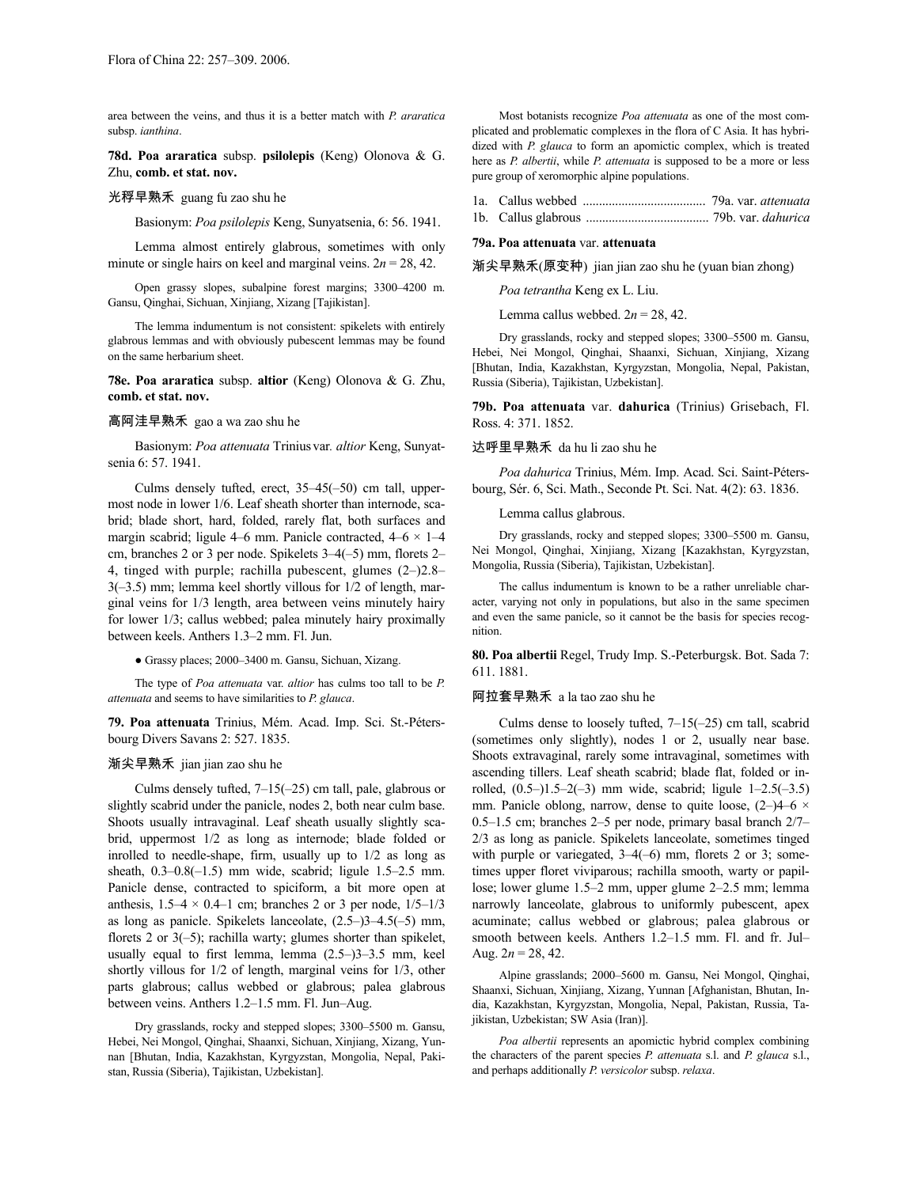area between the veins, and thus it is a better match with *P. araratica* subsp. *ianthina*.

**78d. Poa araratica** subsp. **psilolepis** (Keng) Olonova & G. Zhu, **comb. et stat. nov.**

光稃早熟禾 guang fu zao shu he

Basionym: *Poa psilolepis* Keng, Sunyatsenia, 6: 56. 1941.

Lemma almost entirely glabrous, sometimes with only minute or single hairs on keel and marginal veins. $2n = 28, 42$.

Open grassy slopes, subalpine forest margins; 3300–4200 m. Gansu, Qinghai, Sichuan, Xinjiang, Xizang [Tajikistan].

The lemma indumentum is not consistent: spikelets with entirely glabrous lemmas and with obviously pubescent lemmas may be found on the same herbarium sheet.

**78e. Poa araratica** subsp. **altior** (Keng) Olonova & G. Zhu, **comb. et stat. nov.**

高阿洼早熟禾 gao a wa zao shu he

Basionym: *Poa attenuata* Trinius var. *altior* Keng, Sunyatsenia 6: 57. 1941.

Culms densely tufted, erect, 35–45(–50) cm tall, uppermost node in lower 1/6. Leaf sheath shorter than internode, scabrid; blade short, hard, folded, rarely flat, both surfaces and margin scabrid; ligule 4–6 mm. Panicle contracted, 4–6 × 1–4 cm, branches 2 or 3 per node. Spikelets 3–4(–5) mm, florets 2–4, tinged with purple; rachilla pubescent, glumes (2–)2.8–3(–3.5) mm; lemma keel shortly villous for 1/2 of length, marginal veins for 1/3 length, area between veins minutely hairy for lower 1/3; callus webbed; palea minutely hairy proximally between keels. Anthers 1.3–2 mm. Fl. Jun.

● Grassy places; 2000–3400 m. Gansu, Sichuan, Xizang.

The type of *Poa attenuata* var. *altior* has culms too tall to be *P. attenuata* and seems to have similarities to *P. glauca*.

**79. Poa attenuata** Trinius, Mém. Acad. Imp. Sci. St.-Pétersbourg Divers Savans 2: 527. 1835.

渐尖早熟禾 jian jian zao shu he

Culms densely tufted, 7–15(–25) cm tall, pale, glabrous or slightly scabrid under the panicle, nodes 2, both near culm base. Shoots usually intravaginal. Leaf sheath usually slightly scabrid, uppermost 1/2 as long as internode; blade folded or inrolled to needle-shape, firm, usually up to 1/2 as long as sheath, 0.3–0.8(–1.5) mm wide, scabrid; ligule 1.5–2.5 mm. Panicle dense, contracted to spiciform, a bit more open at anthesis, 1.5–4 × 0.4–1 cm; branches 2 or 3 per node, 1/5–1/3 as long as panicle. Spikelets lanceolate, (2.5–)3–4.5(–5) mm, florets 2 or 3(–5); rachilla warty; glumes shorter than spikelet, usually equal to first lemma, lemma (2.5–)3–3.5 mm, keel shortly villous for 1/2 of length, marginal veins for 1/3, other parts glabrous; callus webbed or glabrous; palea glabrous between veins. Anthers 1.2–1.5 mm. Fl. Jun–Aug.

Dry grasslands, rocky and stepped slopes; 3300–5500 m. Gansu, Hebei, Nei Mongol, Qinghai, Shaanxi, Sichuan, Xinjiang, Xizang, Yunnan [Bhutan, India, Kazakhstan, Kyrgyzstan, Mongolia, Nepal, Pakistan, Russia (Siberia), Tajikistan, Uzbekistan].

Most botanists recognize *Poa attenuata* as one of the most complicated and problematic complexes in the flora of C Asia. It has hybridized with *P. glauca* to form an apomictic complex, which is treated here as *P. albertii*, while *P. attenuata* is supposed to be a more or less pure group of xeromorphic alpine populations.

1a. Callus webbed ..................................... 79a. var. *attenuata*
1b. Callus glabrous ..................................... 79b. var. *dahurica*

**79a. Poa attenuata** var. **attenuata**

渐尖早熟禾(原变种) jian jian zao shu he (yuan bian zhong)

*Poa tetrantha* Keng ex L. Liu.

Lemma callus webbed. $2n = 28, 42$.

Dry grasslands, rocky and stepped slopes; 3300–5500 m. Gansu, Hebei, Nei Mongol, Qinghai, Shaanxi, Sichuan, Xinjiang, Xizang [Bhutan, India, Kazakhstan, Kyrgyzstan, Mongolia, Nepal, Pakistan, Russia (Siberia), Tajikistan, Uzbekistan].

**79b. Poa attenuata** var. **dahurica** (Trinius) Grisebach, Fl. Ross. 4: 371. 1852.

达呼里早熟禾 da hu li zao shu he

*Poa dahurica* Trinius, Mém. Imp. Acad. Sci. Saint-Pétersbourg, Sér. 6, Sci. Math., Seconde Pt. Sci. Nat. 4(2): 63. 1836.

Lemma callus glabrous.

Dry grasslands, rocky and stepped slopes; 3300–5500 m. Gansu, Nei Mongol, Qinghai, Xinjiang, Xizang [Kazakhstan, Kyrgyzstan, Mongolia, Russia (Siberia), Tajikistan, Uzbekistan].

The callus indumentum is known to be a rather unreliable character, varying not only in populations, but also in the same specimen and even the same panicle, so it cannot be the basis for species recognition.

**80. Poa albertii** Regel, Trudy Imp. S.-Peterburgsk. Bot. Sada 7: 611. 1881.

阿拉套早熟禾 a la tao zao shu he

Culms dense to loosely tufted, 7–15(–25) cm tall, scabrid (sometimes only slightly), nodes 1 or 2, usually near base. Shoots extravaginal, rarely some intravaginal, sometimes with ascending tillers. Leaf sheath scabrid; blade flat, folded or inrolled, (0.5–)1.5–2(–3) mm wide, scabrid; ligule 1–2.5(–3.5) mm. Panicle oblong, narrow, dense to quite loose, (2–)4–6 × 0.5–1.5 cm; branches 2–5 per node, primary basal branch 2/7–2/3 as long as panicle. Spikelets lanceolate, sometimes tinged with purple or variegated, 3–4(–6) mm, florets 2 or 3; sometimes upper floret viviparous; rachilla smooth, warty or papillose; lower glume 1.5–2 mm, upper glume 2–2.5 mm; lemma narrowly lanceolate, glabrous to uniformly pubescent, apex acuminate; callus webbed or glabrous; palea glabrous or smooth between keels. Anthers 1.2–1.5 mm. Fl. and fr. Jul–Aug. $2n = 28, 42$.

Alpine grasslands; 2000–5600 m. Gansu, Nei Mongol, Qinghai, Shaanxi, Sichuan, Xinjiang, Xizang, Yunnan [Afghanistan, Bhutan, India, Kazakhstan, Kyrgyzstan, Mongolia, Nepal, Pakistan, Russia, Tajikistan, Uzbekistan; SW Asia (Iran)].

*Poa albertii* represents an apomictic hybrid complex combining the characters of the parent species *P. attenuata* s.l. and *P. glauca* s.l., and perhaps additionally *P. versicolor* subsp. *relaxa*.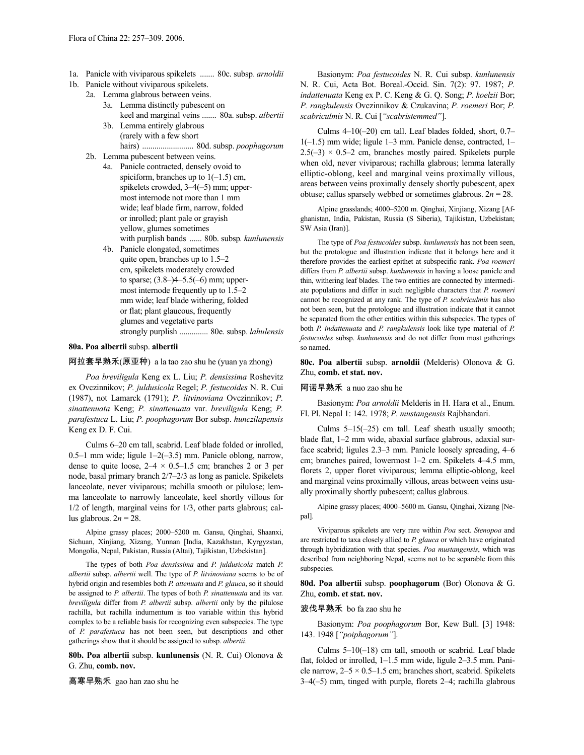1a. Panicle with viviparous spikelets ....... 80c. subsp. *arnoldii*
1b. Panicle without viviparous spikelets.
  2a. Lemma glabrous between veins.
    3a. Lemma distinctly pubescent on keel and marginal veins ....... 80a. subsp. *albertii*
    3b. Lemma entirely glabrous (rarely with a few short hairs) ......................... 80d. subsp. *poophagorum*
  2b. Lemma pubescent between veins.
    4a. Panicle contracted, densely ovoid to spiciform, branches up to 1(–1.5) cm, spikelets crowded, 3–4(–5) mm; uppermost internode not more than 1 mm wide; leaf blade firm, narrow, folded or inrolled; plant pale or grayish yellow, glumes sometimes with purplish bands ...... 80b. subsp. *kunlunensis*
    4b. Panicle elongated, sometimes quite open, branches up to 1.5–2 cm, spikelets moderately crowded to sparse; (3.8–)4–5.5(–6) mm; uppermost internode frequently up to 1.5–2 mm wide; leaf blade withering, folded or flat; plant glaucous, frequently glumes and vegetative parts strongly purplish .............. 80e. subsp. *lahulensis*

**80a. Poa albertii** subsp. **albertii**

阿拉套早熟禾(原亚种) a la tao zao shu he (yuan ya zhong)

*Poa breviligula* Keng ex L. Liu; *P. densissima* Roshevitz ex Ovczinnikov; *P. juldusicola* Regel; *P. festucoides* N. R. Cui (1987), not Lamarck (1791); *P. litvinoviana* Ovczinnikov; *P. sinattenuata* Keng; *P. sinattenuata* var. *breviligula* Keng; *P. parafestuca* L. Liu; *P. poophagorum* Bor subsp. *hunczilapensis* Keng ex D. F. Cui.

Culms 6–20 cm tall, scabrid. Leaf blade folded or inrolled, 0.5–1 mm wide; ligule 1–2(–3.5) mm. Panicle oblong, narrow, dense to quite loose, 2–4 × 0.5–1.5 cm; branches 2 or 3 per node, basal primary branch 2/7–2/3 as long as panicle. Spikelets lanceolate, never viviparous; rachilla smooth or pilulose; lemma lanceolate to narrowly lanceolate, keel shortly villous for 1/2 of length, marginal veins for 1/3, other parts glabrous; callus glabrous. $2n = 28$.

Alpine grassy places; 2000–5200 m. Gansu, Qinghai, Shaanxi, Sichuan, Xinjiang, Xizang, Yunnan [India, Kazakhstan, Kyrgyzstan, Mongolia, Nepal, Pakistan, Russia (Altai), Tajikistan, Uzbekistan].

The types of both *Poa densissima* and *P. juldusicola* match *P. albertii* subsp. *albertii* well. The type of *P. litvinoviana* seems to be of hybrid origin and resembles both *P. attenuata* and *P. glauca*, so it should be assigned to *P. albertii*. The types of both *P. sinattenuata* and its var. *breviligula* differ from *P. albertii* subsp. *albertii* only by the pilulose rachilla, but rachilla indumentum is too variable within this hybrid complex to be a reliable basis for recognizing even subspecies. The type of *P. parafestuca* has not been seen, but descriptions and other gatherings show that it should be assigned to subsp. *albertii*.

**80b. Poa albertii** subsp. **kunlunensis** (N. R. Cui) Olonova & G. Zhu, **comb. nov.**

高寒早熟禾 gao han zao shu he

Basionym: *Poa festucoides* N. R. Cui subsp. *kunlunensis* N. R. Cui, Acta Bot. Boreal.-Occid. Sin. 7(2): 97. 1987; *P. indattenuata* Keng ex P. C. Keng & G. Q. Song; *P. koelzii* Bor; *P. rangkulensis* Ovczinnikov & Czukavina; *P. roemeri* Bor; *P. scabriculmis* N. R. Cui [*"scabristemmed"*].

Culms 4–10(–20) cm tall. Leaf blades folded, short, 0.7–1(–1.5) mm wide; ligule 1–3 mm. Panicle dense, contracted, 1–2.5(–3) × 0.5–2 cm, branches mostly paired. Spikelets purple when old, never viviparous; rachilla glabrous; lemma laterally elliptic-oblong, keel and marginal veins proximally villous, areas between veins proximally densely shortly pubescent, apex obtuse; callus sparsely webbed or sometimes glabrous. $2n = 28$.

Alpine grasslands; 4000–5200 m. Qinghai, Xinjiang, Xizang [Afghanistan, India, Pakistan, Russia (S Siberia), Tajikistan, Uzbekistan; SW Asia (Iran)].

The type of *Poa festucoides* subsp. *kunlunensis* has not been seen, but the protologue and illustration indicate that it belongs here and it therefore provides the earliest epithet at subspecific rank. *Poa roemeri* differs from *P. albertii* subsp. *kunlunensis* in having a loose panicle and thin, withering leaf blades. The two entities are connected by intermediate populations and differ in such negligible characters that *P. roemeri* cannot be recognized at any rank. The type of *P. scabriculmis* has also not been seen, but the protologue and illustration indicate that it cannot be separated from the other entities within this subspecies. The types of both *P. indattenuata* and *P. rangkulensis* look like type material of *P. festucoides* subsp. *kunlunensis* and do not differ from most gatherings so named.

**80c. Poa albertii** subsp. **arnoldii** (Melderis) Olonova & G. Zhu, **comb. et stat. nov.**

阿诺早熟禾 a nuo zao shu he

Basionym: *Poa arnoldii* Melderis in H. Hara et al., Enum. Fl. Pl. Nepal 1: 142. 1978; *P. mustangensis* Rajbhandari.

Culms 5–15(–25) cm tall. Leaf sheath usually smooth; blade flat, 1–2 mm wide, abaxial surface glabrous, adaxial surface scabrid; ligules 2.3–3 mm. Panicle loosely spreading, 4–6 cm; branches paired, lowermost 1–2 cm. Spikelets 4–4.5 mm, florets 2, upper floret viviparous; lemma elliptic-oblong, keel and marginal veins proximally villous, areas between veins usually proximally shortly pubescent; callus glabrous.

Alpine grassy places; 4000–5600 m. Gansu, Qinghai, Xizang [Nepal].

Viviparous spikelets are very rare within *Poa* sect. *Stenopoa* and are restricted to taxa closely allied to *P. glauca* or which have originated through hybridization with that species. *Poa mustangensis*, which was described from neighboring Nepal, seems not to be separable from this subspecies.

**80d. Poa albertii** subsp. **poophagorum** (Bor) Olonova & G. Zhu, **comb. et stat. nov.**

波伐早熟禾 bo fa zao shu he

Basionym: *Poa poophagorum* Bor, Kew Bull. [3] 1948: 143. 1948 [*"poiphagorum"*].

Culms 5–10(–18) cm tall, smooth or scabrid. Leaf blade flat, folded or inrolled, 1–1.5 mm wide, ligule 2–3.5 mm. Panicle narrow, 2–5 × 0.5–1.5 cm; branches short, scabrid. Spikelets 3–4(–5) mm, tinged with purple, florets 2–4; rachilla glabrous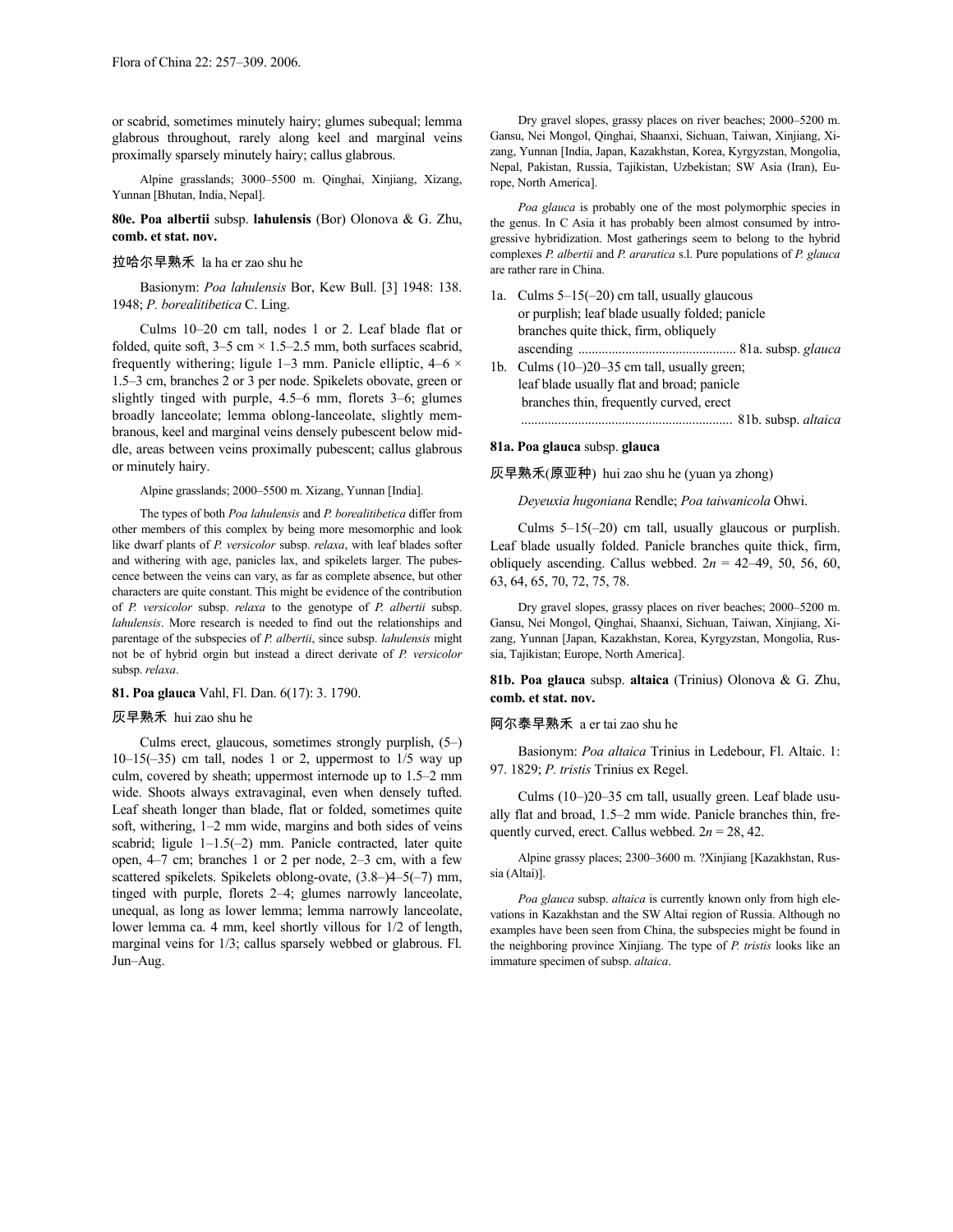or scabrid, sometimes minutely hairy; glumes subequal; lemma glabrous throughout, rarely along keel and marginal veins proximally sparsely minutely hairy; callus glabrous.

Alpine grasslands; 3000–5500 m. Qinghai, Xinjiang, Xizang, Yunnan [Bhutan, India, Nepal].

**80e. Poa albertii** subsp. **lahulensis** (Bor) Olonova & G. Zhu, **comb. et stat. nov.**

拉哈尔早熟禾 la ha er zao shu he

Basionym: *Poa lahulensis* Bor, Kew Bull. [3] 1948: 138. 1948; *P. borealitibetica* C. Ling.

Culms 10–20 cm tall, nodes 1 or 2. Leaf blade flat or folded, quite soft, 3–5 cm × 1.5–2.5 mm, both surfaces scabrid, frequently withering; ligule 1–3 mm. Panicle elliptic, 4–6 × 1.5–3 cm, branches 2 or 3 per node. Spikelets obovate, green or slightly tinged with purple, 4.5–6 mm, florets 3–6; glumes broadly lanceolate; lemma oblong-lanceolate, slightly membranous, keel and marginal veins densely pubescent below middle, areas between veins proximally pubescent; callus glabrous or minutely hairy.

Alpine grasslands; 2000–5500 m. Xizang, Yunnan [India].

The types of both *Poa lahulensis* and *P. borealitibetica* differ from other members of this complex by being more mesomorphic and look like dwarf plants of *P. versicolor* subsp. *relaxa*, with leaf blades softer and withering with age, panicles lax, and spikelets larger. The pubescence between the veins can vary, as far as complete absence, but other characters are quite constant. This might be evidence of the contribution of *P. versicolor* subsp. *relaxa* to the genotype of *P. albertii* subsp. *lahulensis*. More research is needed to find out the relationships and parentage of the subspecies of *P. albertii*, since subsp. *lahulensis* might not be of hybrid orgin but instead a direct derivate of *P. versicolor* subsp. *relaxa*.

**81. Poa glauca** Vahl, Fl. Dan. 6(17): 3. 1790.

灰早熟禾 hui zao shu he

Culms erect, glaucous, sometimes strongly purplish, (5–) 10–15(–35) cm tall, nodes 1 or 2, uppermost to 1/5 way up culm, covered by sheath; uppermost internode up to 1.5–2 mm wide. Shoots always extravaginal, even when densely tufted. Leaf sheath longer than blade, flat or folded, sometimes quite soft, withering, 1–2 mm wide, margins and both sides of veins scabrid; ligule 1–1.5(–2) mm. Panicle contracted, later quite open, 4–7 cm; branches 1 or 2 per node, 2–3 cm, with a few scattered spikelets. Spikelets oblong-ovate, (3.8–)4–5(–7) mm, tinged with purple, florets 2–4; glumes narrowly lanceolate, unequal, as long as lower lemma; lemma narrowly lanceolate, lower lemma ca. 4 mm, keel shortly villous for 1/2 of length, marginal veins for 1/3; callus sparsely webbed or glabrous. Fl. Jun–Aug.

Dry gravel slopes, grassy places on river beaches; 2000–5200 m. Gansu, Nei Mongol, Qinghai, Shaanxi, Sichuan, Taiwan, Xinjiang, Xizang, Yunnan [India, Japan, Kazakhstan, Korea, Kyrgyzstan, Mongolia, Nepal, Pakistan, Russia, Tajikistan, Uzbekistan; SW Asia (Iran), Europe, North America].

*Poa glauca* is probably one of the most polymorphic species in the genus. In C Asia it has probably been almost consumed by introgressive hybridization. Most gatherings seem to belong to the hybrid complexes *P. albertii* and *P. araratica* s.l. Pure populations of *P. glauca* are rather rare in China.

1a. Culms 5–15(–20) cm tall, usually glaucous or purplish; leaf blade usually folded; panicle branches quite thick, firm, obliquely ascending ............................................... 81a. subsp. *glauca*
1b. Culms (10–)20–35 cm tall, usually green; leaf blade usually flat and broad; panicle branches thin, frequently curved, erect .............................................................. 81b. subsp. *altaica*

**81a. Poa glauca** subsp. **glauca**

灰早熟禾(原亚种) hui zao shu he (yuan ya zhong)

*Deyeuxia hugoniana* Rendle; *Poa taiwanicola* Ohwi.

Culms 5–15(–20) cm tall, usually glaucous or purplish. Leaf blade usually folded. Panicle branches quite thick, firm, obliquely ascending. Callus webbed. $2n$ = 42–49, 50, 56, 60, 63, 64, 65, 70, 72, 75, 78.

Dry gravel slopes, grassy places on river beaches; 2000–5200 m. Gansu, Nei Mongol, Qinghai, Shaanxi, Sichuan, Taiwan, Xinjiang, Xizang, Yunnan [Japan, Kazakhstan, Korea, Kyrgyzstan, Mongolia, Russia, Tajikistan; Europe, North America].

**81b. Poa glauca** subsp. **altaica** (Trinius) Olonova & G. Zhu, **comb. et stat. nov.**

阿尔泰早熟禾 a er tai zao shu he

Basionym: *Poa altaica* Trinius in Ledebour, Fl. Altaic. 1: 97. 1829; *P. tristis* Trinius ex Regel.

Culms (10–)20–35 cm tall, usually green. Leaf blade usually flat and broad, 1.5–2 mm wide. Panicle branches thin, frequently curved, erect. Callus webbed. $2n$ = 28, 42.

Alpine grassy places; 2300–3600 m. ?Xinjiang [Kazakhstan, Russia (Altai)].

*Poa glauca* subsp. *altaica* is currently known only from high elevations in Kazakhstan and the SW Altai region of Russia. Although no examples have been seen from China, the subspecies might be found in the neighboring province Xinjiang. The type of *P. tristis* looks like an immature specimen of subsp. *altaica*.